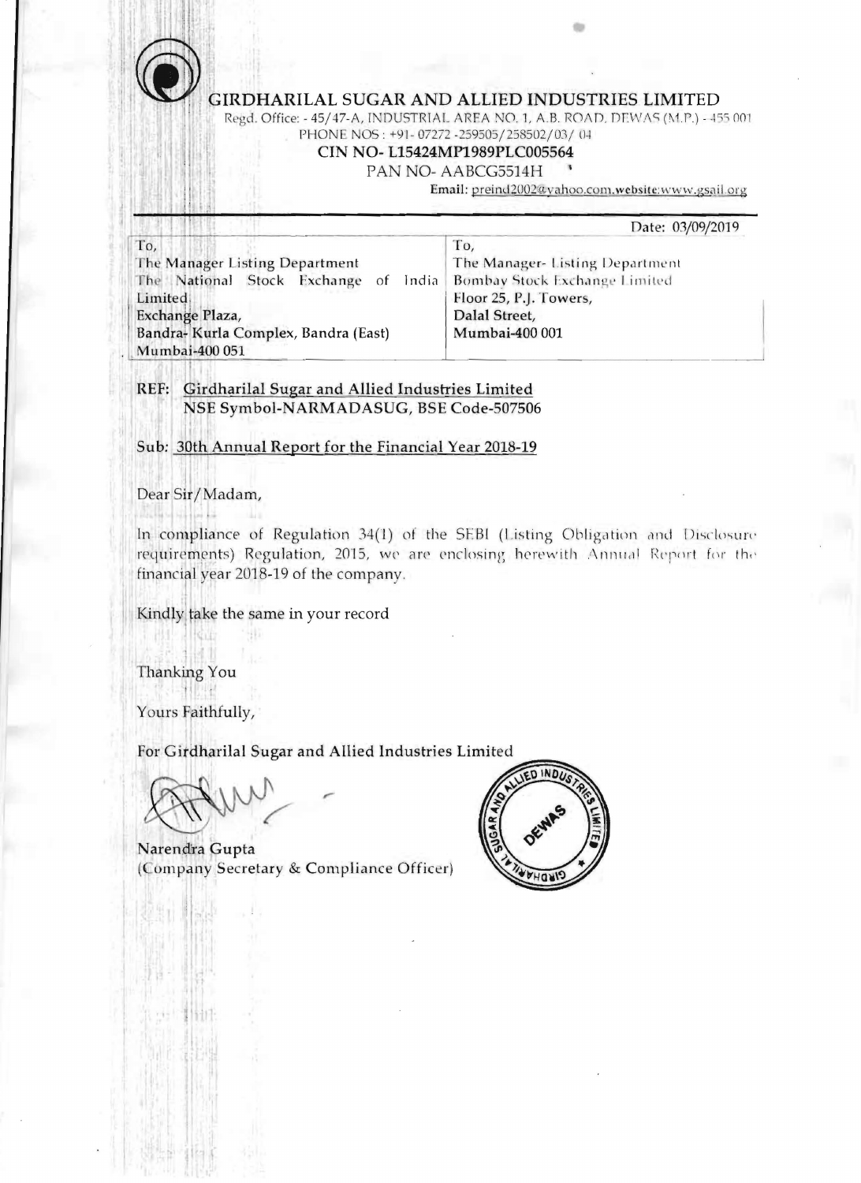# GIRDHARILAL SUGAR AND ALLIED INDUSTRIES LIMITED

Regd. Office: - 45/47-A, INDUSTRIAL AREA NO. 1, A.B. ROAD, DEWAS (M.P.) - 455 001
PHONE NOS : +91- 07272 -259505/258502/03/ 04

**CIN NO- L15424MP1989PLC005564**

PAN NO- AABCG5514H

**Email:** preind2002@yahoo.com,**website**:www.gsail.org

Date: 03/09/2019

| To, | To, |
|---|---|
| The Manager Listing Department<br>The National Stock Exchange of India Limited<br>Exchange Plaza,<br>Bandra- Kurla Complex, Bandra (East)<br>Mumbai-400 051 | The Manager- Listing Department<br>Bombay Stock Exchange Limited<br>Floor 25, P.J. Towers,<br>Dalal Street,<br>Mumbai-400 001 |

**REF:** Girdharilal Sugar and Allied Industries Limited
**NSE Symbol-NARMADASUG, BSE Code-507506**

**Sub:** 30th Annual Report for the Financial Year 2018-19

Dear Sir/Madam,

In compliance of Regulation 34(1) of the SEBI (Listing Obligation and Disclosure requirements) Regulation, 2015, we are enclosing herewith Annual Report for the financial year 2018-19 of the company.

Kindly take the same in your record

Thanking You

Yours Faithfully,

For Girdharilal Sugar and Allied Industries Limited

Narendra Gupta
(Company Secretary & Compliance Officer)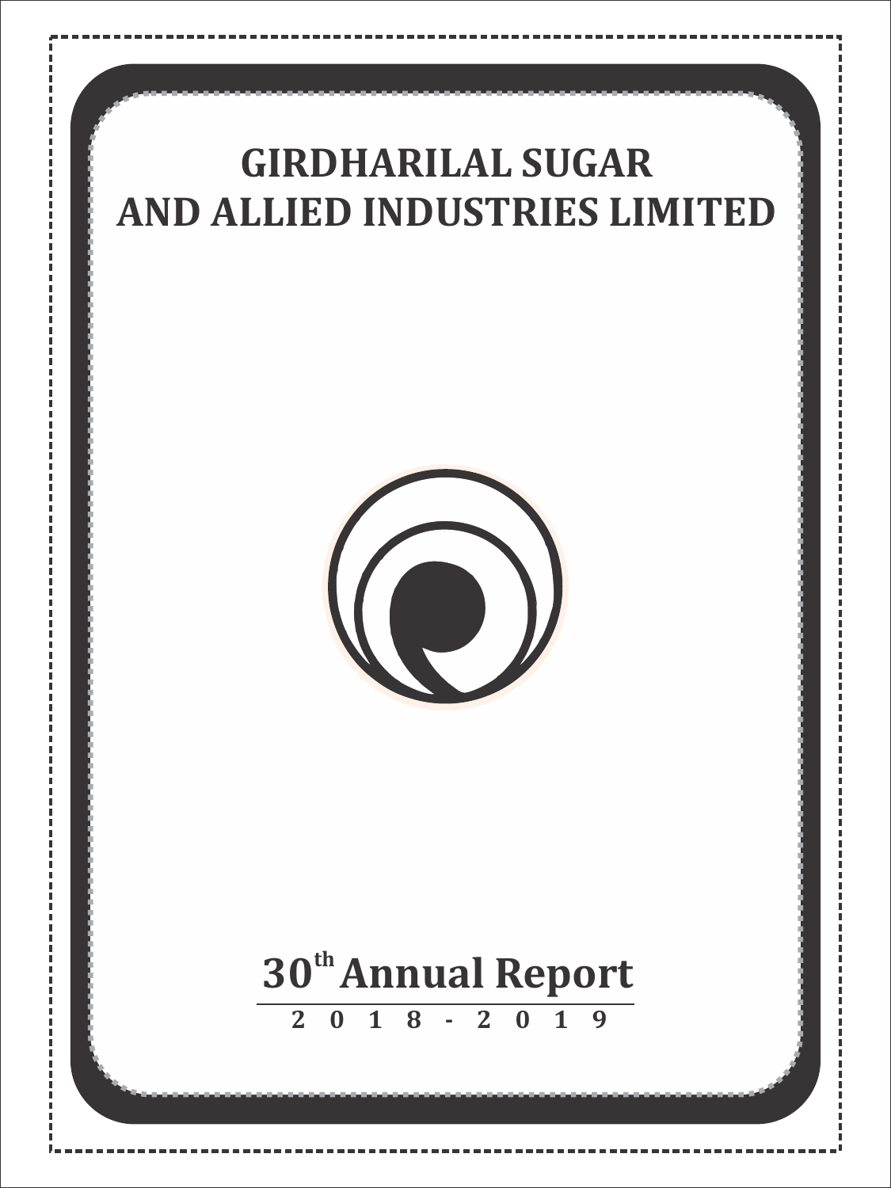# GIRDHARILAL SUGAR AND ALLIED INDUSTRIES LIMITED

## 30th Annual Report

**2018-2019**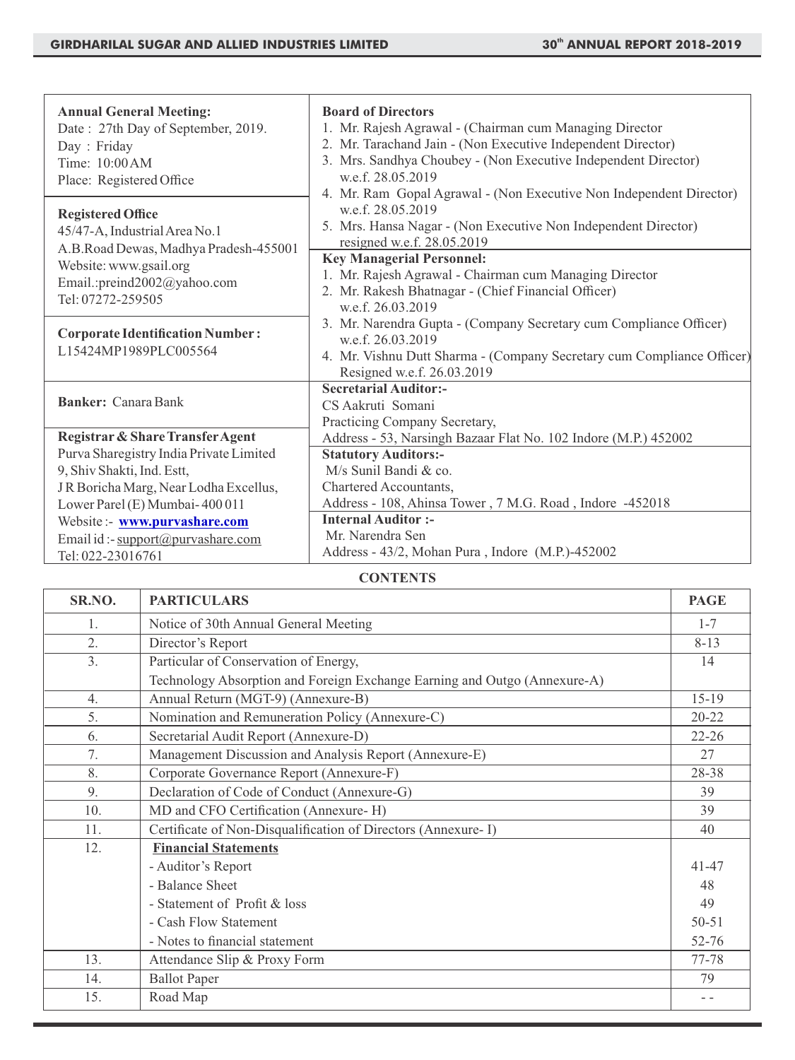**Annual General Meeting:**
Date : 27th Day of September, 2019.
Day : Friday
Time: 10:00 AM
Place: Registered Office

**Registered Office**
45/47-A, Industrial Area No.1
A.B.Road Dewas, Madhya Pradesh-455001
Website: www.gsail.org
Email.:preind2002@yahoo.com
Tel: 07272-259505

**Corporate Identification Number :**
L15424MP1989PLC005564

**Banker:** Canara Bank

**Registrar & Share Transfer Agent**
Purva Sharegistry India Private Limited
9, Shiv Shakti, Ind. Estt,
J R Boricha Marg, Near Lodha Excellus,
Lower Parel (E) Mumbai- 400 011
Website :- **www.purvashare.com**
Email id :- support@purvashare.com
Tel: 022-23016761

**Board of Directors**
1. Mr. Rajesh Agrawal - (Chairman cum Managing Director
2. Mr. Tarachand Jain - (Non Executive Independent Director)
3. Mrs. Sandhya Choubey - (Non Executive Independent Director) w.e.f. 28.05.2019
4. Mr. Ram Gopal Agrawal - (Non Executive Non Independent Director) w.e.f. 28.05.2019
5. Mrs. Hansa Nagar - (Non Executive Non Independent Director) resigned w.e.f. 28.05.2019

**Key Managerial Personnel:**
1. Mr. Rajesh Agrawal - Chairman cum Managing Director
2. Mr. Rakesh Bhatnagar - (Chief Financial Officer) w.e.f. 26.03.2019
3. Mr. Narendra Gupta - (Company Secretary cum Compliance Officer) w.e.f. 26.03.2019
4. Mr. Vishnu Dutt Sharma - (Company Secretary cum Compliance Officer) Resigned w.e.f. 26.03.2019

**Secretarial Auditor:-**
CS Aakruti Somani
Practicing Company Secretary,
Address - 53, Narsingh Bazaar Flat No. 102 Indore (M.P.) 452002

**Statutory Auditors:-**
M/s Sunil Bandi & co.
Chartered Accountants,
Address - 108, Ahinsa Tower , 7 M.G. Road , Indore -452018

**Internal Auditor :-**
Mr. Narendra Sen
Address - 43/2, Mohan Pura , Indore (M.P.)-452002

## CONTENTS

| SR.NO. | PARTICULARS | PAGE |
|---|---|---|
| 1. | Notice of 30th Annual General Meeting | 1-7 |
| 2. | Director's Report | 8-13 |
| 3. | Particular of Conservation of Energy, Technology Absorption and Foreign Exchange Earning and Outgo (Annexure-A) | 14 |
| 4. | Annual Return (MGT-9) (Annexure-B) | 15-19 |
| 5. | Nomination and Remuneration Policy (Annexure-C) | 20-22 |
| 6. | Secretarial Audit Report (Annexure-D) | 22-26 |
| 7. | Management Discussion and Analysis Report (Annexure-E) | 27 |
| 8. | Corporate Governance Report (Annexure-F) | 28-38 |
| 9. | Declaration of Code of Conduct (Annexure-G) | 39 |
| 10. | MD and CFO Certification (Annexure- H) | 39 |
| 11. | Certificate of Non-Disqualification of Directors (Annexure- I) | 40 |
| 12. | **Financial Statements** | |
| | - Auditor's Report | 41-47 |
| | - Balance Sheet | 48 |
| | - Statement of Profit & loss | 49 |
| | - Cash Flow Statement | 50-51 |
| | - Notes to financial statement | 52-76 |
| 13. | Attendance Slip & Proxy Form | 77-78 |
| 14. | Ballot Paper | 79 |
| 15. | Road Map | - - |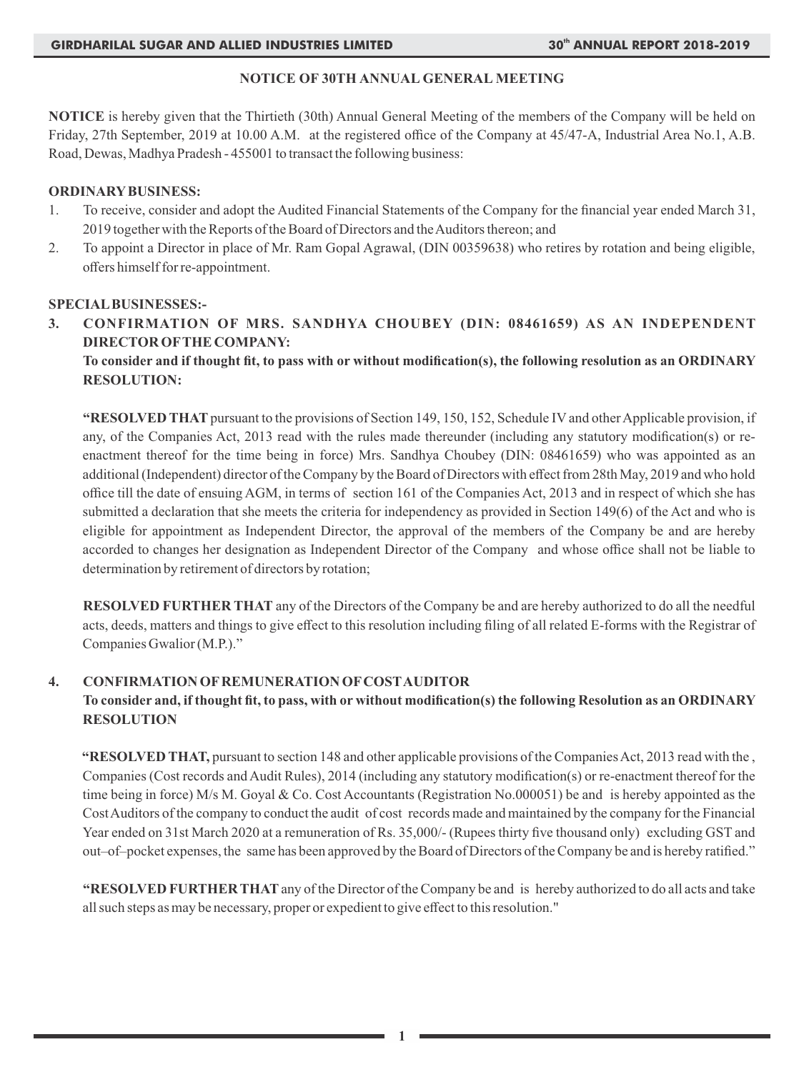## NOTICE OF 30TH ANNUAL GENERAL MEETING

**NOTICE** is hereby given that the Thirtieth (30th) Annual General Meeting of the members of the Company will be held on Friday, 27th September, 2019 at 10.00 A.M. at the registered office of the Company at 45/47-A, Industrial Area No.1, A.B. Road, Dewas, Madhya Pradesh - 455001 to transact the following business:

**ORDINARY BUSINESS:**

1. To receive, consider and adopt the Audited Financial Statements of the Company for the financial year ended March 31, 2019 together with the Reports of the Board of Directors and the Auditors thereon; and
2. To appoint a Director in place of Mr. Ram Gopal Agrawal, (DIN 00359638) who retires by rotation and being eligible, offers himself for re-appointment.

**SPECIAL BUSINESSES:-**

**3. CONFIRMATION OF MRS. SANDHYA CHOUBEY (DIN: 08461659) AS AN INDEPENDENT DIRECTOR OF THE COMPANY:**

**To consider and if thought fit, to pass with or without modification(s), the following resolution as an ORDINARY RESOLUTION:**

**"RESOLVED THAT** pursuant to the provisions of Section 149, 150, 152, Schedule IV and other Applicable provision, if any, of the Companies Act, 2013 read with the rules made thereunder (including any statutory modification(s) or re-enactment thereof for the time being in force) Mrs. Sandhya Choubey (DIN: 08461659) who was appointed as an additional (Independent) director of the Company by the Board of Directors with effect from 28th May, 2019 and who hold office till the date of ensuing AGM, in terms of section 161 of the Companies Act, 2013 and in respect of which she has submitted a declaration that she meets the criteria for independency as provided in Section 149(6) of the Act and who is eligible for appointment as Independent Director, the approval of the members of the Company be and are hereby accorded to changes her designation as Independent Director of the Company and whose office shall not be liable to determination by retirement of directors by rotation;

**RESOLVED FURTHER THAT** any of the Directors of the Company be and are hereby authorized to do all the needful acts, deeds, matters and things to give effect to this resolution including filing of all related E-forms with the Registrar of Companies Gwalior (M.P.)."

**4. CONFIRMATION OF REMUNERATION OF COST AUDITOR**

**To consider and, if thought fit, to pass, with or without modification(s) the following Resolution as an ORDINARY RESOLUTION**

**"RESOLVED THAT,** pursuant to section 148 and other applicable provisions of the Companies Act, 2013 read with the , Companies (Cost records and Audit Rules), 2014 (including any statutory modification(s) or re-enactment thereof for the time being in force) M/s M. Goyal & Co. Cost Accountants (Registration No.000051) be and is hereby appointed as the Cost Auditors of the company to conduct the audit of cost records made and maintained by the company for the Financial Year ended on 31st March 2020 at a remuneration of Rs. 35,000/- (Rupees thirty five thousand only) excluding GST and out–of–pocket expenses, the same has been approved by the Board of Directors of the Company be and is hereby ratified."

**"RESOLVED FURTHER THAT** any of the Director of the Company be and is hereby authorized to do all acts and take all such steps as may be necessary, proper or expedient to give effect to this resolution."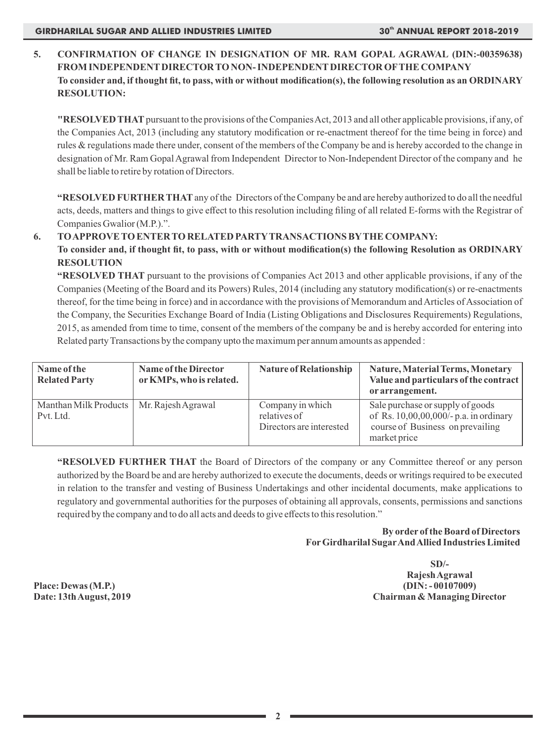**5. CONFIRMATION OF CHANGE IN DESIGNATION OF MR. RAM GOPAL AGRAWAL (DIN:-00359638) FROM INDEPENDENT DIRECTOR TO NON- INDEPENDENT DIRECTOR OF THE COMPANY**

**To consider and, if thought fit, to pass, with or without modification(s), the following resolution as an ORDINARY RESOLUTION:**

**"RESOLVED THAT** pursuant to the provisions of the Companies Act, 2013 and all other applicable provisions, if any, of the Companies Act, 2013 (including any statutory modification or re-enactment thereof for the time being in force) and rules & regulations made there under, consent of the members of the Company be and is hereby accorded to the change in designation of Mr. Ram Gopal Agrawal from Independent Director to Non-Independent Director of the company and he shall be liable to retire by rotation of Directors.

**"RESOLVED FURTHER THAT** any of the Directors of the Company be and are hereby authorized to do all the needful acts, deeds, matters and things to give effect to this resolution including filing of all related E-forms with the Registrar of Companies Gwalior (M.P.).".

**6. TO APPROVE TO ENTER TO RELATED PARTY TRANSACTIONS BY THE COMPANY:**

**To consider and, if thought fit, to pass, with or without modification(s) the following Resolution as ORDINARY RESOLUTION**

**"RESOLVED THAT** pursuant to the provisions of Companies Act 2013 and other applicable provisions, if any of the Companies (Meeting of the Board and its Powers) Rules, 2014 (including any statutory modification(s) or re-enactments thereof, for the time being in force) and in accordance with the provisions of Memorandum and Articles of Association of the Company, the Securities Exchange Board of India (Listing Obligations and Disclosures Requirements) Regulations, 2015, as amended from time to time, consent of the members of the company be and is hereby accorded for entering into Related party Transactions by the company upto the maximum per annum amounts as appended :

| Name of the Related Party | Name of the Director or KMPs, who is related. | Nature of Relationship | Nature, Material Terms, Monetary Value and particulars of the contract or arrangement. |
|---|---|---|---|
| Manthan Milk Products Pvt. Ltd. | Mr. Rajesh Agrawal | Company in which relatives of Directors are interested | Sale purchase or supply of goods of Rs. 10,00,00,000/- p.a. in ordinary course of Business on prevailing market price |

**"RESOLVED FURTHER THAT** the Board of Directors of the company or any Committee thereof or any person authorized by the Board be and are hereby authorized to execute the documents, deeds or writings required to be executed in relation to the transfer and vesting of Business Undertakings and other incidental documents, make applications to regulatory and governmental authorities for the purposes of obtaining all approvals, consents, permissions and sanctions required by the company and to do all acts and deeds to give effects to this resolution."

**By order of the Board of Directors**
**For Girdharilal Sugar And Allied Industries Limited**

**SD/-**
**Rajesh Agrawal**
**(DIN: - 00107009)**
**Chairman & Managing Director**

**Place: Dewas (M.P.)**
**Date: 13th August, 2019**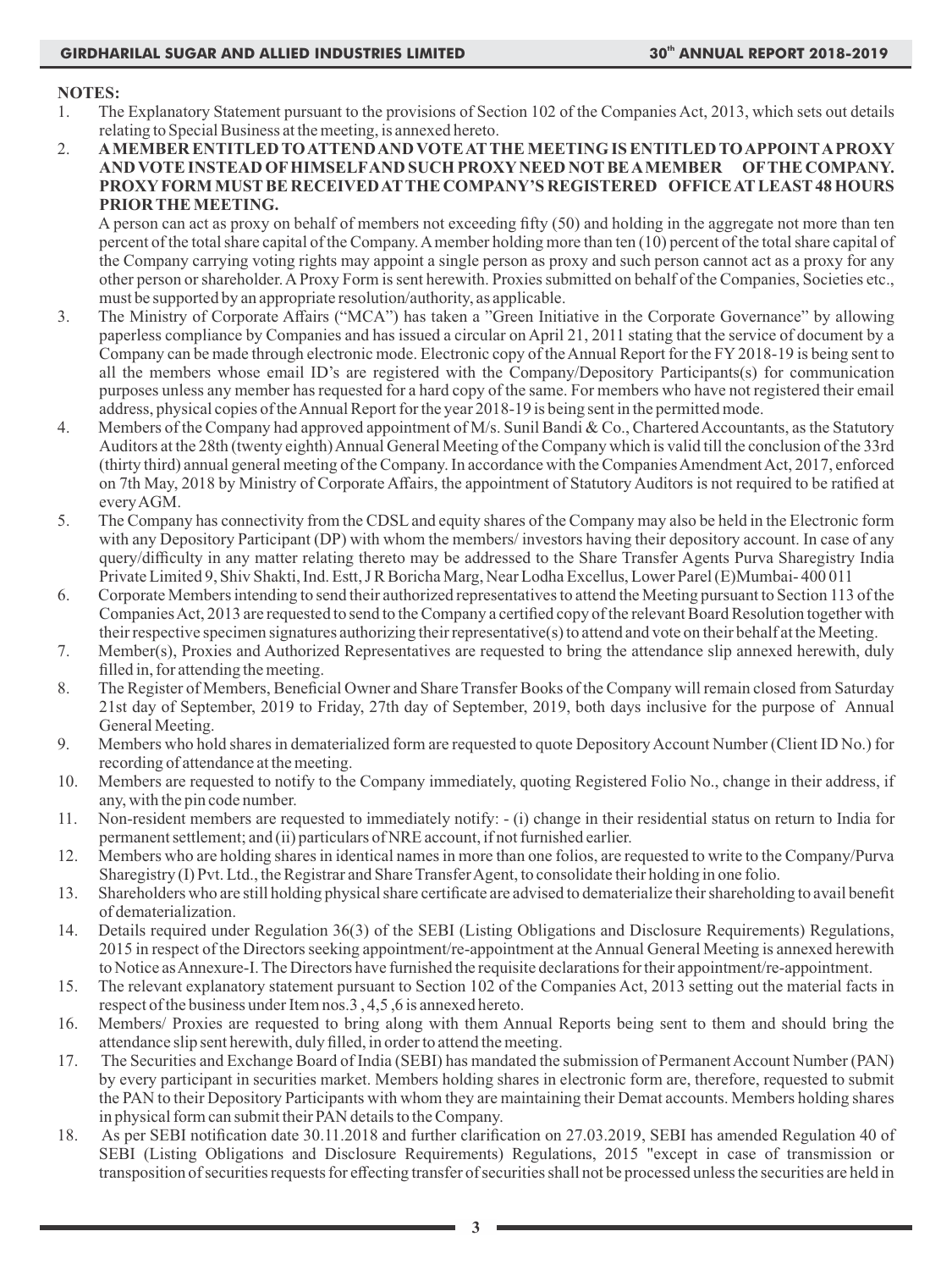**NOTES:**

1. The Explanatory Statement pursuant to the provisions of Section 102 of the Companies Act, 2013, which sets out details relating to Special Business at the meeting, is annexed hereto.
2. **A MEMBER ENTITLED TO ATTEND AND VOTE AT THE MEETING IS ENTITLED TO APPOINT A PROXY AND VOTE INSTEAD OF HIMSELF AND SUCH PROXY NEED NOT BE A MEMBER OF THE COMPANY. PROXY FORM MUST BE RECEIVED AT THE COMPANY'S REGISTERED OFFICE AT LEAST 48 HOURS PRIOR THE MEETING.**

   A person can act as proxy on behalf of members not exceeding fifty (50) and holding in the aggregate not more than ten percent of the total share capital of the Company. A member holding more than ten (10) percent of the total share capital of the Company carrying voting rights may appoint a single person as proxy and such person cannot act as a proxy for any other person or shareholder. A Proxy Form is sent herewith. Proxies submitted on behalf of the Companies, Societies etc., must be supported by an appropriate resolution/authority, as applicable.
3. The Ministry of Corporate Affairs ("MCA") has taken a "Green Initiative in the Corporate Governance" by allowing paperless compliance by Companies and has issued a circular on April 21, 2011 stating that the service of document by a Company can be made through electronic mode. Electronic copy of the Annual Report for the FY 2018-19 is being sent to all the members whose email ID's are registered with the Company/Depository Participants(s) for communication purposes unless any member has requested for a hard copy of the same. For members who have not registered their email address, physical copies of the Annual Report for the year 2018-19 is being sent in the permitted mode.
4. Members of the Company had approved appointment of M/s. Sunil Bandi & Co., Chartered Accountants, as the Statutory Auditors at the 28th (twenty eighth) Annual General Meeting of the Company which is valid till the conclusion of the 33rd (thirty third) annual general meeting of the Company. In accordance with the Companies Amendment Act, 2017, enforced on 7th May, 2018 by Ministry of Corporate Affairs, the appointment of Statutory Auditors is not required to be ratified at every AGM.
5. The Company has connectivity from the CDSL and equity shares of the Company may also be held in the Electronic form with any Depository Participant (DP) with whom the members/ investors having their depository account. In case of any query/difficulty in any matter relating thereto may be addressed to the Share Transfer Agents Purva Sharegistry India Private Limited 9, Shiv Shakti, Ind. Estt, J R Boricha Marg, Near Lodha Excellus, Lower Parel (E)Mumbai- 400 011
6. Corporate Members intending to send their authorized representatives to attend the Meeting pursuant to Section 113 of the Companies Act, 2013 are requested to send to the Company a certified copy of the relevant Board Resolution together with their respective specimen signatures authorizing their representative(s) to attend and vote on their behalf at the Meeting.
7. Member(s), Proxies and Authorized Representatives are requested to bring the attendance slip annexed herewith, duly filled in, for attending the meeting.
8. The Register of Members, Beneficial Owner and Share Transfer Books of the Company will remain closed from Saturday 21st day of September, 2019 to Friday, 27th day of September, 2019, both days inclusive for the purpose of Annual General Meeting.
9. Members who hold shares in dematerialized form are requested to quote Depository Account Number (Client ID No.) for recording of attendance at the meeting.
10. Members are requested to notify to the Company immediately, quoting Registered Folio No., change in their address, if any, with the pin code number.
11. Non-resident members are requested to immediately notify: - (i) change in their residential status on return to India for permanent settlement; and (ii) particulars of NRE account, if not furnished earlier.
12. Members who are holding shares in identical names in more than one folios, are requested to write to the Company/Purva Sharegistry (I) Pvt. Ltd., the Registrar and Share Transfer Agent, to consolidate their holding in one folio.
13. Shareholders who are still holding physical share certificate are advised to dematerialize their shareholding to avail benefit of dematerialization.
14. Details required under Regulation 36(3) of the SEBI (Listing Obligations and Disclosure Requirements) Regulations, 2015 in respect of the Directors seeking appointment/re-appointment at the Annual General Meeting is annexed herewith to Notice as Annexure-I. The Directors have furnished the requisite declarations for their appointment/re-appointment.
15. The relevant explanatory statement pursuant to Section 102 of the Companies Act, 2013 setting out the material facts in respect of the business under Item nos.3 , 4,5 ,6 is annexed hereto.
16. Members/ Proxies are requested to bring along with them Annual Reports being sent to them and should bring the attendance slip sent herewith, duly filled, in order to attend the meeting.
17. The Securities and Exchange Board of India (SEBI) has mandated the submission of Permanent Account Number (PAN) by every participant in securities market. Members holding shares in electronic form are, therefore, requested to submit the PAN to their Depository Participants with whom they are maintaining their Demat accounts. Members holding shares in physical form can submit their PAN details to the Company.
18. As per SEBI notification date 30.11.2018 and further clarification on 27.03.2019, SEBI has amended Regulation 40 of SEBI (Listing Obligations and Disclosure Requirements) Regulations, 2015 "except in case of transmission or transposition of securities requests for effecting transfer of securities shall not be processed unless the securities are held in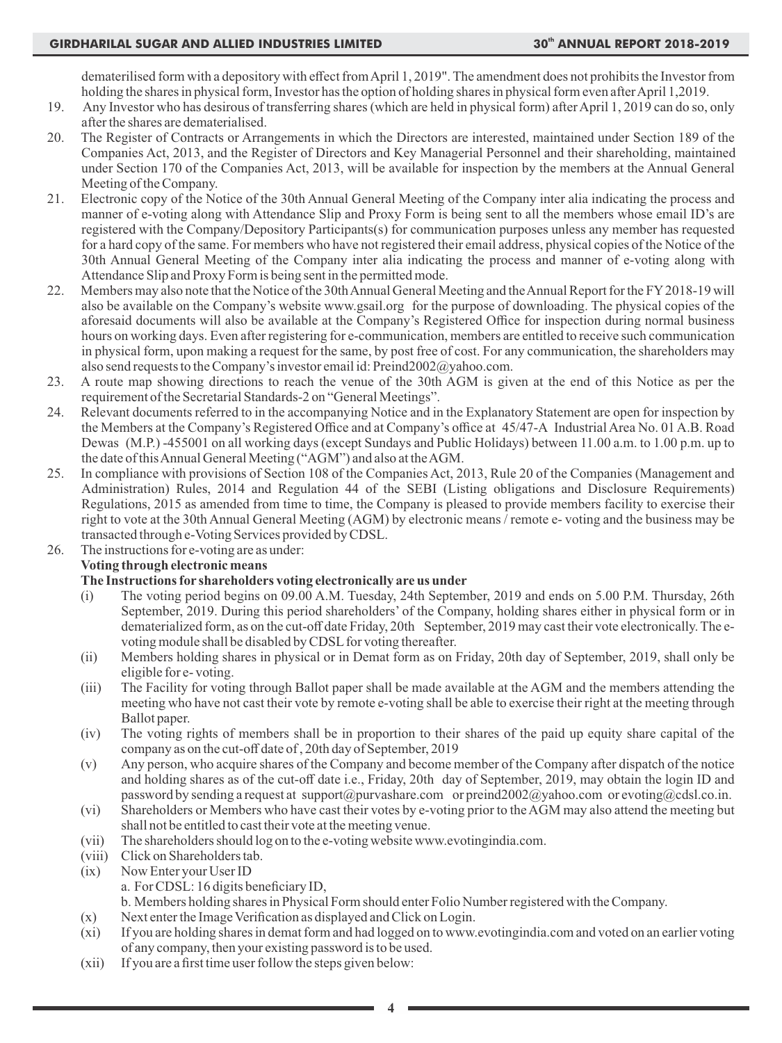dematerilised form with a depository with effect from April 1, 2019". The amendment does not prohibits the Investor from holding the shares in physical form, Investor has the option of holding shares in physical form even after April 1,2019.

19. Any Investor who has desirous of transferring shares (which are held in physical form) after April 1, 2019 can do so, only after the shares are dematerialised.
20. The Register of Contracts or Arrangements in which the Directors are interested, maintained under Section 189 of the Companies Act, 2013, and the Register of Directors and Key Managerial Personnel and their shareholding, maintained under Section 170 of the Companies Act, 2013, will be available for inspection by the members at the Annual General Meeting of the Company.
21. Electronic copy of the Notice of the 30th Annual General Meeting of the Company inter alia indicating the process and manner of e-voting along with Attendance Slip and Proxy Form is being sent to all the members whose email ID's are registered with the Company/Depository Participants(s) for communication purposes unless any member has requested for a hard copy of the same. For members who have not registered their email address, physical copies of the Notice of the 30th Annual General Meeting of the Company inter alia indicating the process and manner of e-voting along with Attendance Slip and Proxy Form is being sent in the permitted mode.
22. Members may also note that the Notice of the 30th Annual General Meeting and the Annual Report for the FY 2018-19 will also be available on the Company's website www.gsail.org for the purpose of downloading. The physical copies of the aforesaid documents will also be available at the Company's Registered Office for inspection during normal business hours on working days. Even after registering for e-communication, members are entitled to receive such communication in physical form, upon making a request for the same, by post free of cost. For any communication, the shareholders may also send requests to the Company's investor email id: Preind2002@yahoo.com.
23. A route map showing directions to reach the venue of the 30th AGM is given at the end of this Notice as per the requirement of the Secretarial Standards-2 on "General Meetings".
24. Relevant documents referred to in the accompanying Notice and in the Explanatory Statement are open for inspection by the Members at the Company's Registered Office and at Company's office at 45/47-A Industrial Area No. 01 A.B. Road Dewas (M.P.) -455001 on all working days (except Sundays and Public Holidays) between 11.00 a.m. to 1.00 p.m. up to the date of this Annual General Meeting ("AGM") and also at the AGM.
25. In compliance with provisions of Section 108 of the Companies Act, 2013, Rule 20 of the Companies (Management and Administration) Rules, 2014 and Regulation 44 of the SEBI (Listing obligations and Disclosure Requirements) Regulations, 2015 as amended from time to time, the Company is pleased to provide members facility to exercise their right to vote at the 30th Annual General Meeting (AGM) by electronic means / remote e- voting and the business may be transacted through e-Voting Services provided by CDSL.
26. The instructions for e-voting are as under:

**Voting through electronic means**

**The Instructions for shareholders voting electronically are us under**

(i) The voting period begins on 09.00 A.M. Tuesday, 24th September, 2019 and ends on 5.00 P.M. Thursday, 26th September, 2019. During this period shareholders' of the Company, holding shares either in physical form or in dematerialized form, as on the cut-off date Friday, 20th September, 2019 may cast their vote electronically. The e-voting module shall be disabled by CDSL for voting thereafter.

(ii) Members holding shares in physical or in Demat form as on Friday, 20th day of September, 2019, shall only be eligible for e- voting.

(iii) The Facility for voting through Ballot paper shall be made available at the AGM and the members attending the meeting who have not cast their vote by remote e-voting shall be able to exercise their right at the meeting through Ballot paper.

(iv) The voting rights of members shall be in proportion to their shares of the paid up equity share capital of the company as on the cut-off date of , 20th day of September, 2019

(v) Any person, who acquire shares of the Company and become member of the Company after dispatch of the notice and holding shares as of the cut-off date i.e., Friday, 20th day of September, 2019, may obtain the login ID and password by sending a request at support@purvashare.com or preind2002@yahoo.com or evoting@cdsl.co.in.

(vi) Shareholders or Members who have cast their votes by e-voting prior to the AGM may also attend the meeting but shall not be entitled to cast their vote at the meeting venue.

(vii) The shareholders should log on to the e-voting website www.evotingindia.com.

(viii) Click on Shareholders tab.

(ix) Now Enter your User ID

a. For CDSL: 16 digits beneficiary ID,

b. Members holding shares in Physical Form should enter Folio Number registered with the Company.

(x) Next enter the Image Verification as displayed and Click on Login.

(xi) If you are holding shares in demat form and had logged on to www.evotingindia.com and voted on an earlier voting of any company, then your existing password is to be used.

(xii) If you are a first time user follow the steps given below: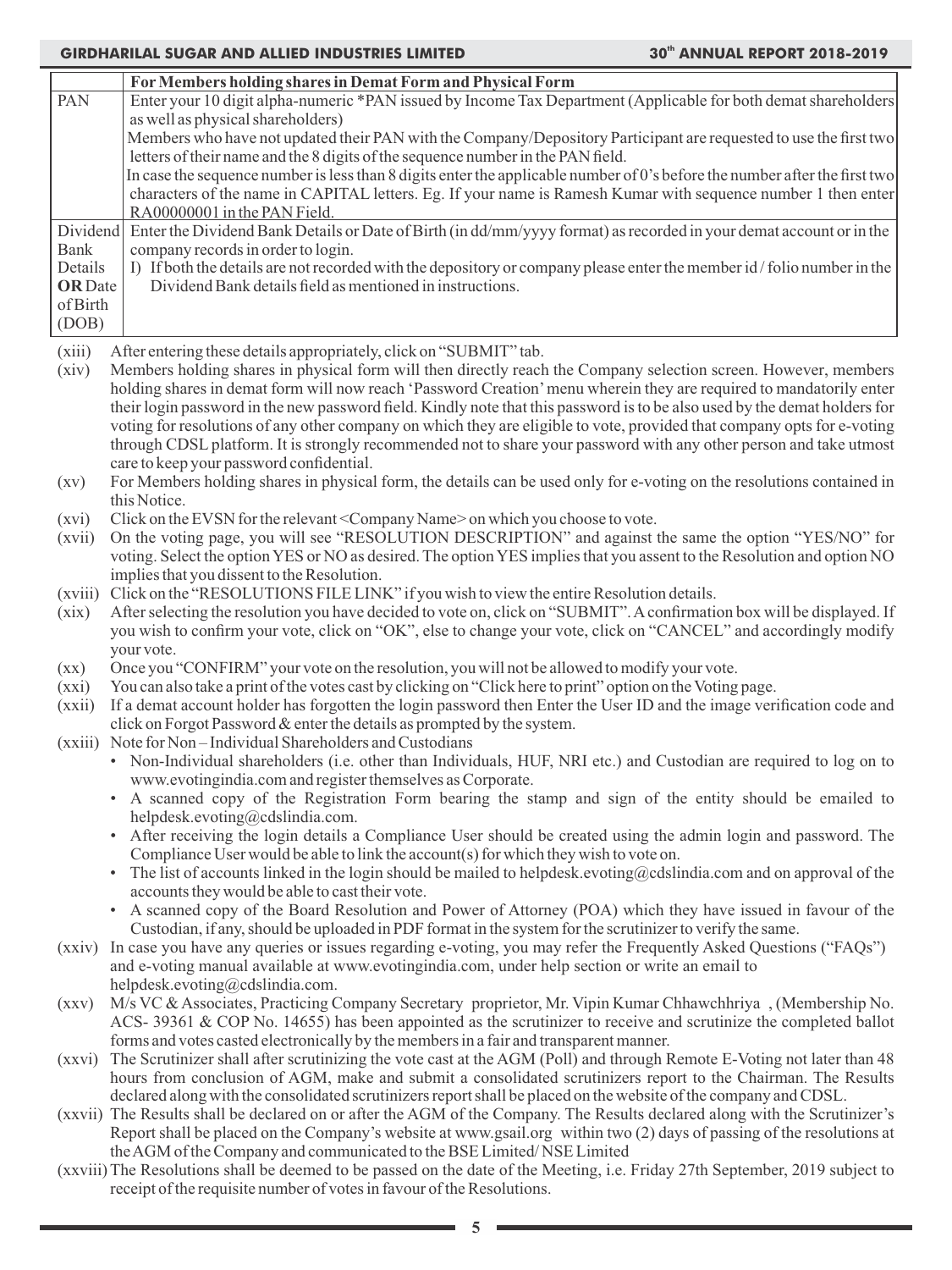| | For Members holding shares in Demat Form and Physical Form |
|---|---|
| PAN | Enter your 10 digit alpha-numeric *PAN issued by Income Tax Department (Applicable for both demat shareholders as well as physical shareholders)<br>Members who have not updated their PAN with the Company/Depository Participant are requested to use the first two letters of their name and the 8 digits of the sequence number in the PAN field.<br>In case the sequence number is less than 8 digits enter the applicable number of 0's before the number after the first two characters of the name in CAPITAL letters. Eg. If your name is Ramesh Kumar with sequence number 1 then enter RA00000001 in the PAN Field. |
| Dividend Bank Details **OR** Date of Birth (DOB) | Enter the Dividend Bank Details or Date of Birth (in dd/mm/yyyy format) as recorded in your demat account or in the company records in order to login.<br>I) If both the details are not recorded with the depository or company please enter the member id / folio number in the Dividend Bank details field as mentioned in instructions. |

(xiii) After entering these details appropriately, click on "SUBMIT" tab.

(xiv) Members holding shares in physical form will then directly reach the Company selection screen. However, members holding shares in demat form will now reach 'Password Creation' menu wherein they are required to mandatorily enter their login password in the new password field. Kindly note that this password is to be also used by the demat holders for voting for resolutions of any other company on which they are eligible to vote, provided that company opts for e-voting through CDSL platform. It is strongly recommended not to share your password with any other person and take utmost care to keep your password confidential.

(xv) For Members holding shares in physical form, the details can be used only for e-voting on the resolutions contained in this Notice.

(xvi) Click on the EVSN for the relevant <Company Name> on which you choose to vote.

(xvii) On the voting page, you will see "RESOLUTION DESCRIPTION" and against the same the option "YES/NO" for voting. Select the option YES or NO as desired. The option YES implies that you assent to the Resolution and option NO implies that you dissent to the Resolution.

(xviii) Click on the "RESOLUTIONS FILE LINK" if you wish to view the entire Resolution details.

(xix) After selecting the resolution you have decided to vote on, click on "SUBMIT". A confirmation box will be displayed. If you wish to confirm your vote, click on "OK", else to change your vote, click on "CANCEL" and accordingly modify your vote.

(xx) Once you "CONFIRM" your vote on the resolution, you will not be allowed to modify your vote.

(xxi) You can also take a print of the votes cast by clicking on "Click here to print" option on the Voting page.

(xxii) If a demat account holder has forgotten the login password then Enter the User ID and the image verification code and click on Forgot Password & enter the details as prompted by the system.

(xxiii) Note for Non – Individual Shareholders and Custodians

- Non-Individual shareholders (i.e. other than Individuals, HUF, NRI etc.) and Custodian are required to log on to www.evotingindia.com and register themselves as Corporate.
- A scanned copy of the Registration Form bearing the stamp and sign of the entity should be emailed to helpdesk.evoting@cdslindia.com.
- After receiving the login details a Compliance User should be created using the admin login and password. The Compliance User would be able to link the account(s) for which they wish to vote on.
- The list of accounts linked in the login should be mailed to helpdesk.evoting@cdslindia.com and on approval of the accounts they would be able to cast their vote.
- A scanned copy of the Board Resolution and Power of Attorney (POA) which they have issued in favour of the Custodian, if any, should be uploaded in PDF format in the system for the scrutinizer to verify the same.

(xxiv) In case you have any queries or issues regarding e-voting, you may refer the Frequently Asked Questions ("FAQs") and e-voting manual available at www.evotingindia.com, under help section or write an email to helpdesk.evoting@cdslindia.com.

(xxv) M/s VC & Associates, Practicing Company Secretary proprietor, Mr. Vipin Kumar Chhawchhriya , (Membership No. ACS- 39361 & COP No. 14655) has been appointed as the scrutinizer to receive and scrutinize the completed ballot forms and votes casted electronically by the members in a fair and transparent manner.

(xxvi) The Scrutinizer shall after scrutinizing the vote cast at the AGM (Poll) and through Remote E-Voting not later than 48 hours from conclusion of AGM, make and submit a consolidated scrutinizers report to the Chairman. The Results declared along with the consolidated scrutinizers report shall be placed on the website of the company and CDSL.

(xxvii) The Results shall be declared on or after the AGM of the Company. The Results declared along with the Scrutinizer's Report shall be placed on the Company's website at www.gsail.org within two (2) days of passing of the resolutions at the AGM of the Company and communicated to the BSE Limited/ NSE Limited

(xxviii) The Resolutions shall be deemed to be passed on the date of the Meeting, i.e. Friday 27th September, 2019 subject to receipt of the requisite number of votes in favour of the Resolutions.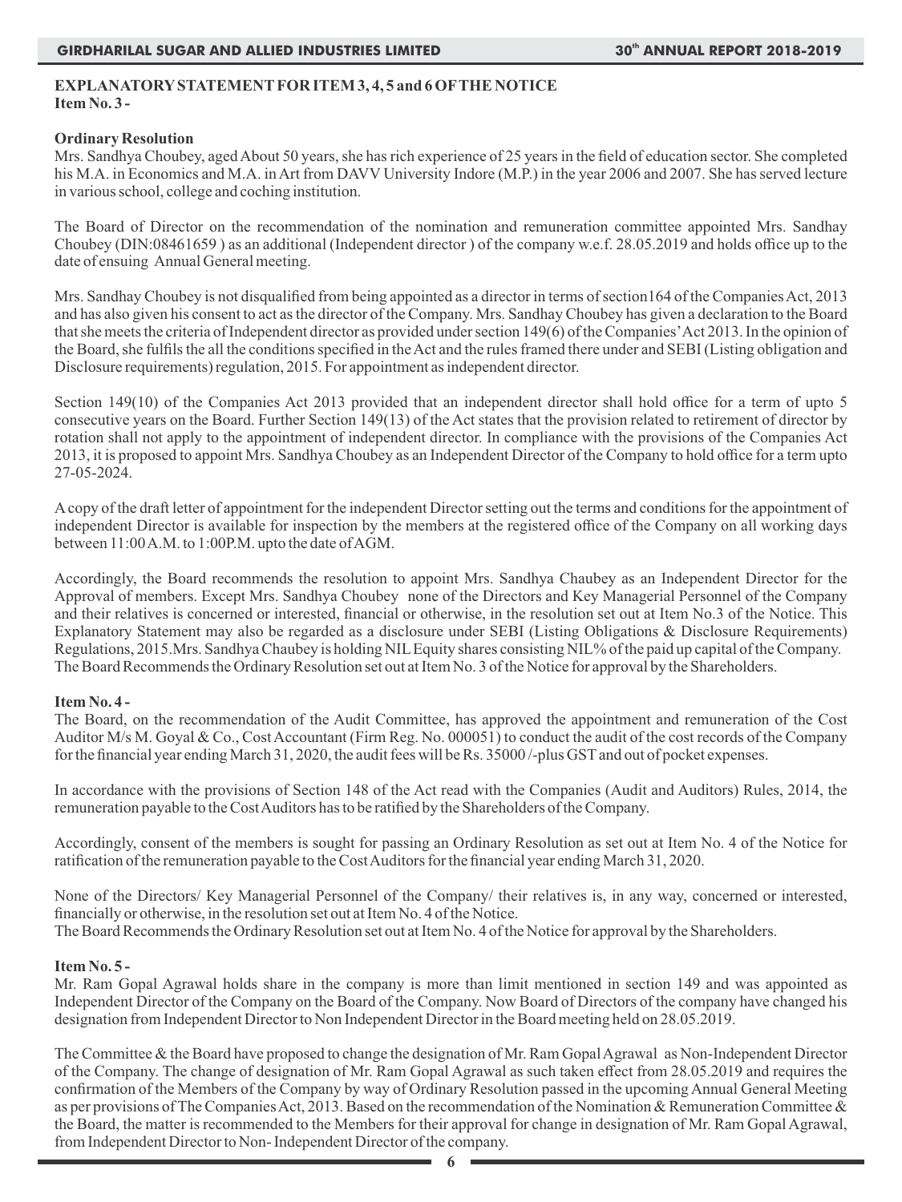## EXPLANATORY STATEMENT FOR ITEM 3, 4, 5 and 6 OF THE NOTICE

### Item No. 3 -

**Ordinary Resolution**

Mrs. Sandhya Choubey, aged About 50 years, she has rich experience of 25 years in the field of education sector. She completed his M.A. in Economics and M.A. in Art from DAVV University Indore (M.P.) in the year 2006 and 2007. She has served lecture in various school, college and coching institution.

The Board of Director on the recommendation of the nomination and remuneration committee appointed Mrs. Sandhay Choubey (DIN:08461659 ) as an additional (Independent director ) of the company w.e.f. 28.05.2019 and holds office up to the date of ensuing Annual General meeting.

Mrs. Sandhay Choubey is not disqualified from being appointed as a director in terms of section164 of the Companies Act, 2013 and has also given his consent to act as the director of the Company. Mrs. Sandhay Choubey has given a declaration to the Board that she meets the criteria of Independent director as provided under section 149(6) of the Companies' Act 2013. In the opinion of the Board, she fulfils the all the conditions specified in the Act and the rules framed there under and SEBI (Listing obligation and Disclosure requirements) regulation, 2015. For appointment as independent director.

Section 149(10) of the Companies Act 2013 provided that an independent director shall hold office for a term of upto 5 consecutive years on the Board. Further Section 149(13) of the Act states that the provision related to retirement of director by rotation shall not apply to the appointment of independent director. In compliance with the provisions of the Companies Act 2013, it is proposed to appoint Mrs. Sandhya Choubey as an Independent Director of the Company to hold office for a term upto 27-05-2024.

A copy of the draft letter of appointment for the independent Director setting out the terms and conditions for the appointment of independent Director is available for inspection by the members at the registered office of the Company on all working days between 11:00 A.M. to 1:00P.M. upto the date of AGM.

Accordingly, the Board recommends the resolution to appoint Mrs. Sandhya Chaubey as an Independent Director for the Approval of members. Except Mrs. Sandhya Choubey none of the Directors and Key Managerial Personnel of the Company and their relatives is concerned or interested, financial or otherwise, in the resolution set out at Item No.3 of the Notice. This Explanatory Statement may also be regarded as a disclosure under SEBI (Listing Obligations & Disclosure Requirements) Regulations, 2015.Mrs. Sandhya Chaubey is holding NIL Equity shares consisting NIL% of the paid up capital of the Company. The Board Recommends the Ordinary Resolution set out at Item No. 3 of the Notice for approval by the Shareholders.

### Item No. 4 -

The Board, on the recommendation of the Audit Committee, has approved the appointment and remuneration of the Cost Auditor M/s M. Goyal & Co., Cost Accountant (Firm Reg. No. 000051) to conduct the audit of the cost records of the Company for the financial year ending March 31, 2020, the audit fees will be Rs. 35000 /-plus GST and out of pocket expenses.

In accordance with the provisions of Section 148 of the Act read with the Companies (Audit and Auditors) Rules, 2014, the remuneration payable to the Cost Auditors has to be ratified by the Shareholders of the Company.

Accordingly, consent of the members is sought for passing an Ordinary Resolution as set out at Item No. 4 of the Notice for ratification of the remuneration payable to the Cost Auditors for the financial year ending March 31, 2020.

None of the Directors/ Key Managerial Personnel of the Company/ their relatives is, in any way, concerned or interested, financially or otherwise, in the resolution set out at Item No. 4 of the Notice.
The Board Recommends the Ordinary Resolution set out at Item No. 4 of the Notice for approval by the Shareholders.

### Item No. 5 -

Mr. Ram Gopal Agrawal holds share in the company is more than limit mentioned in section 149 and was appointed as Independent Director of the Company on the Board of the Company. Now Board of Directors of the company have changed his designation from Independent Director to Non Independent Director in the Board meeting held on 28.05.2019.

The Committee & the Board have proposed to change the designation of Mr. Ram Gopal Agrawal as Non-Independent Director of the Company. The change of designation of Mr. Ram Gopal Agrawal as such taken effect from 28.05.2019 and requires the confirmation of the Members of the Company by way of Ordinary Resolution passed in the upcoming Annual General Meeting as per provisions of The Companies Act, 2013. Based on the recommendation of the Nomination & Remuneration Committee & the Board, the matter is recommended to the Members for their approval for change in designation of Mr. Ram Gopal Agrawal, from Independent Director to Non- Independent Director of the company.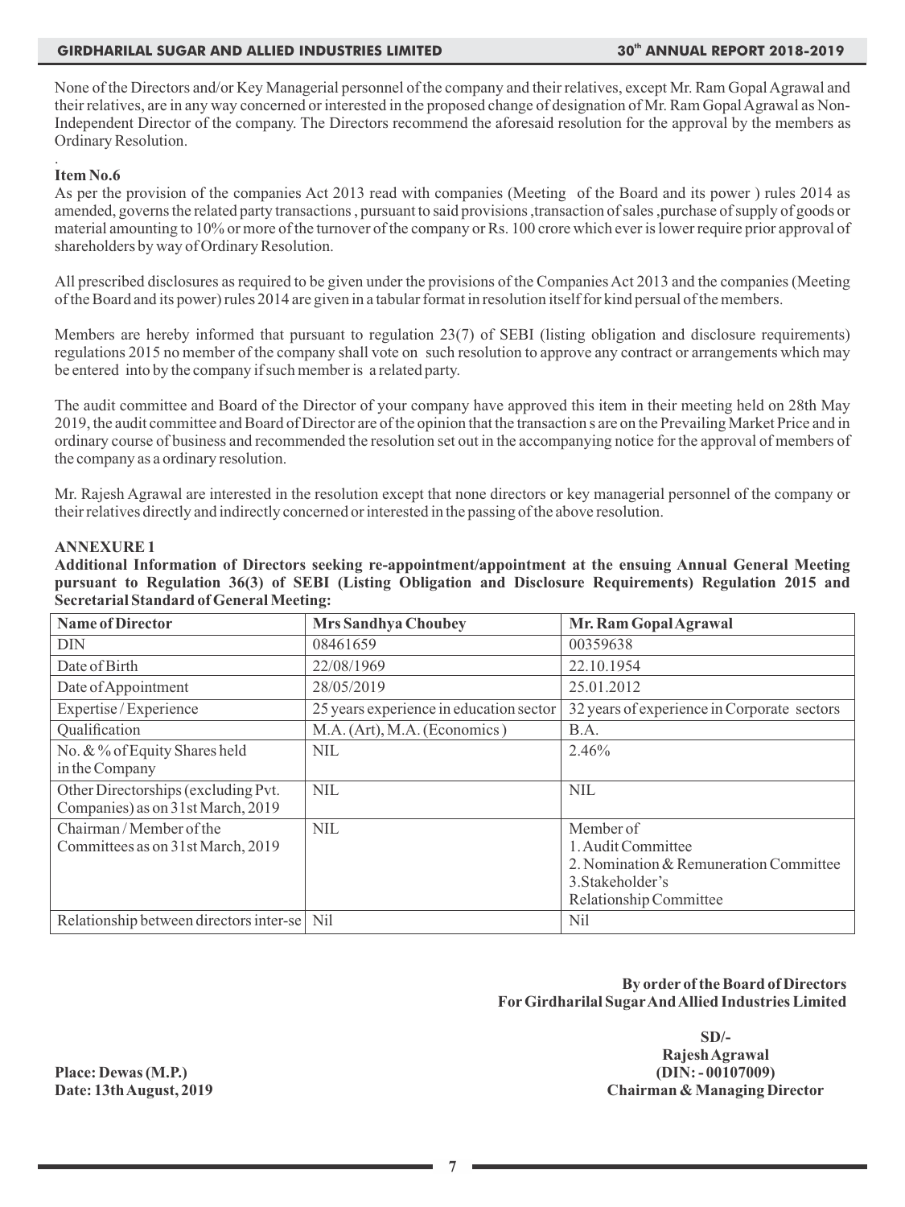None of the Directors and/or Key Managerial personnel of the company and their relatives, except Mr. Ram Gopal Agrawal and their relatives, are in any way concerned or interested in the proposed change of designation of Mr. Ram Gopal Agrawal as Non-Independent Director of the company. The Directors recommend the aforesaid resolution for the approval by the members as Ordinary Resolution.

.

**Item No.6**

As per the provision of the companies Act 2013 read with companies (Meeting of the Board and its power ) rules 2014 as amended, governs the related party transactions , pursuant to said provisions ,transaction of sales ,purchase of supply of goods or material amounting to 10% or more of the turnover of the company or Rs. 100 crore which ever is lower require prior approval of shareholders by way of Ordinary Resolution.

All prescribed disclosures as required to be given under the provisions of the Companies Act 2013 and the companies (Meeting of the Board and its power) rules 2014 are given in a tabular format in resolution itself for kind persual of the members.

Members are hereby informed that pursuant to regulation 23(7) of SEBI (listing obligation and disclosure requirements) regulations 2015 no member of the company shall vote on such resolution to approve any contract or arrangements which may be entered into by the company if such member is a related party.

The audit committee and Board of the Director of your company have approved this item in their meeting held on 28th May 2019, the audit committee and Board of Director are of the opinion that the transaction s are on the Prevailing Market Price and in ordinary course of business and recommended the resolution set out in the accompanying notice for the approval of members of the company as a ordinary resolution.

Mr. Rajesh Agrawal are interested in the resolution except that none directors or key managerial personnel of the company or their relatives directly and indirectly concerned or interested in the passing of the above resolution.

**ANNEXURE 1**

**Additional Information of Directors seeking re-appointment/appointment at the ensuing Annual General Meeting pursuant to Regulation 36(3) of SEBI (Listing Obligation and Disclosure Requirements) Regulation 2015 and Secretarial Standard of General Meeting:**

| Name of Director | Mrs Sandhya Choubey | Mr. Ram Gopal Agrawal |
|---|---|---|
| DIN | 08461659 | 00359638 |
| Date of Birth | 22/08/1969 | 22.10.1954 |
| Date of Appointment | 28/05/2019 | 25.01.2012 |
| Expertise / Experience | 25 years experience in education sector | 32 years of experience in Corporate sectors |
| Qualification | M.A. (Art), M.A. (Economics ) | B.A. |
| No. & % of Equity Shares held in the Company | NIL | 2.46% |
| Other Directorships (excluding Pvt. Companies) as on 31st March, 2019 | NIL | NIL |
| Chairman / Member of the Committees as on 31st March, 2019 | NIL | Member of<br>1. Audit Committee<br>2. Nomination & Remuneration Committee<br>3.Stakeholder's Relationship Committee |
| Relationship between directors inter-se | Nil | Nil |

**By order of the Board of Directors**
**For Girdharilal Sugar And Allied Industries Limited**

**SD/-**
**Rajesh Agrawal**
**(DIN: - 00107009)**
**Chairman & Managing Director**

**Place: Dewas (M.P.)**
**Date: 13th August, 2019**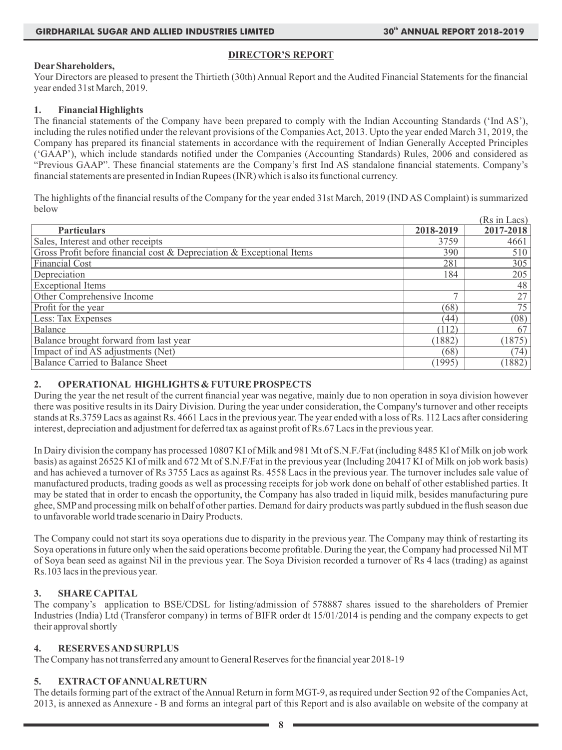## DIRECTOR'S REPORT

**Dear Shareholders,**

Your Directors are pleased to present the Thirtieth (30th) Annual Report and the Audited Financial Statements for the financial year ended 31st March, 2019.

### 1. Financial Highlights

The financial statements of the Company have been prepared to comply with the Indian Accounting Standards ('Ind AS'), including the rules notified under the relevant provisions of the Companies Act, 2013. Upto the year ended March 31, 2019, the Company has prepared its financial statements in accordance with the requirement of Indian Generally Accepted Principles ('GAAP'), which include standards notified under the Companies (Accounting Standards) Rules, 2006 and considered as "Previous GAAP". These financial statements are the Company's first Ind AS standalone financial statements. Company's financial statements are presented in Indian Rupees (INR) which is also its functional currency.

The highlights of the financial results of the Company for the year ended 31st March, 2019 (IND AS Complaint) is summarized below

(Rs in Lacs)

| Particulars | 2018-2019 | 2017-2018 |
|---|---|---|
| Sales, Interest and other receipts | 3759 | 4661 |
| Gross Profit before financial cost & Depreciation & Exceptional Items | 390 | 510 |
| Financial Cost | 281 | 305 |
| Depreciation | 184 | 205 |
| Exceptional Items | | 48 |
| Other Comprehensive Income | 7 | 27 |
| Profit for the year | (68) | 75 |
| Less: Tax Expenses | (44) | (08) |
| Balance | (112) | 67 |
| Balance brought forward from last year | (1882) | (1875) |
| Impact of ind AS adjustments (Net) | (68) | (74) |
| Balance Carried to Balance Sheet | (1995) | (1882) |

### 2. OPERATIONAL HIGHLIGHTS & FUTURE PROSPECTS

During the year the net result of the current financial year was negative, mainly due to non operation in soya division however there was positive results in its Dairy Division. During the year under consideration, the Company's turnover and other receipts stands at Rs.3759 Lacs as against Rs. 4661 Lacs in the previous year. The year ended with a loss of Rs. 112 Lacs after considering interest, depreciation and adjustment for deferred tax as against profit of Rs.67 Lacs in the previous year.

In Dairy division the company has processed 10807 KI of Milk and 981 Mt of S.N.F./Fat (including 8485 Kl of Milk on job work basis) as against 26525 KI of milk and 672 Mt of S.N.F/Fat in the previous year (Including 20417 KI of Milk on job work basis) and has achieved a turnover of Rs 3755 Lacs as against Rs. 4558 Lacs in the previous year. The turnover includes sale value of manufactured products, trading goods as well as processing receipts for job work done on behalf of other established parties. It may be stated that in order to encash the opportunity, the Company has also traded in liquid milk, besides manufacturing pure ghee, SMP and processing milk on behalf of other parties. Demand for dairy products was partly subdued in the flush season due to unfavorable world trade scenario in Dairy Products.

The Company could not start its soya operations due to disparity in the previous year. The Company may think of restarting its Soya operations in future only when the said operations become profitable. During the year, the Company had processed Nil MT of Soya bean seed as against Nil in the previous year. The Soya Division recorded a turnover of Rs 4 lacs (trading) as against Rs.103 lacs in the previous year.

### 3. SHARE CAPITAL

The company's application to BSE/CDSL for listing/admission of 578887 shares issued to the shareholders of Premier Industries (India) Ltd (Transferor company) in terms of BIFR order dt 15/01/2014 is pending and the company expects to get their approval shortly

### 4. RESERVES AND SURPLUS

The Company has not transferred any amount to General Reserves for the financial year 2018-19

### 5. EXTRACT OF ANNUAL RETURN

The details forming part of the extract of the Annual Return in form MGT-9, as required under Section 92 of the Companies Act, 2013, is annexed as Annexure - B and forms an integral part of this Report and is also available on website of the company at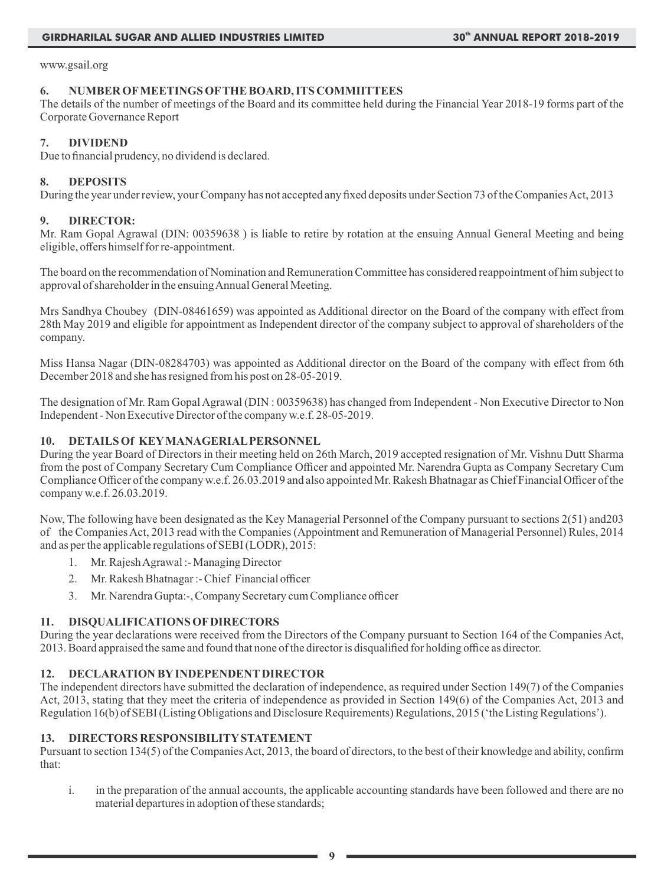www.gsail.org

## 6. NUMBER OF MEETINGS OF THE BOARD, ITS COMMIITTEES

The details of the number of meetings of the Board and its committee held during the Financial Year 2018-19 forms part of the Corporate Governance Report

## 7. DIVIDEND

Due to financial prudency, no dividend is declared.

## 8. DEPOSITS

During the year under review, your Company has not accepted any fixed deposits under Section 73 of the Companies Act, 2013

## 9. DIRECTOR:

Mr. Ram Gopal Agrawal (DIN: 00359638 ) is liable to retire by rotation at the ensuing Annual General Meeting and being eligible, offers himself for re-appointment.

The board on the recommendation of Nomination and Remuneration Committee has considered reappointment of him subject to approval of shareholder in the ensuing Annual General Meeting.

Mrs Sandhya Choubey (DIN-08461659) was appointed as Additional director on the Board of the company with effect from 28th May 2019 and eligible for appointment as Independent director of the company subject to approval of shareholders of the company.

Miss Hansa Nagar (DIN-08284703) was appointed as Additional director on the Board of the company with effect from 6th December 2018 and she has resigned from his post on 28-05-2019.

The designation of Mr. Ram Gopal Agrawal (DIN : 00359638) has changed from Independent - Non Executive Director to Non Independent - Non Executive Director of the company w.e.f. 28-05-2019.

## 10. DETAILS Of KEY MANAGERIAL PERSONNEL

During the year Board of Directors in their meeting held on 26th March, 2019 accepted resignation of Mr. Vishnu Dutt Sharma from the post of Company Secretary Cum Compliance Officer and appointed Mr. Narendra Gupta as Company Secretary Cum Compliance Officer of the company w.e.f. 26.03.2019 and also appointed Mr. Rakesh Bhatnagar as Chief Financial Officer of the company w.e.f. 26.03.2019.

Now, The following have been designated as the Key Managerial Personnel of the Company pursuant to sections 2(51) and203 of the Companies Act, 2013 read with the Companies (Appointment and Remuneration of Managerial Personnel) Rules, 2014 and as per the applicable regulations of SEBI (LODR), 2015:

1. Mr. Rajesh Agrawal :- Managing Director
2. Mr. Rakesh Bhatnagar :- Chief Financial officer
3. Mr. Narendra Gupta:-, Company Secretary cum Compliance officer

## 11. DISQUALIFICATIONS OF DIRECTORS

During the year declarations were received from the Directors of the Company pursuant to Section 164 of the Companies Act, 2013. Board appraised the same and found that none of the director is disqualified for holding office as director.

## 12. DECLARATION BY INDEPENDENT DIRECTOR

The independent directors have submitted the declaration of independence, as required under Section 149(7) of the Companies Act, 2013, stating that they meet the criteria of independence as provided in Section 149(6) of the Companies Act, 2013 and Regulation 16(b) of SEBI (Listing Obligations and Disclosure Requirements) Regulations, 2015 ('the Listing Regulations').

## 13. DIRECTORS RESPONSIBILITY STATEMENT

Pursuant to section 134(5) of the Companies Act, 2013, the board of directors, to the best of their knowledge and ability, confirm that:

i. in the preparation of the annual accounts, the applicable accounting standards have been followed and there are no material departures in adoption of these standards;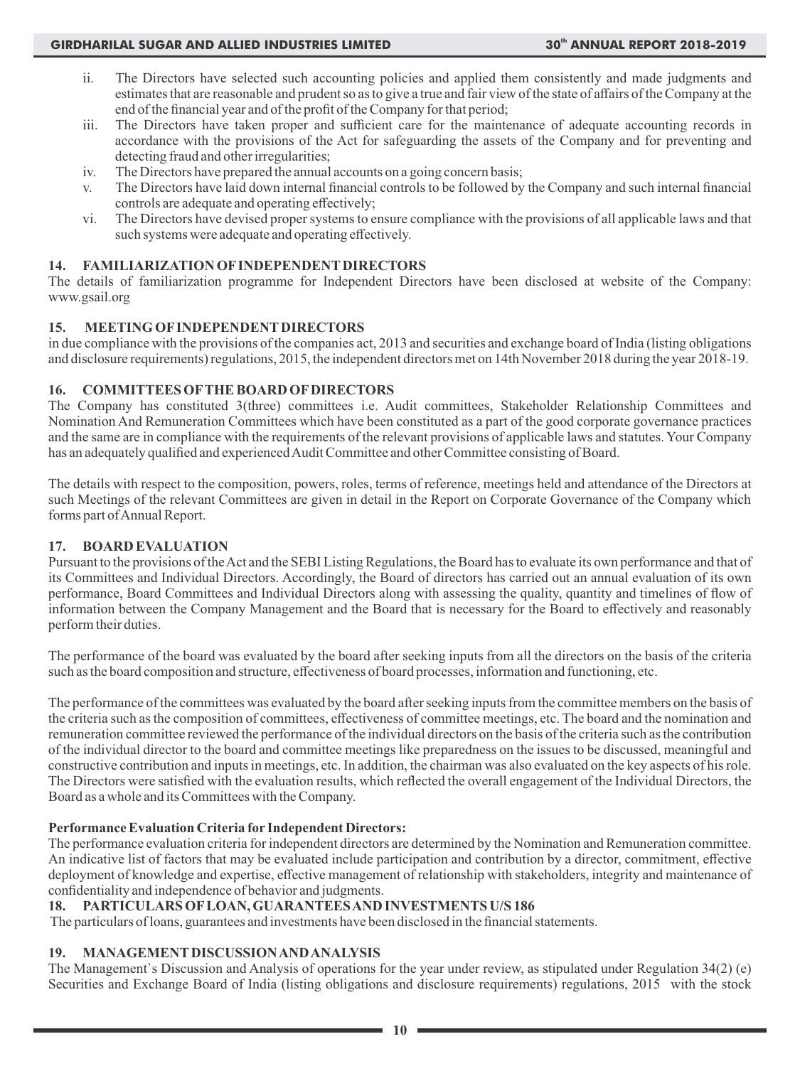ii. The Directors have selected such accounting policies and applied them consistently and made judgments and estimates that are reasonable and prudent so as to give a true and fair view of the state of affairs of the Company at the end of the financial year and of the profit of the Company for that period;

iii. The Directors have taken proper and sufficient care for the maintenance of adequate accounting records in accordance with the provisions of the Act for safeguarding the assets of the Company and for preventing and detecting fraud and other irregularities;

iv. The Directors have prepared the annual accounts on a going concern basis;

v. The Directors have laid down internal financial controls to be followed by the Company and such internal financial controls are adequate and operating effectively;

vi. The Directors have devised proper systems to ensure compliance with the provisions of all applicable laws and that such systems were adequate and operating effectively.

## 14. FAMILIARIZATION OF INDEPENDENT DIRECTORS

The details of familiarization programme for Independent Directors have been disclosed at website of the Company: www.gsail.org

## 15. MEETING OF INDEPENDENT DIRECTORS

in due compliance with the provisions of the companies act, 2013 and securities and exchange board of India (listing obligations and disclosure requirements) regulations, 2015, the independent directors met on 14th November 2018 during the year 2018-19.

## 16. COMMITTEES OF THE BOARD OF DIRECTORS

The Company has constituted 3(three) committees i.e. Audit committees, Stakeholder Relationship Committees and Nomination And Remuneration Committees which have been constituted as a part of the good corporate governance practices and the same are in compliance with the requirements of the relevant provisions of applicable laws and statutes. Your Company has an adequately qualified and experienced Audit Committee and other Committee consisting of Board.

The details with respect to the composition, powers, roles, terms of reference, meetings held and attendance of the Directors at such Meetings of the relevant Committees are given in detail in the Report on Corporate Governance of the Company which forms part of Annual Report.

## 17. BOARD EVALUATION

Pursuant to the provisions of the Act and the SEBI Listing Regulations, the Board has to evaluate its own performance and that of its Committees and Individual Directors. Accordingly, the Board of directors has carried out an annual evaluation of its own performance, Board Committees and Individual Directors along with assessing the quality, quantity and timelines of flow of information between the Company Management and the Board that is necessary for the Board to effectively and reasonably perform their duties.

The performance of the board was evaluated by the board after seeking inputs from all the directors on the basis of the criteria such as the board composition and structure, effectiveness of board processes, information and functioning, etc.

The performance of the committees was evaluated by the board after seeking inputs from the committee members on the basis of the criteria such as the composition of committees, effectiveness of committee meetings, etc. The board and the nomination and remuneration committee reviewed the performance of the individual directors on the basis of the criteria such as the contribution of the individual director to the board and committee meetings like preparedness on the issues to be discussed, meaningful and constructive contribution and inputs in meetings, etc. In addition, the chairman was also evaluated on the key aspects of his role. The Directors were satisfied with the evaluation results, which reflected the overall engagement of the Individual Directors, the Board as a whole and its Committees with the Company.

**Performance Evaluation Criteria for Independent Directors:**

The performance evaluation criteria for independent directors are determined by the Nomination and Remuneration committee. An indicative list of factors that may be evaluated include participation and contribution by a director, commitment, effective deployment of knowledge and expertise, effective management of relationship with stakeholders, integrity and maintenance of confidentiality and independence of behavior and judgments.

## 18. PARTICULARS OF LOAN, GUARANTEES AND INVESTMENTS U/S 186

The particulars of loans, guarantees and investments have been disclosed in the financial statements.

## 19. MANAGEMENT DISCUSSION AND ANALYSIS

The Management`s Discussion and Analysis of operations for the year under review, as stipulated under Regulation 34(2) (e) Securities and Exchange Board of India (listing obligations and disclosure requirements) regulations, 2015 with the stock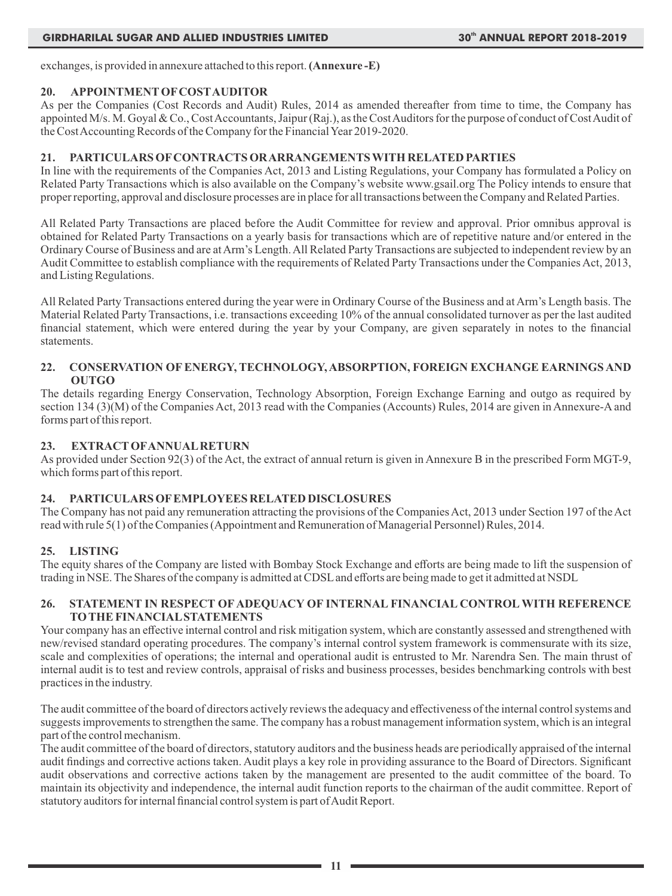exchanges, is provided in annexure attached to this report. **(Annexure -E)**

## 20. APPOINTMENT OF COST AUDITOR

As per the Companies (Cost Records and Audit) Rules, 2014 as amended thereafter from time to time, the Company has appointed M/s. M. Goyal & Co., Cost Accountants, Jaipur (Raj.), as the Cost Auditors for the purpose of conduct of Cost Audit of the Cost Accounting Records of the Company for the Financial Year 2019-2020.

## 21. PARTICULARS OF CONTRACTS OR ARRANGEMENTS WITH RELATED PARTIES

In line with the requirements of the Companies Act, 2013 and Listing Regulations, your Company has formulated a Policy on Related Party Transactions which is also available on the Company's website www.gsail.org The Policy intends to ensure that proper reporting, approval and disclosure processes are in place for all transactions between the Company and Related Parties.

All Related Party Transactions are placed before the Audit Committee for review and approval. Prior omnibus approval is obtained for Related Party Transactions on a yearly basis for transactions which are of repetitive nature and/or entered in the Ordinary Course of Business and are at Arm's Length. All Related Party Transactions are subjected to independent review by an Audit Committee to establish compliance with the requirements of Related Party Transactions under the Companies Act, 2013, and Listing Regulations.

All Related Party Transactions entered during the year were in Ordinary Course of the Business and at Arm's Length basis. The Material Related Party Transactions, i.e. transactions exceeding 10% of the annual consolidated turnover as per the last audited financial statement, which were entered during the year by your Company, are given separately in notes to the financial statements.

## 22. CONSERVATION OF ENERGY, TECHNOLOGY, ABSORPTION, FOREIGN EXCHANGE EARNINGS AND OUTGO

The details regarding Energy Conservation, Technology Absorption, Foreign Exchange Earning and outgo as required by section 134 (3)(M) of the Companies Act, 2013 read with the Companies (Accounts) Rules, 2014 are given in Annexure-A and forms part of this report.

## 23. EXTRACT OF ANNUAL RETURN

As provided under Section 92(3) of the Act, the extract of annual return is given in Annexure B in the prescribed Form MGT-9, which forms part of this report.

## 24. PARTICULARS OF EMPLOYEES RELATED DISCLOSURES

The Company has not paid any remuneration attracting the provisions of the Companies Act, 2013 under Section 197 of the Act read with rule 5(1) of the Companies (Appointment and Remuneration of Managerial Personnel) Rules, 2014.

## 25. LISTING

The equity shares of the Company are listed with Bombay Stock Exchange and efforts are being made to lift the suspension of trading in NSE. The Shares of the company is admitted at CDSL and efforts are being made to get it admitted at NSDL

## 26. STATEMENT IN RESPECT OF ADEQUACY OF INTERNAL FINANCIAL CONTROL WITH REFERENCE TO THE FINANCIAL STATEMENTS

Your company has an effective internal control and risk mitigation system, which are constantly assessed and strengthened with new/revised standard operating procedures. The company's internal control system framework is commensurate with its size, scale and complexities of operations; the internal and operational audit is entrusted to Mr. Narendra Sen. The main thrust of internal audit is to test and review controls, appraisal of risks and business processes, besides benchmarking controls with best practices in the industry.

The audit committee of the board of directors actively reviews the adequacy and effectiveness of the internal control systems and suggests improvements to strengthen the same. The company has a robust management information system, which is an integral part of the control mechanism.

The audit committee of the board of directors, statutory auditors and the business heads are periodically appraised of the internal audit findings and corrective actions taken. Audit plays a key role in providing assurance to the Board of Directors. Significant audit observations and corrective actions taken by the management are presented to the audit committee of the board. To maintain its objectivity and independence, the internal audit function reports to the chairman of the audit committee. Report of statutory auditors for internal financial control system is part of Audit Report.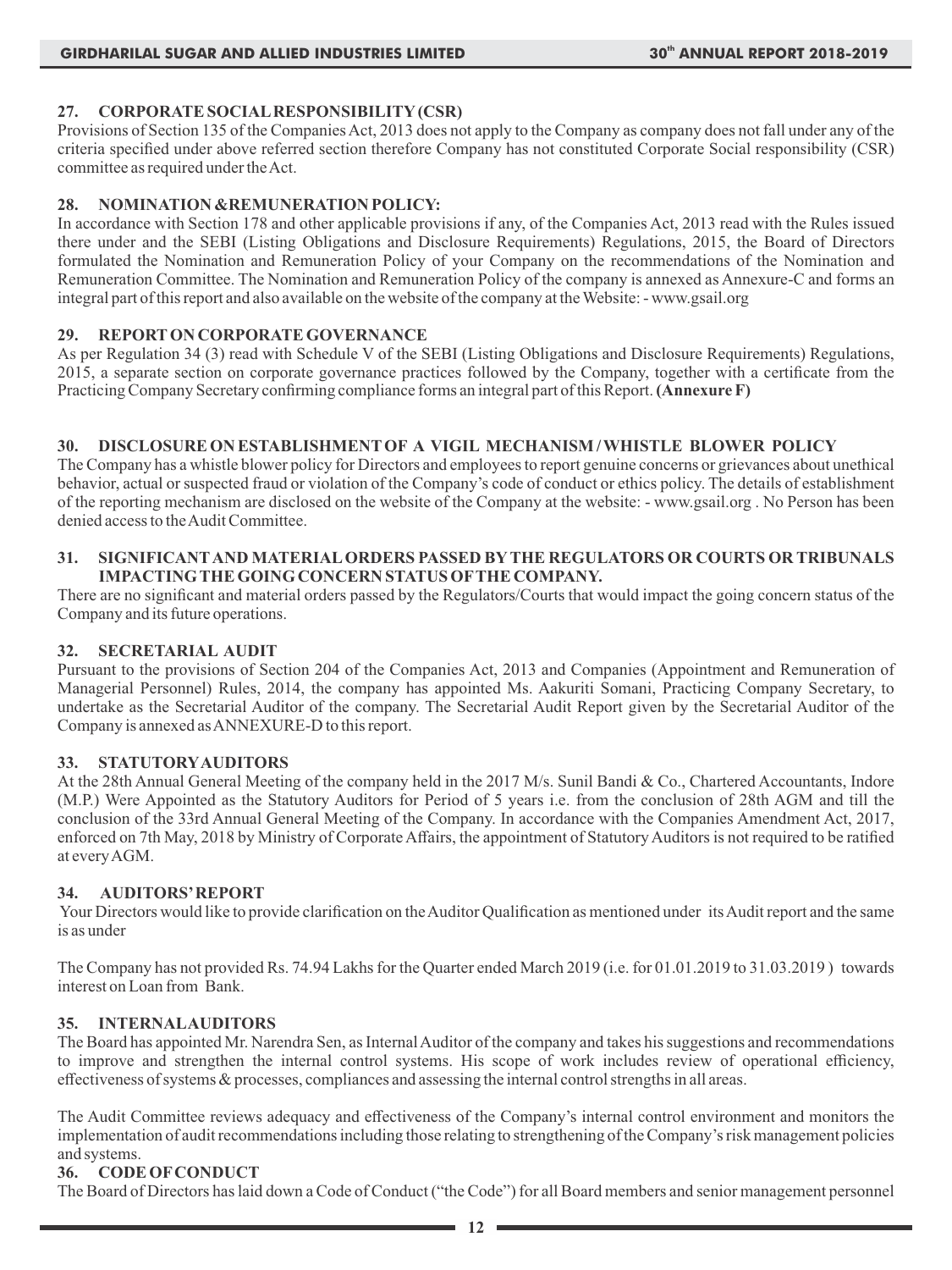## 27. CORPORATE SOCIAL RESPONSIBILITY (CSR)

Provisions of Section 135 of the Companies Act, 2013 does not apply to the Company as company does not fall under any of the criteria specified under above referred section therefore Company has not constituted Corporate Social responsibility (CSR) committee as required under the Act.

## 28. NOMINATION &REMUNERATION POLICY:

In accordance with Section 178 and other applicable provisions if any, of the Companies Act, 2013 read with the Rules issued there under and the SEBI (Listing Obligations and Disclosure Requirements) Regulations, 2015, the Board of Directors formulated the Nomination and Remuneration Policy of your Company on the recommendations of the Nomination and Remuneration Committee. The Nomination and Remuneration Policy of the company is annexed as Annexure-C and forms an integral part of this report and also available on the website of the company at the Website: - www.gsail.org

## 29. REPORT ON CORPORATE GOVERNANCE

As per Regulation 34 (3) read with Schedule V of the SEBI (Listing Obligations and Disclosure Requirements) Regulations, 2015, a separate section on corporate governance practices followed by the Company, together with a certificate from the Practicing Company Secretary confirming compliance forms an integral part of this Report. **(Annexure F)**

## 30. DISCLOSURE ON ESTABLISHMENT OF A VIGIL MECHANISM / WHISTLE BLOWER POLICY

The Company has a whistle blower policy for Directors and employees to report genuine concerns or grievances about unethical behavior, actual or suspected fraud or violation of the Company's code of conduct or ethics policy. The details of establishment of the reporting mechanism are disclosed on the website of the Company at the website: - www.gsail.org . No Person has been denied access to the Audit Committee.

## 31. SIGNIFICANT AND MATERIAL ORDERS PASSED BY THE REGULATORS OR COURTS OR TRIBUNALS IMPACTING THE GOING CONCERN STATUS OF THE COMPANY.

There are no significant and material orders passed by the Regulators/Courts that would impact the going concern status of the Company and its future operations.

## 32. SECRETARIAL AUDIT

Pursuant to the provisions of Section 204 of the Companies Act, 2013 and Companies (Appointment and Remuneration of Managerial Personnel) Rules, 2014, the company has appointed Ms. Aakuriti Somani, Practicing Company Secretary, to undertake as the Secretarial Auditor of the company. The Secretarial Audit Report given by the Secretarial Auditor of the Company is annexed as ANNEXURE-D to this report.

## 33. STATUTORY AUDITORS

At the 28th Annual General Meeting of the company held in the 2017 M/s. Sunil Bandi & Co., Chartered Accountants, Indore (M.P.) Were Appointed as the Statutory Auditors for Period of 5 years i.e. from the conclusion of 28th AGM and till the conclusion of the 33rd Annual General Meeting of the Company. In accordance with the Companies Amendment Act, 2017, enforced on 7th May, 2018 by Ministry of Corporate Affairs, the appointment of Statutory Auditors is not required to be ratified at every AGM.

## 34. AUDITORS' REPORT

Your Directors would like to provide clarification on the Auditor Qualification as mentioned under its Audit report and the same is as under

The Company has not provided Rs. 74.94 Lakhs for the Quarter ended March 2019 (i.e. for 01.01.2019 to 31.03.2019 ) towards interest on Loan from Bank.

## 35. INTERNAL AUDITORS

The Board has appointed Mr. Narendra Sen, as Internal Auditor of the company and takes his suggestions and recommendations to improve and strengthen the internal control systems. His scope of work includes review of operational efficiency, effectiveness of systems & processes, compliances and assessing the internal control strengths in all areas.

The Audit Committee reviews adequacy and effectiveness of the Company's internal control environment and monitors the implementation of audit recommendations including those relating to strengthening of the Company's risk management policies and systems.

## 36. CODE OF CONDUCT

The Board of Directors has laid down a Code of Conduct ("the Code") for all Board members and senior management personnel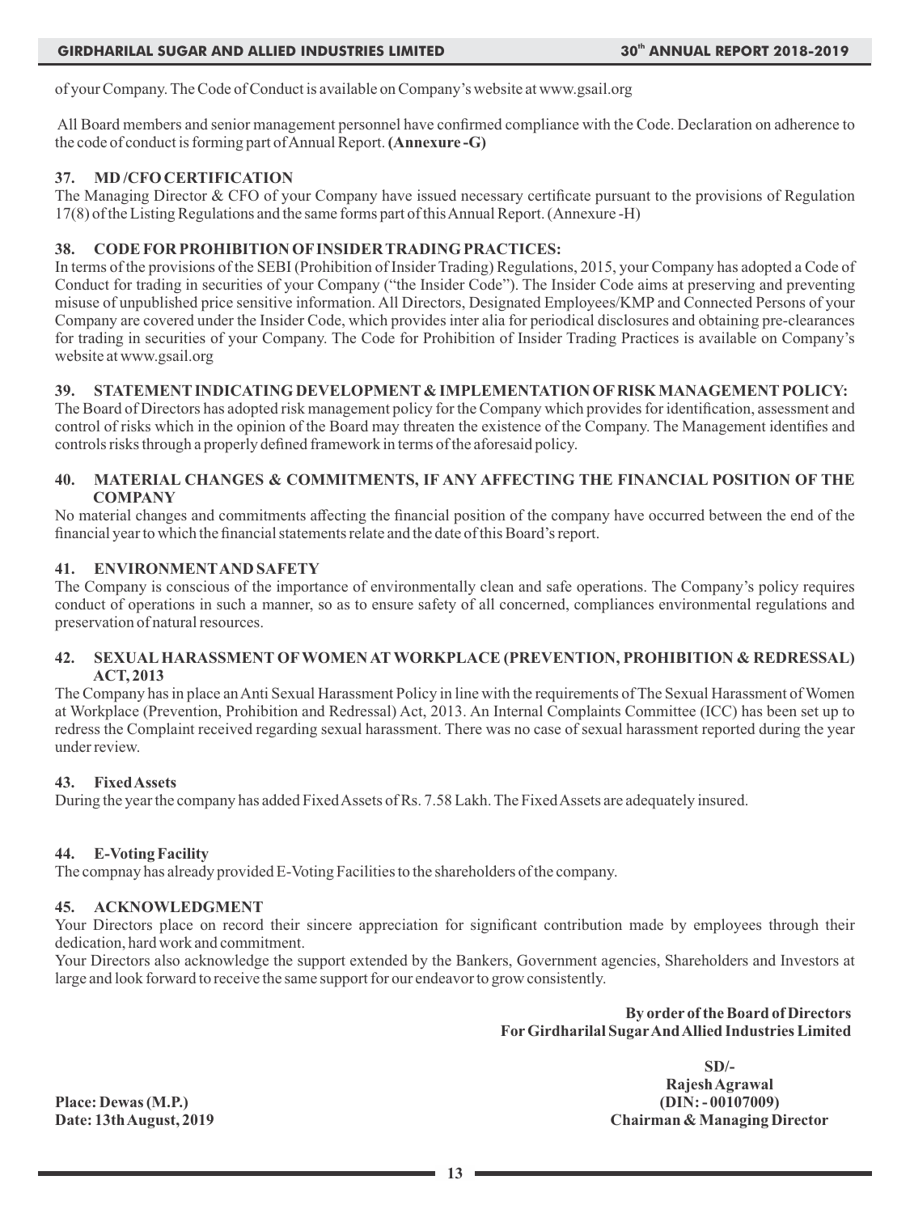of your Company. The Code of Conduct is available on Company's website at www.gsail.org

All Board members and senior management personnel have confirmed compliance with the Code. Declaration on adherence to the code of conduct is forming part of Annual Report. **(Annexure -G)**

### 37. MD /CFO CERTIFICATION

The Managing Director & CFO of your Company have issued necessary certificate pursuant to the provisions of Regulation 17(8) of the Listing Regulations and the same forms part of this Annual Report. (Annexure -H)

### 38. CODE FOR PROHIBITION OF INSIDER TRADING PRACTICES:

In terms of the provisions of the SEBI (Prohibition of Insider Trading) Regulations, 2015, your Company has adopted a Code of Conduct for trading in securities of your Company ("the Insider Code"). The Insider Code aims at preserving and preventing misuse of unpublished price sensitive information. All Directors, Designated Employees/KMP and Connected Persons of your Company are covered under the Insider Code, which provides inter alia for periodical disclosures and obtaining pre-clearances for trading in securities of your Company. The Code for Prohibition of Insider Trading Practices is available on Company's website at www.gsail.org

### 39. STATEMENT INDICATING DEVELOPMENT & IMPLEMENTATION OF RISK MANAGEMENT POLICY:

The Board of Directors has adopted risk management policy for the Company which provides for identification, assessment and control of risks which in the opinion of the Board may threaten the existence of the Company. The Management identifies and controls risks through a properly defined framework in terms of the aforesaid policy.

### 40. MATERIAL CHANGES & COMMITMENTS, IF ANY AFFECTING THE FINANCIAL POSITION OF THE COMPANY

No material changes and commitments affecting the financial position of the company have occurred between the end of the financial year to which the financial statements relate and the date of this Board's report.

### 41. ENVIRONMENT AND SAFETY

The Company is conscious of the importance of environmentally clean and safe operations. The Company's policy requires conduct of operations in such a manner, so as to ensure safety of all concerned, compliances environmental regulations and preservation of natural resources.

### 42. SEXUAL HARASSMENT OF WOMEN AT WORKPLACE (PREVENTION, PROHIBITION & REDRESSAL) ACT, 2013

The Company has in place an Anti Sexual Harassment Policy in line with the requirements of The Sexual Harassment of Women at Workplace (Prevention, Prohibition and Redressal) Act, 2013. An Internal Complaints Committee (ICC) has been set up to redress the Complaint received regarding sexual harassment. There was no case of sexual harassment reported during the year under review.

### 43. Fixed Assets

During the year the company has added Fixed Assets of Rs. 7.58 Lakh. The Fixed Assets are adequately insured.

### 44. E-Voting Facility

The compnay has already provided E-Voting Facilities to the shareholders of the company.

### 45. ACKNOWLEDGMENT

Your Directors place on record their sincere appreciation for significant contribution made by employees through their dedication, hard work and commitment.

Your Directors also acknowledge the support extended by the Bankers, Government agencies, Shareholders and Investors at large and look forward to receive the same support for our endeavor to grow consistently.

**By order of the Board of Directors**
**For Girdharilal Sugar And Allied Industries Limited**

**SD/-**
**Rajesh Agrawal**
**(DIN: - 00107009)**
**Chairman & Managing Director**

**Place: Dewas (M.P.)**
**Date: 13th August, 2019**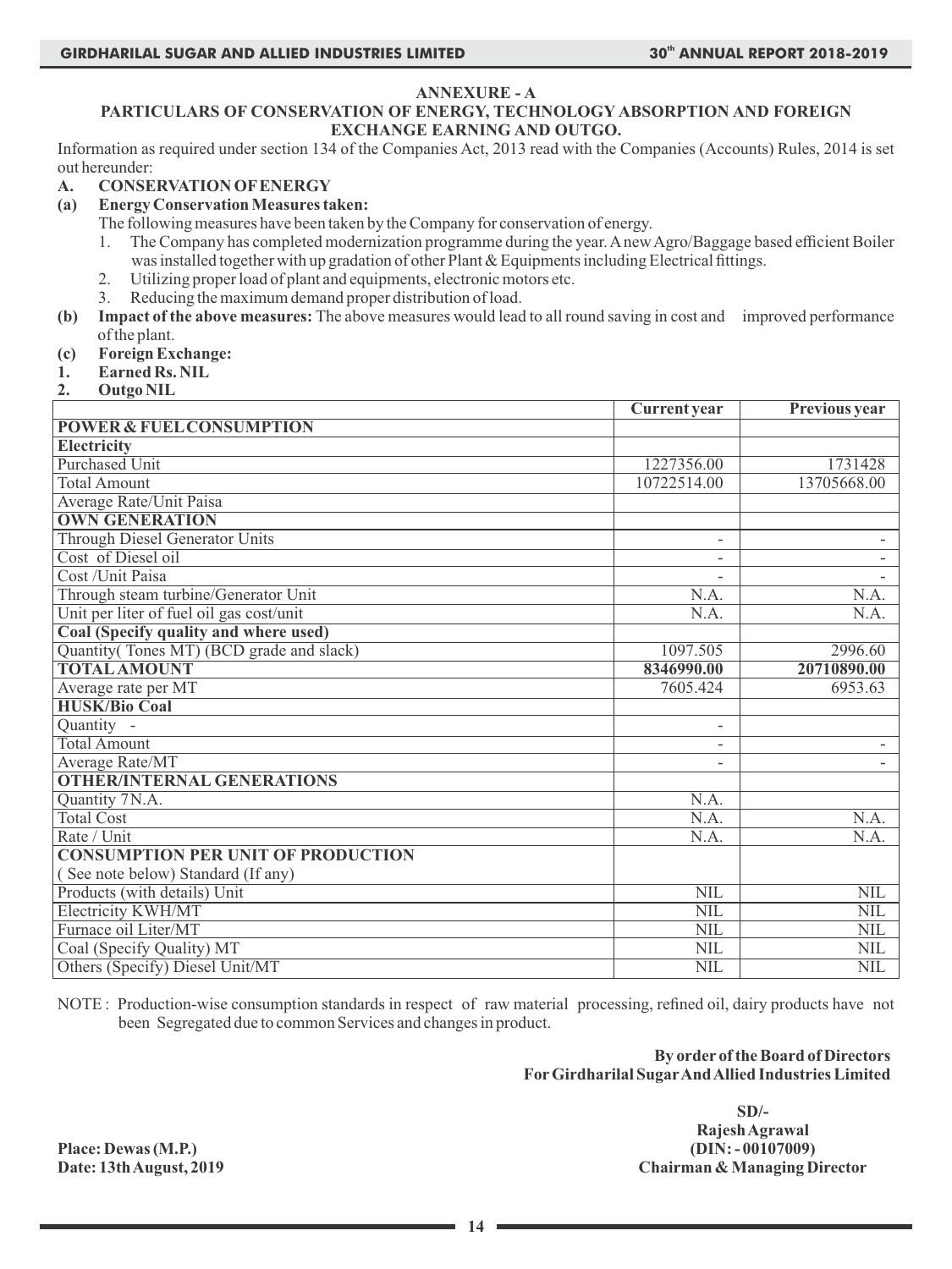## ANNEXURE - A

### PARTICULARS OF CONSERVATION OF ENERGY, TECHNOLOGY ABSORPTION AND FOREIGN EXCHANGE EARNING AND OUTGO.

Information as required under section 134 of the Companies Act, 2013 read with the Companies (Accounts) Rules, 2014 is set out hereunder:

**A. CONSERVATION OF ENERGY**

**(a) Energy Conservation Measures taken:**

The following measures have been taken by the Company for conservation of energy.

1. The Company has completed modernization programme during the year. A new Agro/Baggage based efficient Boiler was installed together with up gradation of other Plant & Equipments including Electrical fittings.
2. Utilizing proper load of plant and equipments, electronic motors etc.
3. Reducing the maximum demand proper distribution of load.

**(b) Impact of the above measures:** The above measures would lead to all round saving in cost and improved performance of the plant.

**(c) Foreign Exchange:**

**1. Earned Rs. NIL**

**2. Outgo NIL**

| | Current year | Previous year |
|---|---|---|
| **POWER & FUEL CONSUMPTION** | | |
| **Electricity** | | |
| Purchased Unit | 1227356.00 | 1731428 |
| Total Amount | 10722514.00 | 13705668.00 |
| Average Rate/Unit Paisa | | |
| **OWN GENERATION** | | |
| Through Diesel Generator Units | - | - |
| Cost of Diesel oil | - | - |
| Cost /Unit Paisa | - | - |
| Through steam turbine/Generator Unit | N.A. | N.A. |
| Unit per liter of fuel oil gas cost/unit | N.A. | N.A. |
| **Coal (Specify quality and where used)** | | |
| Quantity( Tones MT) (BCD grade and slack) | 1097.505 | 2996.60 |
| **TOTAL AMOUNT** | **8346990.00** | **20710890.00** |
| Average rate per MT | 7605.424 | 6953.63 |
| **HUSK/Bio Coal** | | |
| Quantity - | - | |
| Total Amount | - | - |
| Average Rate/MT | - | - |
| **OTHER/INTERNAL GENERATIONS** | | |
| Quantity 7N.A. | N.A. | |
| Total Cost | N.A. | N.A. |
| Rate / Unit | N.A. | N.A. |
| **CONSUMPTION PER UNIT OF PRODUCTION** | | |
| ( See note below) Standard (If any) | | |
| Products (with details) Unit | NIL | NIL |
| Electricity KWH/MT | NIL | NIL |
| Furnace oil Liter/MT | NIL | NIL |
| Coal (Specify Quality) MT | NIL | NIL |
| Others (Specify) Diesel Unit/MT | NIL | NIL |

NOTE : Production-wise consumption standards in respect of raw material processing, refined oil, dairy products have not been Segregated due to common Services and changes in product.

**By order of the Board of Directors**
**For Girdharilal Sugar And Allied Industries Limited**

**SD/-**
**Rajesh Agrawal**
**(DIN: - 00107009)**
**Chairman & Managing Director**

**Place: Dewas (M.P.)**
**Date: 13th August, 2019**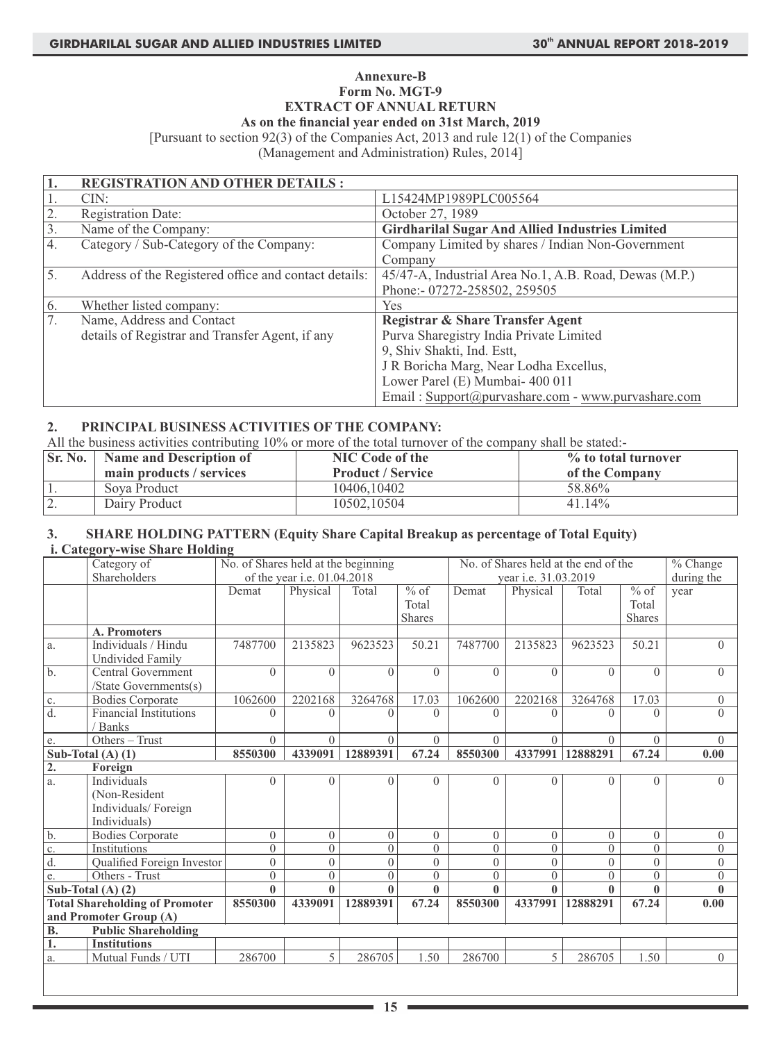**Annexure-B**
**Form No. MGT-9**
**EXTRACT OF ANNUAL RETURN**
**As on the financial year ended on 31st March, 2019**

[Pursuant to section 92(3) of the Companies Act, 2013 and rule 12(1) of the Companies (Management and Administration) Rules, 2014]

| **1.** | **REGISTRATION AND OTHER DETAILS :** | |
|---|---|---|
| 1. | CIN: | L15424MP1989PLC005564 |
| 2. | Registration Date: | October 27, 1989 |
| 3. | Name of the Company: | **Girdharilal Sugar And Allied Industries Limited** |
| 4. | Category / Sub-Category of the Company: | Company Limited by shares / Indian Non-Government Company |
| 5. | Address of the Registered office and contact details: | 45/47-A, Industrial Area No.1, A.B. Road, Dewas (M.P.) Phone:- 07272-258502, 259505 |
| 6. | Whether listed company: | Yes |
| 7. | Name, Address and Contact details of Registrar and Transfer Agent, if any | **Registrar & Share Transfer Agent** Purva Sharegistry India Private Limited 9, Shiv Shakti, Ind. Estt, J R Boricha Marg, Near Lodha Excellus, Lower Parel (E) Mumbai- 400 011 Email : Support@purvashare.com - www.purvashare.com |

## 2. PRINCIPAL BUSINESS ACTIVITIES OF THE COMPANY:

All the business activities contributing 10% or more of the total turnover of the company shall be stated:-

| Sr. No. | Name and Description of main products / services | NIC Code of the Product / Service | % to total turnover of the Company |
|---|---|---|---|
| 1. | Soya Product | 10406,10402 | 58.86% |
| 2. | Dairy Product | 10502,10504 | 41.14% |

## 3. SHARE HOLDING PATTERN (Equity Share Capital Breakup as percentage of Total Equity)

### i. Category-wise Share Holding

| | Category of Shareholders | No. of Shares held at the beginning of the year i.e. 01.04.2018 | | | | No. of Shares held at the end of the year i.e. 31.03.2019 | | | | % Change during the year |
|---|---|---|---|---|---|---|---|---|---|---|
| | | Demat | Physical | Total | % of Total Shares | Demat | Physical | Total | % of Total Shares | |
| | **A. Promoters** | | | | | | | | | |
| a. | Individuals / Hindu Undivided Family | 7487700 | 2135823 | 9623523 | 50.21 | 7487700 | 2135823 | 9623523 | 50.21 | 0 |
| b. | Central Government /State Governments(s) | 0 | 0 | 0 | 0 | 0 | 0 | 0 | 0 | 0 |
| c. | Bodies Corporate | 1062600 | 2202168 | 3264768 | 17.03 | 1062600 | 2202168 | 3264768 | 17.03 | 0 |
| d. | Financial Institutions / Banks | 0 | 0 | 0 | 0 | 0 | 0 | 0 | 0 | 0 |
| e. | Others – Trust | 0 | 0 | 0 | 0 | 0 | 0 | 0 | 0 | 0 |
| **Sub-Total (A) (1)** | | **8550300** | **4339091** | **12889391** | **67.24** | **8550300** | **4337991** | **12888291** | **67.24** | **0.00** |
| **2.** | **Foreign** | | | | | | | | | |
| a. | Individuals (Non-Resident Individuals/ Foreign Individuals) | 0 | 0 | 0 | 0 | 0 | 0 | 0 | 0 | 0 |
| b. | Bodies Corporate | 0 | 0 | 0 | 0 | 0 | 0 | 0 | 0 | 0 |
| c. | Institutions | 0 | 0 | 0 | 0 | 0 | 0 | 0 | 0 | 0 |
| d. | Qualified Foreign Investor | 0 | 0 | 0 | 0 | 0 | 0 | 0 | 0 | 0 |
| e. | Others - Trust | 0 | 0 | 0 | 0 | 0 | 0 | 0 | 0 | 0 |
| **Sub-Total (A) (2)** | | **0** | **0** | **0** | **0** | **0** | **0** | **0** | **0** | **0** |
| **Total Shareholding of Promoter and Promoter Group (A)** | | **8550300** | **4339091** | **12889391** | **67.24** | **8550300** | **4337991** | **12888291** | **67.24** | **0.00** |
| **B.** | **Public Shareholding** | | | | | | | | | |
| **1.** | **Institutions** | | | | | | | | | |
| a. | Mutual Funds / UTI | 286700 | 5 | 286705 | 1.50 | 286700 | 5 | 286705 | 1.50 | 0 |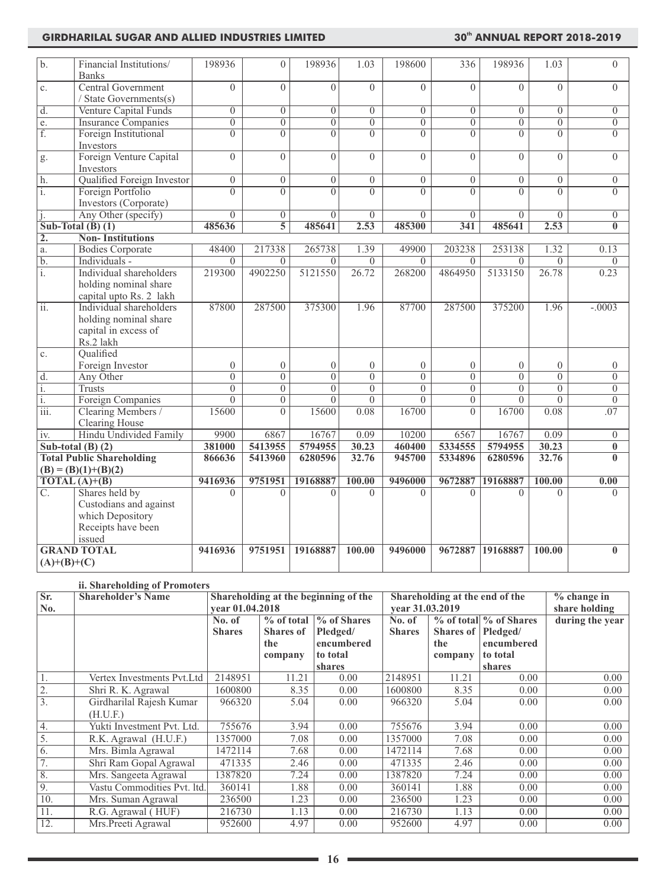| b. | Financial Institutions/ Banks | 198936 | 0 | 198936 | 1.03 | 198600 | 336 | 198936 | 1.03 | 0 |
|---|---|---|---|---|---|---|---|---|---|---|
| c. | Central Government / State Governments(s) | 0 | 0 | 0 | 0 | 0 | 0 | 0 | 0 | 0 |
| d. | Venture Capital Funds | 0 | 0 | 0 | 0 | 0 | 0 | 0 | 0 | 0 |
| e. | Insurance Companies | 0 | 0 | 0 | 0 | 0 | 0 | 0 | 0 | 0 |
| f. | Foreign Institutional Investors | 0 | 0 | 0 | 0 | 0 | 0 | 0 | 0 | 0 |
| g. | Foreign Venture Capital Investors | 0 | 0 | 0 | 0 | 0 | 0 | 0 | 0 | 0 |
| h. | Qualified Foreign Investor | 0 | 0 | 0 | 0 | 0 | 0 | 0 | 0 | 0 |
| i. | Foreign Portfolio Investors (Corporate) | 0 | 0 | 0 | 0 | 0 | 0 | 0 | 0 | 0 |
| j. | Any Other (specify) | 0 | 0 | 0 | 0 | 0 | 0 | 0 | 0 | 0 |
| **Sub-Total (B) (1)** | | **485636** | **5** | **485641** | **2.53** | **485300** | **341** | **485641** | **2.53** | **0** |
| **2.** | **Non- Institutions** | | | | | | | | | |
| a. | Bodies Corporate | 48400 | 217338 | 265738 | 1.39 | 49900 | 203238 | 253138 | 1.32 | 0.13 |
| b. | Individuals - | 0 | 0 | 0 | 0 | 0 | 0 | 0 | 0 | 0 |
| i. | Individual shareholders holding nominal share capital upto Rs. 2 lakh | 219300 | 4902250 | 5121550 | 26.72 | 268200 | 4864950 | 5133150 | 26.78 | 0.23 |
| ii. | Individual shareholders holding nominal share capital in excess of Rs.2 lakh | 87800 | 287500 | 375300 | 1.96 | 87700 | 287500 | 375200 | 1.96 | -.0003 |
| c. | Qualified Foreign Investor | 0 | 0 | 0 | 0 | 0 | 0 | 0 | 0 | 0 |
| d. | Any Other | 0 | 0 | 0 | 0 | 0 | 0 | 0 | 0 | 0 |
| i. | Trusts | 0 | 0 | 0 | 0 | 0 | 0 | 0 | 0 | 0 |
| i. | Foreign Companies | 0 | 0 | 0 | 0 | 0 | 0 | 0 | 0 | 0 |
| iii. | Clearing Members / Clearing House | 15600 | 0 | 15600 | 0.08 | 16700 | 0 | 16700 | 0.08 | .07 |
| iv. | Hindu Undivided Family | 9900 | 6867 | 16767 | 0.09 | 10200 | 6567 | 16767 | 0.09 | 0 |
| **Sub-total (B) (2)** | | **381000** | **5413955** | **5794955** | **30.23** | **460400** | **5334555** | **5794955** | **30.23** | **0** |
| **Total Public Shareholding (B) = (B)(1)+(B)(2)** | | **866636** | **5413960** | **6280596** | **32.76** | **945700** | **5334896** | **6280596** | **32.76** | **0** |
| **TOTAL (A)+(B)** | | **9416936** | **9751951** | **19168887** | **100.00** | **9496000** | **9672887** | **19168887** | **100.00** | **0.00** |
| C. | Shares held by Custodians and against which Depository Receipts have been issued | 0 | 0 | 0 | 0 | 0 | 0 | 0 | 0 | 0 |
| **GRAND TOTAL (A)+(B)+(C)** | | **9416936** | **9751951** | **19168887** | **100.00** | **9496000** | **9672887** | **19168887** | **100.00** | **0** |

**ii. Shareholding of Promoters**

| Sr. No. | Shareholder's Name | Shareholding at the beginning of the year 01.04.2018 | | | Shareholding at the end of the year 31.03.2019 | | | % change in share holding during the year |
|---|---|---|---|---|---|---|---|---|
| | | No. of Shares | % of total Shares of the company | % of Shares Pledged/ encumbered to total shares | No. of Shares | % of total Shares of the company | % of Shares Pledged/ encumbered to total shares | |
| 1. | Vertex Investments Pvt.Ltd | 2148951 | 11.21 | 0.00 | 2148951 | 11.21 | 0.00 | 0.00 |
| 2. | Shri R. K. Agrawal | 1600800 | 8.35 | 0.00 | 1600800 | 8.35 | 0.00 | 0.00 |
| 3. | Girdharilal Rajesh Kumar (H.U.F.) | 966320 | 5.04 | 0.00 | 966320 | 5.04 | 0.00 | 0.00 |
| 4. | Yukti Investment Pvt. Ltd. | 755676 | 3.94 | 0.00 | 755676 | 3.94 | 0.00 | 0.00 |
| 5. | R.K. Agrawal (H.U.F.) | 1357000 | 7.08 | 0.00 | 1357000 | 7.08 | 0.00 | 0.00 |
| 6. | Mrs. Bimla Agrawal | 1472114 | 7.68 | 0.00 | 1472114 | 7.68 | 0.00 | 0.00 |
| 7. | Shri Ram Gopal Agrawal | 471335 | 2.46 | 0.00 | 471335 | 2.46 | 0.00 | 0.00 |
| 8. | Mrs. Sangeeta Agrawal | 1387820 | 7.24 | 0.00 | 1387820 | 7.24 | 0.00 | 0.00 |
| 9. | Vastu Commodities Pvt. ltd. | 360141 | 1.88 | 0.00 | 360141 | 1.88 | 0.00 | 0.00 |
| 10. | Mrs. Suman Agrawal | 236500 | 1.23 | 0.00 | 236500 | 1.23 | 0.00 | 0.00 |
| 11. | R.G. Agrawal ( HUF) | 216730 | 1.13 | 0.00 | 216730 | 1.13 | 0.00 | 0.00 |
| 12. | Mrs.Preeti Agrawal | 952600 | 4.97 | 0.00 | 952600 | 4.97 | 0.00 | 0.00 |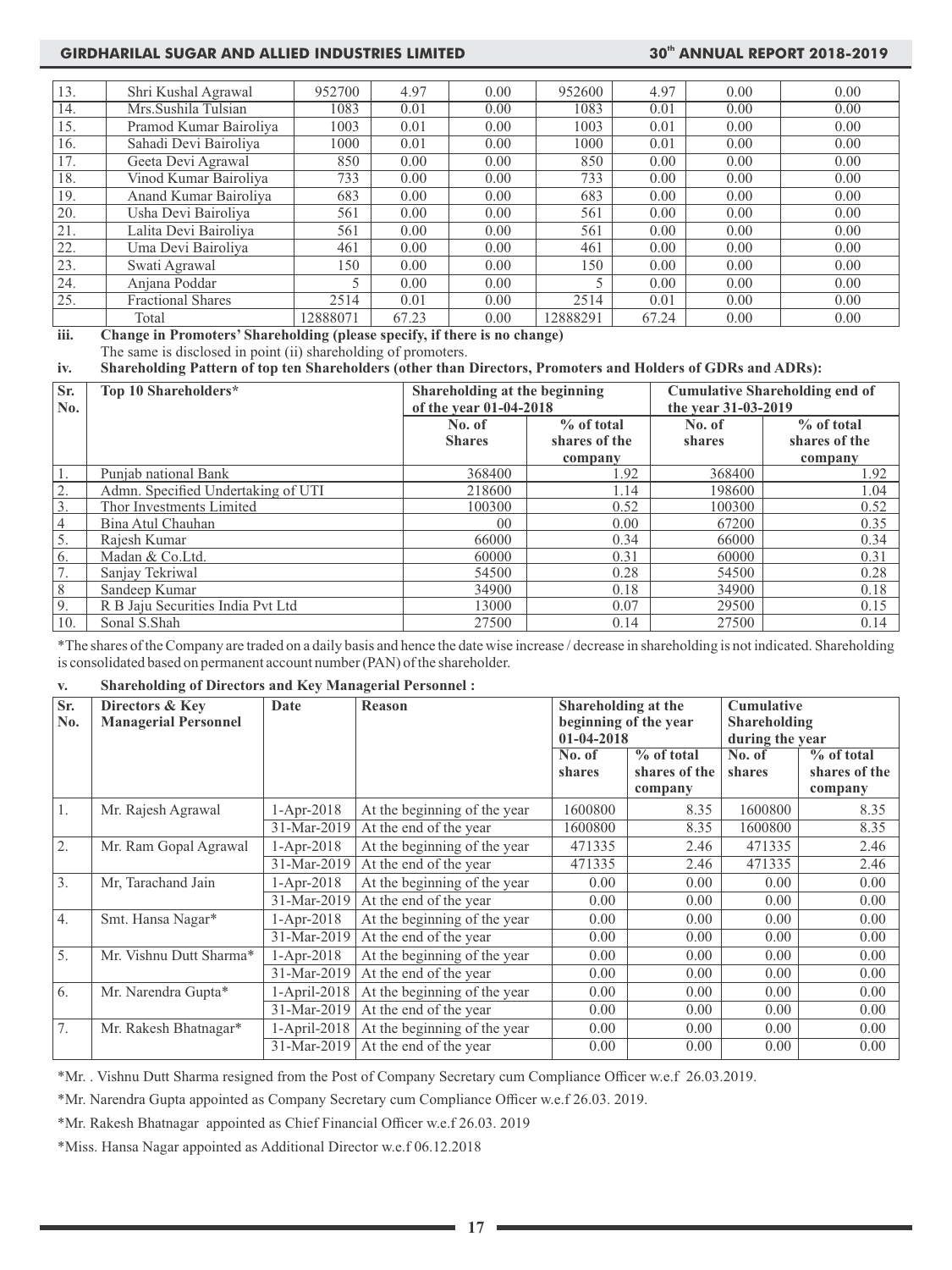| 13. | Shri Kushal Agrawal | 952700 | 4.97 | 0.00 | 952600 | 4.97 | 0.00 | 0.00 |
|---|---|---|---|---|---|---|---|---|
| 14. | Mrs.Sushila Tulsian | 1083 | 0.01 | 0.00 | 1083 | 0.01 | 0.00 | 0.00 |
| 15. | Pramod Kumar Bairoliya | 1003 | 0.01 | 0.00 | 1003 | 0.01 | 0.00 | 0.00 |
| 16. | Sahadi Devi Bairoliya | 1000 | 0.01 | 0.00 | 1000 | 0.01 | 0.00 | 0.00 |
| 17. | Geeta Devi Agrawal | 850 | 0.00 | 0.00 | 850 | 0.00 | 0.00 | 0.00 |
| 18. | Vinod Kumar Bairoliya | 733 | 0.00 | 0.00 | 733 | 0.00 | 0.00 | 0.00 |
| 19. | Anand Kumar Bairoliya | 683 | 0.00 | 0.00 | 683 | 0.00 | 0.00 | 0.00 |
| 20. | Usha Devi Bairoliya | 561 | 0.00 | 0.00 | 561 | 0.00 | 0.00 | 0.00 |
| 21. | Lalita Devi Bairoliya | 561 | 0.00 | 0.00 | 561 | 0.00 | 0.00 | 0.00 |
| 22. | Uma Devi Bairoliya | 461 | 0.00 | 0.00 | 461 | 0.00 | 0.00 | 0.00 |
| 23. | Swati Agrawal | 150 | 0.00 | 0.00 | 150 | 0.00 | 0.00 | 0.00 |
| 24. | Anjana Poddar | 5 | 0.00 | 0.00 | 5 | 0.00 | 0.00 | 0.00 |
| 25. | Fractional Shares | 2514 | 0.01 | 0.00 | 2514 | 0.01 | 0.00 | 0.00 |
| | Total | 12888071 | 67.23 | 0.00 | 12888291 | 67.24 | 0.00 | 0.00 |

**iii. Change in Promoters' Shareholding (please specify, if there is no change)**

The same is disclosed in point (ii) shareholding of promoters.

**iv. Shareholding Pattern of top ten Shareholders (other than Directors, Promoters and Holders of GDRs and ADRs):**

| Sr. No. | Top 10 Shareholders* | Shareholding at the beginning of the year 01-04-2018 | | Cumulative Shareholding end of the year 31-03-2019 | |
|---|---|---|---|---|---|
| | | No. of Shares | % of total shares of the company | No. of shares | % of total shares of the company |
| 1. | Punjab national Bank | 368400 | 1.92 | 368400 | 1.92 |
| 2. | Admn. Specified Undertaking of UTI | 218600 | 1.14 | 198600 | 1.04 |
| 3. | Thor Investments Limited | 100300 | 0.52 | 100300 | 0.52 |
| 4 | Bina Atul Chauhan | 00 | 0.00 | 67200 | 0.35 |
| 5. | Rajesh Kumar | 66000 | 0.34 | 66000 | 0.34 |
| 6. | Madan & Co.Ltd. | 60000 | 0.31 | 60000 | 0.31 |
| 7. | Sanjay Tekriwal | 54500 | 0.28 | 54500 | 0.28 |
| 8 | Sandeep Kumar | 34900 | 0.18 | 34900 | 0.18 |
| 9. | R B Jaju Securities India Pvt Ltd | 13000 | 0.07 | 29500 | 0.15 |
| 10. | Sonal S.Shah | 27500 | 0.14 | 27500 | 0.14 |

*The shares of the Company are traded on a daily basis and hence the date wise increase / decrease in shareholding is not indicated. Shareholding is consolidated based on permanent account number (PAN) of the shareholder.

**v. Shareholding of Directors and Key Managerial Personnel :**

| Sr. No. | Directors & Key Managerial Personnel | Date | Reason | Shareholding at the beginning of the year 01-04-2018 | | Cumulative Shareholding during the year | |
|---|---|---|---|---|---|---|---|
| | | | | No. of shares | % of total shares of the company | No. of shares | % of total shares of the company |
| 1. | Mr. Rajesh Agrawal | 1-Apr-2018 | At the beginning of the year | 1600800 | 8.35 | 1600800 | 8.35 |
| | | 31-Mar-2019 | At the end of the year | 1600800 | 8.35 | 1600800 | 8.35 |
| 2. | Mr. Ram Gopal Agrawal | 1-Apr-2018 | At the beginning of the year | 471335 | 2.46 | 471335 | 2.46 |
| | | 31-Mar-2019 | At the end of the year | 471335 | 2.46 | 471335 | 2.46 |
| 3. | Mr, Tarachand Jain | 1-Apr-2018 | At the beginning of the year | 0.00 | 0.00 | 0.00 | 0.00 |
| | | 31-Mar-2019 | At the end of the year | 0.00 | 0.00 | 0.00 | 0.00 |
| 4. | Smt. Hansa Nagar* | 1-Apr-2018 | At the beginning of the year | 0.00 | 0.00 | 0.00 | 0.00 |
| | | 31-Mar-2019 | At the end of the year | 0.00 | 0.00 | 0.00 | 0.00 |
| 5. | Mr. Vishnu Dutt Sharma* | 1-Apr-2018 | At the beginning of the year | 0.00 | 0.00 | 0.00 | 0.00 |
| | | 31-Mar-2019 | At the end of the year | 0.00 | 0.00 | 0.00 | 0.00 |
| 6. | Mr. Narendra Gupta* | 1-April-2018 | At the beginning of the year | 0.00 | 0.00 | 0.00 | 0.00 |
| | | 31-Mar-2019 | At the end of the year | 0.00 | 0.00 | 0.00 | 0.00 |
| 7. | Mr. Rakesh Bhatnagar* | 1-April-2018 | At the beginning of the year | 0.00 | 0.00 | 0.00 | 0.00 |
| | | 31-Mar-2019 | At the end of the year | 0.00 | 0.00 | 0.00 | 0.00 |

*Mr. . Vishnu Dutt Sharma resigned from the Post of Company Secretary cum Compliance Officer w.e.f 26.03.2019.

*Mr. Narendra Gupta appointed as Company Secretary cum Compliance Officer w.e.f 26.03. 2019.

*Mr. Rakesh Bhatnagar appointed as Chief Financial Officer w.e.f 26.03. 2019

*Miss. Hansa Nagar appointed as Additional Director w.e.f 06.12.2018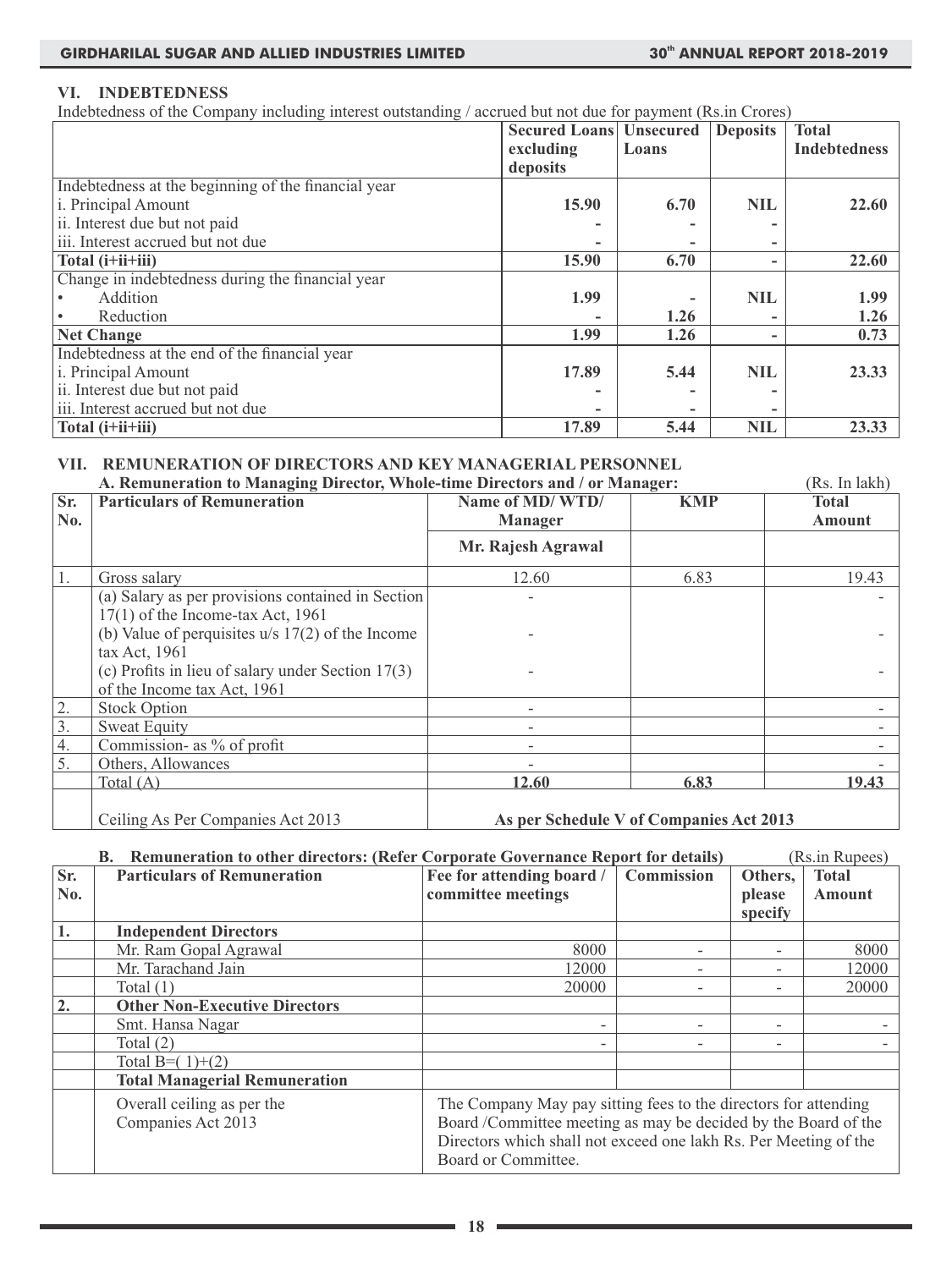## VI. INDEBTEDNESS

Indebtedness of the Company including interest outstanding / accrued but not due for payment (Rs.in Crores)

| | Secured Loans excluding deposits | Unsecured Loans | Deposits | Total Indebtedness |
|---|---|---|---|---|
| Indebtedness at the beginning of the financial year | | | | |
| i. Principal Amount | **15.90** | **6.70** | **NIL** | **22.60** |
| ii. Interest due but not paid | - | - | - | |
| iii. Interest accrued but not due | - | - | - | |
| **Total (i+ii+iii)** | **15.90** | **6.70** | - | **22.60** |
| Change in indebtedness during the financial year | | | | |
| • Addition | **1.99** | - | **NIL** | **1.99** |
| • Reduction | - | **1.26** | - | **1.26** |
| **Net Change** | **1.99** | **1.26** | - | **0.73** |
| Indebtedness at the end of the financial year | | | | |
| i. Principal Amount | **17.89** | **5.44** | **NIL** | **23.33** |
| ii. Interest due but not paid | - | - | - | |
| iii. Interest accrued but not due | - | - | - | |
| **Total (i+ii+iii)** | **17.89** | **5.44** | **NIL** | **23.33** |

## VII. REMUNERATION OF DIRECTORS AND KEY MANAGERIAL PERSONNEL

**A. Remuneration to Managing Director, Whole-time Directors and / or Manager:** (Rs. In lakh)

| Sr. No. | Particulars of Remuneration | Name of MD/ WTD/ Manager | KMP | Total Amount |
|---|---|---|---|---|
| | | **Mr. Rajesh Agrawal** | | |
| 1. | Gross salary | 12.60 | 6.83 | 19.43 |
| | (a) Salary as per provisions contained in Section 17(1) of the Income-tax Act, 1961 | - | | - |
| | (b) Value of perquisites u/s 17(2) of the Income tax Act, 1961 | - | | - |
| | (c) Profits in lieu of salary under Section 17(3) of the Income tax Act, 1961 | - | | - |
| 2. | Stock Option | - | | - |
| 3. | Sweat Equity | - | | - |
| 4. | Commission- as % of profit | - | | - |
| 5. | Others, Allowances | - | | - |
| | Total (A) | **12.60** | **6.83** | **19.43** |
| | Ceiling As Per Companies Act 2013 | **As per Schedule V of Companies Act 2013** | | |

**B. Remuneration to other directors: (Refer Corporate Governance Report for details)** (Rs.in Rupees)

| Sr. No. | Particulars of Remuneration | Fee for attending board / committee meetings | Commission | Others, please specify | Total Amount |
|---|---|---|---|---|---|
| **1.** | **Independent Directors** | | | | |
| | Mr. Ram Gopal Agrawal | 8000 | - | - | 8000 |
| | Mr. Tarachand Jain | 12000 | - | - | 12000 |
| | Total (1) | 20000 | - | - | 20000 |
| **2.** | **Other Non-Executive Directors** | | | | |
| | Smt. Hansa Nagar | - | - | - | - |
| | Total (2) | - | - | - | - |
| | Total B=( 1)+(2) | | | | |
| | **Total Managerial Remuneration** | | | | |
| | Overall ceiling as per the Companies Act 2013 | The Company May pay sitting fees to the directors for attending Board /Committee meeting as may be decided by the Board of the Directors which shall not exceed one lakh Rs. Per Meeting of the Board or Committee. | | | |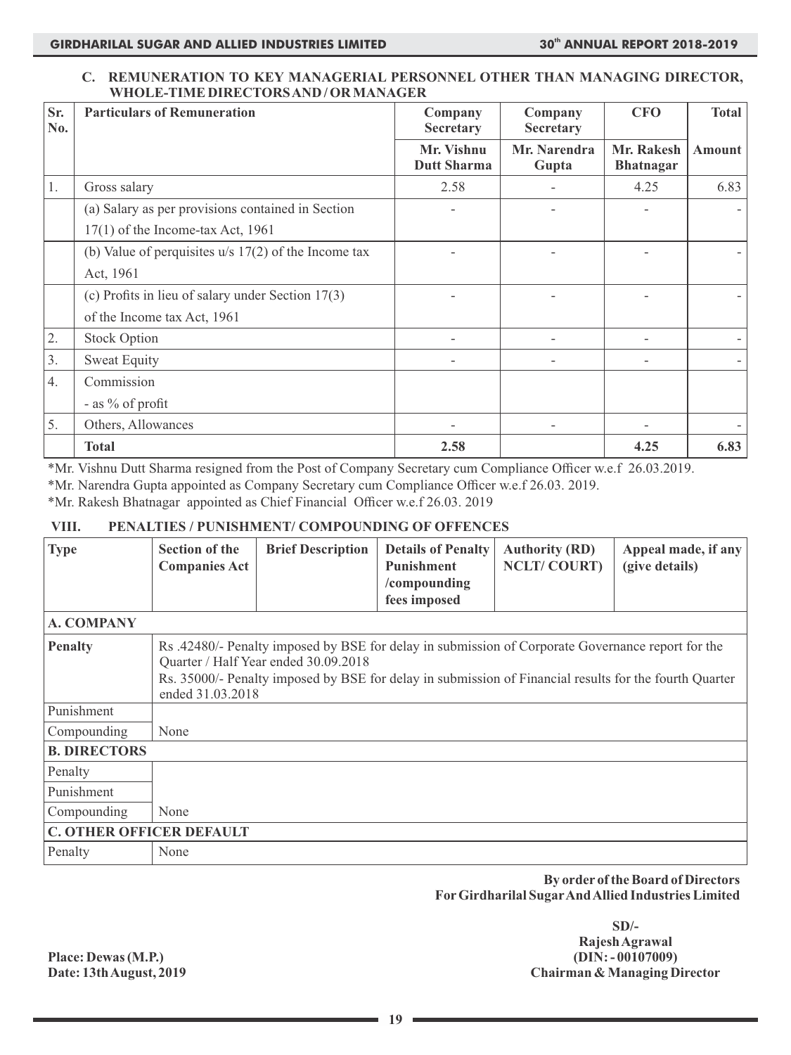### C. REMUNERATION TO KEY MANAGERIAL PERSONNEL OTHER THAN MANAGING DIRECTOR, WHOLE-TIME DIRECTORS AND / OR MANAGER

| Sr. No. | Particulars of Remuneration | Company Secretary | Company Secretary | CFO | Total |
|---|---|---|---|---|---|
| | | Mr. Vishnu Dutt Sharma | Mr. Narendra Gupta | Mr. Rakesh Bhatnagar | Amount |
| 1. | Gross salary | 2.58 | - | 4.25 | 6.83 |
| | (a) Salary as per provisions contained in Section 17(1) of the Income-tax Act, 1961 | - | - | - | - |
| | (b) Value of perquisites u/s 17(2) of the Income tax Act, 1961 | - | - | - | - |
| | (c) Profits in lieu of salary under Section 17(3) of the Income tax Act, 1961 | - | - | - | - |
| 2. | Stock Option | - | - | - | - |
| 3. | Sweat Equity | - | - | - | - |
| 4. | Commission<br>- as % of profit | | | | |
| 5. | Others, Allowances | - | - | - | - |
| | **Total** | **2.58** | | **4.25** | **6.83** |

*Mr. Vishnu Dutt Sharma resigned from the Post of Company Secretary cum Compliance Officer w.e.f 26.03.2019.

*Mr. Narendra Gupta appointed as Company Secretary cum Compliance Officer w.e.f 26.03. 2019.

*Mr. Rakesh Bhatnagar appointed as Chief Financial Officer w.e.f 26.03. 2019

### VIII. PENALTIES / PUNISHMENT/ COMPOUNDING OF OFFENCES

| Type | Section of the Companies Act | Brief Description | Details of Penalty Punishment /compounding fees imposed | Authority (RD) NCLT/ COURT) | Appeal made, if any (give details) |
|---|---|---|---|---|---|
| **A. COMPANY** | | | | | |
| **Penalty** | Rs .42480/- Penalty imposed by BSE for delay in submission of Corporate Governance report for the Quarter / Half Year ended 30.09.2018<br>Rs. 35000/- Penalty imposed by BSE for delay in submission of Financial results for the fourth Quarter ended 31.03.2018 | | | | |
| Punishment | | | | | |
| Compounding | None | | | | |
| **B. DIRECTORS** | | | | | |
| Penalty | | | | | |
| Punishment | | | | | |
| Compounding | None | | | | |
| **C. OTHER OFFICER DEFAULT** | | | | | |
| Penalty | None | | | | |

**By order of the Board of Directors**
**For Girdharilal Sugar And Allied Industries Limited**

**SD/-**
**Rajesh Agrawal**
**(DIN: - 00107009)**
**Chairman & Managing Director**

**Place: Dewas (M.P.)**
**Date: 13th August, 2019**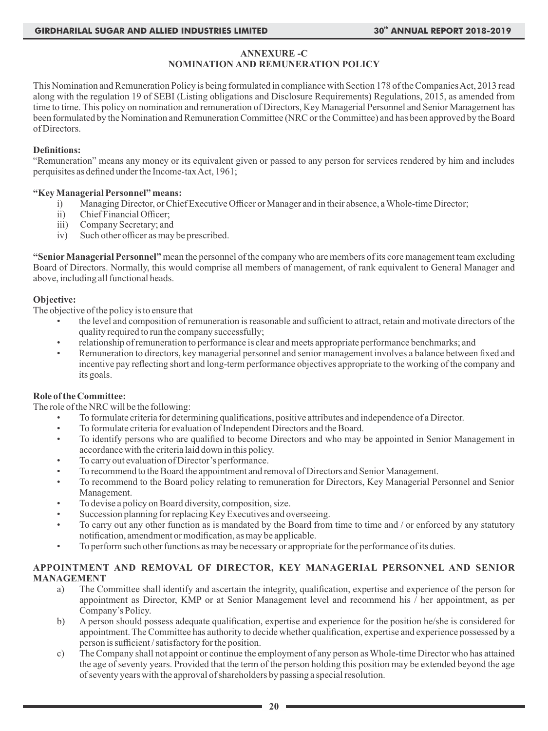## ANNEXURE -C
## NOMINATION AND REMUNERATION POLICY

This Nomination and Remuneration Policy is being formulated in compliance with Section 178 of the Companies Act, 2013 read along with the regulation 19 of SEBI (Listing obligations and Disclosure Requirements) Regulations, 2015, as amended from time to time. This policy on nomination and remuneration of Directors, Key Managerial Personnel and Senior Management has been formulated by the Nomination and Remuneration Committee (NRC or the Committee) and has been approved by the Board of Directors.

**Definitions:**

"Remuneration" means any money or its equivalent given or passed to any person for services rendered by him and includes perquisites as defined under the Income-tax Act, 1961;

**"Key Managerial Personnel" means:**

i) Managing Director, or Chief Executive Officer or Manager and in their absence, a Whole-time Director;
ii) Chief Financial Officer;
iii) Company Secretary; and
iv) Such other officer as may be prescribed.

**"Senior Managerial Personnel"** mean the personnel of the company who are members of its core management team excluding Board of Directors. Normally, this would comprise all members of management, of rank equivalent to General Manager and above, including all functional heads.

**Objective:**

The objective of the policy is to ensure that

- the level and composition of remuneration is reasonable and sufficient to attract, retain and motivate directors of the quality required to run the company successfully;
- relationship of remuneration to performance is clear and meets appropriate performance benchmarks; and
- Remuneration to directors, key managerial personnel and senior management involves a balance between fixed and incentive pay reflecting short and long-term performance objectives appropriate to the working of the company and its goals.

**Role of the Committee:**

The role of the NRC will be the following:

- To formulate criteria for determining qualifications, positive attributes and independence of a Director.
- To formulate criteria for evaluation of Independent Directors and the Board.
- To identify persons who are qualified to become Directors and who may be appointed in Senior Management in accordance with the criteria laid down in this policy.
- To carry out evaluation of Director's performance.
- To recommend to the Board the appointment and removal of Directors and Senior Management.
- To recommend to the Board policy relating to remuneration for Directors, Key Managerial Personnel and Senior Management.
- To devise a policy on Board diversity, composition, size.
- Succession planning for replacing Key Executives and overseeing.
- To carry out any other function as is mandated by the Board from time to time and / or enforced by any statutory notification, amendment or modification, as may be applicable.
- To perform such other functions as may be necessary or appropriate for the performance of its duties.

**APPOINTMENT AND REMOVAL OF DIRECTOR, KEY MANAGERIAL PERSONNEL AND SENIOR MANAGEMENT**

a) The Committee shall identify and ascertain the integrity, qualification, expertise and experience of the person for appointment as Director, KMP or at Senior Management level and recommend his / her appointment, as per Company's Policy.

b) A person should possess adequate qualification, expertise and experience for the position he/she is considered for appointment. The Committee has authority to decide whether qualification, expertise and experience possessed by a person is sufficient / satisfactory for the position.

c) The Company shall not appoint or continue the employment of any person as Whole-time Director who has attained the age of seventy years. Provided that the term of the person holding this position may be extended beyond the age of seventy years with the approval of shareholders by passing a special resolution.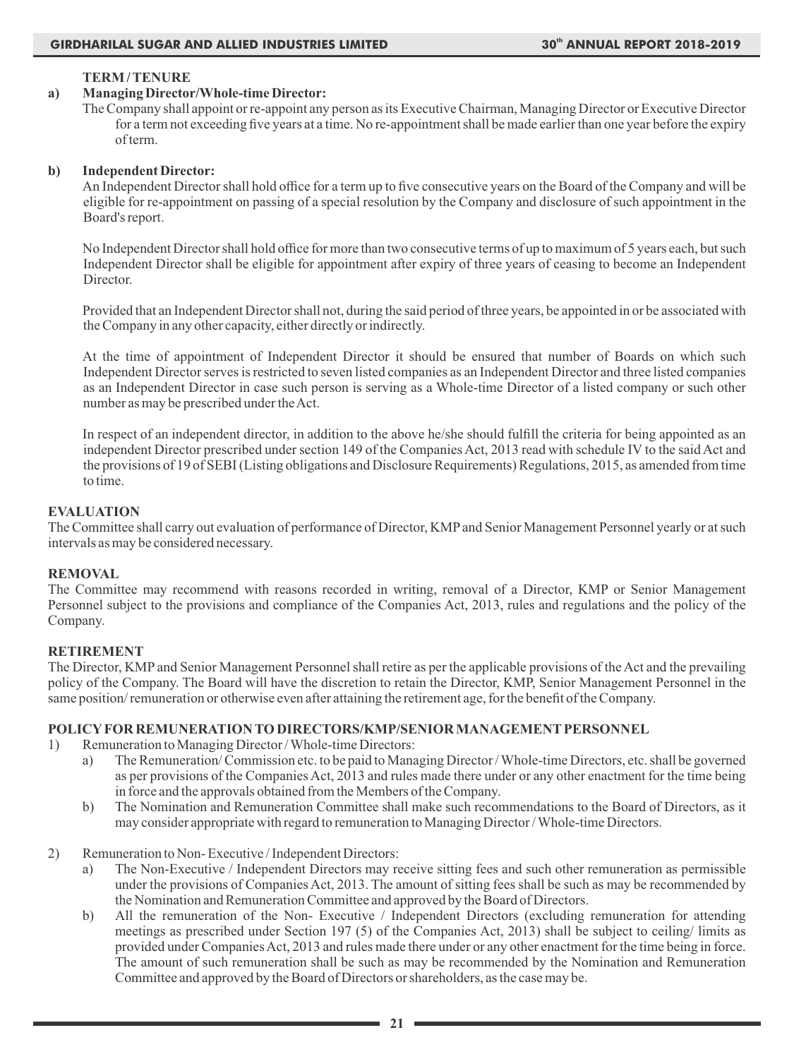**TERM / TENURE**

**a) Managing Director/Whole-time Director:**

The Company shall appoint or re-appoint any person as its Executive Chairman, Managing Director or Executive Director for a term not exceeding five years at a time. No re-appointment shall be made earlier than one year before the expiry of term.

**b) Independent Director:**

An Independent Director shall hold office for a term up to five consecutive years on the Board of the Company and will be eligible for re-appointment on passing of a special resolution by the Company and disclosure of such appointment in the Board's report.

No Independent Director shall hold office for more than two consecutive terms of up to maximum of 5 years each, but such Independent Director shall be eligible for appointment after expiry of three years of ceasing to become an Independent Director.

Provided that an Independent Director shall not, during the said period of three years, be appointed in or be associated with the Company in any other capacity, either directly or indirectly.

At the time of appointment of Independent Director it should be ensured that number of Boards on which such Independent Director serves is restricted to seven listed companies as an Independent Director and three listed companies as an Independent Director in case such person is serving as a Whole-time Director of a listed company or such other number as may be prescribed under the Act.

In respect of an independent director, in addition to the above he/she should fulfill the criteria for being appointed as an independent Director prescribed under section 149 of the Companies Act, 2013 read with schedule IV to the said Act and the provisions of 19 of SEBI (Listing obligations and Disclosure Requirements) Regulations, 2015, as amended from time to time.

**EVALUATION**

The Committee shall carry out evaluation of performance of Director, KMP and Senior Management Personnel yearly or at such intervals as may be considered necessary.

**REMOVAL**

The Committee may recommend with reasons recorded in writing, removal of a Director, KMP or Senior Management Personnel subject to the provisions and compliance of the Companies Act, 2013, rules and regulations and the policy of the Company.

**RETIREMENT**

The Director, KMP and Senior Management Personnel shall retire as per the applicable provisions of the Act and the prevailing policy of the Company. The Board will have the discretion to retain the Director, KMP, Senior Management Personnel in the same position/ remuneration or otherwise even after attaining the retirement age, for the benefit of the Company.

**POLICY FOR REMUNERATION TO DIRECTORS/KMP/SENIOR MANAGEMENT PERSONNEL**

1) Remuneration to Managing Director / Whole-time Directors:
   a) The Remuneration/ Commission etc. to be paid to Managing Director / Whole-time Directors, etc. shall be governed as per provisions of the Companies Act, 2013 and rules made there under or any other enactment for the time being in force and the approvals obtained from the Members of the Company.
   b) The Nomination and Remuneration Committee shall make such recommendations to the Board of Directors, as it may consider appropriate with regard to remuneration to Managing Director / Whole-time Directors.

2) Remuneration to Non- Executive / Independent Directors:
   a) The Non-Executive / Independent Directors may receive sitting fees and such other remuneration as permissible under the provisions of Companies Act, 2013. The amount of sitting fees shall be such as may be recommended by the Nomination and Remuneration Committee and approved by the Board of Directors.
   b) All the remuneration of the Non- Executive / Independent Directors (excluding remuneration for attending meetings as prescribed under Section 197 (5) of the Companies Act, 2013) shall be subject to ceiling/ limits as provided under Companies Act, 2013 and rules made there under or any other enactment for the time being in force. The amount of such remuneration shall be such as may be recommended by the Nomination and Remuneration Committee and approved by the Board of Directors or shareholders, as the case may be.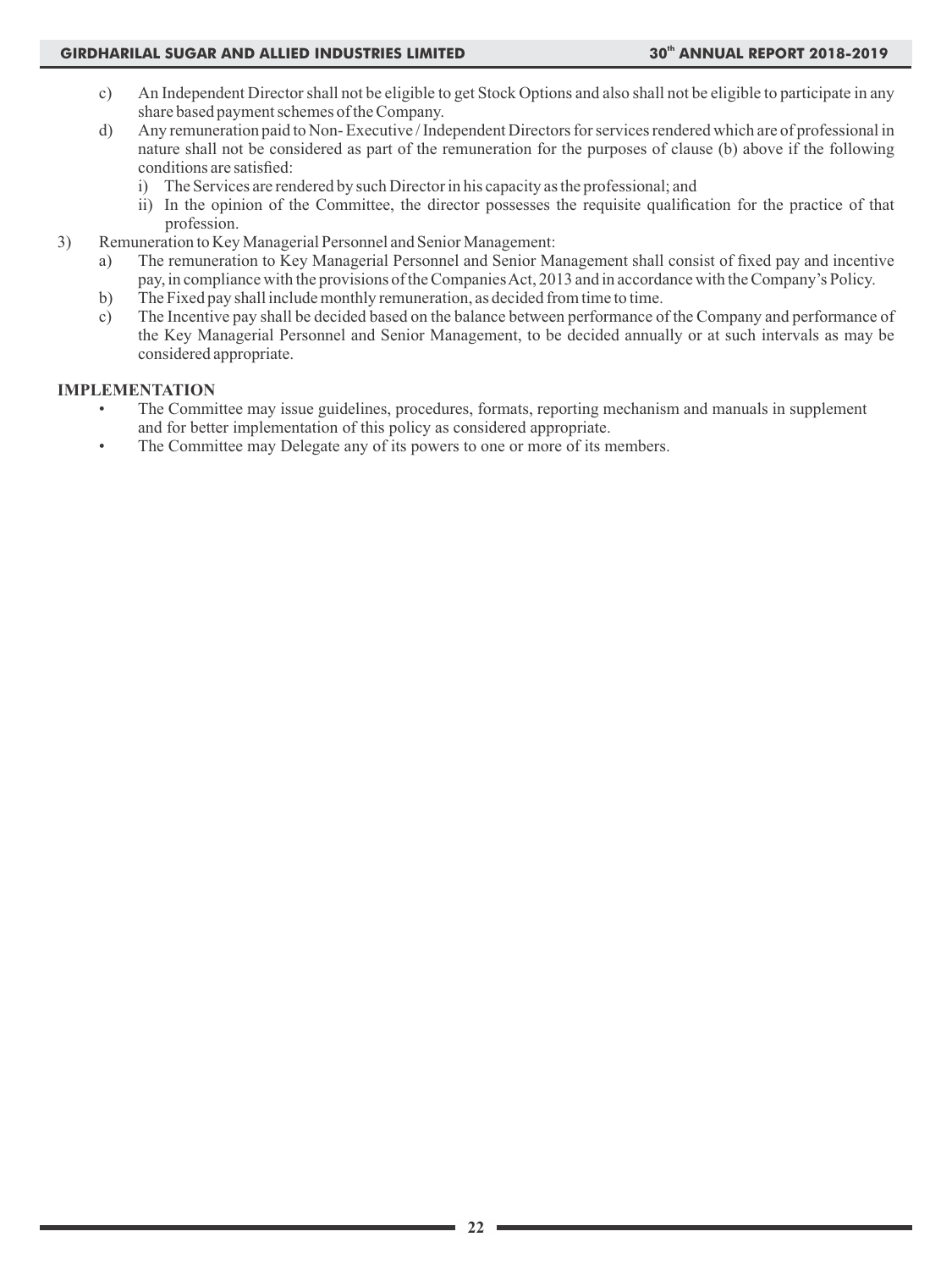c) An Independent Director shall not be eligible to get Stock Options and also shall not be eligible to participate in any share based payment schemes of the Company.

d) Any remuneration paid to Non- Executive / Independent Directors for services rendered which are of professional in nature shall not be considered as part of the remuneration for the purposes of clause (b) above if the following conditions are satisfied:

   i) The Services are rendered by such Director in his capacity as the professional; and

   ii) In the opinion of the Committee, the director possesses the requisite qualification for the practice of that profession.

3) Remuneration to Key Managerial Personnel and Senior Management:

   a) The remuneration to Key Managerial Personnel and Senior Management shall consist of fixed pay and incentive pay, in compliance with the provisions of the Companies Act, 2013 and in accordance with the Company's Policy.

   b) The Fixed pay shall include monthly remuneration, as decided from time to time.

   c) The Incentive pay shall be decided based on the balance between performance of the Company and performance of the Key Managerial Personnel and Senior Management, to be decided annually or at such intervals as may be considered appropriate.

**IMPLEMENTATION**

- The Committee may issue guidelines, procedures, formats, reporting mechanism and manuals in supplement and for better implementation of this policy as considered appropriate.
- The Committee may Delegate any of its powers to one or more of its members.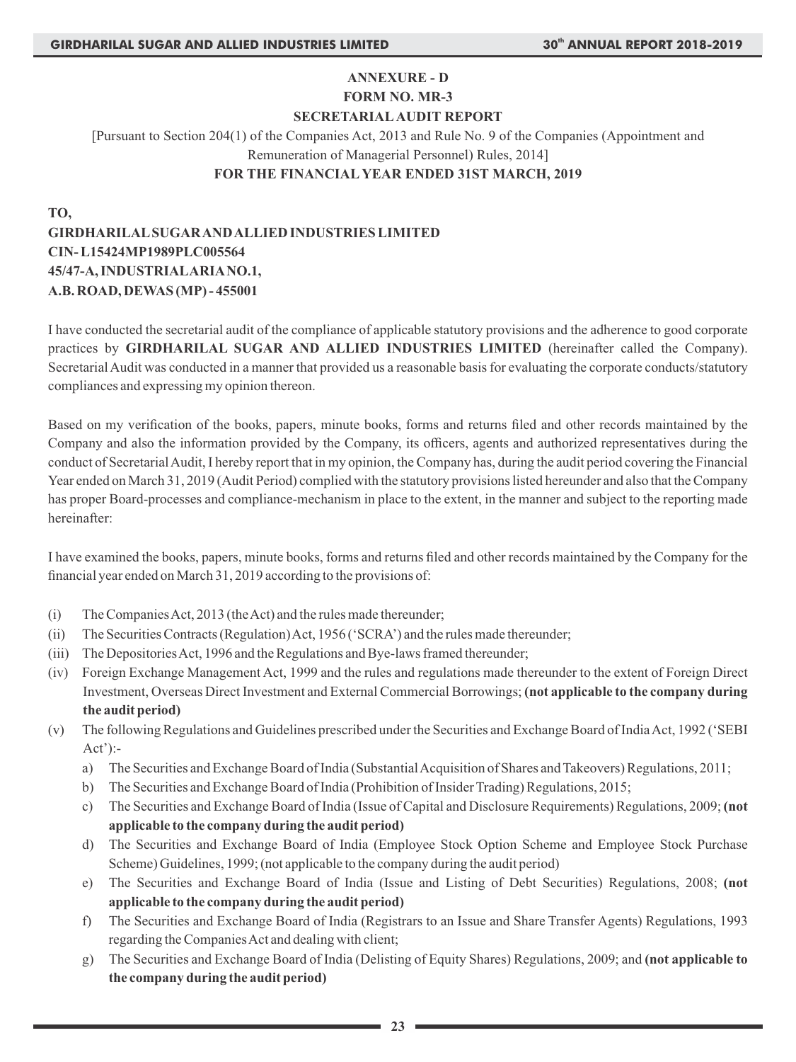## ANNEXURE - D

## FORM NO. MR-3

## SECRETARIAL AUDIT REPORT

[Pursuant to Section 204(1) of the Companies Act, 2013 and Rule No. 9 of the Companies (Appointment and Remuneration of Managerial Personnel) Rules, 2014]

**FOR THE FINANCIAL YEAR ENDED 31ST MARCH, 2019**

**TO,**
**GIRDHARILAL SUGAR AND ALLIED INDUSTRIES LIMITED**
**CIN- L15424MP1989PLC005564**
**45/47-A, INDUSTRIAL ARIA NO.1,**
**A.B. ROAD, DEWAS (MP) - 455001**

I have conducted the secretarial audit of the compliance of applicable statutory provisions and the adherence to good corporate practices by **GIRDHARILAL SUGAR AND ALLIED INDUSTRIES LIMITED** (hereinafter called the Company). Secretarial Audit was conducted in a manner that provided us a reasonable basis for evaluating the corporate conducts/statutory compliances and expressing my opinion thereon.

Based on my verification of the books, papers, minute books, forms and returns filed and other records maintained by the Company and also the information provided by the Company, its officers, agents and authorized representatives during the conduct of Secretarial Audit, I hereby report that in my opinion, the Company has, during the audit period covering the Financial Year ended on March 31, 2019 (Audit Period) complied with the statutory provisions listed hereunder and also that the Company has proper Board-processes and compliance-mechanism in place to the extent, in the manner and subject to the reporting made hereinafter:

I have examined the books, papers, minute books, forms and returns filed and other records maintained by the Company for the financial year ended on March 31, 2019 according to the provisions of:

(i) The Companies Act, 2013 (the Act) and the rules made thereunder;

(ii) The Securities Contracts (Regulation) Act, 1956 ('SCRA') and the rules made thereunder;

(iii) The Depositories Act, 1996 and the Regulations and Bye-laws framed thereunder;

(iv) Foreign Exchange Management Act, 1999 and the rules and regulations made thereunder to the extent of Foreign Direct Investment, Overseas Direct Investment and External Commercial Borrowings; **(not applicable to the company during the audit period)**

(v) The following Regulations and Guidelines prescribed under the Securities and Exchange Board of India Act, 1992 ('SEBI Act'):-

   a) The Securities and Exchange Board of India (Substantial Acquisition of Shares and Takeovers) Regulations, 2011;

   b) The Securities and Exchange Board of India (Prohibition of Insider Trading) Regulations, 2015;

   c) The Securities and Exchange Board of India (Issue of Capital and Disclosure Requirements) Regulations, 2009; **(not applicable to the company during the audit period)**

   d) The Securities and Exchange Board of India (Employee Stock Option Scheme and Employee Stock Purchase Scheme) Guidelines, 1999; (not applicable to the company during the audit period)

   e) The Securities and Exchange Board of India (Issue and Listing of Debt Securities) Regulations, 2008; **(not applicable to the company during the audit period)**

   f) The Securities and Exchange Board of India (Registrars to an Issue and Share Transfer Agents) Regulations, 1993 regarding the Companies Act and dealing with client;

   g) The Securities and Exchange Board of India (Delisting of Equity Shares) Regulations, 2009; and **(not applicable to the company during the audit period)**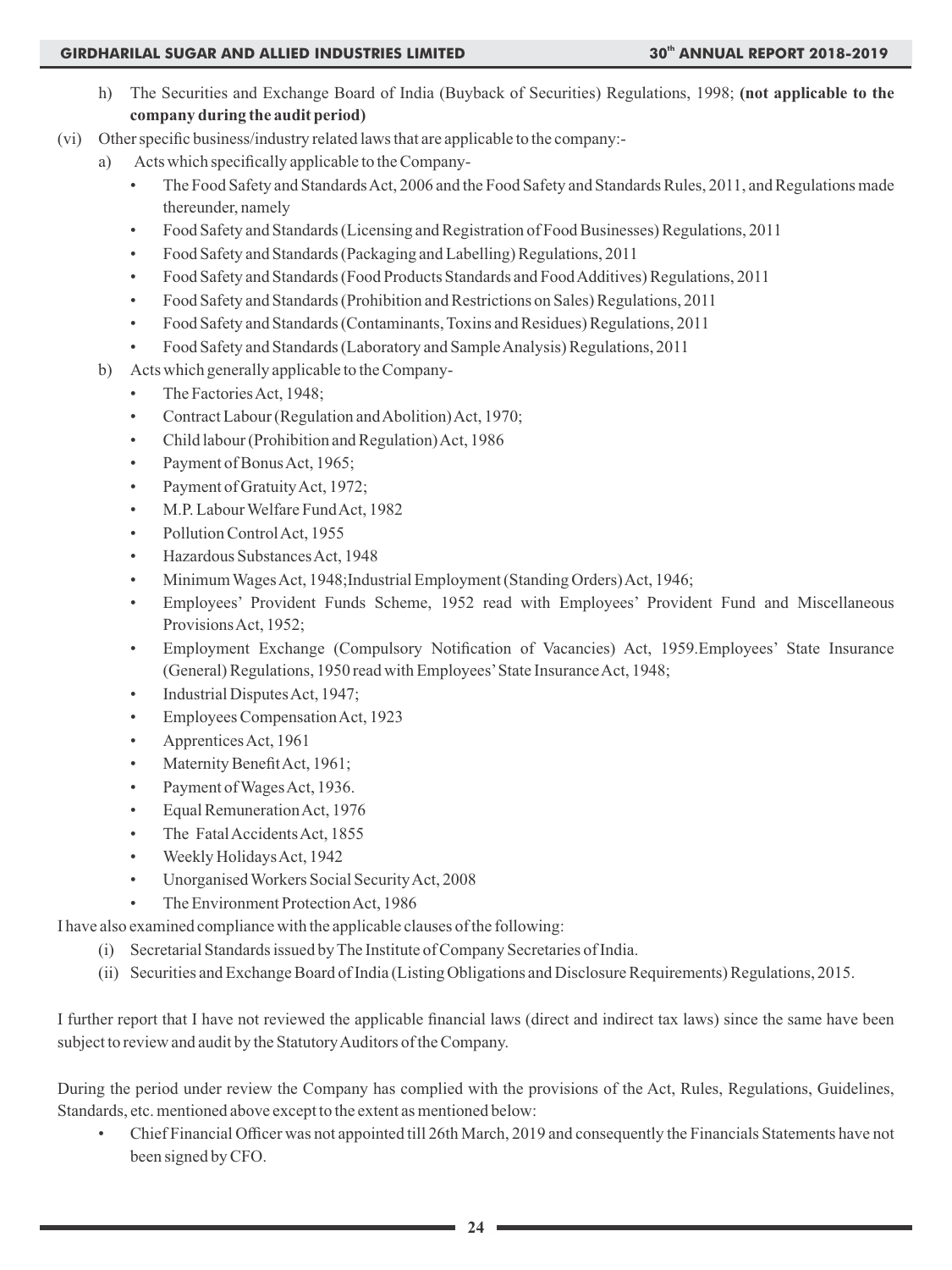h) The Securities and Exchange Board of India (Buyback of Securities) Regulations, 1998; **(not applicable to the company during the audit period)**

(vi) Other specific business/industry related laws that are applicable to the company:-

a) Acts which specifically applicable to the Company-

- The Food Safety and Standards Act, 2006 and the Food Safety and Standards Rules, 2011, and Regulations made thereunder, namely
- Food Safety and Standards (Licensing and Registration of Food Businesses) Regulations, 2011
- Food Safety and Standards (Packaging and Labelling) Regulations, 2011
- Food Safety and Standards (Food Products Standards and Food Additives) Regulations, 2011
- Food Safety and Standards (Prohibition and Restrictions on Sales) Regulations, 2011
- Food Safety and Standards (Contaminants, Toxins and Residues) Regulations, 2011
- Food Safety and Standards (Laboratory and Sample Analysis) Regulations, 2011

b) Acts which generally applicable to the Company-

- The Factories Act, 1948;
- Contract Labour (Regulation and Abolition) Act, 1970;
- Child labour (Prohibition and Regulation) Act, 1986
- Payment of Bonus Act, 1965;
- Payment of Gratuity Act, 1972;
- M.P. Labour Welfare Fund Act, 1982
- Pollution Control Act, 1955
- Hazardous Substances Act, 1948
- Minimum Wages Act, 1948;Industrial Employment (Standing Orders) Act, 1946;
- Employees' Provident Funds Scheme, 1952 read with Employees' Provident Fund and Miscellaneous Provisions Act, 1952;
- Employment Exchange (Compulsory Notification of Vacancies) Act, 1959.Employees' State Insurance (General) Regulations, 1950 read with Employees' State Insurance Act, 1948;
- Industrial Disputes Act, 1947;
- Employees Compensation Act, 1923
- Apprentices Act, 1961
- Maternity Benefit Act, 1961;
- Payment of Wages Act, 1936.
- Equal Remuneration Act, 1976
- The Fatal Accidents Act, 1855
- Weekly Holidays Act, 1942
- Unorganised Workers Social Security Act, 2008
- The Environment Protection Act, 1986

I have also examined compliance with the applicable clauses of the following:

(i) Secretarial Standards issued by The Institute of Company Secretaries of India.

(ii) Securities and Exchange Board of India (Listing Obligations and Disclosure Requirements) Regulations, 2015.

I further report that I have not reviewed the applicable financial laws (direct and indirect tax laws) since the same have been subject to review and audit by the Statutory Auditors of the Company.

During the period under review the Company has complied with the provisions of the Act, Rules, Regulations, Guidelines, Standards, etc. mentioned above except to the extent as mentioned below:

- Chief Financial Officer was not appointed till 26th March, 2019 and consequently the Financials Statements have not been signed by CFO.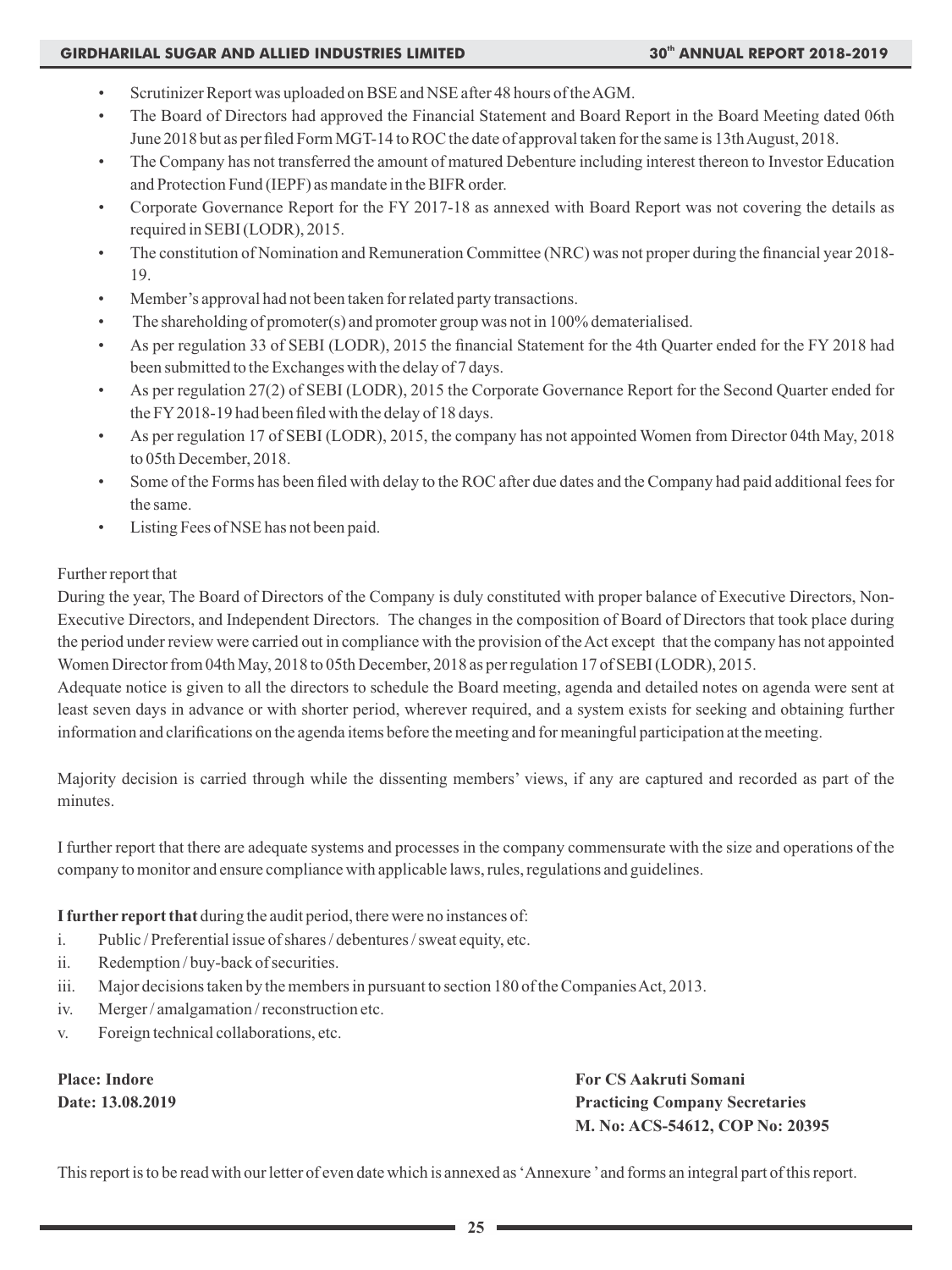- Scrutinizer Report was uploaded on BSE and NSE after 48 hours of the AGM.
- The Board of Directors had approved the Financial Statement and Board Report in the Board Meeting dated 06th June 2018 but as per filed Form MGT-14 to ROC the date of approval taken for the same is 13th August, 2018.
- The Company has not transferred the amount of matured Debenture including interest thereon to Investor Education and Protection Fund (IEPF) as mandate in the BIFR order.
- Corporate Governance Report for the FY 2017-18 as annexed with Board Report was not covering the details as required in SEBI (LODR), 2015.
- The constitution of Nomination and Remuneration Committee (NRC) was not proper during the financial year 2018-19.
- Member's approval had not been taken for related party transactions.
- The shareholding of promoter(s) and promoter group was not in 100% dematerialised.
- As per regulation 33 of SEBI (LODR), 2015 the financial Statement for the 4th Quarter ended for the FY 2018 had been submitted to the Exchanges with the delay of 7 days.
- As per regulation 27(2) of SEBI (LODR), 2015 the Corporate Governance Report for the Second Quarter ended for the FY 2018-19 had been filed with the delay of 18 days.
- As per regulation 17 of SEBI (LODR), 2015, the company has not appointed Women from Director 04th May, 2018 to 05th December, 2018.
- Some of the Forms has been filed with delay to the ROC after due dates and the Company had paid additional fees for the same.
- Listing Fees of NSE has not been paid.

Further report that

During the year, The Board of Directors of the Company is duly constituted with proper balance of Executive Directors, Non-Executive Directors, and Independent Directors. The changes in the composition of Board of Directors that took place during the period under review were carried out in compliance with the provision of the Act except that the company has not appointed Women Director from 04th May, 2018 to 05th December, 2018 as per regulation 17 of SEBI (LODR), 2015.

Adequate notice is given to all the directors to schedule the Board meeting, agenda and detailed notes on agenda were sent at least seven days in advance or with shorter period, wherever required, and a system exists for seeking and obtaining further information and clarifications on the agenda items before the meeting and for meaningful participation at the meeting.

Majority decision is carried through while the dissenting members' views, if any are captured and recorded as part of the minutes.

I further report that there are adequate systems and processes in the company commensurate with the size and operations of the company to monitor and ensure compliance with applicable laws, rules, regulations and guidelines.

**I further report that** during the audit period, there were no instances of:

i. Public / Preferential issue of shares / debentures / sweat equity, etc.
ii. Redemption / buy-back of securities.
iii. Major decisions taken by the members in pursuant to section 180 of the Companies Act, 2013.
iv. Merger / amalgamation / reconstruction etc.
v. Foreign technical collaborations, etc.

**Place: Indore**
**Date: 13.08.2019**

**For CS Aakruti Somani**
**Practicing Company Secretaries**
**M. No: ACS-54612, COP No: 20395**

This report is to be read with our letter of even date which is annexed as 'Annexure ' and forms an integral part of this report.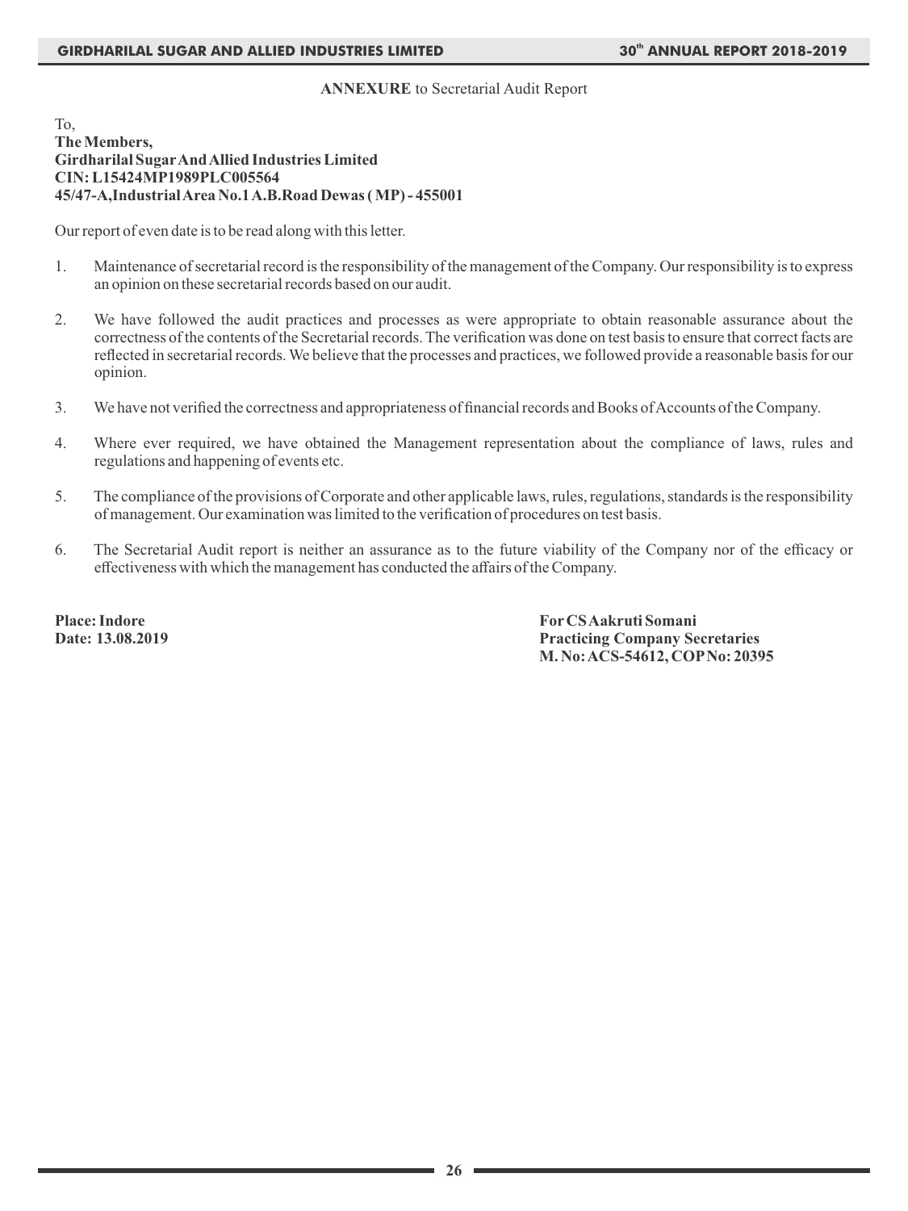**ANNEXURE** to Secretarial Audit Report

To,
**The Members,**
**Girdharilal Sugar And Allied Industries Limited**
**CIN: L15424MP1989PLC005564**
**45/47-A,Industrial Area No.1 A.B.Road Dewas ( MP) - 455001**

Our report of even date is to be read along with this letter.

1. Maintenance of secretarial record is the responsibility of the management of the Company. Our responsibility is to express an opinion on these secretarial records based on our audit.

2. We have followed the audit practices and processes as were appropriate to obtain reasonable assurance about the correctness of the contents of the Secretarial records. The verification was done on test basis to ensure that correct facts are reflected in secretarial records. We believe that the processes and practices, we followed provide a reasonable basis for our opinion.

3. We have not verified the correctness and appropriateness of financial records and Books of Accounts of the Company.

4. Where ever required, we have obtained the Management representation about the compliance of laws, rules and regulations and happening of events etc.

5. The compliance of the provisions of Corporate and other applicable laws, rules, regulations, standards is the responsibility of management. Our examination was limited to the verification of procedures on test basis.

6. The Secretarial Audit report is neither an assurance as to the future viability of the Company nor of the efficacy or effectiveness with which the management has conducted the affairs of the Company.

**Place: Indore**
**Date: 13.08.2019**

**For CS Aakruti Somani**
**Practicing Company Secretaries**
**M. No: ACS-54612, COP No: 20395**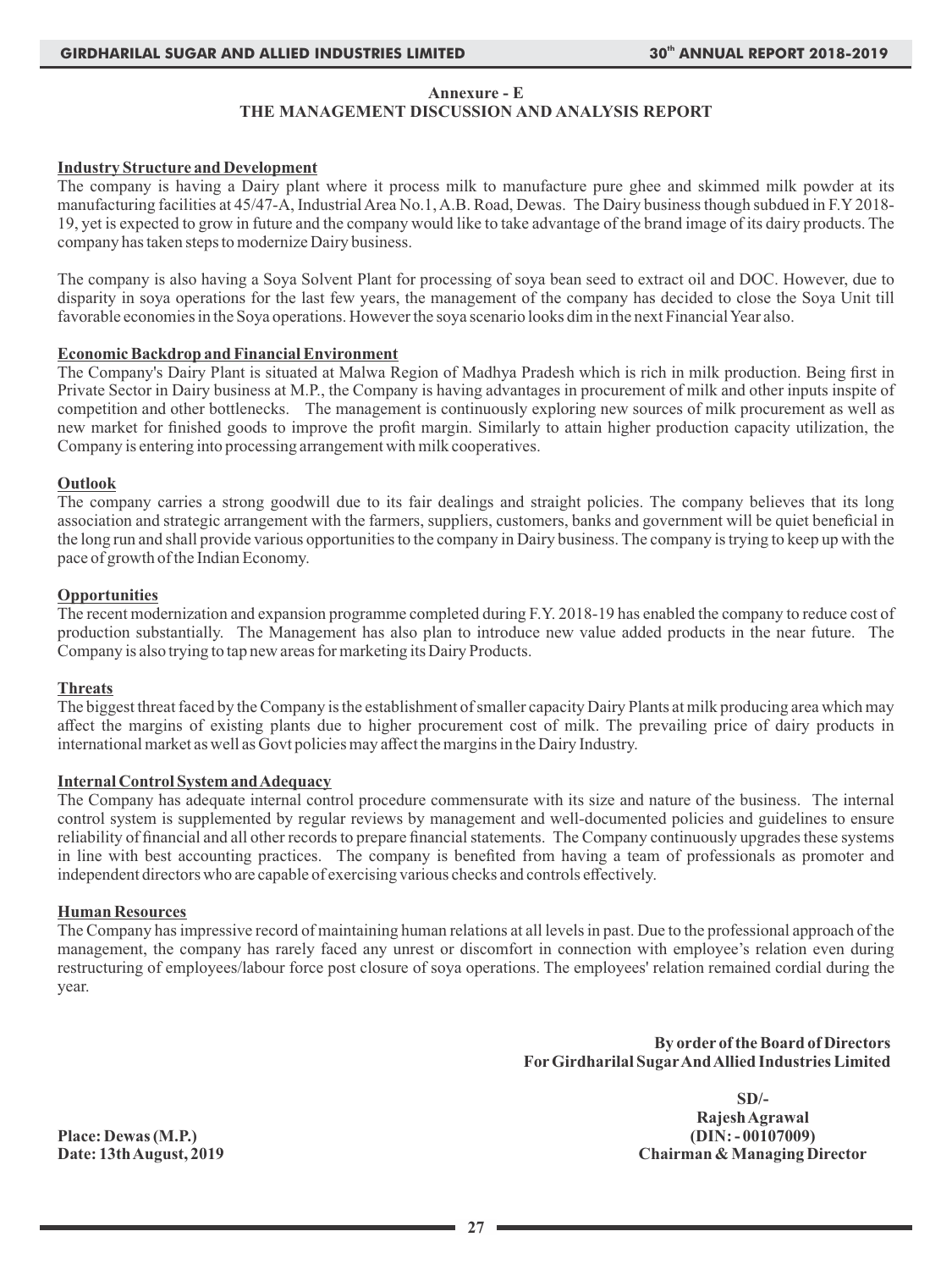## Annexure - E
## THE MANAGEMENT DISCUSSION AND ANALYSIS REPORT

### Industry Structure and Development

The company is having a Dairy plant where it process milk to manufacture pure ghee and skimmed milk powder at its manufacturing facilities at 45/47-A, Industrial Area No.1, A.B. Road, Dewas. The Dairy business though subdued in F.Y 2018-19, yet is expected to grow in future and the company would like to take advantage of the brand image of its dairy products. The company has taken steps to modernize Dairy business.

The company is also having a Soya Solvent Plant for processing of soya bean seed to extract oil and DOC. However, due to disparity in soya operations for the last few years, the management of the company has decided to close the Soya Unit till favorable economies in the Soya operations. However the soya scenario looks dim in the next Financial Year also.

### Economic Backdrop and Financial Environment

The Company's Dairy Plant is situated at Malwa Region of Madhya Pradesh which is rich in milk production. Being first in Private Sector in Dairy business at M.P., the Company is having advantages in procurement of milk and other inputs inspite of competition and other bottlenecks. The management is continuously exploring new sources of milk procurement as well as new market for finished goods to improve the profit margin. Similarly to attain higher production capacity utilization, the Company is entering into processing arrangement with milk cooperatives.

### Outlook

The company carries a strong goodwill due to its fair dealings and straight policies. The company believes that its long association and strategic arrangement with the farmers, suppliers, customers, banks and government will be quiet beneficial in the long run and shall provide various opportunities to the company in Dairy business. The company is trying to keep up with the pace of growth of the Indian Economy.

### Opportunities

The recent modernization and expansion programme completed during F.Y. 2018-19 has enabled the company to reduce cost of production substantially. The Management has also plan to introduce new value added products in the near future. The Company is also trying to tap new areas for marketing its Dairy Products.

### Threats

The biggest threat faced by the Company is the establishment of smaller capacity Dairy Plants at milk producing area which may affect the margins of existing plants due to higher procurement cost of milk. The prevailing price of dairy products in international market as well as Govt policies may affect the margins in the Dairy Industry.

### Internal Control System and Adequacy

The Company has adequate internal control procedure commensurate with its size and nature of the business. The internal control system is supplemented by regular reviews by management and well-documented policies and guidelines to ensure reliability of financial and all other records to prepare financial statements. The Company continuously upgrades these systems in line with best accounting practices. The company is benefited from having a team of professionals as promoter and independent directors who are capable of exercising various checks and controls effectively.

### Human Resources

The Company has impressive record of maintaining human relations at all levels in past. Due to the professional approach of the management, the company has rarely faced any unrest or discomfort in connection with employee's relation even during restructuring of employees/labour force post closure of soya operations. The employees' relation remained cordial during the year.

**By order of the Board of Directors**
**For Girdharilal Sugar And Allied Industries Limited**

**SD/-**
**Rajesh Agrawal**
**(DIN: - 00107009)**
**Chairman & Managing Director**

**Place: Dewas (M.P.)**
**Date: 13th August, 2019**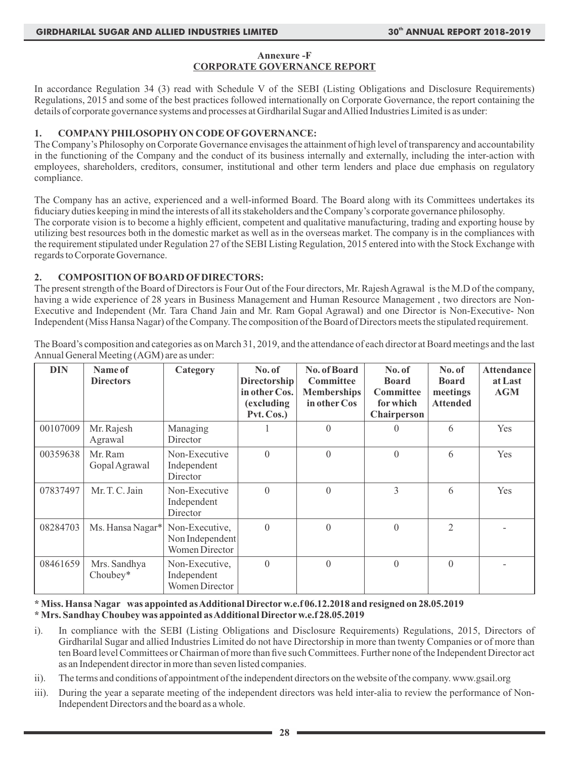**Annexure -F**
**CORPORATE GOVERNANCE REPORT**

In accordance Regulation 34 (3) read with Schedule V of the SEBI (Listing Obligations and Disclosure Requirements) Regulations, 2015 and some of the best practices followed internationally on Corporate Governance, the report containing the details of corporate governance systems and processes at Girdharilal Sugar and Allied Industries Limited is as under:

## 1. COMPANY PHILOSOPHY ON CODE OF GOVERNANCE:

The Company's Philosophy on Corporate Governance envisages the attainment of high level of transparency and accountability in the functioning of the Company and the conduct of its business internally and externally, including the inter-action with employees, shareholders, creditors, consumer, institutional and other term lenders and place due emphasis on regulatory compliance.

The Company has an active, experienced and a well-informed Board. The Board along with its Committees undertakes its fiduciary duties keeping in mind the interests of all its stakeholders and the Company's corporate governance philosophy. The corporate vision is to become a highly efficient, competent and qualitative manufacturing, trading and exporting house by utilizing best resources both in the domestic market as well as in the overseas market. The company is in the compliances with the requirement stipulated under Regulation 27 of the SEBI Listing Regulation, 2015 entered into with the Stock Exchange with regards to Corporate Governance.

## 2. COMPOSITION OF BOARD OF DIRECTORS:

The present strength of the Board of Directors is Four Out of the Four directors, Mr. Rajesh Agrawal is the M.D of the company, having a wide experience of 28 years in Business Management and Human Resource Management , two directors are Non-Executive and Independent (Mr. Tara Chand Jain and Mr. Ram Gopal Agrawal) and one Director is Non-Executive- Non Independent (Miss Hansa Nagar) of the Company. The composition of the Board of Directors meets the stipulated requirement.

The Board's composition and categories as on March 31, 2019, and the attendance of each director at Board meetings and the last Annual General Meeting (AGM) are as under:

| DIN | Name of Directors | Category | No. of Directorship in other Cos. (excluding Pvt. Cos.) | No. of Board Committee Memberships in other Cos | No. of Board Committee for which Chairperson | No. of Board meetings Attended | Attendance at Last AGM |
|---|---|---|---|---|---|---|---|
| 00107009 | Mr. Rajesh Agrawal | Managing Director | 1 | 0 | 0 | 6 | Yes |
| 00359638 | Mr. Ram Gopal Agrawal | Non-Executive Independent Director | 0 | 0 | 0 | 6 | Yes |
| 07837497 | Mr. T. C. Jain | Non-Executive Independent Director | 0 | 0 | 3 | 6 | Yes |
| 08284703 | Ms. Hansa Nagar* | Non-Executive, Non Independent Women Director | 0 | 0 | 0 | 2 | - |
| 08461659 | Mrs. Sandhya Choubey* | Non-Executive, Independent Women Director | 0 | 0 | 0 | 0 | - |

**\* Miss. Hansa Nagar was appointed as Additional Director w.e.f 06.12.2018 and resigned on 28.05.2019**
**\* Mrs. Sandhay Choubey was appointed as Additional Director w.e.f 28.05.2019**

i). In compliance with the SEBI (Listing Obligations and Disclosure Requirements) Regulations, 2015, Directors of Girdharilal Sugar and allied Industries Limited do not have Directorship in more than twenty Companies or of more than ten Board level Committees or Chairman of more than five such Committees. Further none of the Independent Director act as an Independent director in more than seven listed companies.

ii). The terms and conditions of appointment of the independent directors on the website of the company. www.gsail.org

iii). During the year a separate meeting of the independent directors was held inter-alia to review the performance of Non-Independent Directors and the board as a whole.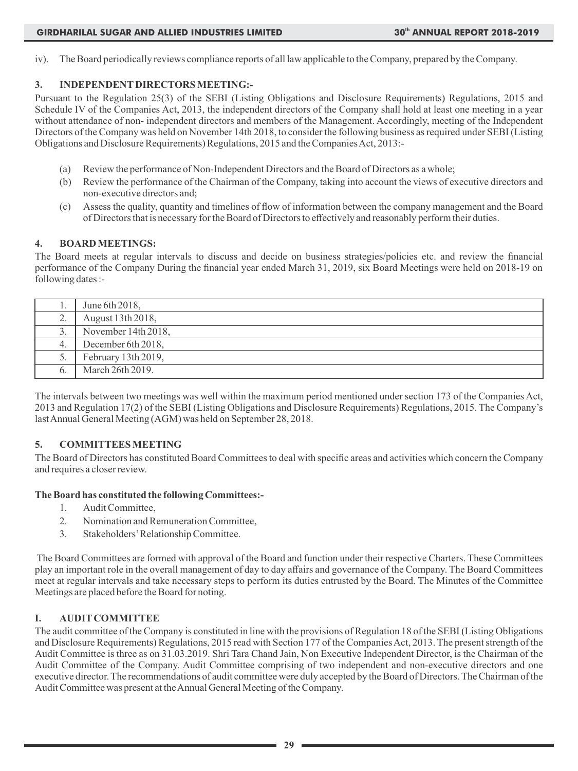iv). The Board periodically reviews compliance reports of all law applicable to the Company, prepared by the Company.

### 3. INDEPENDENT DIRECTORS MEETING:-

Pursuant to the Regulation 25(3) of the SEBI (Listing Obligations and Disclosure Requirements) Regulations, 2015 and Schedule IV of the Companies Act, 2013, the independent directors of the Company shall hold at least one meeting in a year without attendance of non- independent directors and members of the Management. Accordingly, meeting of the Independent Directors of the Company was held on November 14th 2018, to consider the following business as required under SEBI (Listing Obligations and Disclosure Requirements) Regulations, 2015 and the Companies Act, 2013:-

(a) Review the performance of Non-Independent Directors and the Board of Directors as a whole;

(b) Review the performance of the Chairman of the Company, taking into account the views of executive directors and non-executive directors and;

(c) Assess the quality, quantity and timelines of flow of information between the company management and the Board of Directors that is necessary for the Board of Directors to effectively and reasonably perform their duties.

### 4. BOARD MEETINGS:

The Board meets at regular intervals to discuss and decide on business strategies/policies etc. and review the financial performance of the Company During the financial year ended March 31, 2019, six Board Meetings were held on 2018-19 on following dates :-

| | |
|---|---|
| 1. | June 6th 2018, |
| 2. | August 13th 2018, |
| 3. | November 14th 2018, |
| 4. | December 6th 2018, |
| 5. | February 13th 2019, |
| 6. | March 26th 2019. |

The intervals between two meetings was well within the maximum period mentioned under section 173 of the Companies Act, 2013 and Regulation 17(2) of the SEBI (Listing Obligations and Disclosure Requirements) Regulations, 2015. The Company's last Annual General Meeting (AGM) was held on September 28, 2018.

### 5. COMMITTEES MEETING

The Board of Directors has constituted Board Committees to deal with specific areas and activities which concern the Company and requires a closer review.

**The Board has constituted the following Committees:-**

1. Audit Committee,
2. Nomination and Remuneration Committee,
3. Stakeholders' Relationship Committee.

The Board Committees are formed with approval of the Board and function under their respective Charters. These Committees play an important role in the overall management of day to day affairs and governance of the Company. The Board Committees meet at regular intervals and take necessary steps to perform its duties entrusted by the Board. The Minutes of the Committee Meetings are placed before the Board for noting.

### I. AUDIT COMMITTEE

The audit committee of the Company is constituted in line with the provisions of Regulation 18 of the SEBI (Listing Obligations and Disclosure Requirements) Regulations, 2015 read with Section 177 of the Companies Act, 2013. The present strength of the Audit Committee is three as on 31.03.2019. Shri Tara Chand Jain, Non Executive Independent Director, is the Chairman of the Audit Committee of the Company. Audit Committee comprising of two independent and non-executive directors and one executive director. The recommendations of audit committee were duly accepted by the Board of Directors. The Chairman of the Audit Committee was present at the Annual General Meeting of the Company.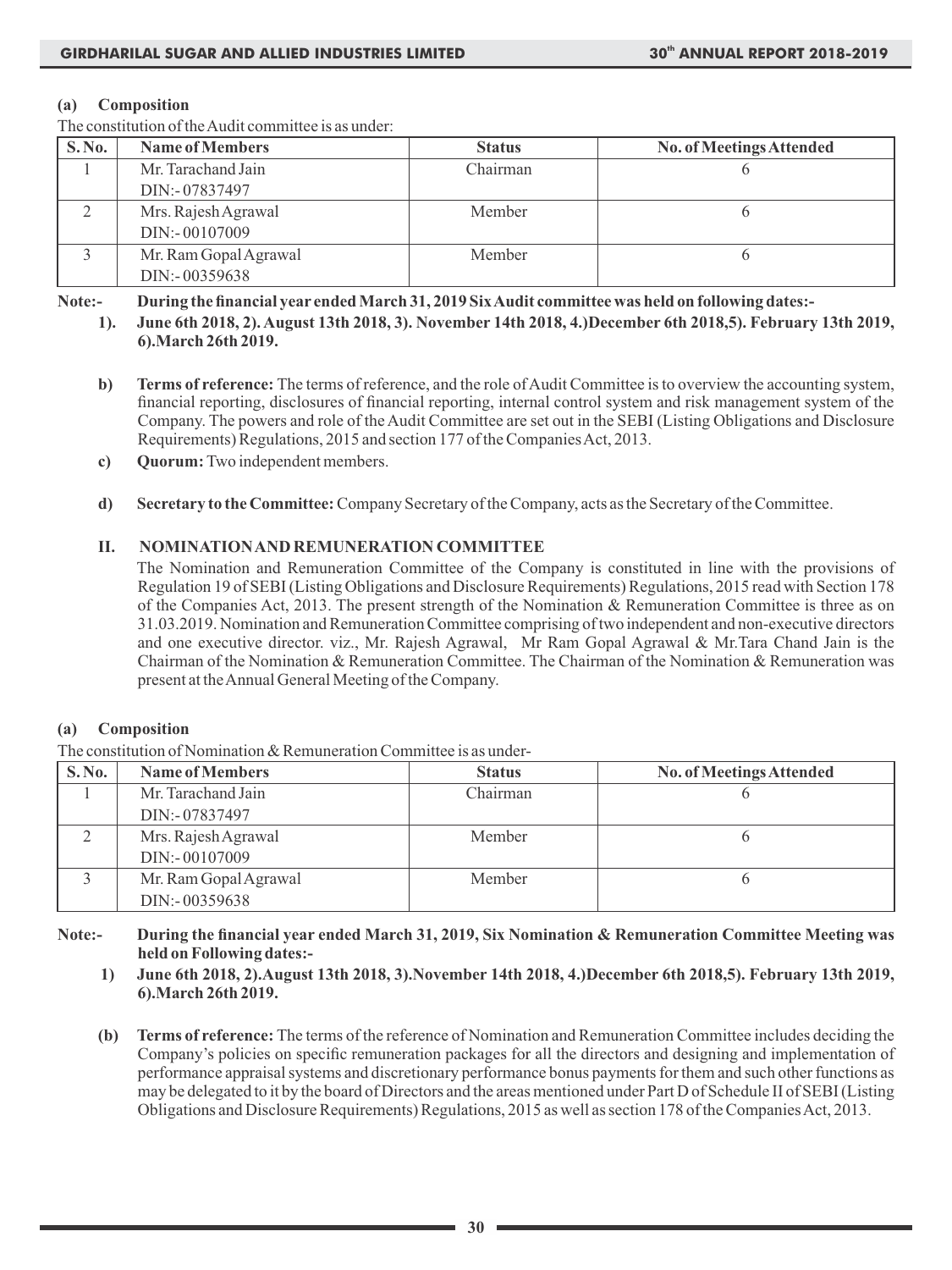**(a) Composition**

The constitution of the Audit committee is as under:

| S. No. | Name of Members | Status | No. of Meetings Attended |
|---|---|---|---|
| 1 | Mr. Tarachand Jain<br>DIN:- 07837497 | Chairman | 6 |
| 2 | Mrs. Rajesh Agrawal<br>DIN:- 00107009 | Member | 6 |
| 3 | Mr. Ram Gopal Agrawal<br>DIN:- 00359638 | Member | 6 |

**Note:- During the financial year ended March 31, 2019 Six Audit committee was held on following dates:-**

**1). June 6th 2018, 2). August 13th 2018, 3). November 14th 2018, 4.)December 6th 2018,5). February 13th 2019, 6).March 26th 2019.**

**b) Terms of reference:** The terms of reference, and the role of Audit Committee is to overview the accounting system, financial reporting, disclosures of financial reporting, internal control system and risk management system of the Company. The powers and role of the Audit Committee are set out in the SEBI (Listing Obligations and Disclosure Requirements) Regulations, 2015 and section 177 of the Companies Act, 2013.

**c) Quorum:** Two independent members.

**d) Secretary to the Committee:** Company Secretary of the Company, acts as the Secretary of the Committee.

## II. NOMINATION AND REMUNERATION COMMITTEE

The Nomination and Remuneration Committee of the Company is constituted in line with the provisions of Regulation 19 of SEBI (Listing Obligations and Disclosure Requirements) Regulations, 2015 read with Section 178 of the Companies Act, 2013. The present strength of the Nomination & Remuneration Committee is three as on 31.03.2019. Nomination and Remuneration Committee comprising of two independent and non-executive directors and one executive director. viz., Mr. Rajesh Agrawal, Mr Ram Gopal Agrawal & Mr.Tara Chand Jain is the Chairman of the Nomination & Remuneration Committee. The Chairman of the Nomination & Remuneration was present at the Annual General Meeting of the Company.

**(a) Composition**

The constitution of Nomination & Remuneration Committee is as under-

| S. No. | Name of Members | Status | No. of Meetings Attended |
|---|---|---|---|
| 1 | Mr. Tarachand Jain<br>DIN:- 07837497 | Chairman | 6 |
| 2 | Mrs. Rajesh Agrawal<br>DIN:- 00107009 | Member | 6 |
| 3 | Mr. Ram Gopal Agrawal<br>DIN:- 00359638 | Member | 6 |

**Note:- During the financial year ended March 31, 2019, Six Nomination & Remuneration Committee Meeting was held on Following dates:-**

**1) June 6th 2018, 2).August 13th 2018, 3).November 14th 2018, 4.)December 6th 2018,5). February 13th 2019, 6).March 26th 2019.**

**(b) Terms of reference:** The terms of the reference of Nomination and Remuneration Committee includes deciding the Company's policies on specific remuneration packages for all the directors and designing and implementation of performance appraisal systems and discretionary performance bonus payments for them and such other functions as may be delegated to it by the board of Directors and the areas mentioned under Part D of Schedule II of SEBI (Listing Obligations and Disclosure Requirements) Regulations, 2015 as well as section 178 of the Companies Act, 2013.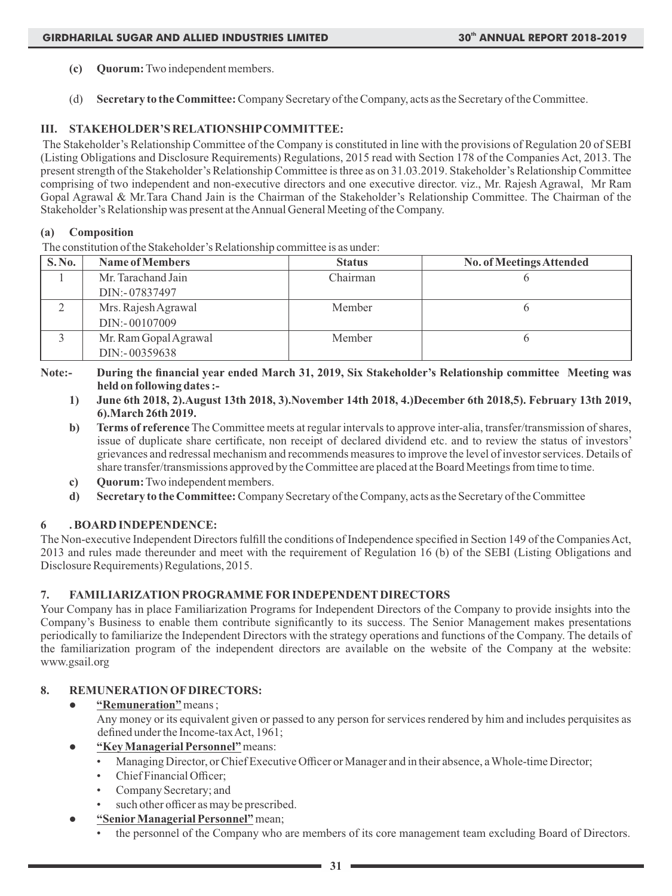**(c) Quorum:** Two independent members.

(d) **Secretary to the Committee:** Company Secretary of the Company, acts as the Secretary of the Committee.

### III. STAKEHOLDER'S RELATIONSHIP COMMITTEE:

The Stakeholder's Relationship Committee of the Company is constituted in line with the provisions of Regulation 20 of SEBI (Listing Obligations and Disclosure Requirements) Regulations, 2015 read with Section 178 of the Companies Act, 2013. The present strength of the Stakeholder's Relationship Committee is three as on 31.03.2019. Stakeholder's Relationship Committee comprising of two independent and non-executive directors and one executive director. viz., Mr. Rajesh Agrawal, Mr Ram Gopal Agrawal & Mr.Tara Chand Jain is the Chairman of the Stakeholder's Relationship Committee. The Chairman of the Stakeholder's Relationship was present at the Annual General Meeting of the Company.

**(a) Composition**

The constitution of the Stakeholder's Relationship committee is as under:

| S. No. | Name of Members | Status | No. of Meetings Attended |
|---|---|---|---|
| 1 | Mr. Tarachand Jain DIN:- 07837497 | Chairman | 6 |
| 2 | Mrs. Rajesh Agrawal DIN:- 00107009 | Member | 6 |
| 3 | Mr. Ram Gopal Agrawal DIN:- 00359638 | Member | 6 |

**Note:- During the financial year ended March 31, 2019, Six Stakeholder's Relationship committee Meeting was held on following dates :-**

**1) June 6th 2018, 2).August 13th 2018, 3).November 14th 2018, 4.)December 6th 2018,5). February 13th 2019, 6).March 26th 2019.**

**b) Terms of reference** The Committee meets at regular intervals to approve inter-alia, transfer/transmission of shares, issue of duplicate share certificate, non receipt of declared dividend etc. and to review the status of investors' grievances and redressal mechanism and recommends measures to improve the level of investor services. Details of share transfer/transmissions approved by the Committee are placed at the Board Meetings from time to time.

**c) Quorum:** Two independent members.

**d) Secretary to the Committee:** Company Secretary of the Company, acts as the Secretary of the Committee

### 6 . BOARD INDEPENDENCE:

The Non-executive Independent Directors fulfill the conditions of Independence specified in Section 149 of the Companies Act, 2013 and rules made thereunder and meet with the requirement of Regulation 16 (b) of the SEBI (Listing Obligations and Disclosure Requirements) Regulations, 2015.

### 7. FAMILIARIZATION PROGRAMME FOR INDEPENDENT DIRECTORS

Your Company has in place Familiarization Programs for Independent Directors of the Company to provide insights into the Company's Business to enable them contribute significantly to its success. The Senior Management makes presentations periodically to familiarize the Independent Directors with the strategy operations and functions of the Company. The details of the familiarization program of the independent directors are available on the website of the Company at the website: www.gsail.org

### 8. REMUNERATION OF DIRECTORS:

- **"Remuneration"** means ;

  Any money or its equivalent given or passed to any person for services rendered by him and includes perquisites as defined under the Income-tax Act, 1961;

- **"Key Managerial Personnel"** means:
  - Managing Director, or Chief Executive Officer or Manager and in their absence, a Whole-time Director;
  - Chief Financial Officer;
  - Company Secretary; and
  - such other officer as may be prescribed.

- **"Senior Managerial Personnel"** mean;
  - the personnel of the Company who are members of its core management team excluding Board of Directors.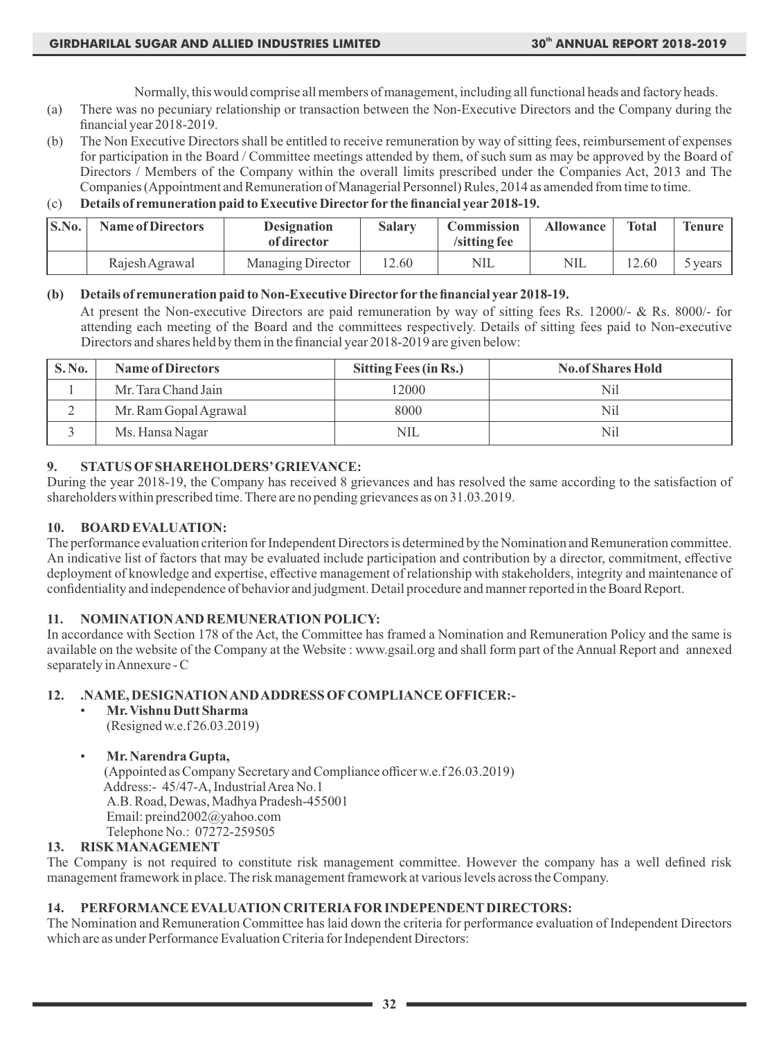Normally, this would comprise all members of management, including all functional heads and factory heads.

(a) There was no pecuniary relationship or transaction between the Non-Executive Directors and the Company during the financial year 2018-2019.

(b) The Non Executive Directors shall be entitled to receive remuneration by way of sitting fees, reimbursement of expenses for participation in the Board / Committee meetings attended by them, of such sum as may be approved by the Board of Directors / Members of the Company within the overall limits prescribed under the Companies Act, 2013 and The Companies (Appointment and Remuneration of Managerial Personnel) Rules, 2014 as amended from time to time.

(c) **Details of remuneration paid to Executive Director for the financial year 2018-19.**

| S.No. | Name of Directors | Designation of director | Salary | Commission /sitting fee | Allowance | Total | Tenure |
|---|---|---|---|---|---|---|---|
| | Rajesh Agrawal | Managing Director | 12.60 | NIL | NIL | 12.60 | 5 years |

**(b) Details of remuneration paid to Non-Executive Director for the financial year 2018-19.**

At present the Non-executive Directors are paid remuneration by way of sitting fees Rs. 12000/- & Rs. 8000/- for attending each meeting of the Board and the committees respectively. Details of sitting fees paid to Non-executive Directors and shares held by them in the financial year 2018-2019 are given below:

| S. No. | Name of Directors | Sitting Fees (in Rs.) | No.of Shares Hold |
|---|---|---|---|
| 1 | Mr. Tara Chand Jain | 12000 | Nil |
| 2 | Mr. Ram Gopal Agrawal | 8000 | Nil |
| 3 | Ms. Hansa Nagar | NIL | Nil |

**9. STATUS OF SHAREHOLDERS' GRIEVANCE:**

During the year 2018-19, the Company has received 8 grievances and has resolved the same according to the satisfaction of shareholders within prescribed time. There are no pending grievances as on 31.03.2019.

**10. BOARD EVALUATION:**

The performance evaluation criterion for Independent Directors is determined by the Nomination and Remuneration committee. An indicative list of factors that may be evaluated include participation and contribution by a director, commitment, effective deployment of knowledge and expertise, effective management of relationship with stakeholders, integrity and maintenance of confidentiality and independence of behavior and judgment. Detail procedure and manner reported in the Board Report.

**11. NOMINATION AND REMUNERATION POLICY:**

In accordance with Section 178 of the Act, the Committee has framed a Nomination and Remuneration Policy and the same is available on the website of the Company at the Website : www.gsail.org and shall form part of the Annual Report and annexed separately in Annexure - C

**12. .NAME, DESIGNATION AND ADDRESS OF COMPLIANCE OFFICER:-**

- **Mr. Vishnu Dutt Sharma**
  (Resigned w.e.f 26.03.2019)

- **Mr. Narendra Gupta,**
  (Appointed as Company Secretary and Compliance officer w.e.f 26.03.2019)
  Address:- 45/47-A, Industrial Area No.1
  A.B. Road, Dewas, Madhya Pradesh-455001
  Email: preind2002@yahoo.com
  Telephone No.: 07272-259505

**13. RISK MANAGEMENT**

The Company is not required to constitute risk management committee. However the company has a well defined risk management framework in place. The risk management framework at various levels across the Company.

**14. PERFORMANCE EVALUATION CRITERIA FOR INDEPENDENT DIRECTORS:**

The Nomination and Remuneration Committee has laid down the criteria for performance evaluation of Independent Directors which are as under Performance Evaluation Criteria for Independent Directors: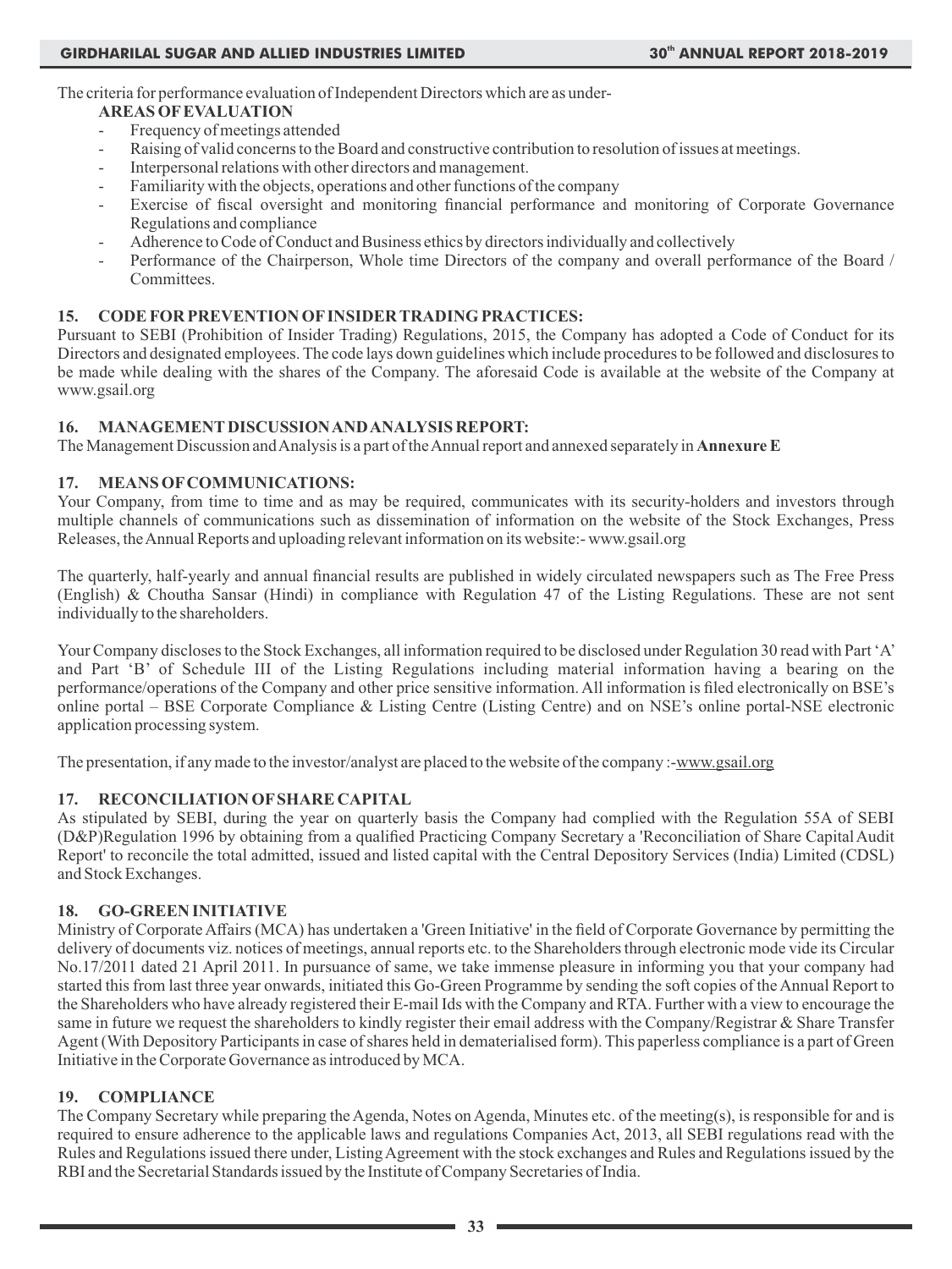The criteria for performance evaluation of Independent Directors which are as under-

**AREAS OF EVALUATION**

- Frequency of meetings attended
- Raising of valid concerns to the Board and constructive contribution to resolution of issues at meetings.
- Interpersonal relations with other directors and management.
- Familiarity with the objects, operations and other functions of the company
- Exercise of fiscal oversight and monitoring financial performance and monitoring of Corporate Governance Regulations and compliance
- Adherence to Code of Conduct and Business ethics by directors individually and collectively
- Performance of the Chairperson, Whole time Directors of the company and overall performance of the Board / Committees.

**15. CODE FOR PREVENTION OF INSIDER TRADING PRACTICES:**

Pursuant to SEBI (Prohibition of Insider Trading) Regulations, 2015, the Company has adopted a Code of Conduct for its Directors and designated employees. The code lays down guidelines which include procedures to be followed and disclosures to be made while dealing with the shares of the Company. The aforesaid Code is available at the website of the Company at www.gsail.org

**16. MANAGEMENT DISCUSSION AND ANALYSIS REPORT:**

The Management Discussion and Analysis is a part of the Annual report and annexed separately in **Annexure E**

**17. MEANS OF COMMUNICATIONS:**

Your Company, from time to time and as may be required, communicates with its security-holders and investors through multiple channels of communications such as dissemination of information on the website of the Stock Exchanges, Press Releases, the Annual Reports and uploading relevant information on its website:- www.gsail.org

The quarterly, half-yearly and annual financial results are published in widely circulated newspapers such as The Free Press (English) & Choutha Sansar (Hindi) in compliance with Regulation 47 of the Listing Regulations. These are not sent individually to the shareholders.

Your Company discloses to the Stock Exchanges, all information required to be disclosed under Regulation 30 read with Part 'A' and Part 'B' of Schedule III of the Listing Regulations including material information having a bearing on the performance/operations of the Company and other price sensitive information. All information is filed electronically on BSE's online portal – BSE Corporate Compliance & Listing Centre (Listing Centre) and on NSE's online portal-NSE electronic application processing system.

The presentation, if any made to the investor/analyst are placed to the website of the company :-www.gsail.org

**17. RECONCILIATION OF SHARE CAPITAL**

As stipulated by SEBI, during the year on quarterly basis the Company had complied with the Regulation 55A of SEBI (D&P)Regulation 1996 by obtaining from a qualified Practicing Company Secretary a 'Reconciliation of Share Capital Audit Report' to reconcile the total admitted, issued and listed capital with the Central Depository Services (India) Limited (CDSL) and Stock Exchanges.

**18. GO-GREEN INITIATIVE**

Ministry of Corporate Affairs (MCA) has undertaken a 'Green Initiative' in the field of Corporate Governance by permitting the delivery of documents viz. notices of meetings, annual reports etc. to the Shareholders through electronic mode vide its Circular No.17/2011 dated 21 April 2011. In pursuance of same, we take immense pleasure in informing you that your company had started this from last three year onwards, initiated this Go-Green Programme by sending the soft copies of the Annual Report to the Shareholders who have already registered their E-mail Ids with the Company and RTA. Further with a view to encourage the same in future we request the shareholders to kindly register their email address with the Company/Registrar & Share Transfer Agent (With Depository Participants in case of shares held in dematerialised form). This paperless compliance is a part of Green Initiative in the Corporate Governance as introduced by MCA.

**19. COMPLIANCE**

The Company Secretary while preparing the Agenda, Notes on Agenda, Minutes etc. of the meeting(s), is responsible for and is required to ensure adherence to the applicable laws and regulations Companies Act, 2013, all SEBI regulations read with the Rules and Regulations issued there under, Listing Agreement with the stock exchanges and Rules and Regulations issued by the RBI and the Secretarial Standards issued by the Institute of Company Secretaries of India.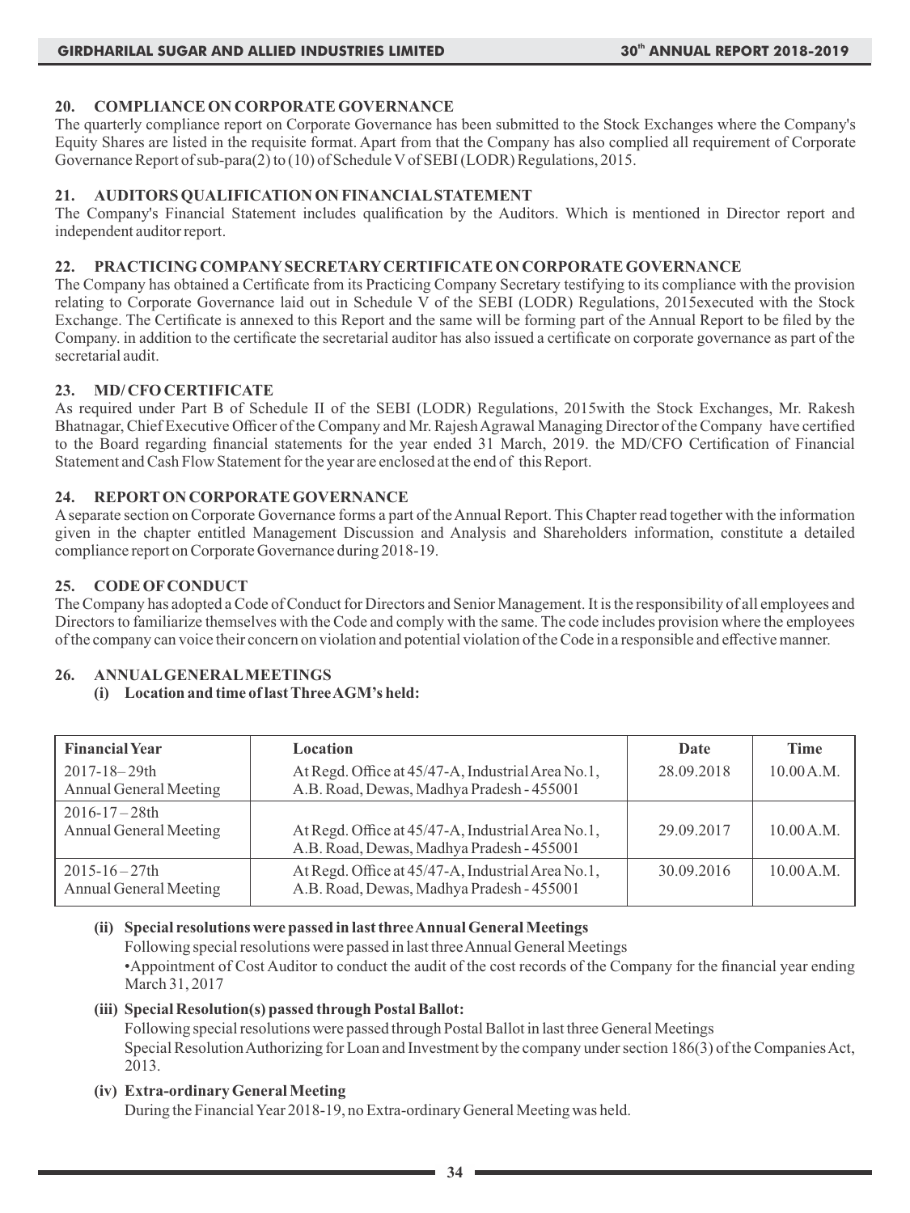## 20. COMPLIANCE ON CORPORATE GOVERNANCE

The quarterly compliance report on Corporate Governance has been submitted to the Stock Exchanges where the Company's Equity Shares are listed in the requisite format. Apart from that the Company has also complied all requirement of Corporate Governance Report of sub-para(2) to (10) of Schedule V of SEBI (LODR) Regulations, 2015.

## 21. AUDITORS QUALIFICATION ON FINANCIAL STATEMENT

The Company's Financial Statement includes qualification by the Auditors. Which is mentioned in Director report and independent auditor report.

## 22. PRACTICING COMPANY SECRETARY CERTIFICATE ON CORPORATE GOVERNANCE

The Company has obtained a Certificate from its Practicing Company Secretary testifying to its compliance with the provision relating to Corporate Governance laid out in Schedule V of the SEBI (LODR) Regulations, 2015executed with the Stock Exchange. The Certificate is annexed to this Report and the same will be forming part of the Annual Report to be filed by the Company. in addition to the certificate the secretarial auditor has also issued a certificate on corporate governance as part of the secretarial audit.

## 23. MD/ CFO CERTIFICATE

As required under Part B of Schedule II of the SEBI (LODR) Regulations, 2015with the Stock Exchanges, Mr. Rakesh Bhatnagar, Chief Executive Officer of the Company and Mr. Rajesh Agrawal Managing Director of the Company have certified to the Board regarding financial statements for the year ended 31 March, 2019. the MD/CFO Certification of Financial Statement and Cash Flow Statement for the year are enclosed at the end of this Report.

## 24. REPORT ON CORPORATE GOVERNANCE

A separate section on Corporate Governance forms a part of the Annual Report. This Chapter read together with the information given in the chapter entitled Management Discussion and Analysis and Shareholders information, constitute a detailed compliance report on Corporate Governance during 2018-19.

## 25. CODE OF CONDUCT

The Company has adopted a Code of Conduct for Directors and Senior Management. It is the responsibility of all employees and Directors to familiarize themselves with the Code and comply with the same. The code includes provision where the employees of the company can voice their concern on violation and potential violation of the Code in a responsible and effective manner.

## 26. ANNUAL GENERAL MEETINGS

**(i) Location and time of last Three AGM's held:**

| Financial Year | Location | Date | Time |
|---|---|---|---|
| 2017-18 – 29th Annual General Meeting | At Regd. Office at 45/47-A, Industrial Area No.1, A.B. Road, Dewas, Madhya Pradesh - 455001 | 28.09.2018 | 10.00 A.M. |
| 2016-17 – 28th Annual General Meeting | At Regd. Office at 45/47-A, Industrial Area No.1, A.B. Road, Dewas, Madhya Pradesh - 455001 | 29.09.2017 | 10.00 A.M. |
| 2015-16 – 27th Annual General Meeting | At Regd. Office at 45/47-A, Industrial Area No.1, A.B. Road, Dewas, Madhya Pradesh - 455001 | 30.09.2016 | 10.00 A.M. |

**(ii) Special resolutions were passed in last three Annual General Meetings**

Following special resolutions were passed in last three Annual General Meetings

•Appointment of Cost Auditor to conduct the audit of the cost records of the Company for the financial year ending March 31, 2017

**(iii) Special Resolution(s) passed through Postal Ballot:**

Following special resolutions were passed through Postal Ballot in last three General Meetings

Special Resolution Authorizing for Loan and Investment by the company under section 186(3) of the Companies Act, 2013.

**(iv) Extra-ordinary General Meeting**

During the Financial Year 2018-19, no Extra-ordinary General Meeting was held.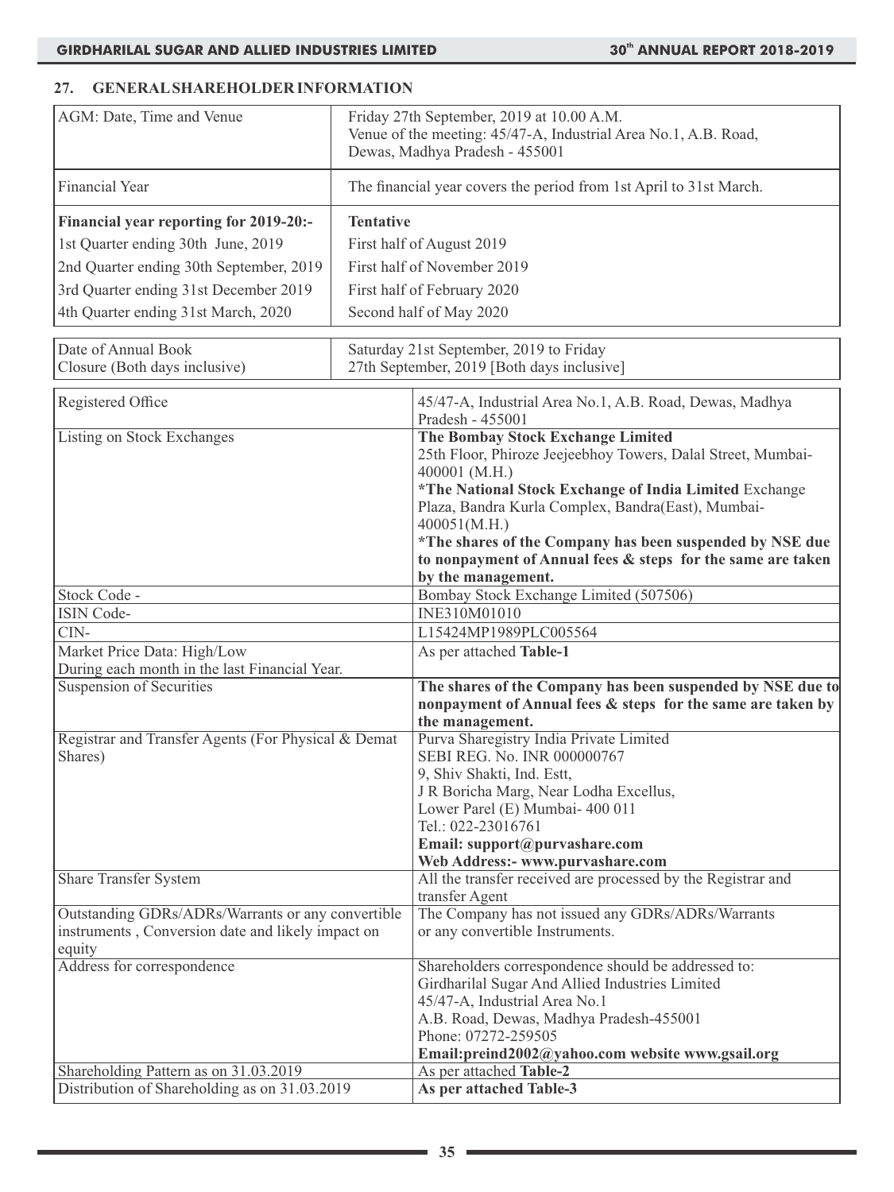## 27. GENERAL SHAREHOLDER INFORMATION

| | |
|---|---|
| AGM: Date, Time and Venue | Friday 27th September, 2019 at 10.00 A.M.<br>Venue of the meeting: 45/47-A, Industrial Area No.1, A.B. Road, Dewas, Madhya Pradesh - 455001 |
| Financial Year | The financial year covers the period from 1st April to 31st March. |
| **Financial year reporting for 2019-20:-** | **Tentative** |
| 1st Quarter ending 30th June, 2019 | First half of August 2019 |
| 2nd Quarter ending 30th September, 2019 | First half of November 2019 |
| 3rd Quarter ending 31st December 2019 | First half of February 2020 |
| 4th Quarter ending 31st March, 2020 | Second half of May 2020 |

| | |
|---|---|
| Date of Annual Book Closure (Both days inclusive) | Saturday 21st September, 2019 to Friday 27th September, 2019 [Both days inclusive] |

| | |
|---|---|
| Registered Office | 45/47-A, Industrial Area No.1, A.B. Road, Dewas, Madhya Pradesh - 455001 |
| Listing on Stock Exchanges | **The Bombay Stock Exchange Limited**<br>25th Floor, Phiroze Jeejeebhoy Towers, Dalal Street, Mumbai-400001 (M.H.)<br>***The National Stock Exchange of India Limited** Exchange Plaza, Bandra Kurla Complex, Bandra(East), Mumbai-400051(M.H.)<br>**\*The shares of the Company has been suspended by NSE due to nonpayment of Annual fees & steps for the same are taken by the management.** |
| Stock Code - | Bombay Stock Exchange Limited (507506) |
| ISIN Code- | INE310M01010 |
| CIN- | L15424MP1989PLC005564 |
| Market Price Data: High/Low<br>During each month in the last Financial Year. | As per attached **Table-1** |
| Suspension of Securities | **The shares of the Company has been suspended by NSE due to nonpayment of Annual fees & steps for the same are taken by the management.** |
| Registrar and Transfer Agents (For Physical & Demat Shares) | Purva Sharegistry India Private Limited<br>SEBI REG. No. INR 000000767<br>9, Shiv Shakti, Ind. Estt,<br>J R Boricha Marg, Near Lodha Excellus,<br>Lower Parel (E) Mumbai- 400 011<br>Tel.: 022-23016761<br>**Email: support@purvashare.com**<br>**Web Address:- www.purvashare.com** |
| Share Transfer System | All the transfer received are processed by the Registrar and transfer Agent |
| Outstanding GDRs/ADRs/Warrants or any convertible instruments , Conversion date and likely impact on equity | The Company has not issued any GDRs/ADRs/Warrants or any convertible Instruments. |
| Address for correspondence | Shareholders correspondence should be addressed to:<br>Girdharilal Sugar And Allied Industries Limited<br>45/47-A, Industrial Area No.1<br>A.B. Road, Dewas, Madhya Pradesh-455001<br>Phone: 07272-259505<br>**Email:preind2002@yahoo.com website www.gsail.org** |
| Shareholding Pattern as on 31.03.2019 | As per attached **Table-2** |
| Distribution of Shareholding as on 31.03.2019 | **As per attached Table-3** |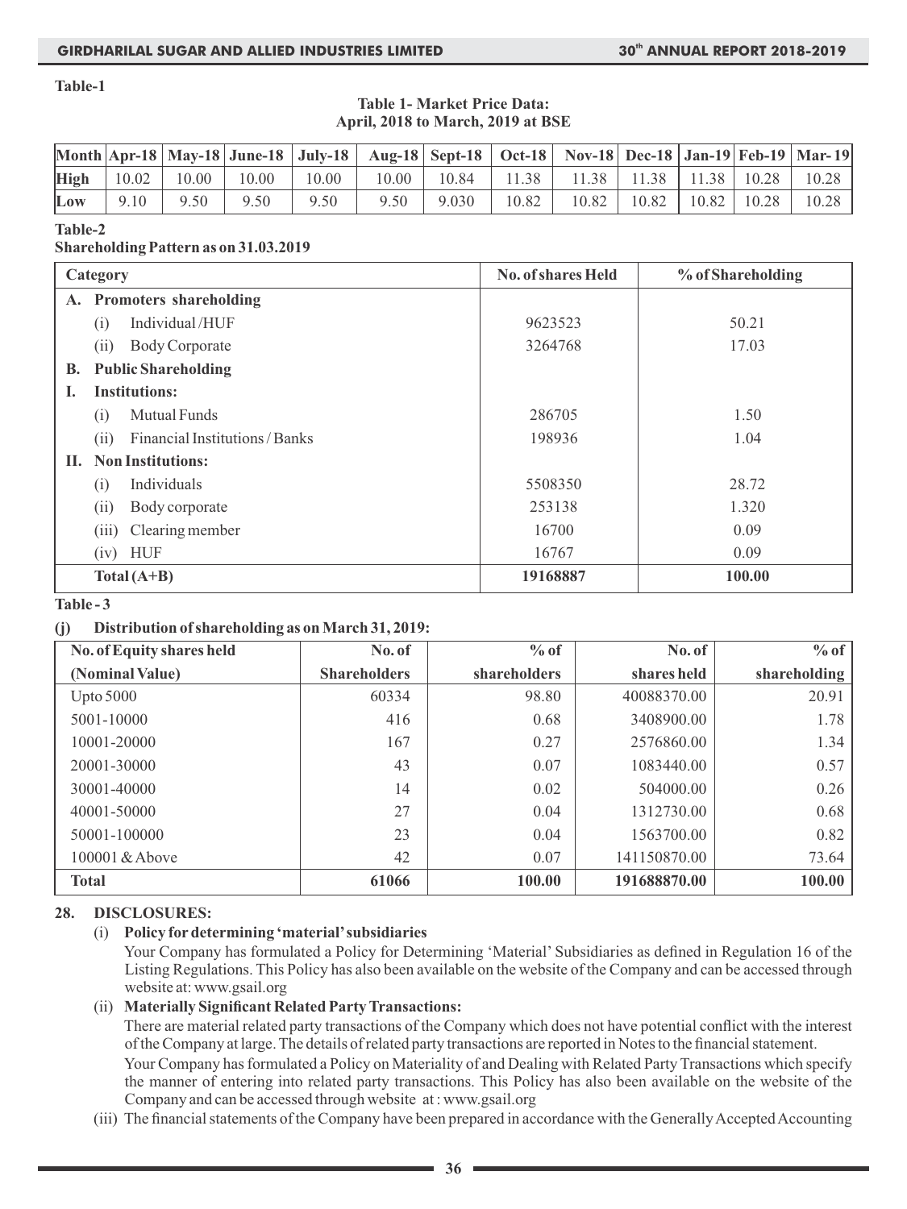**Table-1**

**Table 1- Market Price Data:**
**April, 2018 to March, 2019 at BSE**

| Month | Apr-18 | May-18 | June-18 | July-18 | Aug-18 | Sept-18 | Oct-18 | Nov-18 | Dec-18 | Jan-19 | Feb-19 | Mar- 19 |
|---|---|---|---|---|---|---|---|---|---|---|---|---|
| High | 10.02 | 10.00 | 10.00 | 10.00 | 10.00 | 10.84 | 11.38 | 11.38 | 11.38 | 11.38 | 10.28 | 10.28 |
| Low | 9.10 | 9.50 | 9.50 | 9.50 | 9.50 | 9.030 | 10.82 | 10.82 | 10.82 | 10.82 | 10.28 | 10.28 |

**Table-2**

**Shareholding Pattern as on 31.03.2019**

| Category | No. of shares Held | % of Shareholding |
|---|---|---|
| **A. Promoters shareholding** | | |
| (i) Individual /HUF | 9623523 | 50.21 |
| (ii) Body Corporate | 3264768 | 17.03 |
| **B. Public Shareholding** | | |
| **I. Institutions:** | | |
| (i) Mutual Funds | 286705 | 1.50 |
| (ii) Financial Institutions / Banks | 198936 | 1.04 |
| **II. Non Institutions:** | | |
| (i) Individuals | 5508350 | 28.72 |
| (ii) Body corporate | 253138 | 1.320 |
| (iii) Clearing member | 16700 | 0.09 |
| (iv) HUF | 16767 | 0.09 |
| **Total (A+B)** | **19168887** | **100.00** |

**Table - 3**

**(j) Distribution of shareholding as on March 31, 2019:**

| No. of Equity shares held (Nominal Value) | No. of Shareholders | % of shareholders | No. of shares held | % of shareholding |
|---|---|---|---|---|
| Upto 5000 | 60334 | 98.80 | 40088370.00 | 20.91 |
| 5001-10000 | 416 | 0.68 | 3408900.00 | 1.78 |
| 10001-20000 | 167 | 0.27 | 2576860.00 | 1.34 |
| 20001-30000 | 43 | 0.07 | 1083440.00 | 0.57 |
| 30001-40000 | 14 | 0.02 | 504000.00 | 0.26 |
| 40001-50000 | 27 | 0.04 | 1312730.00 | 0.68 |
| 50001-100000 | 23 | 0.04 | 1563700.00 | 0.82 |
| 100001 & Above | 42 | 0.07 | 141150870.00 | 73.64 |
| **Total** | **61066** | **100.00** | **191688870.00** | **100.00** |

## 28. DISCLOSURES:

(i) **Policy for determining 'material' subsidiaries**

Your Company has formulated a Policy for Determining 'Material' Subsidiaries as defined in Regulation 16 of the Listing Regulations. This Policy has also been available on the website of the Company and can be accessed through website at: www.gsail.org

(ii) **Materially Significant Related Party Transactions:**

There are material related party transactions of the Company which does not have potential conflict with the interest of the Company at large. The details of related party transactions are reported in Notes to the financial statement.

Your Company has formulated a Policy on Materiality of and Dealing with Related Party Transactions which specify the manner of entering into related party transactions. This Policy has also been available on the website of the Company and can be accessed through website at : www.gsail.org

(iii) The financial statements of the Company have been prepared in accordance with the Generally Accepted Accounting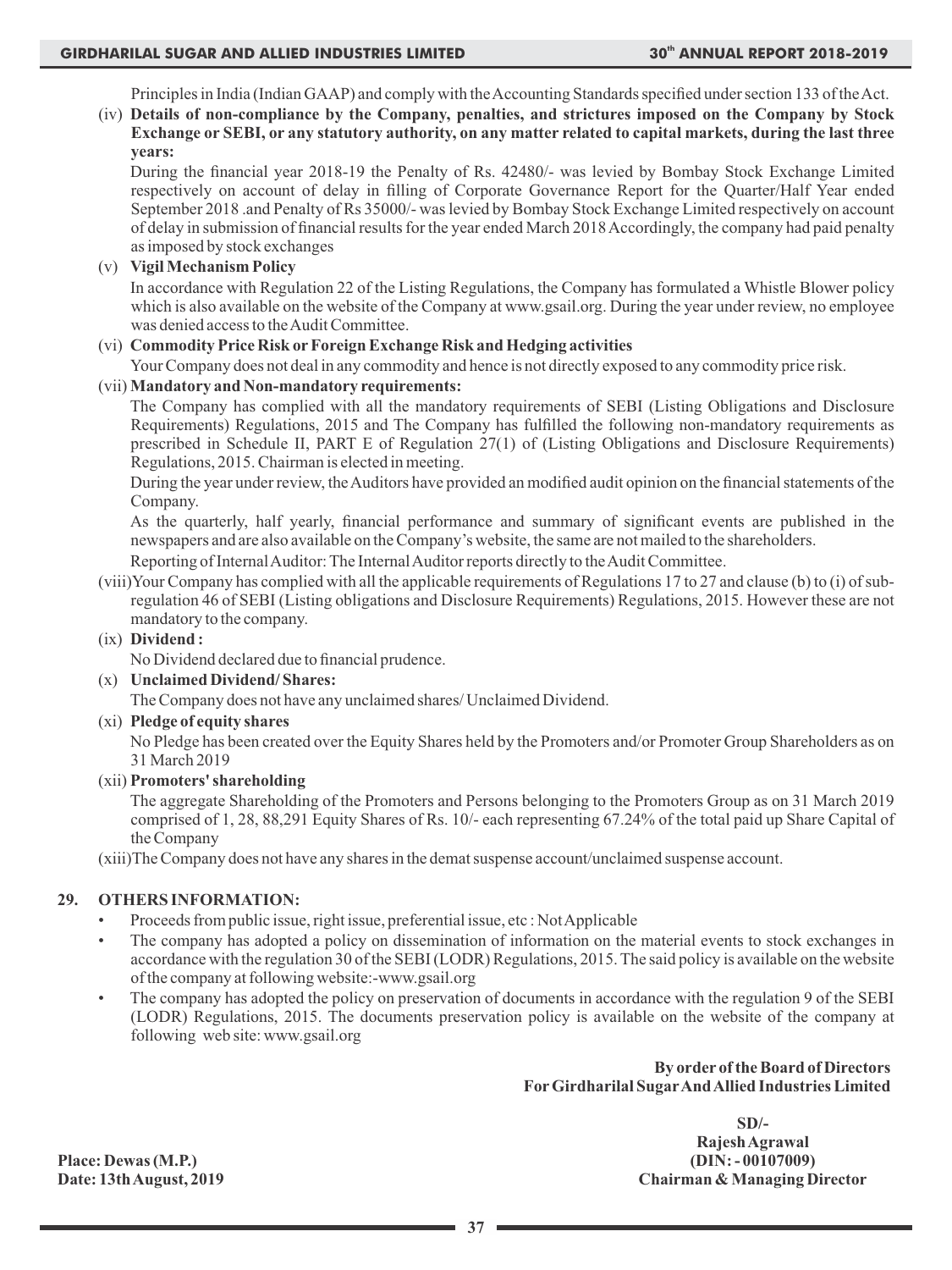Principles in India (Indian GAAP) and comply with the Accounting Standards specified under section 133 of the Act.

(iv) **Details of non-compliance by the Company, penalties, and strictures imposed on the Company by Stock Exchange or SEBI, or any statutory authority, on any matter related to capital markets, during the last three years:**

During the financial year 2018-19 the Penalty of Rs. 42480/- was levied by Bombay Stock Exchange Limited respectively on account of delay in filling of Corporate Governance Report for the Quarter/Half Year ended September 2018 .and Penalty of Rs 35000/- was levied by Bombay Stock Exchange Limited respectively on account of delay in submission of financial results for the year ended March 2018 Accordingly, the company had paid penalty as imposed by stock exchanges

(v) **Vigil Mechanism Policy**

In accordance with Regulation 22 of the Listing Regulations, the Company has formulated a Whistle Blower policy which is also available on the website of the Company at www.gsail.org. During the year under review, no employee was denied access to the Audit Committee.

(vi) **Commodity Price Risk or Foreign Exchange Risk and Hedging activities**

Your Company does not deal in any commodity and hence is not directly exposed to any commodity price risk.

(vii) **Mandatory and Non-mandatory requirements:**

The Company has complied with all the mandatory requirements of SEBI (Listing Obligations and Disclosure Requirements) Regulations, 2015 and The Company has fulfilled the following non-mandatory requirements as prescribed in Schedule II, PART E of Regulation 27(1) of (Listing Obligations and Disclosure Requirements) Regulations, 2015. Chairman is elected in meeting.

During the year under review, the Auditors have provided an modified audit opinion on the financial statements of the Company.

As the quarterly, half yearly, financial performance and summary of significant events are published in the newspapers and are also available on the Company's website, the same are not mailed to the shareholders.

Reporting of Internal Auditor: The Internal Auditor reports directly to the Audit Committee.

(viii) Your Company has complied with all the applicable requirements of Regulations 17 to 27 and clause (b) to (i) of sub-regulation 46 of SEBI (Listing obligations and Disclosure Requirements) Regulations, 2015. However these are not mandatory to the company.

(ix) **Dividend :**

No Dividend declared due to financial prudence.

(x) **Unclaimed Dividend/ Shares:**

The Company does not have any unclaimed shares/ Unclaimed Dividend.

(xi) **Pledge of equity shares**

No Pledge has been created over the Equity Shares held by the Promoters and/or Promoter Group Shareholders as on 31 March 2019

(xii) **Promoters' shareholding**

The aggregate Shareholding of the Promoters and Persons belonging to the Promoters Group as on 31 March 2019 comprised of 1, 28, 88,291 Equity Shares of Rs. 10/- each representing 67.24% of the total paid up Share Capital of the Company

(xiii) The Company does not have any shares in the demat suspense account/unclaimed suspense account.

## 29. OTHERS INFORMATION:

- Proceeds from public issue, right issue, preferential issue, etc : Not Applicable
- The company has adopted a policy on dissemination of information on the material events to stock exchanges in accordance with the regulation 30 of the SEBI (LODR) Regulations, 2015. The said policy is available on the website of the company at following website:-www.gsail.org
- The company has adopted the policy on preservation of documents in accordance with the regulation 9 of the SEBI (LODR) Regulations, 2015. The documents preservation policy is available on the website of the company at following web site: www.gsail.org

**By order of the Board of Directors**
**For Girdharilal Sugar And Allied Industries Limited**

**SD/-**
**Rajesh Agrawal**
**(DIN: - 00107009)**
**Chairman & Managing Director**

**Place: Dewas (M.P.)**
**Date: 13th August, 2019**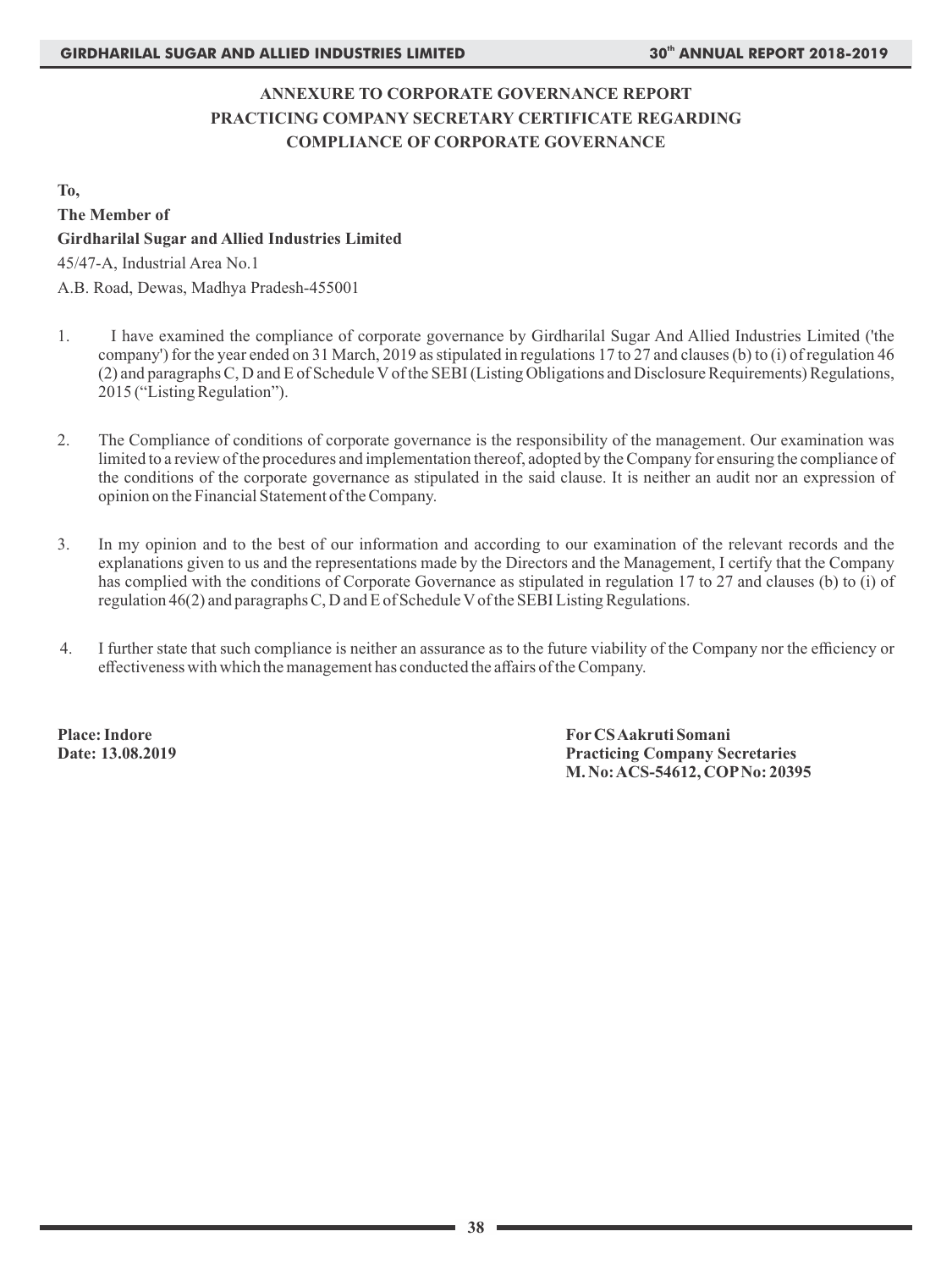## ANNEXURE TO CORPORATE GOVERNANCE REPORT
## PRACTICING COMPANY SECRETARY CERTIFICATE REGARDING COMPLIANCE OF CORPORATE GOVERNANCE

**To,**

**The Member of**

**Girdharilal Sugar and Allied Industries Limited**

45/47-A, Industrial Area No.1

A.B. Road, Dewas, Madhya Pradesh-455001

1. I have examined the compliance of corporate governance by Girdharilal Sugar And Allied Industries Limited ('the company') for the year ended on 31 March, 2019 as stipulated in regulations 17 to 27 and clauses (b) to (i) of regulation 46 (2) and paragraphs C, D and E of Schedule V of the SEBI (Listing Obligations and Disclosure Requirements) Regulations, 2015 ("Listing Regulation").

2. The Compliance of conditions of corporate governance is the responsibility of the management. Our examination was limited to a review of the procedures and implementation thereof, adopted by the Company for ensuring the compliance of the conditions of the corporate governance as stipulated in the said clause. It is neither an audit nor an expression of opinion on the Financial Statement of the Company.

3. In my opinion and to the best of our information and according to our examination of the relevant records and the explanations given to us and the representations made by the Directors and the Management, I certify that the Company has complied with the conditions of Corporate Governance as stipulated in regulation 17 to 27 and clauses (b) to (i) of regulation 46(2) and paragraphs C, D and E of Schedule V of the SEBI Listing Regulations.

4. I further state that such compliance is neither an assurance as to the future viability of the Company nor the efficiency or effectiveness with which the management has conducted the affairs of the Company.

**Place: Indore**
**Date: 13.08.2019**

**For CS Aakruti Somani**
**Practicing Company Secretaries**
**M. No: ACS-54612, COP No: 20395**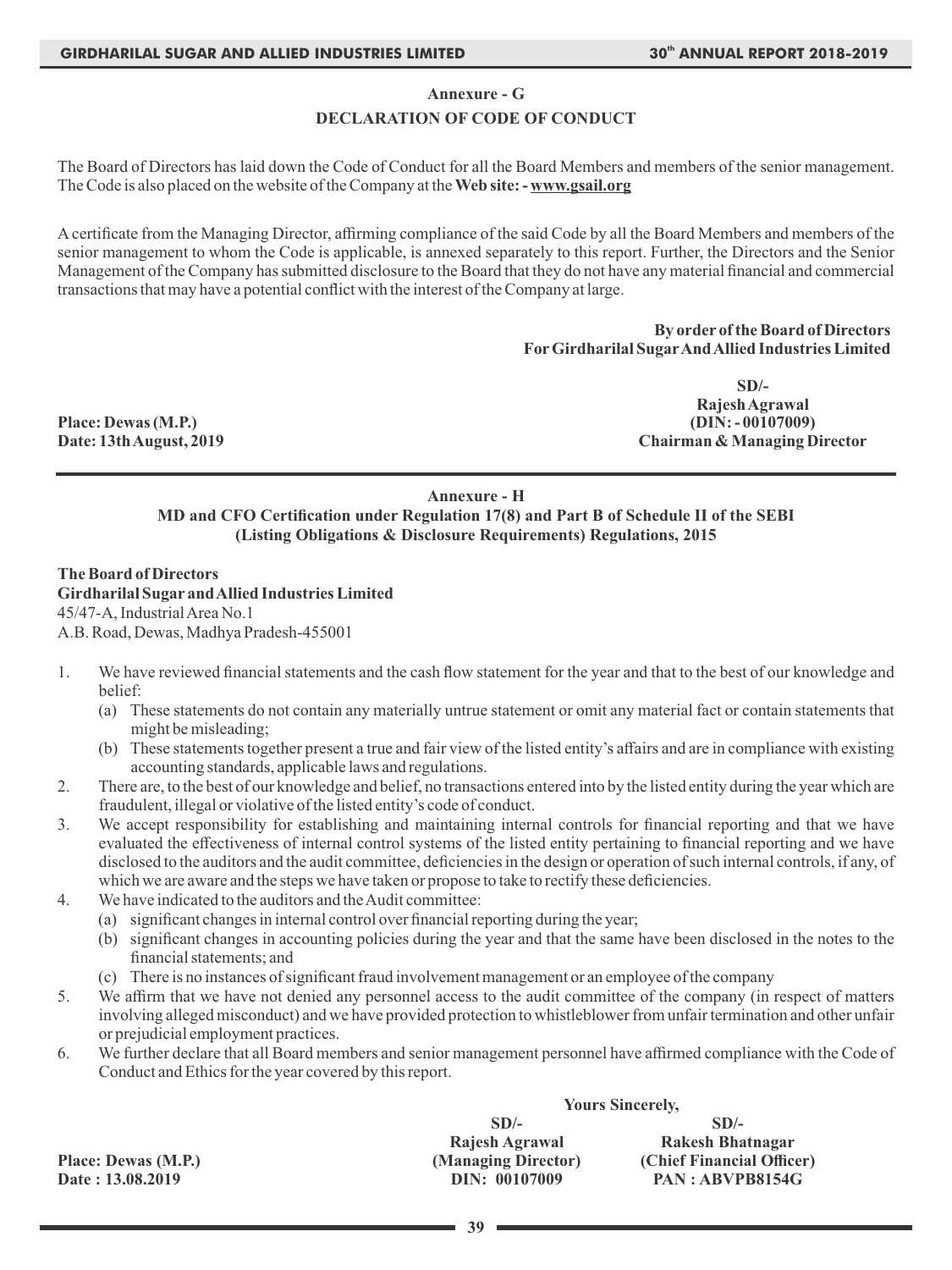## Annexure - G

## DECLARATION OF CODE OF CONDUCT

The Board of Directors has laid down the Code of Conduct for all the Board Members and members of the senior management. The Code is also placed on the website of the Company at the **Web site: - www.gsail.org**

A certificate from the Managing Director, affirming compliance of the said Code by all the Board Members and members of the senior management to whom the Code is applicable, is annexed separately to this report. Further, the Directors and the Senior Management of the Company has submitted disclosure to the Board that they do not have any material financial and commercial transactions that may have a potential conflict with the interest of the Company at large.

**By order of the Board of Directors**
**For Girdharilal Sugar And Allied Industries Limited**

**SD/-**
**Rajesh Agrawal**
**(DIN: - 00107009)**
**Chairman & Managing Director**

**Place: Dewas (M.P.)**
**Date: 13th August, 2019**

---

## Annexure - H

### MD and CFO Certification under Regulation 17(8) and Part B of Schedule II of the SEBI (Listing Obligations & Disclosure Requirements) Regulations, 2015

**The Board of Directors**
**Girdharilal Sugar and Allied Industries Limited**
45/47-A, Industrial Area No.1
A.B. Road, Dewas, Madhya Pradesh-455001

1. We have reviewed financial statements and the cash flow statement for the year and that to the best of our knowledge and belief:
   (a) These statements do not contain any materially untrue statement or omit any material fact or contain statements that might be misleading;
   (b) These statements together present a true and fair view of the listed entity's affairs and are in compliance with existing accounting standards, applicable laws and regulations.
2. There are, to the best of our knowledge and belief, no transactions entered into by the listed entity during the year which are fraudulent, illegal or violative of the listed entity's code of conduct.
3. We accept responsibility for establishing and maintaining internal controls for financial reporting and that we have evaluated the effectiveness of internal control systems of the listed entity pertaining to financial reporting and we have disclosed to the auditors and the audit committee, deficiencies in the design or operation of such internal controls, if any, of which we are aware and the steps we have taken or propose to take to rectify these deficiencies.
4. We have indicated to the auditors and the Audit committee:
   (a) significant changes in internal control over financial reporting during the year;
   (b) significant changes in accounting policies during the year and that the same have been disclosed in the notes to the financial statements; and
   (c) There is no instances of significant fraud involvement management or an employee of the company
5. We affirm that we have not denied any personnel access to the audit committee of the company (in respect of matters involving alleged misconduct) and we have provided protection to whistleblower from unfair termination and other unfair or prejudicial employment practices.
6. We further declare that all Board members and senior management personnel have affirmed compliance with the Code of Conduct and Ethics for the year covered by this report.

**Yours Sincerely,**

| | | |
|---|---|---|
| | **SD/-** | **SD/-** |
| | **Rajesh Agrawal** | **Rakesh Bhatnagar** |
| **Place: Dewas (M.P.)** | **(Managing Director)** | **(Chief Financial Officer)** |
| **Date : 13.08.2019** | **DIN: 00107009** | **PAN : ABVPB8154G** |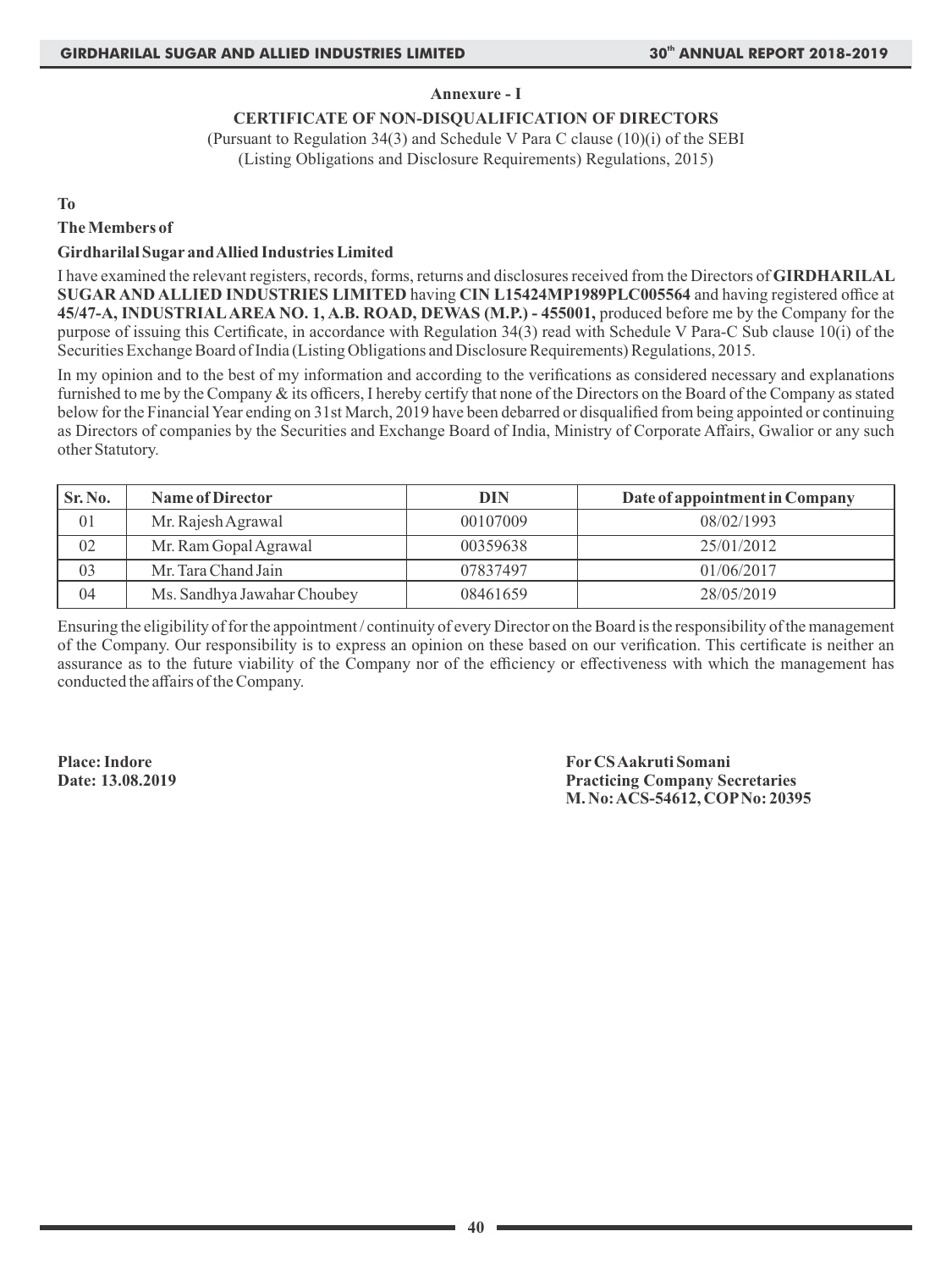## Annexure - I

### CERTIFICATE OF NON-DISQUALIFICATION OF DIRECTORS

(Pursuant to Regulation 34(3) and Schedule V Para C clause (10)(i) of the SEBI (Listing Obligations and Disclosure Requirements) Regulations, 2015)

**To**

**The Members of**

**Girdharilal Sugar and Allied Industries Limited**

I have examined the relevant registers, records, forms, returns and disclosures received from the Directors of **GIRDHARILAL SUGAR AND ALLIED INDUSTRIES LIMITED** having **CIN L15424MP1989PLC005564** and having registered office at **45/47-A, INDUSTRIAL AREA NO. 1, A.B. ROAD, DEWAS (M.P.) - 455001,** produced before me by the Company for the purpose of issuing this Certificate, in accordance with Regulation 34(3) read with Schedule V Para-C Sub clause 10(i) of the Securities Exchange Board of India (Listing Obligations and Disclosure Requirements) Regulations, 2015.

In my opinion and to the best of my information and according to the verifications as considered necessary and explanations furnished to me by the Company & its officers, I hereby certify that none of the Directors on the Board of the Company as stated below for the Financial Year ending on 31st March, 2019 have been debarred or disqualified from being appointed or continuing as Directors of companies by the Securities and Exchange Board of India, Ministry of Corporate Affairs, Gwalior or any such other Statutory.

| Sr. No. | Name of Director | DIN | Date of appointment in Company |
|---|---|---|---|
| 01 | Mr. Rajesh Agrawal | 00107009 | 08/02/1993 |
| 02 | Mr. Ram Gopal Agrawal | 00359638 | 25/01/2012 |
| 03 | Mr. Tara Chand Jain | 07837497 | 01/06/2017 |
| 04 | Ms. Sandhya Jawahar Choubey | 08461659 | 28/05/2019 |

Ensuring the eligibility of for the appointment / continuity of every Director on the Board is the responsibility of the management of the Company. Our responsibility is to express an opinion on these based on our verification. This certificate is neither an assurance as to the future viability of the Company nor of the efficiency or effectiveness with which the management has conducted the affairs of the Company.

**Place: Indore**
**Date: 13.08.2019**

**For CS Aakruti Somani**
**Practicing Company Secretaries**
**M. No: ACS-54612, COP No: 20395**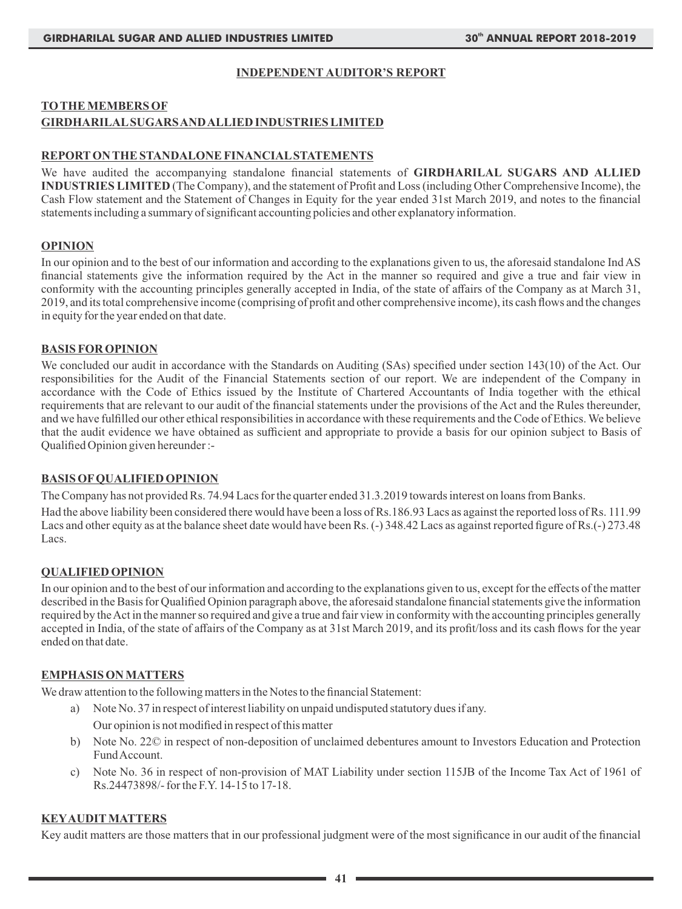## INDEPENDENT AUDITOR'S REPORT

**TO THE MEMBERS OF**
**GIRDHARILAL SUGARS AND ALLIED INDUSTRIES LIMITED**

### REPORT ON THE STANDALONE FINANCIAL STATEMENTS

We have audited the accompanying standalone financial statements of **GIRDHARILAL SUGARS AND ALLIED INDUSTRIES LIMITED** (The Company), and the statement of Profit and Loss (including Other Comprehensive Income), the Cash Flow statement and the Statement of Changes in Equity for the year ended 31st March 2019, and notes to the financial statements including a summary of significant accounting policies and other explanatory information.

### OPINION

In our opinion and to the best of our information and according to the explanations given to us, the aforesaid standalone Ind AS financial statements give the information required by the Act in the manner so required and give a true and fair view in conformity with the accounting principles generally accepted in India, of the state of affairs of the Company as at March 31, 2019, and its total comprehensive income (comprising of profit and other comprehensive income), its cash flows and the changes in equity for the year ended on that date.

### BASIS FOR OPINION

We concluded our audit in accordance with the Standards on Auditing (SAs) specified under section 143(10) of the Act. Our responsibilities for the Audit of the Financial Statements section of our report. We are independent of the Company in accordance with the Code of Ethics issued by the Institute of Chartered Accountants of India together with the ethical requirements that are relevant to our audit of the financial statements under the provisions of the Act and the Rules thereunder, and we have fulfilled our other ethical responsibilities in accordance with these requirements and the Code of Ethics. We believe that the audit evidence we have obtained as sufficient and appropriate to provide a basis for our opinion subject to Basis of Qualified Opinion given hereunder :-

### BASIS OF QUALIFIED OPINION

The Company has not provided Rs. 74.94 Lacs for the quarter ended 31.3.2019 towards interest on loans from Banks.

Had the above liability been considered there would have been a loss of Rs.186.93 Lacs as against the reported loss of Rs. 111.99 Lacs and other equity as at the balance sheet date would have been Rs. (-) 348.42 Lacs as against reported figure of Rs.(-) 273.48 Lacs.

### QUALIFIED OPINION

In our opinion and to the best of our information and according to the explanations given to us, except for the effects of the matter described in the Basis for Qualified Opinion paragraph above, the aforesaid standalone financial statements give the information required by the Act in the manner so required and give a true and fair view in conformity with the accounting principles generally accepted in India, of the state of affairs of the Company as at 31st March 2019, and its profit/loss and its cash flows for the year ended on that date.

### EMPHASIS ON MATTERS

We draw attention to the following matters in the Notes to the financial Statement:

a) Note No. 37 in respect of interest liability on unpaid undisputed statutory dues if any.

   Our opinion is not modified in respect of this matter

b) Note No. 22© in respect of non-deposition of unclaimed debentures amount to Investors Education and Protection Fund Account.

c) Note No. 36 in respect of non-provision of MAT Liability under section 115JB of the Income Tax Act of 1961 of Rs.24473898/- for the F.Y. 14-15 to 17-18.

### KEY AUDIT MATTERS

Key audit matters are those matters that in our professional judgment were of the most significance in our audit of the financial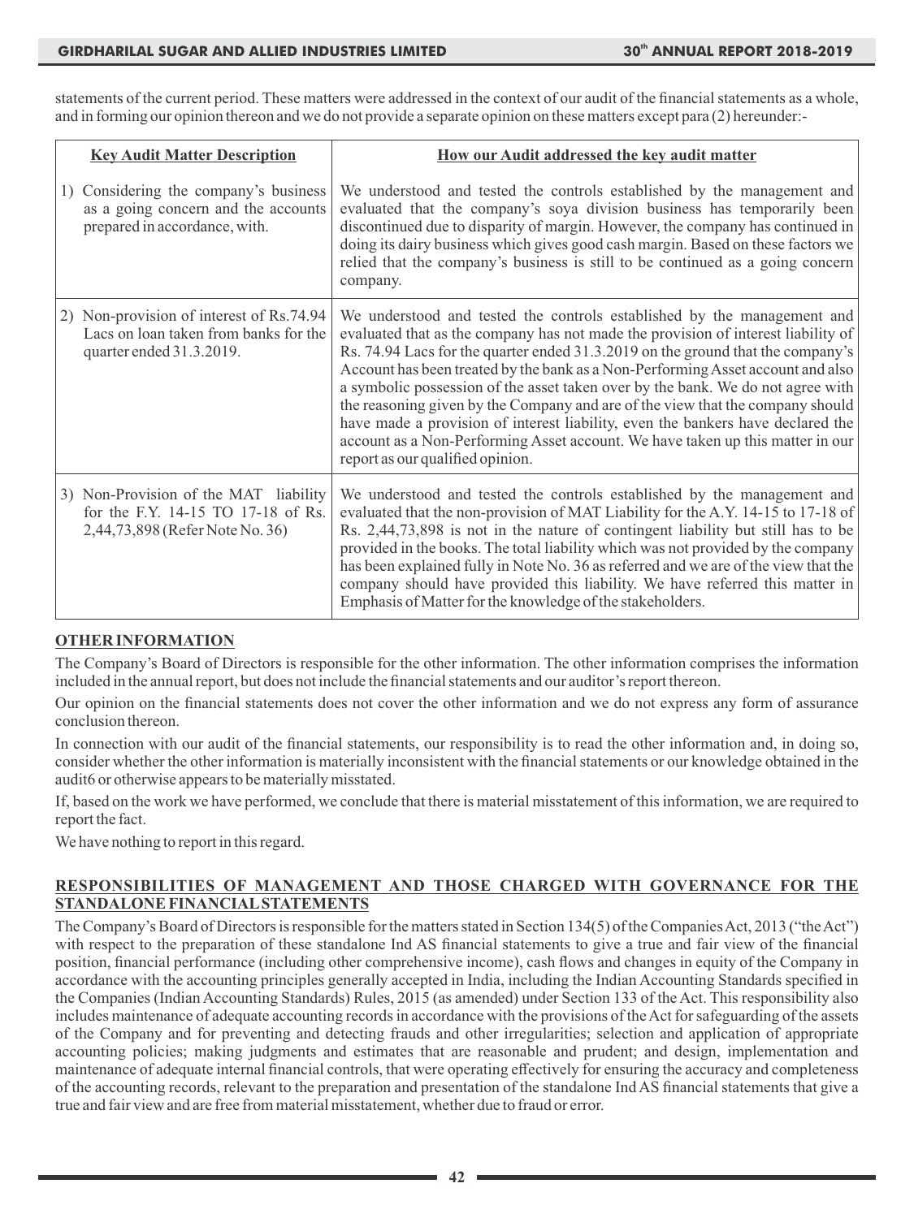statements of the current period. These matters were addressed in the context of our audit of the financial statements as a whole, and in forming our opinion thereon and we do not provide a separate opinion on these matters except para (2) hereunder:-

| **Key Audit Matter Description** | **How our Audit addressed the key audit matter** |
|---|---|
| 1) Considering the company's business as a going concern and the accounts prepared in accordance, with. | We understood and tested the controls established by the management and evaluated that the company's soya division business has temporarily been discontinued due to disparity of margin. However, the company has continued in doing its dairy business which gives good cash margin. Based on these factors we relied that the company's business is still to be continued as a going concern company. |
| 2) Non-provision of interest of Rs.74.94 Lacs on loan taken from banks for the quarter ended 31.3.2019. | We understood and tested the controls established by the management and evaluated that as the company has not made the provision of interest liability of Rs. 74.94 Lacs for the quarter ended 31.3.2019 on the ground that the company's Account has been treated by the bank as a Non-Performing Asset account and also a symbolic possession of the asset taken over by the bank. We do not agree with the reasoning given by the Company and are of the view that the company should have made a provision of interest liability, even the bankers have declared the account as a Non-Performing Asset account. We have taken up this matter in our report as our qualified opinion. |
| 3) Non-Provision of the MAT liability for the F.Y. 14-15 TO 17-18 of Rs. 2,44,73,898 (Refer Note No. 36) | We understood and tested the controls established by the management and evaluated that the non-provision of MAT Liability for the A.Y. 14-15 to 17-18 of Rs. 2,44,73,898 is not in the nature of contingent liability but still has to be provided in the books. The total liability which was not provided by the company has been explained fully in Note No. 36 as referred and we are of the view that the company should have provided this liability. We have referred this matter in Emphasis of Matter for the knowledge of the stakeholders. |

## OTHER INFORMATION

The Company's Board of Directors is responsible for the other information. The other information comprises the information included in the annual report, but does not include the financial statements and our auditor's report thereon.

Our opinion on the financial statements does not cover the other information and we do not express any form of assurance conclusion thereon.

In connection with our audit of the financial statements, our responsibility is to read the other information and, in doing so, consider whether the other information is materially inconsistent with the financial statements or our knowledge obtained in the audit6 or otherwise appears to be materially misstated.

If, based on the work we have performed, we conclude that there is material misstatement of this information, we are required to report the fact.

We have nothing to report in this regard.

## RESPONSIBILITIES OF MANAGEMENT AND THOSE CHARGED WITH GOVERNANCE FOR THE STANDALONE FINANCIAL STATEMENTS

The Company's Board of Directors is responsible for the matters stated in Section 134(5) of the Companies Act, 2013 ("the Act") with respect to the preparation of these standalone Ind AS financial statements to give a true and fair view of the financial position, financial performance (including other comprehensive income), cash flows and changes in equity of the Company in accordance with the accounting principles generally accepted in India, including the Indian Accounting Standards specified in the Companies (Indian Accounting Standards) Rules, 2015 (as amended) under Section 133 of the Act. This responsibility also includes maintenance of adequate accounting records in accordance with the provisions of the Act for safeguarding of the assets of the Company and for preventing and detecting frauds and other irregularities; selection and application of appropriate accounting policies; making judgments and estimates that are reasonable and prudent; and design, implementation and maintenance of adequate internal financial controls, that were operating effectively for ensuring the accuracy and completeness of the accounting records, relevant to the preparation and presentation of the standalone Ind AS financial statements that give a true and fair view and are free from material misstatement, whether due to fraud or error.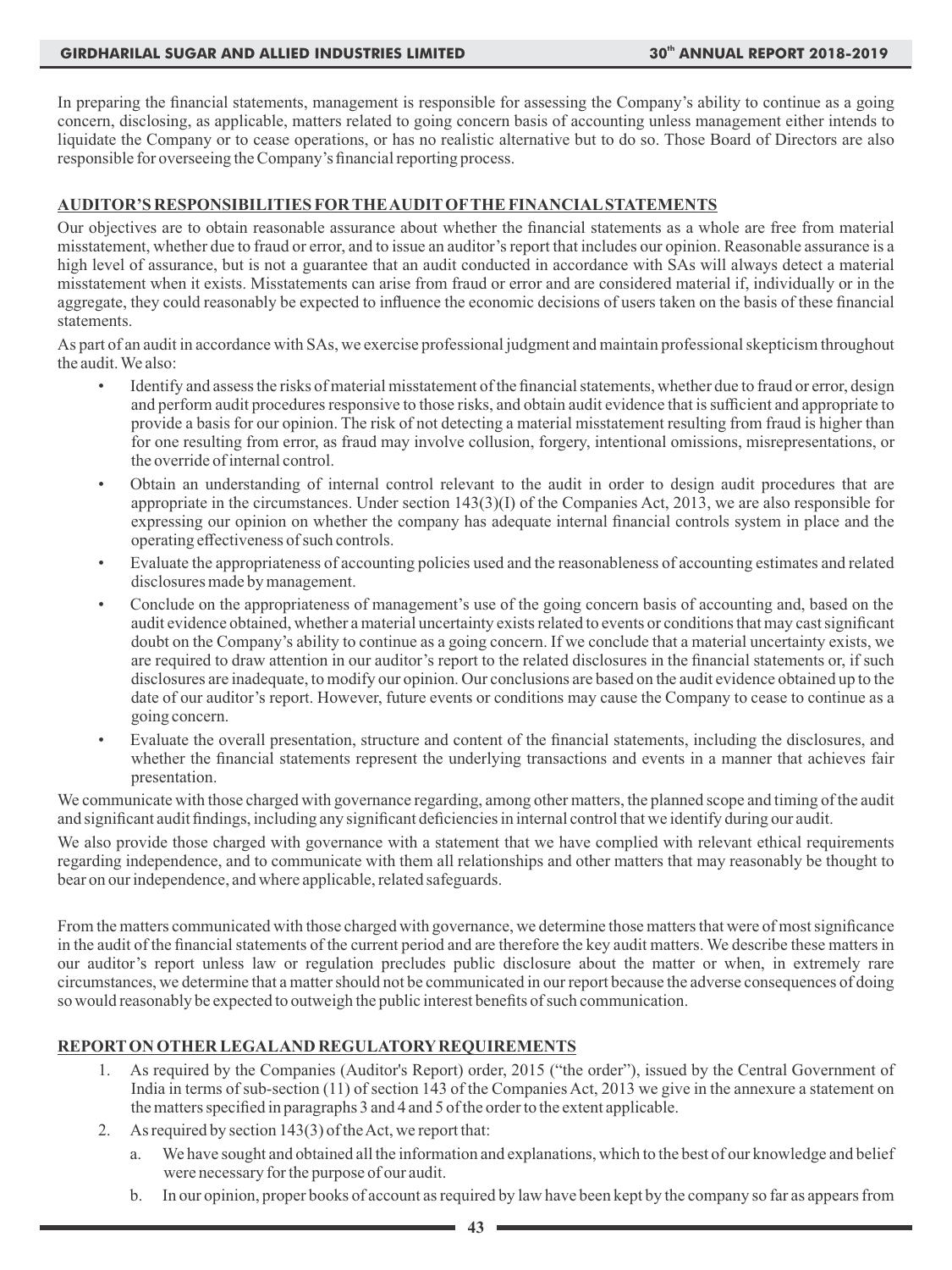In preparing the financial statements, management is responsible for assessing the Company's ability to continue as a going concern, disclosing, as applicable, matters related to going concern basis of accounting unless management either intends to liquidate the Company or to cease operations, or has no realistic alternative but to do so. Those Board of Directors are also responsible for overseeing the Company's financial reporting process.

## AUDITOR'S RESPONSIBILITIES FOR THE AUDIT OF THE FINANCIAL STATEMENTS

Our objectives are to obtain reasonable assurance about whether the financial statements as a whole are free from material misstatement, whether due to fraud or error, and to issue an auditor's report that includes our opinion. Reasonable assurance is a high level of assurance, but is not a guarantee that an audit conducted in accordance with SAs will always detect a material misstatement when it exists. Misstatements can arise from fraud or error and are considered material if, individually or in the aggregate, they could reasonably be expected to influence the economic decisions of users taken on the basis of these financial statements.

As part of an audit in accordance with SAs, we exercise professional judgment and maintain professional skepticism throughout the audit. We also:

- Identify and assess the risks of material misstatement of the financial statements, whether due to fraud or error, design and perform audit procedures responsive to those risks, and obtain audit evidence that is sufficient and appropriate to provide a basis for our opinion. The risk of not detecting a material misstatement resulting from fraud is higher than for one resulting from error, as fraud may involve collusion, forgery, intentional omissions, misrepresentations, or the override of internal control.
- Obtain an understanding of internal control relevant to the audit in order to design audit procedures that are appropriate in the circumstances. Under section 143(3)(I) of the Companies Act, 2013, we are also responsible for expressing our opinion on whether the company has adequate internal financial controls system in place and the operating effectiveness of such controls.
- Evaluate the appropriateness of accounting policies used and the reasonableness of accounting estimates and related disclosures made by management.
- Conclude on the appropriateness of management's use of the going concern basis of accounting and, based on the audit evidence obtained, whether a material uncertainty exists related to events or conditions that may cast significant doubt on the Company's ability to continue as a going concern. If we conclude that a material uncertainty exists, we are required to draw attention in our auditor's report to the related disclosures in the financial statements or, if such disclosures are inadequate, to modify our opinion. Our conclusions are based on the audit evidence obtained up to the date of our auditor's report. However, future events or conditions may cause the Company to cease to continue as a going concern.
- Evaluate the overall presentation, structure and content of the financial statements, including the disclosures, and whether the financial statements represent the underlying transactions and events in a manner that achieves fair presentation.

We communicate with those charged with governance regarding, among other matters, the planned scope and timing of the audit and significant audit findings, including any significant deficiencies in internal control that we identify during our audit.

We also provide those charged with governance with a statement that we have complied with relevant ethical requirements regarding independence, and to communicate with them all relationships and other matters that may reasonably be thought to bear on our independence, and where applicable, related safeguards.

From the matters communicated with those charged with governance, we determine those matters that were of most significance in the audit of the financial statements of the current period and are therefore the key audit matters. We describe these matters in our auditor's report unless law or regulation precludes public disclosure about the matter or when, in extremely rare circumstances, we determine that a matter should not be communicated in our report because the adverse consequences of doing so would reasonably be expected to outweigh the public interest benefits of such communication.

## REPORT ON OTHER LEGAL AND REGULATORY REQUIREMENTS

1. As required by the Companies (Auditor's Report) order, 2015 ("the order"), issued by the Central Government of India in terms of sub-section (11) of section 143 of the Companies Act, 2013 we give in the annexure a statement on the matters specified in paragraphs 3 and 4 and 5 of the order to the extent applicable.
2. As required by section 143(3) of the Act, we report that:
   a. We have sought and obtained all the information and explanations, which to the best of our knowledge and belief were necessary for the purpose of our audit.
   b. In our opinion, proper books of account as required by law have been kept by the company so far as appears from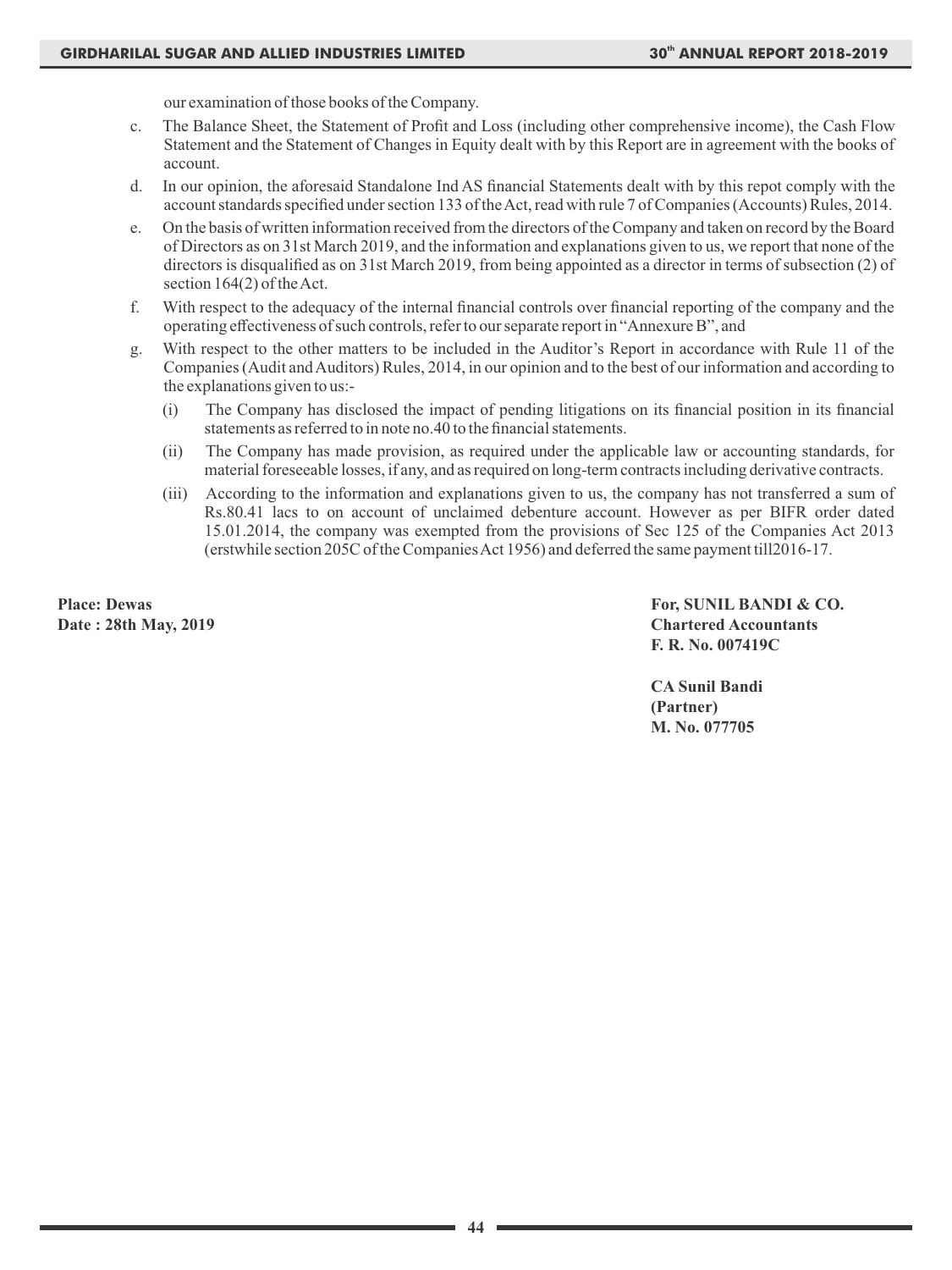our examination of those books of the Company.

c. The Balance Sheet, the Statement of Profit and Loss (including other comprehensive income), the Cash Flow Statement and the Statement of Changes in Equity dealt with by this Report are in agreement with the books of account.

d. In our opinion, the aforesaid Standalone Ind AS financial Statements dealt with by this repot comply with the account standards specified under section 133 of the Act, read with rule 7 of Companies (Accounts) Rules, 2014.

e. On the basis of written information received from the directors of the Company and taken on record by the Board of Directors as on 31st March 2019, and the information and explanations given to us, we report that none of the directors is disqualified as on 31st March 2019, from being appointed as a director in terms of subsection (2) of section 164(2) of the Act.

f. With respect to the adequacy of the internal financial controls over financial reporting of the company and the operating effectiveness of such controls, refer to our separate report in "Annexure B", and

g. With respect to the other matters to be included in the Auditor's Report in accordance with Rule 11 of the Companies (Audit and Auditors) Rules, 2014, in our opinion and to the best of our information and according to the explanations given to us:-

   (i) The Company has disclosed the impact of pending litigations on its financial position in its financial statements as referred to in note no.40 to the financial statements.

   (ii) The Company has made provision, as required under the applicable law or accounting standards, for material foreseeable losses, if any, and as required on long-term contracts including derivative contracts.

   (iii) According to the information and explanations given to us, the company has not transferred a sum of Rs.80.41 lacs to on account of unclaimed debenture account. However as per BIFR order dated 15.01.2014, the company was exempted from the provisions of Sec 125 of the Companies Act 2013 (erstwhile section 205C of the Companies Act 1956) and deferred the same payment till2016-17.

**Place: Dewas**
**Date : 28th May, 2019**

**For, SUNIL BANDI & CO.**
**Chartered Accountants**
**F. R. No. 007419C**

**CA Sunil Bandi**
**(Partner)**
**M. No. 077705**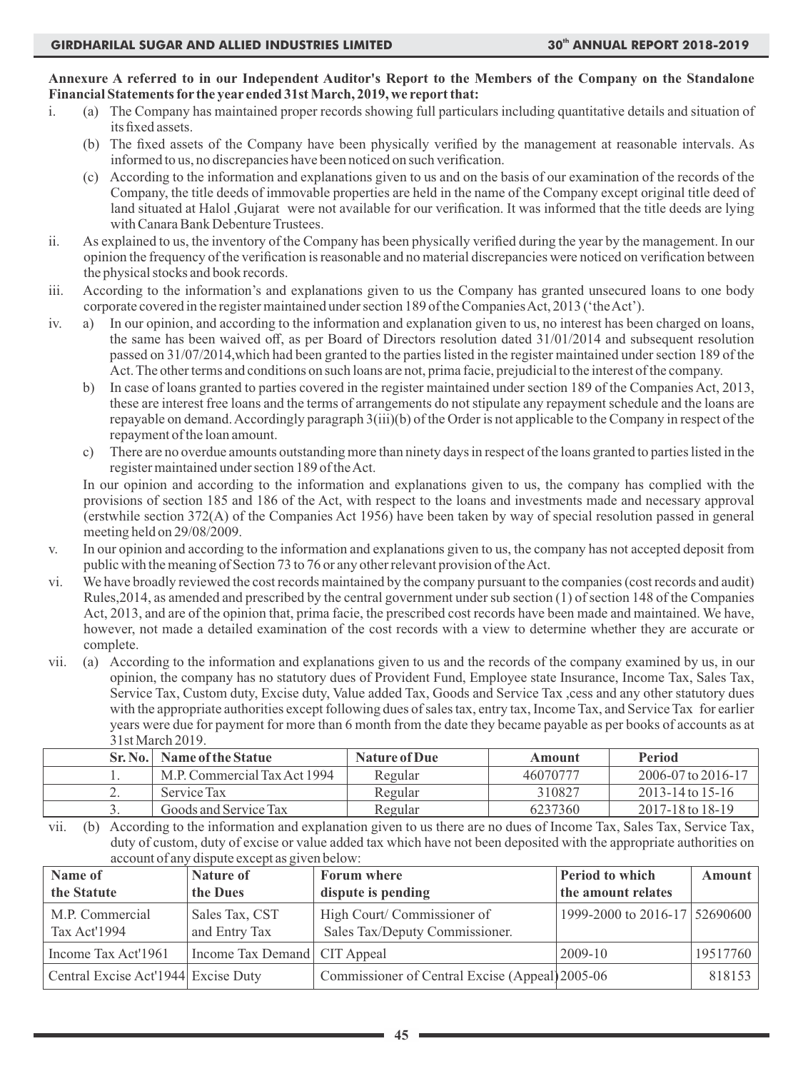**Annexure A referred to in our Independent Auditor's Report to the Members of the Company on the Standalone Financial Statements for the year ended 31st March, 2019, we report that:**

i. (a) The Company has maintained proper records showing full particulars including quantitative details and situation of its fixed assets.

(b) The fixed assets of the Company have been physically verified by the management at reasonable intervals. As informed to us, no discrepancies have been noticed on such verification.

(c) According to the information and explanations given to us and on the basis of our examination of the records of the Company, the title deeds of immovable properties are held in the name of the Company except original title deed of land situated at Halol ,Gujarat were not available for our verification. It was informed that the title deeds are lying with Canara Bank Debenture Trustees.

ii. As explained to us, the inventory of the Company has been physically verified during the year by the management. In our opinion the frequency of the verification is reasonable and no material discrepancies were noticed on verification between the physical stocks and book records.

iii. According to the information's and explanations given to us the Company has granted unsecured loans to one body corporate covered in the register maintained under section 189 of the Companies Act, 2013 ('the Act').

iv. a) In our opinion, and according to the information and explanation given to us, no interest has been charged on loans, the same has been waived off, as per Board of Directors resolution dated 31/01/2014 and subsequent resolution passed on 31/07/2014,which had been granted to the parties listed in the register maintained under section 189 of the Act. The other terms and conditions on such loans are not, prima facie, prejudicial to the interest of the company.

b) In case of loans granted to parties covered in the register maintained under section 189 of the Companies Act, 2013, these are interest free loans and the terms of arrangements do not stipulate any repayment schedule and the loans are repayable on demand. Accordingly paragraph 3(iii)(b) of the Order is not applicable to the Company in respect of the repayment of the loan amount.

c) There are no overdue amounts outstanding more than ninety days in respect of the loans granted to parties listed in the register maintained under section 189 of the Act.

In our opinion and according to the information and explanations given to us, the company has complied with the provisions of section 185 and 186 of the Act, with respect to the loans and investments made and necessary approval (erstwhile section 372(A) of the Companies Act 1956) have been taken by way of special resolution passed in general meeting held on 29/08/2009.

v. In our opinion and according to the information and explanations given to us, the company has not accepted deposit from public with the meaning of Section 73 to 76 or any other relevant provision of the Act.

vi. We have broadly reviewed the cost records maintained by the company pursuant to the companies (cost records and audit) Rules,2014, as amended and prescribed by the central government under sub section (1) of section 148 of the Companies Act, 2013, and are of the opinion that, prima facie, the prescribed cost records have been made and maintained. We have, however, not made a detailed examination of the cost records with a view to determine whether they are accurate or complete.

vii. (a) According to the information and explanations given to us and the records of the company examined by us, in our opinion, the company has no statutory dues of Provident Fund, Employee state Insurance, Income Tax, Sales Tax, Service Tax, Custom duty, Excise duty, Value added Tax, Goods and Service Tax ,cess and any other statutory dues with the appropriate authorities except following dues of sales tax, entry tax, Income Tax, and Service Tax for earlier years were due for payment for more than 6 month from the date they became payable as per books of accounts as at 31st March 2019.

| Sr. No. | Name of the Statue | Nature of Due | Amount | Period |
|---|---|---|---|---|
| 1. | M.P. Commercial Tax Act 1994 | Regular | 46070777 | 2006-07 to 2016-17 |
| 2. | Service Tax | Regular | 310827 | 2013-14 to 15-16 |
| 3. | Goods and Service Tax | Regular | 6237360 | 2017-18 to 18-19 |

vii. (b) According to the information and explanation given to us there are no dues of Income Tax, Sales Tax, Service Tax, duty of custom, duty of excise or value added tax which have not been deposited with the appropriate authorities on account of any dispute except as given below:

| Name of the Statute | Nature of the Dues | Forum where dispute is pending | Period to which the amount relates | Amount |
|---|---|---|---|---|
| M.P. Commercial Tax Act'1994 | Sales Tax, CST and Entry Tax | High Court/ Commissioner of Sales Tax/Deputy Commissioner. | 1999-2000 to 2016-17 | 52690600 |
| Income Tax Act'1961 | Income Tax Demand | CIT Appeal | 2009-10 | 19517760 |
| Central Excise Act'1944 | Excise Duty | Commissioner of Central Excise (Appeal) | 2005-06 | 818153 |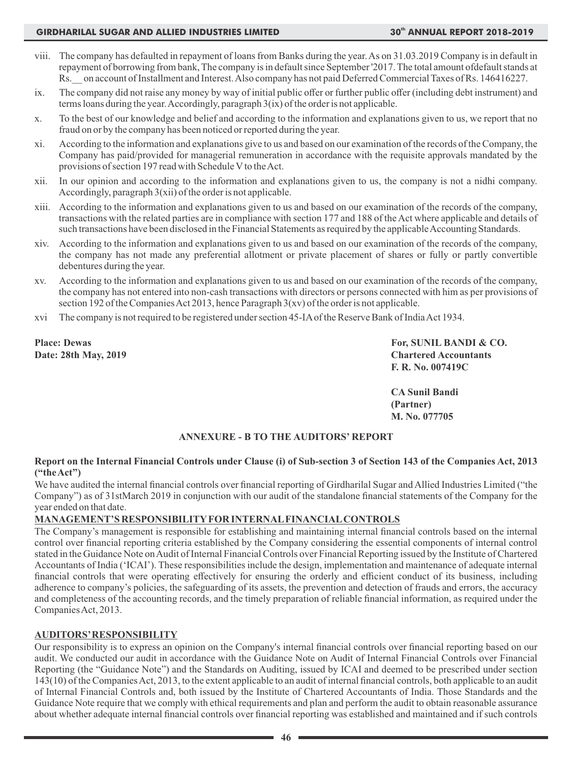viii. The company has defaulted in repayment of loans from Banks during the year. As on 31.03.2019 Company is in default in repayment of borrowing from bank, The company is in default since September '2017. The total amount ofdefault stands at Rs.__ on account of Installment and Interest. Also company has not paid Deferred Commercial Taxes of Rs. 146416227.

ix. The company did not raise any money by way of initial public offer or further public offer (including debt instrument) and terms loans during the year. Accordingly, paragraph 3(ix) of the order is not applicable.

x. To the best of our knowledge and belief and according to the information and explanations given to us, we report that no fraud on or by the company has been noticed or reported during the year.

xi. According to the information and explanations give to us and based on our examination of the records of the Company, the Company has paid/provided for managerial remuneration in accordance with the requisite approvals mandated by the provisions of section 197 read with Schedule V to the Act.

xii. In our opinion and according to the information and explanations given to us, the company is not a nidhi company. Accordingly, paragraph 3(xii) of the order is not applicable.

xiii. According to the information and explanations given to us and based on our examination of the records of the company, transactions with the related parties are in compliance with section 177 and 188 of the Act where applicable and details of such transactions have been disclosed in the Financial Statements as required by the applicable Accounting Standards.

xiv. According to the information and explanations given to us and based on our examination of the records of the company, the company has not made any preferential allotment or private placement of shares or fully or partly convertible debentures during the year.

xv. According to the information and explanations given to us and based on our examination of the records of the company, the company has not entered into non-cash transactions with directors or persons connected with him as per provisions of section 192 of the Companies Act 2013, hence Paragraph 3(xv) of the order is not applicable.

xvi The company is not required to be registered under section 45-IA of the Reserve Bank of India Act 1934.

**Place: Dewas**
**Date: 28th May, 2019**

**For, SUNIL BANDI & CO.**
**Chartered Accountants**
**F. R. No. 007419C**

**CA Sunil Bandi**
**(Partner)**
**M. No. 077705**

## ANNEXURE - B TO THE AUDITORS' REPORT

**Report on the Internal Financial Controls under Clause (i) of Sub-section 3 of Section 143 of the Companies Act, 2013 ("the Act")**

We have audited the internal financial controls over financial reporting of Girdharilal Sugar and Allied Industries Limited ("the Company") as of 31stMarch 2019 in conjunction with our audit of the standalone financial statements of the Company for the year ended on that date.

**MANAGEMENT'S RESPONSIBILITY FOR INTERNAL FINANCIAL CONTROLS**

The Company's management is responsible for establishing and maintaining internal financial controls based on the internal control over financial reporting criteria established by the Company considering the essential components of internal control stated in the Guidance Note on Audit of Internal Financial Controls over Financial Reporting issued by the Institute of Chartered Accountants of India ('ICAI'). These responsibilities include the design, implementation and maintenance of adequate internal financial controls that were operating effectively for ensuring the orderly and efficient conduct of its business, including adherence to company's policies, the safeguarding of its assets, the prevention and detection of frauds and errors, the accuracy and completeness of the accounting records, and the timely preparation of reliable financial information, as required under the Companies Act, 2013.

**AUDITORS' RESPONSIBILITY**

Our responsibility is to express an opinion on the Company's internal financial controls over financial reporting based on our audit. We conducted our audit in accordance with the Guidance Note on Audit of Internal Financial Controls over Financial Reporting (the "Guidance Note") and the Standards on Auditing, issued by ICAI and deemed to be prescribed under section 143(10) of the Companies Act, 2013, to the extent applicable to an audit of internal financial controls, both applicable to an audit of Internal Financial Controls and, both issued by the Institute of Chartered Accountants of India. Those Standards and the Guidance Note require that we comply with ethical requirements and plan and perform the audit to obtain reasonable assurance about whether adequate internal financial controls over financial reporting was established and maintained and if such controls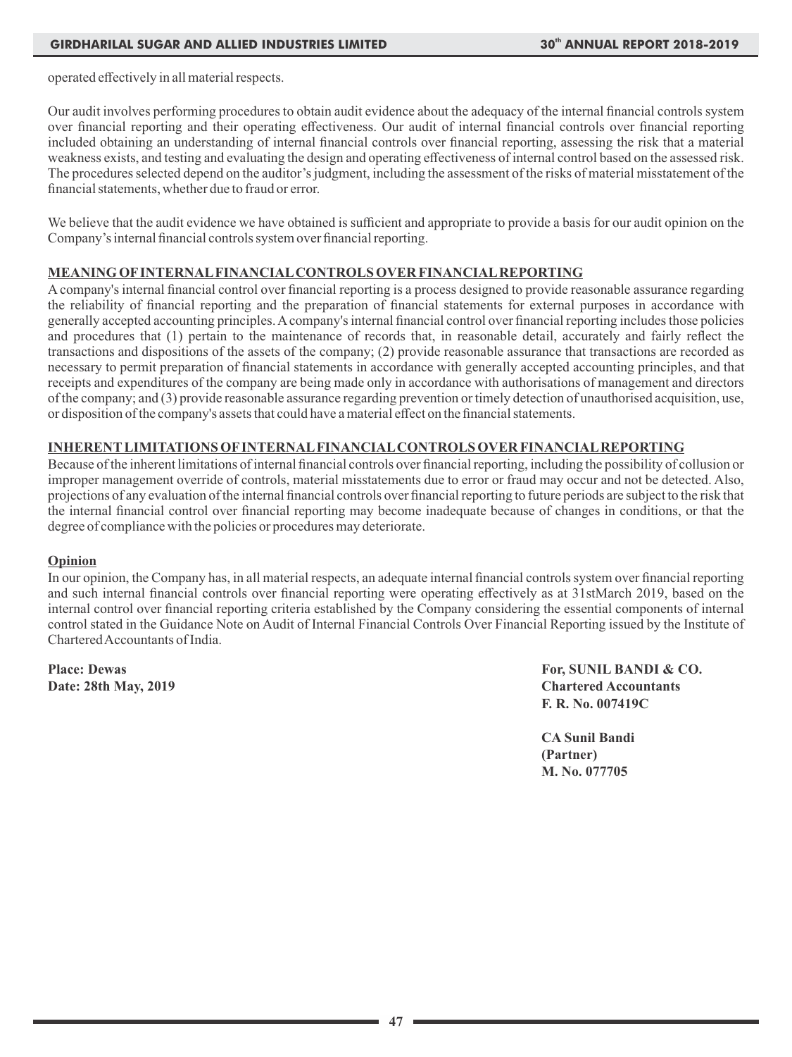operated effectively in all material respects.

Our audit involves performing procedures to obtain audit evidence about the adequacy of the internal financial controls system over financial reporting and their operating effectiveness. Our audit of internal financial controls over financial reporting included obtaining an understanding of internal financial controls over financial reporting, assessing the risk that a material weakness exists, and testing and evaluating the design and operating effectiveness of internal control based on the assessed risk. The procedures selected depend on the auditor's judgment, including the assessment of the risks of material misstatement of the financial statements, whether due to fraud or error.

We believe that the audit evidence we have obtained is sufficient and appropriate to provide a basis for our audit opinion on the Company's internal financial controls system over financial reporting.

**MEANING OF INTERNAL FINANCIAL CONTROLS OVER FINANCIAL REPORTING**

A company's internal financial control over financial reporting is a process designed to provide reasonable assurance regarding the reliability of financial reporting and the preparation of financial statements for external purposes in accordance with generally accepted accounting principles. A company's internal financial control over financial reporting includes those policies and procedures that (1) pertain to the maintenance of records that, in reasonable detail, accurately and fairly reflect the transactions and dispositions of the assets of the company; (2) provide reasonable assurance that transactions are recorded as necessary to permit preparation of financial statements in accordance with generally accepted accounting principles, and that receipts and expenditures of the company are being made only in accordance with authorisations of management and directors of the company; and (3) provide reasonable assurance regarding prevention or timely detection of unauthorised acquisition, use, or disposition of the company's assets that could have a material effect on the financial statements.

**INHERENT LIMITATIONS OF INTERNAL FINANCIAL CONTROLS OVER FINANCIAL REPORTING**

Because of the inherent limitations of internal financial controls over financial reporting, including the possibility of collusion or improper management override of controls, material misstatements due to error or fraud may occur and not be detected. Also, projections of any evaluation of the internal financial controls over financial reporting to future periods are subject to the risk that the internal financial control over financial reporting may become inadequate because of changes in conditions, or that the degree of compliance with the policies or procedures may deteriorate.

**Opinion**

In our opinion, the Company has, in all material respects, an adequate internal financial controls system over financial reporting and such internal financial controls over financial reporting were operating effectively as at 31stMarch 2019, based on the internal control over financial reporting criteria established by the Company considering the essential components of internal control stated in the Guidance Note on Audit of Internal Financial Controls Over Financial Reporting issued by the Institute of Chartered Accountants of India.

**Place: Dewas**
**Date: 28th May, 2019**

**For, SUNIL BANDI & CO.**
**Chartered Accountants**
**F. R. No. 007419C**

**CA Sunil Bandi**
**(Partner)**
**M. No. 077705**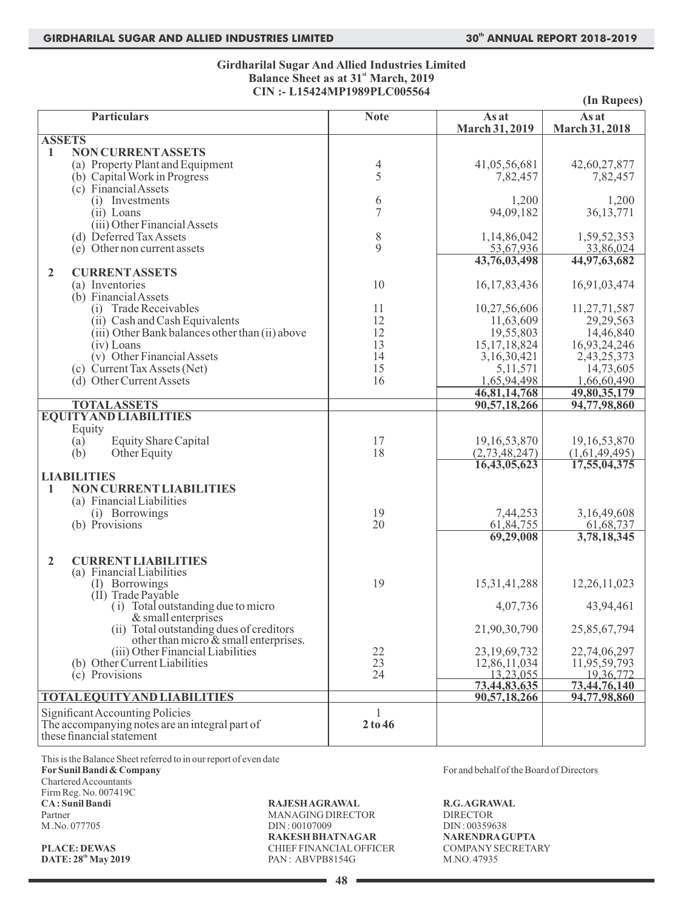# Girdharilal Sugar And Allied Industries Limited

## Balance Sheet as at 31st March, 2019

**CIN :- L15424MP1989PLC005564**

**(In Rupees)**

| Particulars | Note | As at March 31, 2019 | As at March 31, 2018 |
|---|---|---|---|
| **ASSETS** | | | |
| **1 NON CURRENT ASSETS** | | | |
| (a) Property Plant and Equipment | 4 | 41,05,56,681 | 42,60,27,877 |
| (b) Capital Work in Progress | 5 | 7,82,457 | 7,82,457 |
| (c) Financial Assets | | | |
| (i) Investments | 6 | 1,200 | 1,200 |
| (ii) Loans | 7 | 94,09,182 | 36,13,771 |
| (iii) Other Financial Assets | | | |
| (d) Deferred Tax Assets | 8 | 1,14,86,042 | 1,59,52,353 |
| (e) Other non current assets | 9 | 53,67,936 | 33,86,024 |
| | | **43,76,03,498** | **44,97,63,682** |
| **2 CURRENT ASSETS** | | | |
| (a) Inventories | 10 | 16,17,83,436 | 16,91,03,474 |
| (b) Financial Assets | | | |
| (i) Trade Receivables | 11 | 10,27,56,606 | 11,27,71,587 |
| (ii) Cash and Cash Equivalents | 12 | 11,63,609 | 29,29,563 |
| (iii) Other Bank balances other than (ii) above | 12 | 19,55,803 | 14,46,840 |
| (iv) Loans | 13 | 15,17,18,824 | 16,93,24,246 |
| (v) Other Financial Assets | 14 | 3,16,30,421 | 2,43,25,373 |
| (c) Current Tax Assets (Net) | 15 | 5,11,571 | 14,73,605 |
| (d) Other Current Assets | 16 | 1,65,94,498 | 1,66,60,490 |
| | | **46,81,14,768** | **49,80,35,179** |
| **TOTAL ASSETS** | | **90,57,18,266** | **94,77,98,860** |
| **EQUITY AND LIABILITIES** | | | |
| Equity | | | |
| (a) Equity Share Capital | 17 | 19,16,53,870 | 19,16,53,870 |
| (b) Other Equity | 18 | (2,73,48,247) | (1,61,49,495) |
| | | **16,43,05,623** | **17,55,04,375** |
| **LIABILITIES** | | | |
| **1 NON CURRENT LIABILITIES** | | | |
| (a) Financial Liabilities | | | |
| (i) Borrowings | 19 | 7,44,253 | 3,16,49,608 |
| (b) Provisions | 20 | 61,84,755 | 61,68,737 |
| | | **69,29,008** | **3,78,18,345** |
| **2 CURRENT LIABILITIES** | | | |
| (a) Financial Liabilities | | | |
| (I) Borrowings | 19 | 15,31,41,288 | 12,26,11,023 |
| (II) Trade Payable | | | |
| (i) Total outstanding due to micro & small enterprises | | 4,07,736 | 43,94,461 |
| (ii) Total outstanding dues of creditors other than micro & small enterprises. | | 21,90,30,790 | 25,85,67,794 |
| (iii) Other Financial Liabilities | 22 | 23,19,69,732 | 22,74,06,297 |
| (b) Other Current Liabilities | 23 | 12,86,11,034 | 11,95,59,793 |
| (c) Provisions | 24 | 13,23,055 | 19,36,772 |
| | | **73,44,83,635** | **73,44,76,140** |
| **TOTAL EQUITY AND LIABILITIES** | | **90,57,18,266** | **94,77,98,860** |
| Significant Accounting Policies | 1 | | |
| The accompanying notes are an integral part of these financial statement | **2 to 46** | | |

This is the Balance Sheet referred to in our report of even date

**For Sunil Bandi & Company**
Chartered Accountants
Firm Reg. No. 007419C
**CA : Sunil Bandi**
Partner
M .No. 077705

**PLACE: DEWAS**
**DATE: 28th May 2019**

For and behalf of the Board of Directors

**RAJESH AGRAWAL**
MANAGING DIRECTOR
DIN : 00107009

**R.G. AGRAWAL**
DIRECTOR
DIN : 00359638

**RAKESH BHATNAGAR**
CHIEF FINANCIAL OFFICER
PAN : ABVPB8154G

**NARENDRA GUPTA**
COMPANY SECRETARY
M.NO. 47935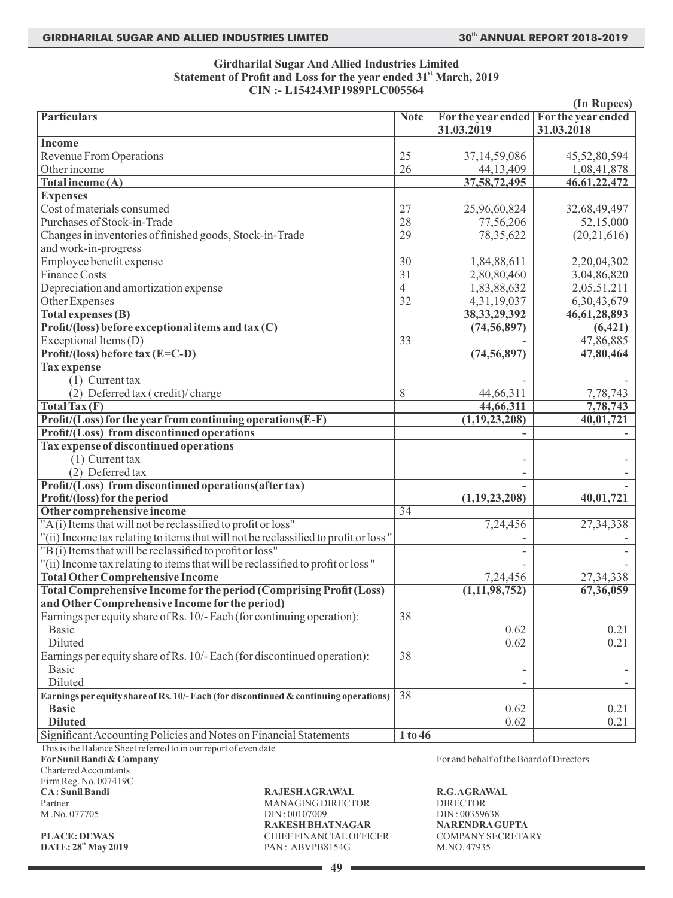**Girdharilal Sugar And Allied Industries Limited**
**Statement of Profit and Loss for the year ended 31st March, 2019**
**CIN :- L15424MP1989PLC005564**

(In Rupees)

| Particulars | Note | For the year ended 31.03.2019 | For the year ended 31.03.2018 |
|---|---|---|---|
| **Income** | | | |
| Revenue From Operations | 25 | 37,14,59,086 | 45,52,80,594 |
| Other income | 26 | 44,13,409 | 1,08,41,878 |
| **Total income (A)** | | **37,58,72,495** | **46,61,22,472** |
| **Expenses** | | | |
| Cost of materials consumed | 27 | 25,96,60,824 | 32,68,49,497 |
| Purchases of Stock-in-Trade | 28 | 77,56,206 | 52,15,000 |
| Changes in inventories of finished goods, Stock-in-Trade and work-in-progress | 29 | 78,35,622 | (20,21,616) |
| Employee benefit expense | 30 | 1,84,88,611 | 2,20,04,302 |
| Finance Costs | 31 | 2,80,80,460 | 3,04,86,820 |
| Depreciation and amortization expense | 4 | 1,83,88,632 | 2,05,51,211 |
| Other Expenses | 32 | 4,31,19,037 | 6,30,43,679 |
| **Total expenses (B)** | | **38,33,29,392** | **46,61,28,893** |
| **Profit/(loss) before exceptional items and tax (C)** | | **(74,56,897)** | **(6,421)** |
| Exceptional Items (D) | 33 | - | 47,86,885 |
| **Profit/(loss) before tax (E=C-D)** | | **(74,56,897)** | **47,80,464** |
| **Tax expense** | | | |
| (1) Current tax | | - | - |
| (2) Deferred tax ( credit)/ charge | 8 | 44,66,311 | 7,78,743 |
| **Total Tax (F)** | | **44,66,311** | **7,78,743** |
| **Profit/(Loss) for the year from continuing operations(E-F)** | | **(1,19,23,208)** | **40,01,721** |
| **Profit/(Loss) from discontinued operations** | | **-** | **-** |
| **Tax expense of discontinued operations** | | | |
| (1) Current tax | | - | - |
| (2) Deferred tax | | - | - |
| **Profit/(Loss) from discontinued operations(after tax)** | | **-** | **-** |
| **Profit/(loss) for the period** | | **(1,19,23,208)** | **40,01,721** |
| **Other comprehensive income** | 34 | | |
| "A (i) Items that will not be reclassified to profit or loss" | | 7,24,456 | 27,34,338 |
| "(ii) Income tax relating to items that will not be reclassified to profit or loss" | | - | - |
| "B (i) Items that will be reclassified to profit or loss" | | - | - |
| "(ii) Income tax relating to items that will be reclassified to profit or loss" | | - | - |
| **Total Other Comprehensive Income** | | 7,24,456 | 27,34,338 |
| **Total Comprehensive Income for the period (Comprising Profit (Loss) and Other Comprehensive Income for the period)** | | **(1,11,98,752)** | **67,36,059** |
| Earnings per equity share of Rs. 10/- Each (for continuing operation): | 38 | | |
| Basic | | 0.62 | 0.21 |
| Diluted | | 0.62 | 0.21 |
| Earnings per equity share of Rs. 10/- Each (for discontinued operation): | 38 | | |
| Basic | | - | - |
| Diluted | | - | - |
| **Earnings per equity share of Rs. 10/- Each (for discontinued & continuing operations)** | 38 | | |
| **Basic** | | 0.62 | 0.21 |
| **Diluted** | | 0.62 | 0.21 |
| Significant Accounting Policies and Notes on Financial Statements | **1 to 46** | | |

This is the Balance Sheet referred to in our report of even date

**For Sunil Bandi & Company**
Chartered Accountants
Firm Reg. No. 007419C
**CA : Sunil Bandi**
Partner
M .No. 077705

**PLACE: DEWAS**
**DATE: 28th May 2019**

For and behalf of the Board of Directors

**RAJESH AGRAWAL**
MANAGING DIRECTOR
DIN : 00107009

**R.G. AGRAWAL**
DIRECTOR
DIN : 00359638

**RAKESH BHATNAGAR**
CHIEF FINANCIAL OFFICER
PAN : ABVPB8154G

**NARENDRA GUPTA**
COMPANY SECRETARY
M.NO. 47935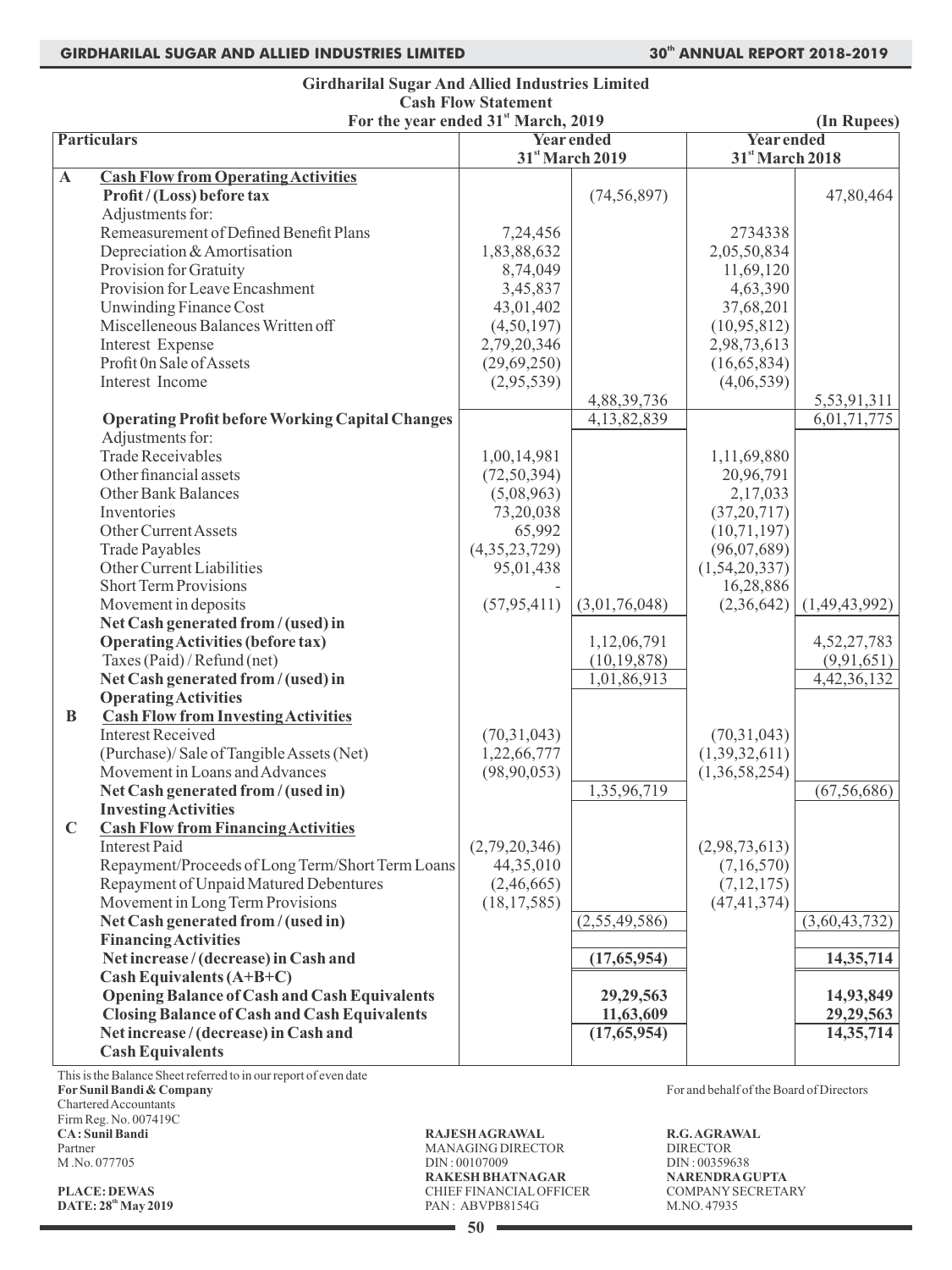# Girdharilal Sugar And Allied Industries Limited

## Cash Flow Statement

### For the year ended 31st March, 2019

(In Rupees)

| | Particulars | Year ended 31st March 2019 | | Year ended 31st March 2018 | |
|---|---|---|---|---|---|
| **A** | **Cash Flow from Operating Activities** | | | | |
| | **Profit / (Loss) before tax** | | (74,56,897) | | 47,80,464 |
| | Adjustments for: | | | | |
| | Remeasurement of Defined Benefit Plans | 7,24,456 | | 2734338 | |
| | Depreciation & Amortisation | 1,83,88,632 | | 2,05,50,834 | |
| | Provision for Gratuity | 8,74,049 | | 11,69,120 | |
| | Provision for Leave Encashment | 3,45,837 | | 4,63,390 | |
| | Unwinding Finance Cost | 43,01,402 | | 37,68,201 | |
| | Miscelleneous Balances Written off | (4,50,197) | | (10,95,812) | |
| | Interest Expense | 2,79,20,346 | | 2,98,73,613 | |
| | Profit 0n Sale of Assets | (29,69,250) | | (16,65,834) | |
| | Interest Income | (2,95,539) | | (4,06,539) | |
| | | | 4,88,39,736 | | 5,53,91,311 |
| | **Operating Profit before Working Capital Changes** | | 4,13,82,839 | | 6,01,71,775 |
| | Adjustments for: | | | | |
| | Trade Receivables | 1,00,14,981 | | 1,11,69,880 | |
| | Other financial assets | (72,50,394) | | 20,96,791 | |
| | Other Bank Balances | (5,08,963) | | 2,17,033 | |
| | Inventories | 73,20,038 | | (37,20,717) | |
| | Other Current Assets | 65,992 | | (10,71,197) | |
| | Trade Payables | (4,35,23,729) | | (96,07,689) | |
| | Other Current Liabilities | 95,01,438 | | (1,54,20,337) | |
| | Short Term Provisions | - | | 16,28,886 | |
| | Movement in deposits | (57,95,411) | (3,01,76,048) | (2,36,642) | (1,49,43,992) |
| | **Net Cash generated from / (used) in Operating Activities (before tax)** | | 1,12,06,791 | | 4,52,27,783 |
| | Taxes (Paid) / Refund (net) | | (10,19,878) | | (9,91,651) |
| | **Net Cash generated from / (used) in Operating Activities** | | 1,01,86,913 | | 4,42,36,132 |
| **B** | **Cash Flow from Investing Activities** | | | | |
| | Interest Received | (70,31,043) | | (70,31,043) | |
| | (Purchase)/ Sale of Tangible Assets (Net) | 1,22,66,777 | | (1,39,32,611) | |
| | Movement in Loans and Advances | (98,90,053) | | (1,36,58,254) | |
| | **Net Cash generated from / (used in) Investing Activities** | | 1,35,96,719 | | (67,56,686) |
| **C** | **Cash Flow from Financing Activities** | | | | |
| | Interest Paid | (2,79,20,346) | | (2,98,73,613) | |
| | Repayment/Proceeds of Long Term/Short Term Loans | 44,35,010 | | (7,16,570) | |
| | Repayment of Unpaid Matured Debentures | (2,46,665) | | (7,12,175) | |
| | Movement in Long Term Provisions | (18,17,585) | | (47,41,374) | |
| | **Net Cash generated from / (used in) Financing Activities** | | (2,55,49,586) | | (3,60,43,732) |
| | **Net increase / (decrease) in Cash and Cash Equivalents (A+B+C)** | | **(17,65,954)** | | **14,35,714** |
| | **Opening Balance of Cash and Cash Equivalents** | | **29,29,563** | | **14,93,849** |
| | **Closing Balance of Cash and Cash Equivalents** | | **11,63,609** | | **29,29,563** |
| | **Net increase / (decrease) in Cash and Cash Equivalents** | | **(17,65,954)** | | **14,35,714** |

This is the Balance Sheet referred to in our report of even date

**For Sunil Bandi & Company**
Chartered Accountants
Firm Reg. No. 007419C
**CA: Sunil Bandi**
Partner
M .No. 077705

**PLACE: DEWAS**
**DATE: 28th May 2019**

For and behalf of the Board of Directors

**RAJESH AGRAWAL**
MANAGING DIRECTOR
DIN : 00107009

**R.G. AGRAWAL**
DIRECTOR
DIN : 00359638

**RAKESH BHATNAGAR**
CHIEF FINANCIAL OFFICER
PAN : ABVPB8154G

**NARENDRA GUPTA**
COMPANY SECRETARY
M.NO. 47935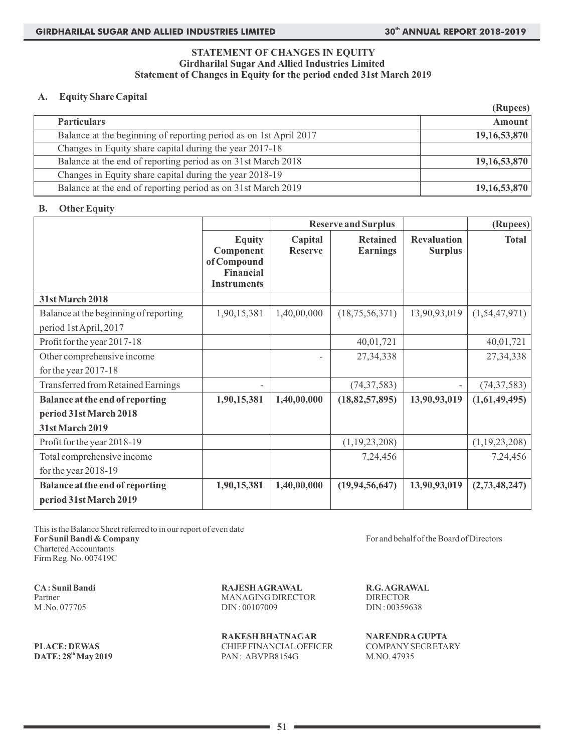## STATEMENT OF CHANGES IN EQUITY

**Girdharilal Sugar And Allied Industries Limited**

**Statement of Changes in Equity for the period ended 31st March 2019**

### A. Equity Share Capital

(Rupees)

| Particulars | Amount |
|---|---|
| Balance at the beginning of reporting period as on 1st April 2017 | **19,16,53,870** |
| Changes in Equity share capital during the year 2017-18 | |
| Balance at the end of reporting period as on 31st March 2018 | **19,16,53,870** |
| Changes in Equity share capital during the year 2018-19 | |
| Balance at the end of reporting period as on 31st March 2019 | **19,16,53,870** |

### B. Other Equity

| | | Reserve and Surplus | | | (Rupees) |
|---|---|---|---|---|---|
| | **Equity Component of Compound Financial Instruments** | **Capital Reserve** | **Retained Earnings** | **Revaluation Surplus** | **Total** |
| **31st March 2018** | | | | | |
| Balance at the beginning of reporting period 1st April, 2017 | 1,90,15,381 | 1,40,00,000 | (18,75,56,371) | 13,90,93,019 | (1,54,47,971) |
| Profit for the year 2017-18 | | | 40,01,721 | | 40,01,721 |
| Other comprehensive income for the year 2017-18 | | - | 27,34,338 | | 27,34,338 |
| Transferred from Retained Earnings | - | | (74,37,583) | - | (74,37,583) |
| **Balance at the end of reporting period 31st March 2018** | **1,90,15,381** | **1,40,00,000** | **(18,82,57,895)** | **13,90,93,019** | **(1,61,49,495)** |
| **31st March 2019** | | | | | |
| Profit for the year 2018-19 | | | (1,19,23,208) | | (1,19,23,208) |
| Total comprehensive income for the year 2018-19 | | | 7,24,456 | | 7,24,456 |
| **Balance at the end of reporting period 31st March 2019** | **1,90,15,381** | **1,40,00,000** | **(19,94,56,647)** | **13,90,93,019** | **(2,73,48,247)** |

This is the Balance Sheet referred to in our report of even date

**For Sunil Bandi & Company**
Chartered Accountants
Firm Reg. No. 007419C

For and behalf of the Board of Directors

**CA : Sunil Bandi**
Partner
M .No. 077705

**RAJESH AGRAWAL**
MANAGING DIRECTOR
DIN : 00107009

**R.G. AGRAWAL**
DIRECTOR
DIN : 00359638

**PLACE: DEWAS**
**DATE: 28th May 2019**

**RAKESH BHATNAGAR**
CHIEF FINANCIAL OFFICER
PAN : ABVPB8154G

**NARENDRA GUPTA**
COMPANY SECRETARY
M.NO. 47935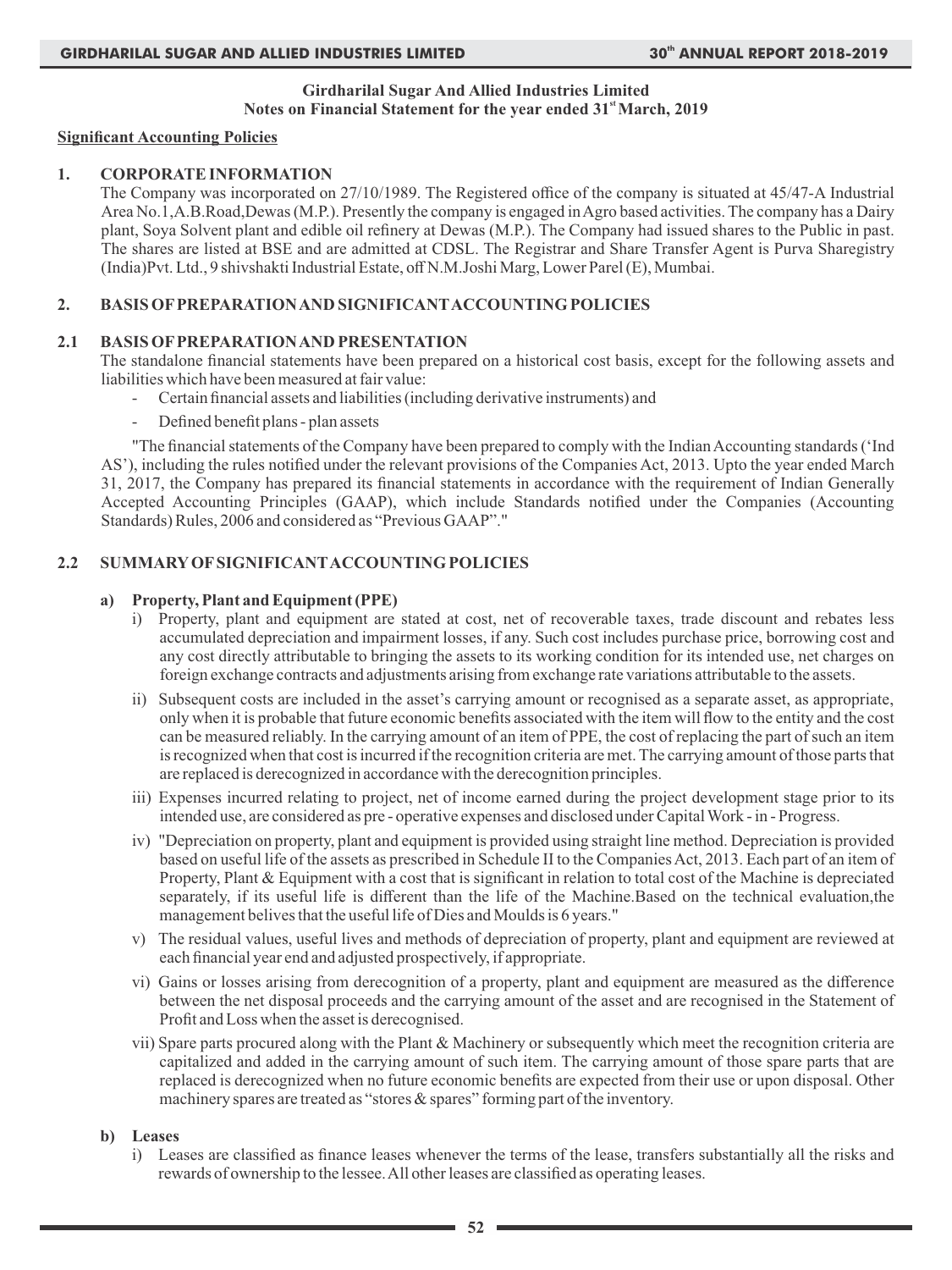**Girdharilal Sugar And Allied Industries Limited**
**Notes on Financial Statement for the year ended 31st March, 2019**

**Significant Accounting Policies**

## 1. CORPORATE INFORMATION

The Company was incorporated on 27/10/1989. The Registered office of the company is situated at 45/47-A Industrial Area No.1,A.B.Road,Dewas (M.P.). Presently the company is engaged in Agro based activities. The company has a Dairy plant, Soya Solvent plant and edible oil refinery at Dewas (M.P.). The Company had issued shares to the Public in past. The shares are listed at BSE and are admitted at CDSL. The Registrar and Share Transfer Agent is Purva Sharegistry (India)Pvt. Ltd., 9 shivshakti Industrial Estate, off N.M.Joshi Marg, Lower Parel (E), Mumbai.

## 2. BASIS OF PREPARATION AND SIGNIFICANT ACCOUNTING POLICIES

### 2.1 BASIS OF PREPARATION AND PRESENTATION

The standalone financial statements have been prepared on a historical cost basis, except for the following assets and liabilities which have been measured at fair value:

- Certain financial assets and liabilities (including derivative instruments) and
- Defined benefit plans - plan assets

"The financial statements of the Company have been prepared to comply with the Indian Accounting standards ('Ind AS'), including the rules notified under the relevant provisions of the Companies Act, 2013. Upto the year ended March 31, 2017, the Company has prepared its financial statements in accordance with the requirement of Indian Generally Accepted Accounting Principles (GAAP), which include Standards notified under the Companies (Accounting Standards) Rules, 2006 and considered as "Previous GAAP"."

### 2.2 SUMMARY OF SIGNIFICANT ACCOUNTING POLICIES

**a) Property, Plant and Equipment (PPE)**

i) Property, plant and equipment are stated at cost, net of recoverable taxes, trade discount and rebates less accumulated depreciation and impairment losses, if any. Such cost includes purchase price, borrowing cost and any cost directly attributable to bringing the assets to its working condition for its intended use, net charges on foreign exchange contracts and adjustments arising from exchange rate variations attributable to the assets.

ii) Subsequent costs are included in the asset's carrying amount or recognised as a separate asset, as appropriate, only when it is probable that future economic benefits associated with the item will flow to the entity and the cost can be measured reliably. In the carrying amount of an item of PPE, the cost of replacing the part of such an item is recognized when that cost is incurred if the recognition criteria are met. The carrying amount of those parts that are replaced is derecognized in accordance with the derecognition principles.

iii) Expenses incurred relating to project, net of income earned during the project development stage prior to its intended use, are considered as pre - operative expenses and disclosed under Capital Work - in - Progress.

iv) "Depreciation on property, plant and equipment is provided using straight line method. Depreciation is provided based on useful life of the assets as prescribed in Schedule II to the Companies Act, 2013. Each part of an item of Property, Plant & Equipment with a cost that is significant in relation to total cost of the Machine is depreciated separately, if its useful life is different than the life of the Machine.Based on the technical evaluation,the management belives that the useful life of Dies and Moulds is 6 years."

v) The residual values, useful lives and methods of depreciation of property, plant and equipment are reviewed at each financial year end and adjusted prospectively, if appropriate.

vi) Gains or losses arising from derecognition of a property, plant and equipment are measured as the difference between the net disposal proceeds and the carrying amount of the asset and are recognised in the Statement of Profit and Loss when the asset is derecognised.

vii) Spare parts procured along with the Plant & Machinery or subsequently which meet the recognition criteria are capitalized and added in the carrying amount of such item. The carrying amount of those spare parts that are replaced is derecognized when no future economic benefits are expected from their use or upon disposal. Other machinery spares are treated as "stores & spares" forming part of the inventory.

**b) Leases**

i) Leases are classified as finance leases whenever the terms of the lease, transfers substantially all the risks and rewards of ownership to the lessee. All other leases are classified as operating leases.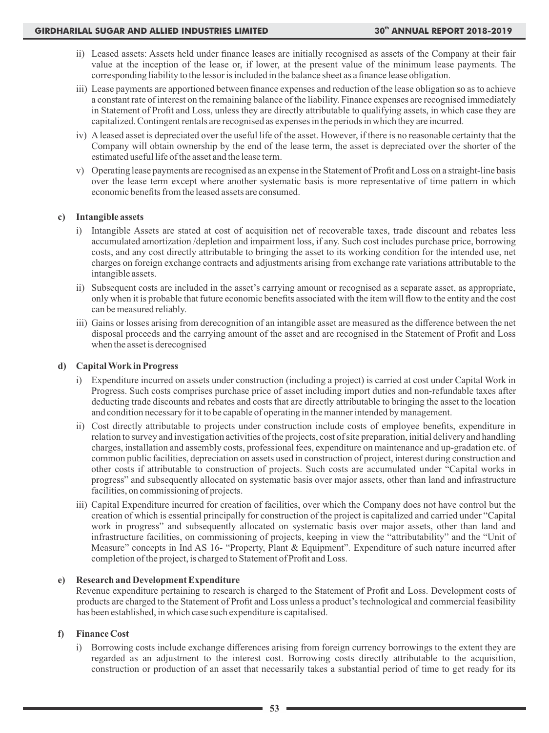ii) Leased assets: Assets held under finance leases are initially recognised as assets of the Company at their fair value at the inception of the lease or, if lower, at the present value of the minimum lease payments. The corresponding liability to the lessor is included in the balance sheet as a finance lease obligation.

iii) Lease payments are apportioned between finance expenses and reduction of the lease obligation so as to achieve a constant rate of interest on the remaining balance of the liability. Finance expenses are recognised immediately in Statement of Profit and Loss, unless they are directly attributable to qualifying assets, in which case they are capitalized. Contingent rentals are recognised as expenses in the periods in which they are incurred.

iv) A leased asset is depreciated over the useful life of the asset. However, if there is no reasonable certainty that the Company will obtain ownership by the end of the lease term, the asset is depreciated over the shorter of the estimated useful life of the asset and the lease term.

v) Operating lease payments are recognised as an expense in the Statement of Profit and Loss on a straight-line basis over the lease term except where another systematic basis is more representative of time pattern in which economic benefits from the leased assets are consumed.

**c) Intangible assets**

i) Intangible Assets are stated at cost of acquisition net of recoverable taxes, trade discount and rebates less accumulated amortization /depletion and impairment loss, if any. Such cost includes purchase price, borrowing costs, and any cost directly attributable to bringing the asset to its working condition for the intended use, net charges on foreign exchange contracts and adjustments arising from exchange rate variations attributable to the intangible assets.

ii) Subsequent costs are included in the asset's carrying amount or recognised as a separate asset, as appropriate, only when it is probable that future economic benefits associated with the item will flow to the entity and the cost can be measured reliably.

iii) Gains or losses arising from derecognition of an intangible asset are measured as the difference between the net disposal proceeds and the carrying amount of the asset and are recognised in the Statement of Profit and Loss when the asset is derecognised

**d) Capital Work in Progress**

i) Expenditure incurred on assets under construction (including a project) is carried at cost under Capital Work in Progress. Such costs comprises purchase price of asset including import duties and non-refundable taxes after deducting trade discounts and rebates and costs that are directly attributable to bringing the asset to the location and condition necessary for it to be capable of operating in the manner intended by management.

ii) Cost directly attributable to projects under construction include costs of employee benefits, expenditure in relation to survey and investigation activities of the projects, cost of site preparation, initial delivery and handling charges, installation and assembly costs, professional fees, expenditure on maintenance and up-gradation etc. of common public facilities, depreciation on assets used in construction of project, interest during construction and other costs if attributable to construction of projects. Such costs are accumulated under "Capital works in progress" and subsequently allocated on systematic basis over major assets, other than land and infrastructure facilities, on commissioning of projects.

iii) Capital Expenditure incurred for creation of facilities, over which the Company does not have control but the creation of which is essential principally for construction of the project is capitalized and carried under "Capital work in progress" and subsequently allocated on systematic basis over major assets, other than land and infrastructure facilities, on commissioning of projects, keeping in view the "attributability" and the "Unit of Measure" concepts in Ind AS 16- "Property, Plant & Equipment". Expenditure of such nature incurred after completion of the project, is charged to Statement of Profit and Loss.

**e) Research and Development Expenditure**

Revenue expenditure pertaining to research is charged to the Statement of Profit and Loss. Development costs of products are charged to the Statement of Profit and Loss unless a product's technological and commercial feasibility has been established, in which case such expenditure is capitalised.

**f) Finance Cost**

i) Borrowing costs include exchange differences arising from foreign currency borrowings to the extent they are regarded as an adjustment to the interest cost. Borrowing costs directly attributable to the acquisition, construction or production of an asset that necessarily takes a substantial period of time to get ready for its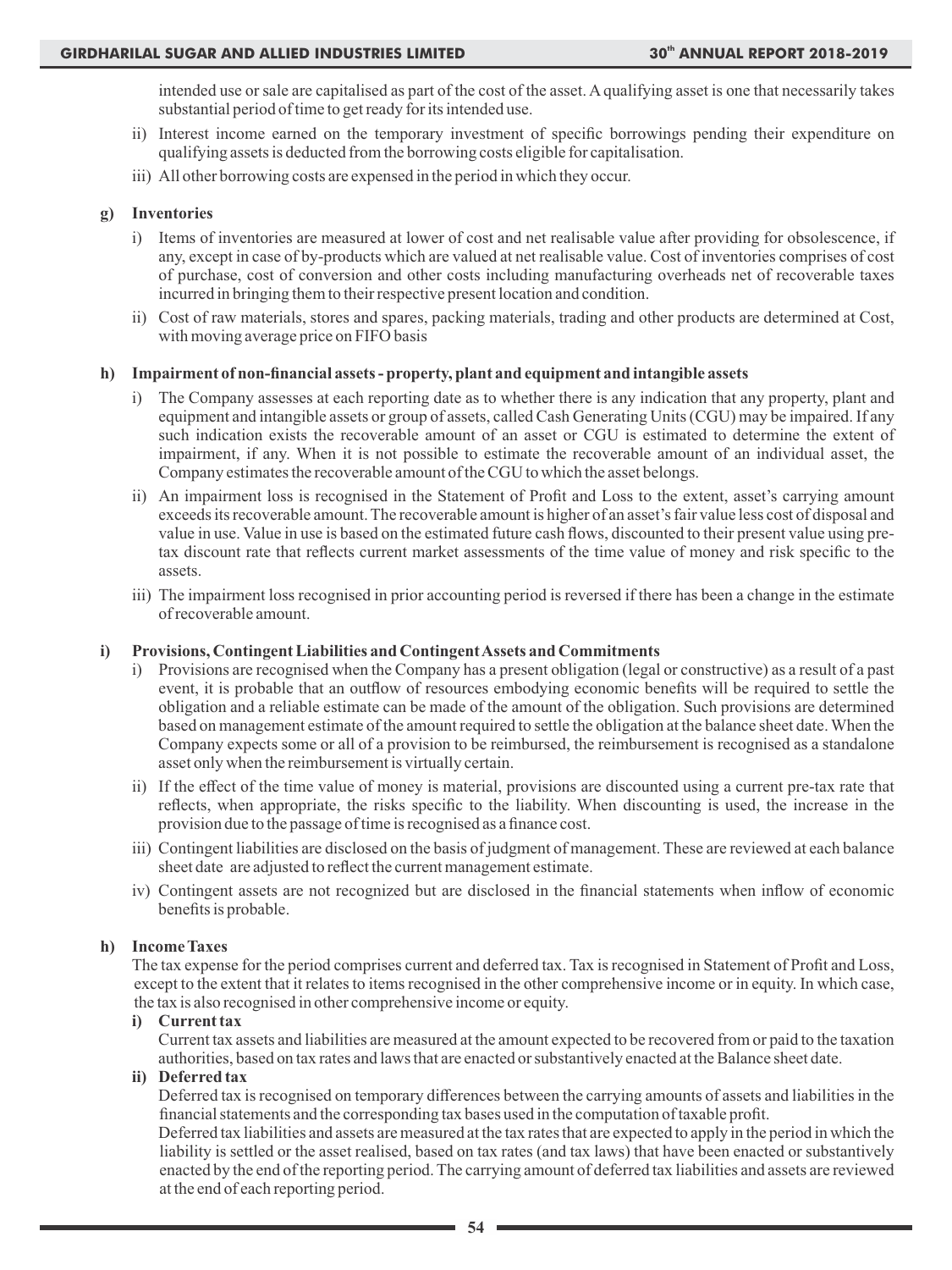intended use or sale are capitalised as part of the cost of the asset. A qualifying asset is one that necessarily takes substantial period of time to get ready for its intended use.

ii) Interest income earned on the temporary investment of specific borrowings pending their expenditure on qualifying assets is deducted from the borrowing costs eligible for capitalisation.

iii) All other borrowing costs are expensed in the period in which they occur.

**g) Inventories**

i) Items of inventories are measured at lower of cost and net realisable value after providing for obsolescence, if any, except in case of by-products which are valued at net realisable value. Cost of inventories comprises of cost of purchase, cost of conversion and other costs including manufacturing overheads net of recoverable taxes incurred in bringing them to their respective present location and condition.

ii) Cost of raw materials, stores and spares, packing materials, trading and other products are determined at Cost, with moving average price on FIFO basis

**h) Impairment of non-financial assets - property, plant and equipment and intangible assets**

i) The Company assesses at each reporting date as to whether there is any indication that any property, plant and equipment and intangible assets or group of assets, called Cash Generating Units (CGU) may be impaired. If any such indication exists the recoverable amount of an asset or CGU is estimated to determine the extent of impairment, if any. When it is not possible to estimate the recoverable amount of an individual asset, the Company estimates the recoverable amount of the CGU to which the asset belongs.

ii) An impairment loss is recognised in the Statement of Profit and Loss to the extent, asset's carrying amount exceeds its recoverable amount. The recoverable amount is higher of an asset's fair value less cost of disposal and value in use. Value in use is based on the estimated future cash flows, discounted to their present value using pre-tax discount rate that reflects current market assessments of the time value of money and risk specific to the assets.

iii) The impairment loss recognised in prior accounting period is reversed if there has been a change in the estimate of recoverable amount.

**i) Provisions, Contingent Liabilities and Contingent Assets and Commitments**

i) Provisions are recognised when the Company has a present obligation (legal or constructive) as a result of a past event, it is probable that an outflow of resources embodying economic benefits will be required to settle the obligation and a reliable estimate can be made of the amount of the obligation. Such provisions are determined based on management estimate of the amount required to settle the obligation at the balance sheet date. When the Company expects some or all of a provision to be reimbursed, the reimbursement is recognised as a standalone asset only when the reimbursement is virtually certain.

ii) If the effect of the time value of money is material, provisions are discounted using a current pre-tax rate that reflects, when appropriate, the risks specific to the liability. When discounting is used, the increase in the provision due to the passage of time is recognised as a finance cost.

iii) Contingent liabilities are disclosed on the basis of judgment of management. These are reviewed at each balance sheet date are adjusted to reflect the current management estimate.

iv) Contingent assets are not recognized but are disclosed in the financial statements when inflow of economic benefits is probable.

**h) Income Taxes**

The tax expense for the period comprises current and deferred tax. Tax is recognised in Statement of Profit and Loss, except to the extent that it relates to items recognised in the other comprehensive income or in equity. In which case, the tax is also recognised in other comprehensive income or equity.

**i) Current tax**

Current tax assets and liabilities are measured at the amount expected to be recovered from or paid to the taxation authorities, based on tax rates and laws that are enacted or substantively enacted at the Balance sheet date.

**ii) Deferred tax**

Deferred tax is recognised on temporary differences between the carrying amounts of assets and liabilities in the financial statements and the corresponding tax bases used in the computation of taxable profit.

Deferred tax liabilities and assets are measured at the tax rates that are expected to apply in the period in which the liability is settled or the asset realised, based on tax rates (and tax laws) that have been enacted or substantively enacted by the end of the reporting period. The carrying amount of deferred tax liabilities and assets are reviewed at the end of each reporting period.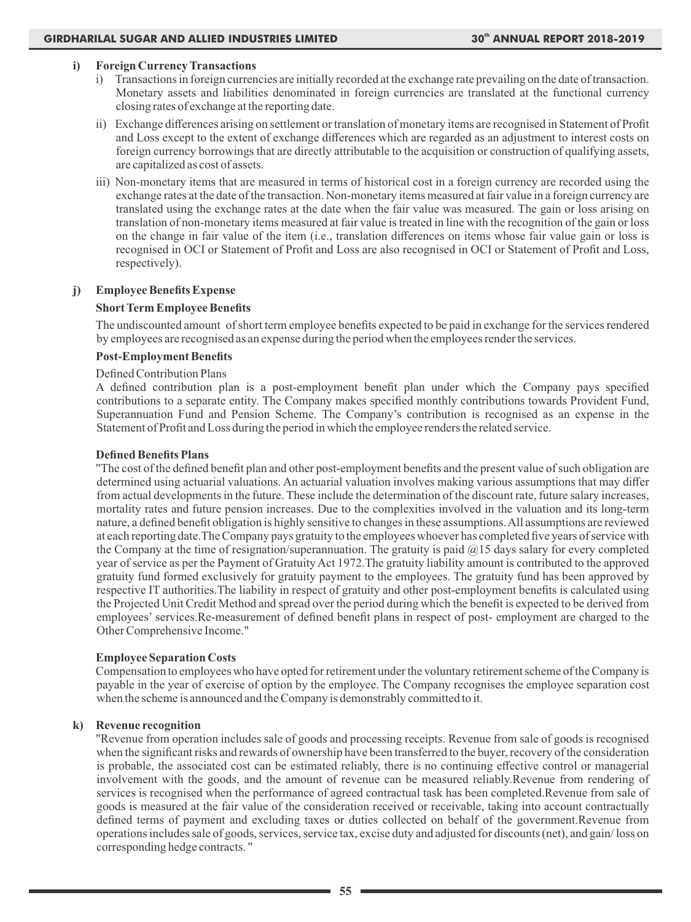### i) Foreign Currency Transactions

i) Transactions in foreign currencies are initially recorded at the exchange rate prevailing on the date of transaction. Monetary assets and liabilities denominated in foreign currencies are translated at the functional currency closing rates of exchange at the reporting date.

ii) Exchange differences arising on settlement or translation of monetary items are recognised in Statement of Profit and Loss except to the extent of exchange differences which are regarded as an adjustment to interest costs on foreign currency borrowings that are directly attributable to the acquisition or construction of qualifying assets, are capitalized as cost of assets.

iii) Non-monetary items that are measured in terms of historical cost in a foreign currency are recorded using the exchange rates at the date of the transaction. Non-monetary items measured at fair value in a foreign currency are translated using the exchange rates at the date when the fair value was measured. The gain or loss arising on translation of non-monetary items measured at fair value is treated in line with the recognition of the gain or loss on the change in fair value of the item (i.e., translation differences on items whose fair value gain or loss is recognised in OCI or Statement of Profit and Loss are also recognised in OCI or Statement of Profit and Loss, respectively).

### j) Employee Benefits Expense

**Short Term Employee Benefits**

The undiscounted amount of short term employee benefits expected to be paid in exchange for the services rendered by employees are recognised as an expense during the period when the employees render the services.

**Post-Employment Benefits**

Defined Contribution Plans

A defined contribution plan is a post-employment benefit plan under which the Company pays specified contributions to a separate entity. The Company makes specified monthly contributions towards Provident Fund, Superannuation Fund and Pension Scheme. The Company's contribution is recognised as an expense in the Statement of Profit and Loss during the period in which the employee renders the related service.

**Defined Benefits Plans**

"The cost of the defined benefit plan and other post-employment benefits and the present value of such obligation are determined using actuarial valuations. An actuarial valuation involves making various assumptions that may differ from actual developments in the future. These include the determination of the discount rate, future salary increases, mortality rates and future pension increases. Due to the complexities involved in the valuation and its long-term nature, a defined benefit obligation is highly sensitive to changes in these assumptions. All assumptions are reviewed at each reporting date.The Company pays gratuity to the employees whoever has completed five years of service with the Company at the time of resignation/superannuation. The gratuity is paid @15 days salary for every completed year of service as per the Payment of Gratuity Act 1972.The gratuity liability amount is contributed to the approved gratuity fund formed exclusively for gratuity payment to the employees. The gratuity fund has been approved by respective IT authorities.The liability in respect of gratuity and other post-employment benefits is calculated using the Projected Unit Credit Method and spread over the period during which the benefit is expected to be derived from employees' services.Re-measurement of defined benefit plans in respect of post- employment are charged to the Other Comprehensive Income."

**Employee Separation Costs**

Compensation to employees who have opted for retirement under the voluntary retirement scheme of the Company is payable in the year of exercise of option by the employee. The Company recognises the employee separation cost when the scheme is announced and the Company is demonstrably committed to it.

### k) Revenue recognition

"Revenue from operation includes sale of goods and processing receipts. Revenue from sale of goods is recognised when the significant risks and rewards of ownership have been transferred to the buyer, recovery of the consideration is probable, the associated cost can be estimated reliably, there is no continuing effective control or managerial involvement with the goods, and the amount of revenue can be measured reliably.Revenue from rendering of services is recognised when the performance of agreed contractual task has been completed.Revenue from sale of goods is measured at the fair value of the consideration received or receivable, taking into account contractually defined terms of payment and excluding taxes or duties collected on behalf of the government.Revenue from operations includes sale of goods, services, service tax, excise duty and adjusted for discounts (net), and gain/ loss on corresponding hedge contracts. "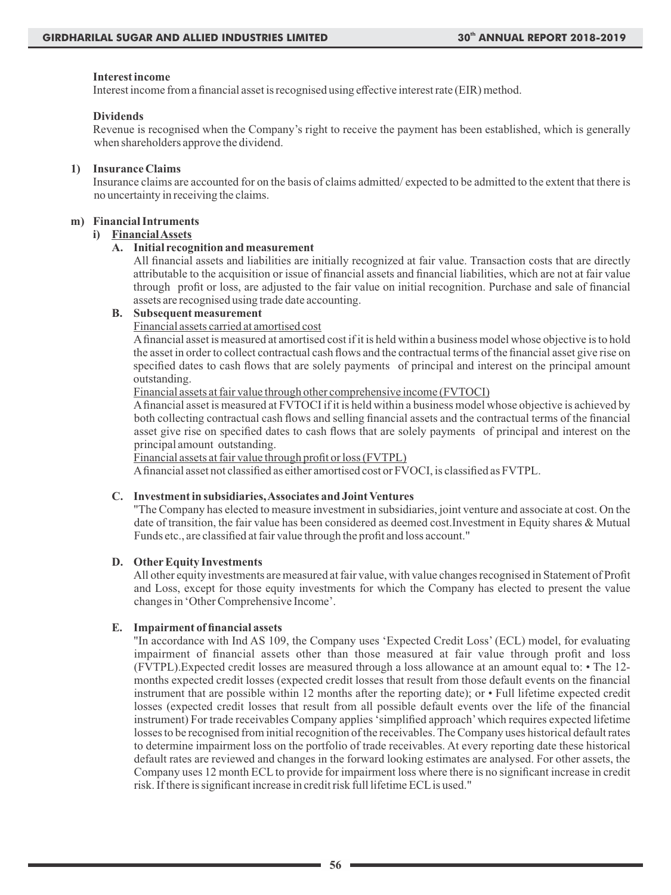**Interest income**

Interest income from a financial asset is recognised using effective interest rate (EIR) method.

**Dividends**

Revenue is recognised when the Company's right to receive the payment has been established, which is generally when shareholders approve the dividend.

**1) Insurance Claims**

Insurance claims are accounted for on the basis of claims admitted/ expected to be admitted to the extent that there is no uncertainty in receiving the claims.

**m) Financial Intruments**

**i) <u>Financial Assets</u>**

**A. Initial recognition and measurement**

All financial assets and liabilities are initially recognized at fair value. Transaction costs that are directly attributable to the acquisition or issue of financial assets and financial liabilities, which are not at fair value through profit or loss, are adjusted to the fair value on initial recognition. Purchase and sale of financial assets are recognised using trade date accounting.

**B. Subsequent measurement**

<u>Financial assets carried at amortised cost</u>

A financial asset is measured at amortised cost if it is held within a business model whose objective is to hold the asset in order to collect contractual cash flows and the contractual terms of the financial asset give rise on specified dates to cash flows that are solely payments of principal and interest on the principal amount outstanding.

<u>Financial assets at fair value through other comprehensive income (FVTOCI)</u>

A financial asset is measured at FVTOCI if it is held within a business model whose objective is achieved by both collecting contractual cash flows and selling financial assets and the contractual terms of the financial asset give rise on specified dates to cash flows that are solely payments of principal and interest on the principal amount outstanding.

<u>Financial assets at fair value through profit or loss (FVTPL)</u>

A financial asset not classified as either amortised cost or FVOCI, is classified as FVTPL.

**C. Investment in subsidiaries, Associates and Joint Ventures**

"The Company has elected to measure investment in subsidiaries, joint venture and associate at cost. On the date of transition, the fair value has been considered as deemed cost.Investment in Equity shares & Mutual Funds etc., are classified at fair value through the profit and loss account."

**D. Other Equity Investments**

All other equity investments are measured at fair value, with value changes recognised in Statement of Profit and Loss, except for those equity investments for which the Company has elected to present the value changes in 'Other Comprehensive Income'.

**E. Impairment of financial assets**

"In accordance with Ind AS 109, the Company uses 'Expected Credit Loss' (ECL) model, for evaluating impairment of financial assets other than those measured at fair value through profit and loss (FVTPL).Expected credit losses are measured through a loss allowance at an amount equal to: • The 12-months expected credit losses (expected credit losses that result from those default events on the financial instrument that are possible within 12 months after the reporting date); or • Full lifetime expected credit losses (expected credit losses that result from all possible default events over the life of the financial instrument) For trade receivables Company applies 'simplified approach' which requires expected lifetime losses to be recognised from initial recognition of the receivables. The Company uses historical default rates to determine impairment loss on the portfolio of trade receivables. At every reporting date these historical default rates are reviewed and changes in the forward looking estimates are analysed. For other assets, the Company uses 12 month ECL to provide for impairment loss where there is no significant increase in credit risk. If there is significant increase in credit risk full lifetime ECL is used."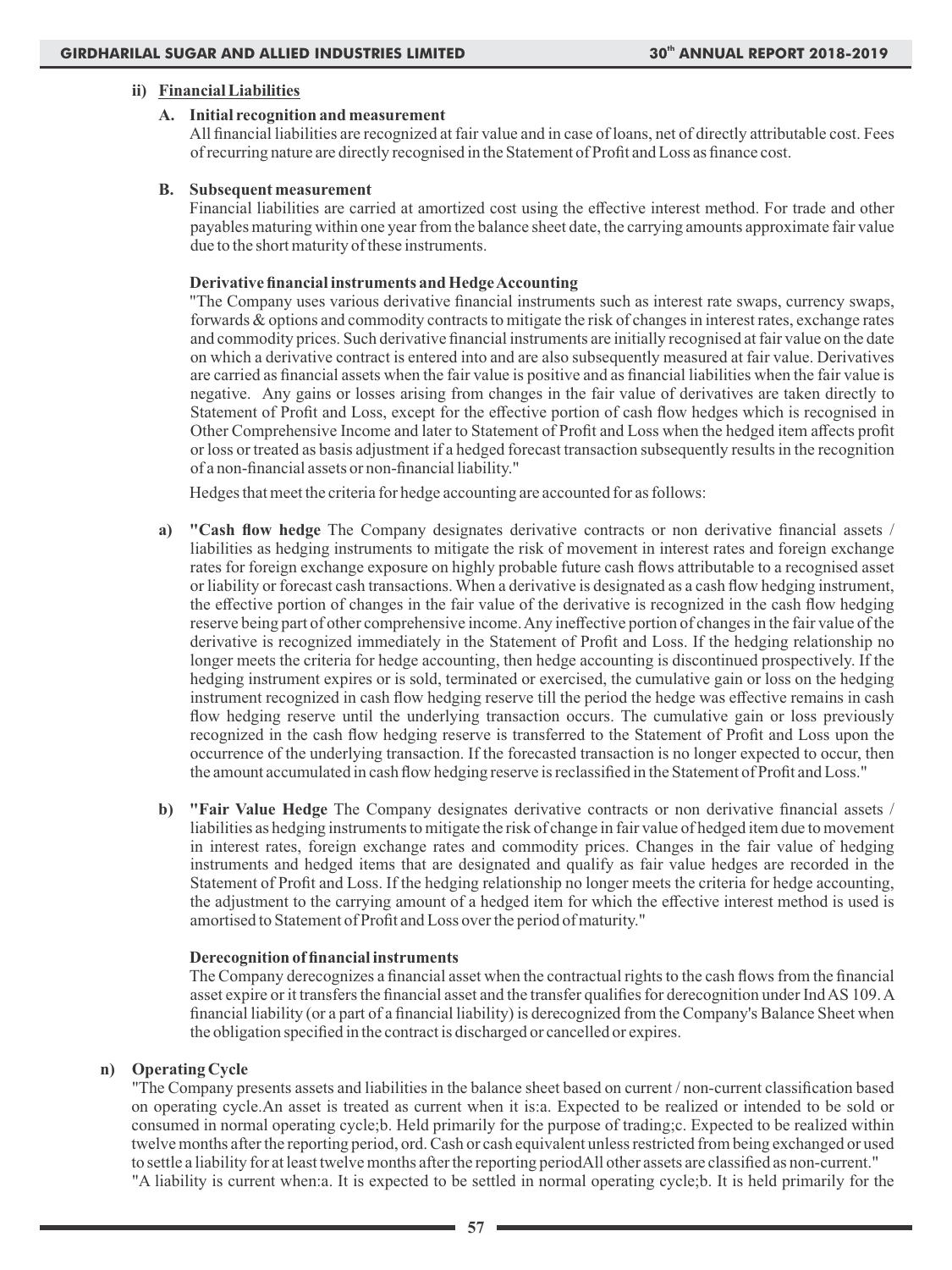**ii) Financial Liabilities**

**A. Initial recognition and measurement**

All financial liabilities are recognized at fair value and in case of loans, net of directly attributable cost. Fees of recurring nature are directly recognised in the Statement of Profit and Loss as finance cost.

**B. Subsequent measurement**

Financial liabilities are carried at amortized cost using the effective interest method. For trade and other payables maturing within one year from the balance sheet date, the carrying amounts approximate fair value due to the short maturity of these instruments.

**Derivative financial instruments and Hedge Accounting**

"The Company uses various derivative financial instruments such as interest rate swaps, currency swaps, forwards & options and commodity contracts to mitigate the risk of changes in interest rates, exchange rates and commodity prices. Such derivative financial instruments are initially recognised at fair value on the date on which a derivative contract is entered into and are also subsequently measured at fair value. Derivatives are carried as financial assets when the fair value is positive and as financial liabilities when the fair value is negative. Any gains or losses arising from changes in the fair value of derivatives are taken directly to Statement of Profit and Loss, except for the effective portion of cash flow hedges which is recognised in Other Comprehensive Income and later to Statement of Profit and Loss when the hedged item affects profit or loss or treated as basis adjustment if a hedged forecast transaction subsequently results in the recognition of a non-financial assets or non-financial liability."

Hedges that meet the criteria for hedge accounting are accounted for as follows:

a) **"Cash flow hedge** The Company designates derivative contracts or non derivative financial assets / liabilities as hedging instruments to mitigate the risk of movement in interest rates and foreign exchange rates for foreign exchange exposure on highly probable future cash flows attributable to a recognised asset or liability or forecast cash transactions. When a derivative is designated as a cash flow hedging instrument, the effective portion of changes in the fair value of the derivative is recognized in the cash flow hedging reserve being part of other comprehensive income. Any ineffective portion of changes in the fair value of the derivative is recognized immediately in the Statement of Profit and Loss. If the hedging relationship no longer meets the criteria for hedge accounting, then hedge accounting is discontinued prospectively. If the hedging instrument expires or is sold, terminated or exercised, the cumulative gain or loss on the hedging instrument recognized in cash flow hedging reserve till the period the hedge was effective remains in cash flow hedging reserve until the underlying transaction occurs. The cumulative gain or loss previously recognized in the cash flow hedging reserve is transferred to the Statement of Profit and Loss upon the occurrence of the underlying transaction. If the forecasted transaction is no longer expected to occur, then the amount accumulated in cash flow hedging reserve is reclassified in the Statement of Profit and Loss."

b) **"Fair Value Hedge** The Company designates derivative contracts or non derivative financial assets / liabilities as hedging instruments to mitigate the risk of change in fair value of hedged item due to movement in interest rates, foreign exchange rates and commodity prices. Changes in the fair value of hedging instruments and hedged items that are designated and qualify as fair value hedges are recorded in the Statement of Profit and Loss. If the hedging relationship no longer meets the criteria for hedge accounting, the adjustment to the carrying amount of a hedged item for which the effective interest method is used is amortised to Statement of Profit and Loss over the period of maturity."

**Derecognition of financial instruments**

The Company derecognizes a financial asset when the contractual rights to the cash flows from the financial asset expire or it transfers the financial asset and the transfer qualifies for derecognition under Ind AS 109. A financial liability (or a part of a financial liability) is derecognized from the Company's Balance Sheet when the obligation specified in the contract is discharged or cancelled or expires.

**n) Operating Cycle**

"The Company presents assets and liabilities in the balance sheet based on current / non-current classification based on operating cycle.An asset is treated as current when it is:a. Expected to be realized or intended to be sold or consumed in normal operating cycle;b. Held primarily for the purpose of trading;c. Expected to be realized within twelve months after the reporting period, ord. Cash or cash equivalent unless restricted from being exchanged or used to settle a liability for at least twelve months after the reporting periodAll other assets are classified as non-current."

"A liability is current when:a. It is expected to be settled in normal operating cycle;b. It is held primarily for the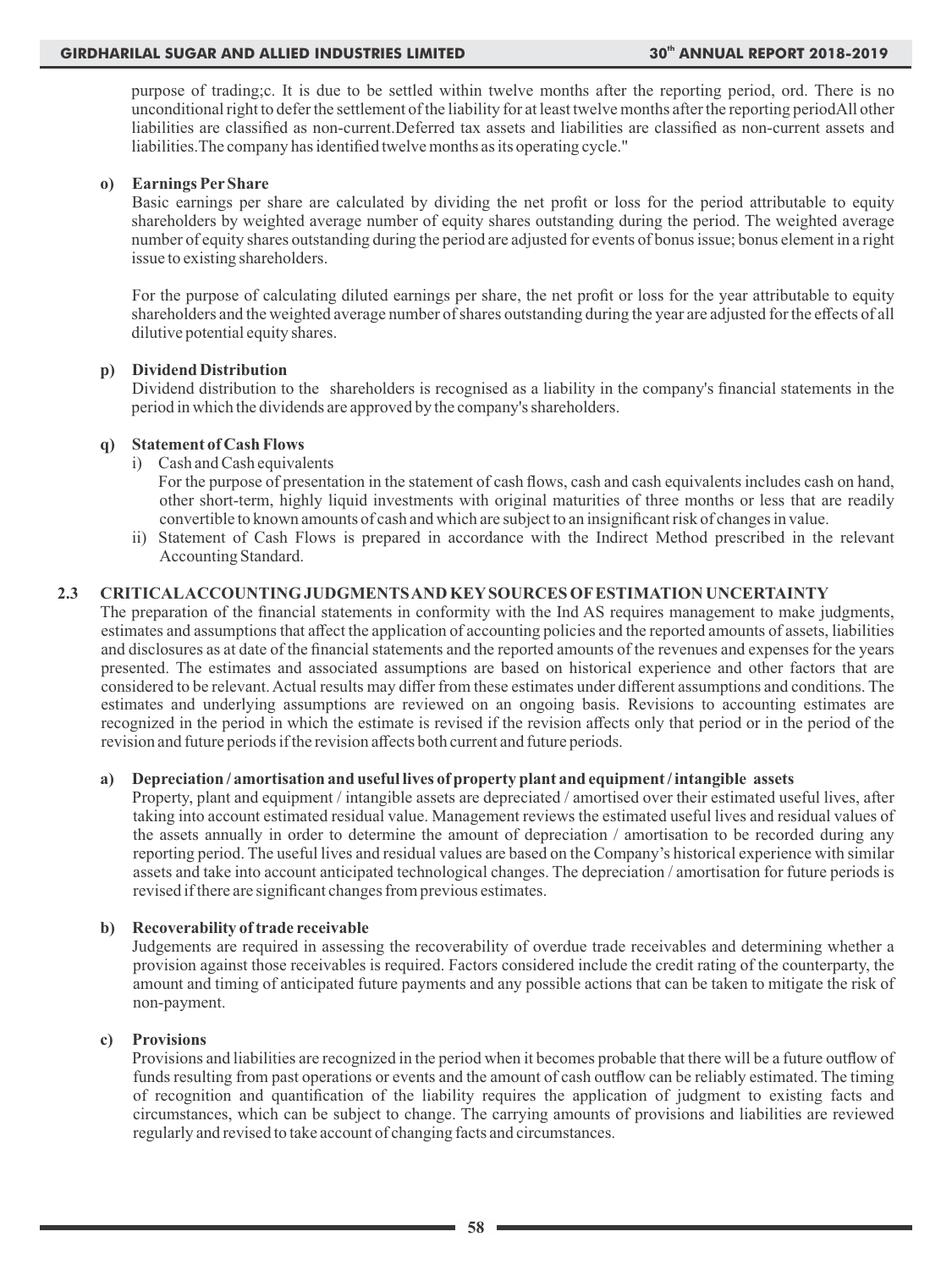purpose of trading;c. It is due to be settled within twelve months after the reporting period, ord. There is no unconditional right to defer the settlement of the liability for at least twelve months after the reporting periodAll other liabilities are classified as non-current.Deferred tax assets and liabilities are classified as non-current assets and liabilities.The company has identified twelve months as its operating cycle."

**o) Earnings Per Share**

Basic earnings per share are calculated by dividing the net profit or loss for the period attributable to equity shareholders by weighted average number of equity shares outstanding during the period. The weighted average number of equity shares outstanding during the period are adjusted for events of bonus issue; bonus element in a right issue to existing shareholders.

For the purpose of calculating diluted earnings per share, the net profit or loss for the year attributable to equity shareholders and the weighted average number of shares outstanding during the year are adjusted for the effects of all dilutive potential equity shares.

**p) Dividend Distribution**

Dividend distribution to the shareholders is recognised as a liability in the company's financial statements in the period in which the dividends are approved by the company's shareholders.

**q) Statement of Cash Flows**

i) Cash and Cash equivalents

For the purpose of presentation in the statement of cash flows, cash and cash equivalents includes cash on hand, other short-term, highly liquid investments with original maturities of three months or less that are readily convertible to known amounts of cash and which are subject to an insignificant risk of changes in value.

ii) Statement of Cash Flows is prepared in accordance with the Indirect Method prescribed in the relevant Accounting Standard.

## 2.3 CRITICAL ACCOUNTING JUDGMENTS AND KEY SOURCES OF ESTIMATION UNCERTAINTY

The preparation of the financial statements in conformity with the Ind AS requires management to make judgments, estimates and assumptions that affect the application of accounting policies and the reported amounts of assets, liabilities and disclosures as at date of the financial statements and the reported amounts of the revenues and expenses for the years presented. The estimates and associated assumptions are based on historical experience and other factors that are considered to be relevant. Actual results may differ from these estimates under different assumptions and conditions. The estimates and underlying assumptions are reviewed on an ongoing basis. Revisions to accounting estimates are recognized in the period in which the estimate is revised if the revision affects only that period or in the period of the revision and future periods if the revision affects both current and future periods.

**a) Depreciation / amortisation and useful lives of property plant and equipment / intangible assets**

Property, plant and equipment / intangible assets are depreciated / amortised over their estimated useful lives, after taking into account estimated residual value. Management reviews the estimated useful lives and residual values of the assets annually in order to determine the amount of depreciation / amortisation to be recorded during any reporting period. The useful lives and residual values are based on the Company's historical experience with similar assets and take into account anticipated technological changes. The depreciation / amortisation for future periods is revised if there are significant changes from previous estimates.

**b) Recoverability of trade receivable**

Judgements are required in assessing the recoverability of overdue trade receivables and determining whether a provision against those receivables is required. Factors considered include the credit rating of the counterparty, the amount and timing of anticipated future payments and any possible actions that can be taken to mitigate the risk of non-payment.

**c) Provisions**

Provisions and liabilities are recognized in the period when it becomes probable that there will be a future outflow of funds resulting from past operations or events and the amount of cash outflow can be reliably estimated. The timing of recognition and quantification of the liability requires the application of judgment to existing facts and circumstances, which can be subject to change. The carrying amounts of provisions and liabilities are reviewed regularly and revised to take account of changing facts and circumstances.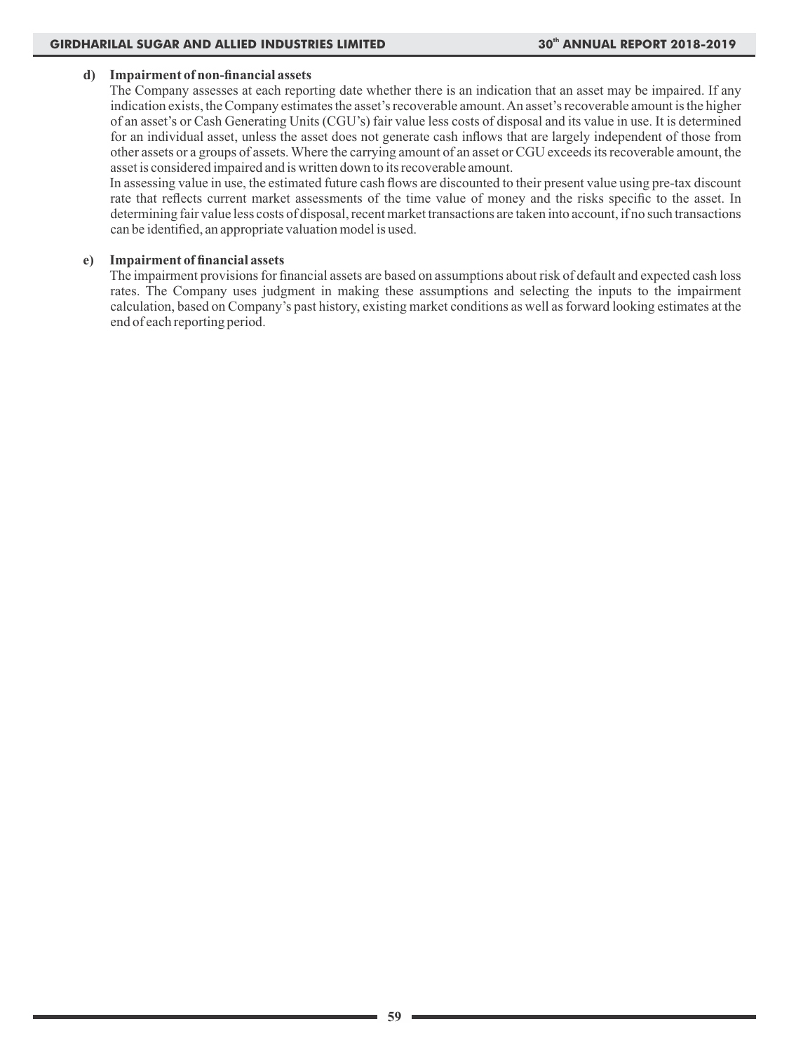**d) Impairment of non-financial assets**

The Company assesses at each reporting date whether there is an indication that an asset may be impaired. If any indication exists, the Company estimates the asset's recoverable amount. An asset's recoverable amount is the higher of an asset's or Cash Generating Units (CGU's) fair value less costs of disposal and its value in use. It is determined for an individual asset, unless the asset does not generate cash inflows that are largely independent of those from other assets or a groups of assets. Where the carrying amount of an asset or CGU exceeds its recoverable amount, the asset is considered impaired and is written down to its recoverable amount.

In assessing value in use, the estimated future cash flows are discounted to their present value using pre-tax discount rate that reflects current market assessments of the time value of money and the risks specific to the asset. In determining fair value less costs of disposal, recent market transactions are taken into account, if no such transactions can be identified, an appropriate valuation model is used.

**e) Impairment of financial assets**

The impairment provisions for financial assets are based on assumptions about risk of default and expected cash loss rates. The Company uses judgment in making these assumptions and selecting the inputs to the impairment calculation, based on Company's past history, existing market conditions as well as forward looking estimates at the end of each reporting period.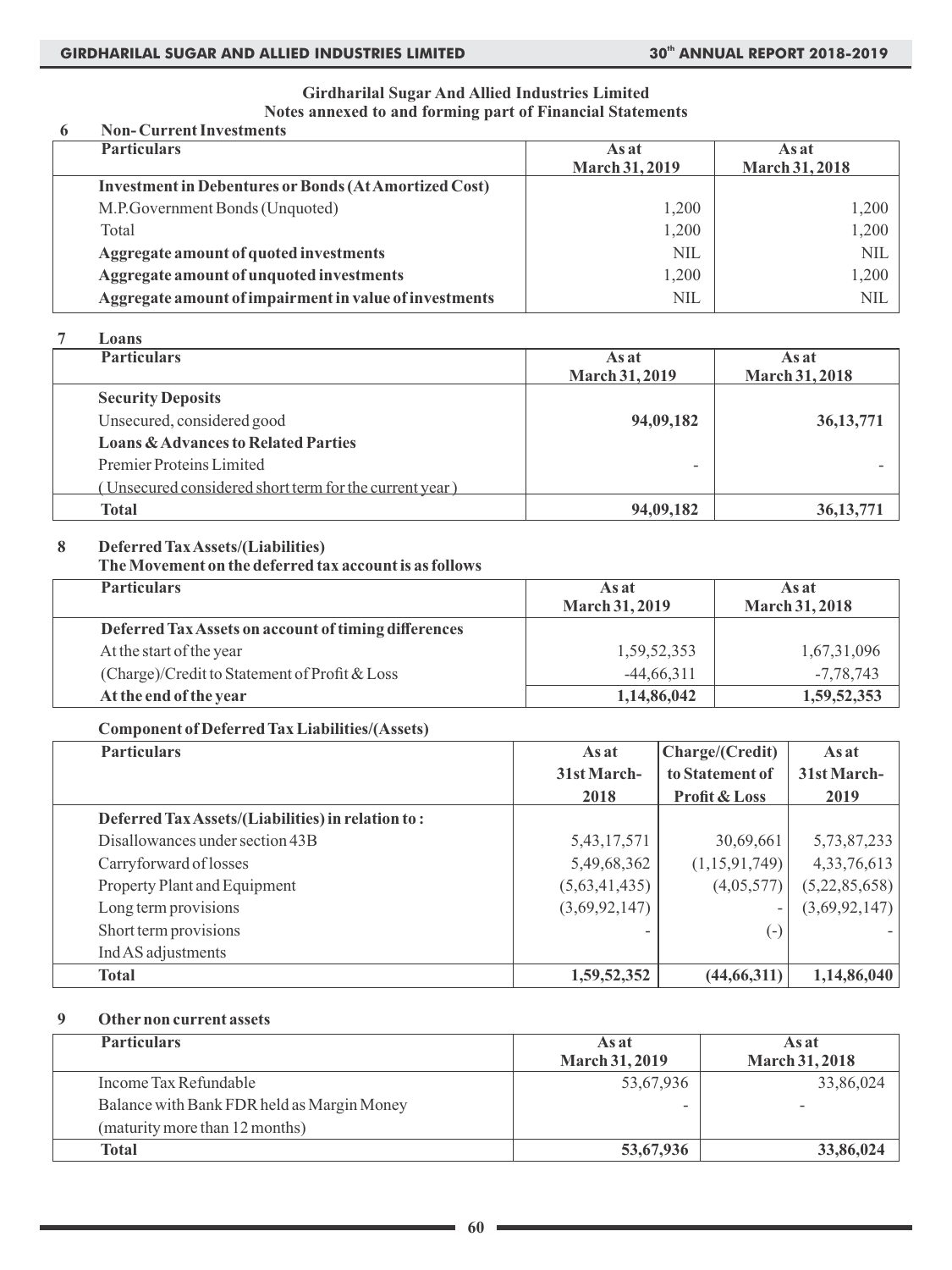**Girdharilal Sugar And Allied Industries Limited**
**Notes annexed to and forming part of Financial Statements**

**6 Non- Current Investments**

| Particulars | As at March 31, 2019 | As at March 31, 2018 |
|---|---|---|
| **Investment in Debentures or Bonds (At Amortized Cost)** | | |
| M.P.Government Bonds (Unquoted) | 1,200 | 1,200 |
| Total | 1,200 | 1,200 |
| **Aggregate amount of quoted investments** | NIL | NIL |
| **Aggregate amount of unquoted investments** | 1,200 | 1,200 |
| **Aggregate amount of impairment in value of investments** | NIL | NIL |

**7 Loans**

| Particulars | As at March 31, 2019 | As at March 31, 2018 |
|---|---|---|
| **Security Deposits** | | |
| Unsecured, considered good | **94,09,182** | **36,13,771** |
| **Loans & Advances to Related Parties** | | |
| Premier Proteins Limited | - | - |
| ( Unsecured considered short term for the current year ) | | |
| **Total** | **94,09,182** | **36,13,771** |

**8 Deferred Tax Assets/(Liabilities)**
**The Movement on the deferred tax account is as follows**

| Particulars | As at March 31, 2019 | As at March 31, 2018 |
|---|---|---|
| **Deferred Tax Assets on account of timing differences** | | |
| At the start of the year | 1,59,52,353 | 1,67,31,096 |
| (Charge)/Credit to Statement of Profit & Loss | -44,66,311 | -7,78,743 |
| **At the end of the year** | **1,14,86,042** | **1,59,52,353** |

**Component of Deferred Tax Liabilities/(Assets)**

| Particulars | As at 31st March-2018 | Charge/(Credit) to Statement of Profit & Loss | As at 31st March-2019 |
|---|---|---|---|
| **Deferred Tax Assets/(Liabilities) in relation to :** | | | |
| Disallowances under section 43B | 5,43,17,571 | 30,69,661 | 5,73,87,233 |
| Carryforward of losses | 5,49,68,362 | (1,15,91,749) | 4,33,76,613 |
| Property Plant and Equipment | (5,63,41,435) | (4,05,577) | (5,22,85,658) |
| Long term provisions | (3,69,92,147) | - | (3,69,92,147) |
| Short term provisions | - | (-) | - |
| Ind AS adjustments | | | |
| **Total** | **1,59,52,352** | **(44,66,311)** | **1,14,86,040** |

**9 Other non current assets**

| Particulars | As at March 31, 2019 | As at March 31, 2018 |
|---|---|---|
| Income Tax Refundable | 53,67,936 | 33,86,024 |
| Balance with Bank FDR held as Margin Money (maturity more than 12 months) | - | - |
| **Total** | **53,67,936** | **33,86,024** |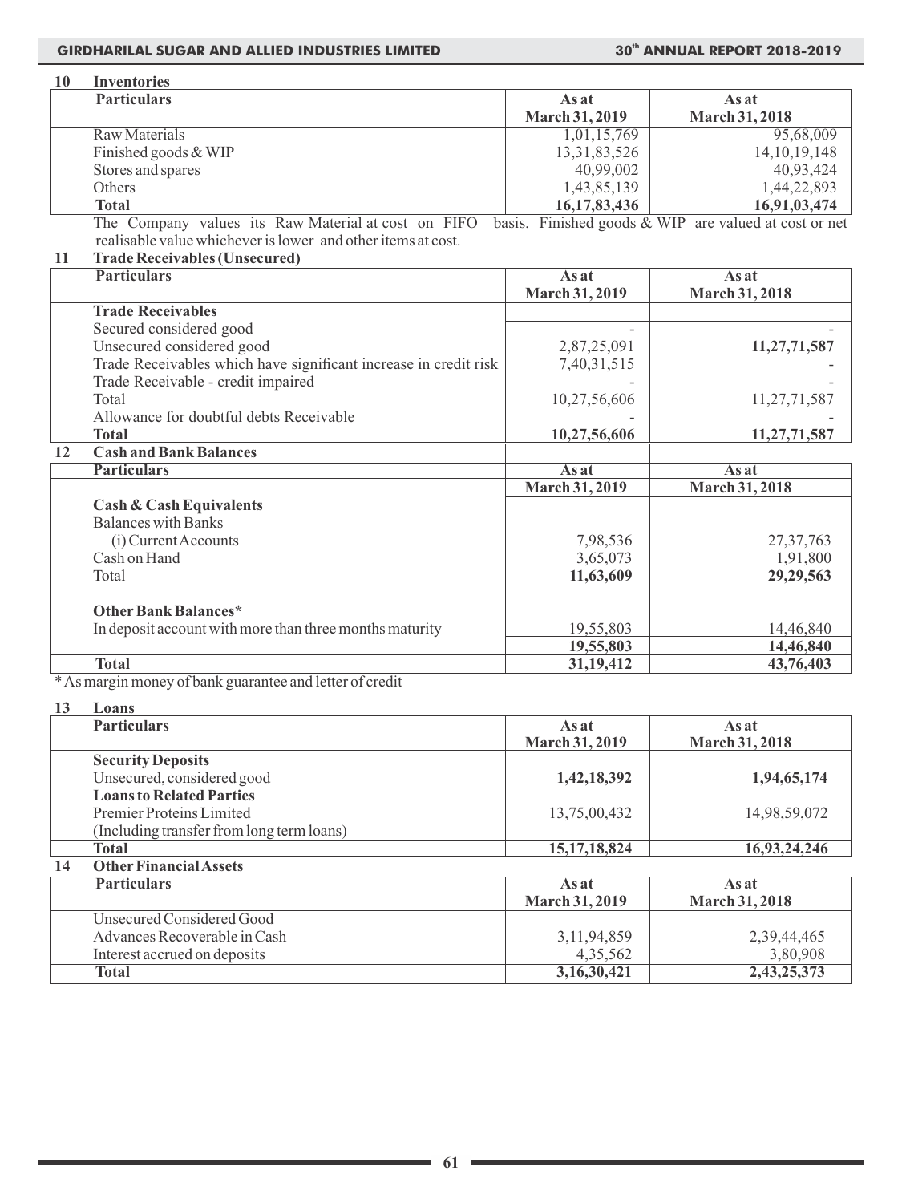## 10 Inventories

| Particulars | As at March 31, 2019 | As at March 31, 2018 |
|---|---|---|
| Raw Materials | 1,01,15,769 | 95,68,009 |
| Finished goods & WIP | 13,31,83,526 | 14,10,19,148 |
| Stores and spares | 40,99,002 | 40,93,424 |
| Others | 1,43,85,139 | 1,44,22,893 |
| **Total** | **16,17,83,436** | **16,91,03,474** |

The Company values its Raw Material at cost on FIFO basis. Finished goods & WIP are valued at cost or net realisable value whichever is lower and other items at cost.

## 11 Trade Receivables (Unsecured)

| Particulars | As at March 31, 2019 | As at March 31, 2018 |
|---|---|---|
| **Trade Receivables** | | |
| Secured considered good | - | - |
| Unsecured considered good | 2,87,25,091 | **11,27,71,587** |
| Trade Receivables which have significant increase in credit risk | 7,40,31,515 | - |
| Trade Receivable - credit impaired | - | - |
| Total | 10,27,56,606 | 11,27,71,587 |
| Allowance for doubtful debts Receivable | - | - |
| **Total** | **10,27,56,606** | **11,27,71,587** |

## 12 Cash and Bank Balances

| Particulars | As at March 31, 2019 | As at March 31, 2018 |
|---|---|---|
| **Cash & Cash Equivalents** | | |
| Balances with Banks | | |
| (i) Current Accounts | 7,98,536 | 27,37,763 |
| Cash on Hand | 3,65,073 | 1,91,800 |
| Total | **11,63,609** | **29,29,563** |
| **Other Bank Balances*** | | |
| In deposit account with more than three months maturity | 19,55,803 | 14,46,840 |
| | **19,55,803** | **14,46,840** |
| **Total** | **31,19,412** | **43,76,403** |

* As margin money of bank guarantee and letter of credit

## 13 Loans

| Particulars | As at March 31, 2019 | As at March 31, 2018 |
|---|---|---|
| **Security Deposits** | | |
| Unsecured, considered good | **1,42,18,392** | **1,94,65,174** |
| **Loans to Related Parties** | | |
| Premier Proteins Limited | 13,75,00,432 | 14,98,59,072 |
| (Including transfer from long term loans) | | |
| **Total** | **15,17,18,824** | **16,93,24,246** |

## 14 Other Financial Assets

| Particulars | As at March 31, 2019 | As at March 31, 2018 |
|---|---|---|
| Unsecured Considered Good | | |
| Advances Recoverable in Cash | 3,11,94,859 | 2,39,44,465 |
| Interest accrued on deposits | 4,35,562 | 3,80,908 |
| **Total** | **3,16,30,421** | **2,43,25,373** |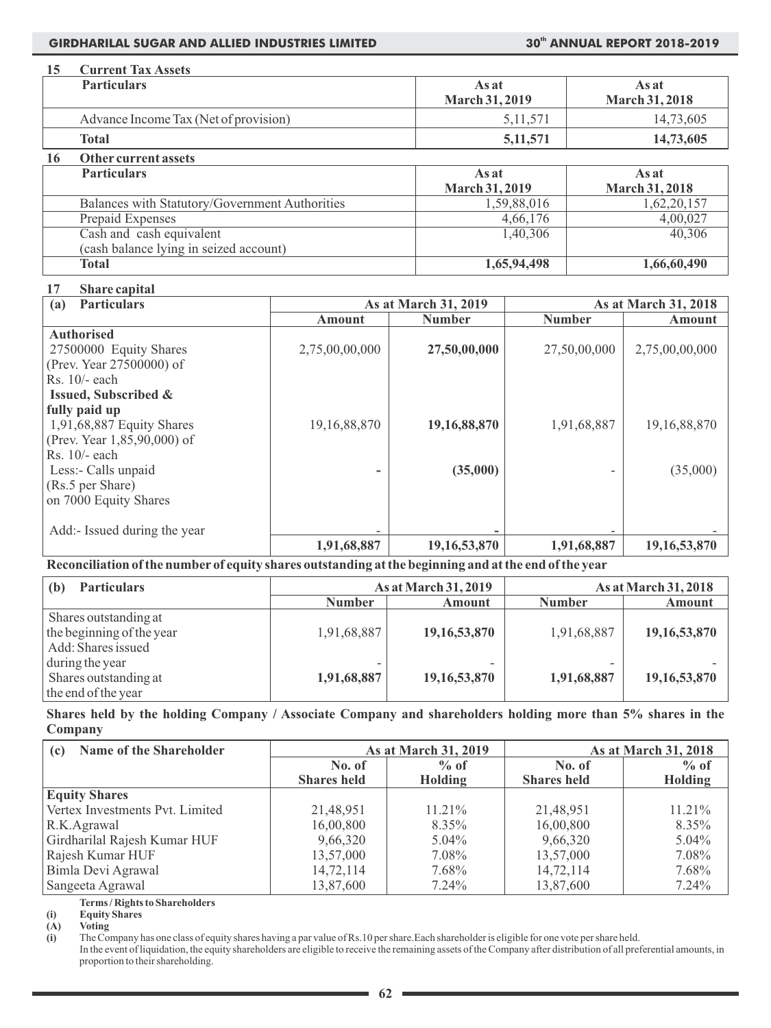## 15 Current Tax Assets

| Particulars | As at March 31, 2019 | As at March 31, 2018 |
|---|---|---|
| Advance Income Tax (Net of provision) | 5,11,571 | 14,73,605 |
| **Total** | **5,11,571** | **14,73,605** |

## 16 Other current assets

| Particulars | As at March 31, 2019 | As at March 31, 2018 |
|---|---|---|
| Balances with Statutory/Government Authorities | 1,59,88,016 | 1,62,20,157 |
| Prepaid Expenses | 4,66,176 | 4,00,027 |
| Cash and cash equivalent (cash balance lying in seized account) | 1,40,306 | 40,306 |
| **Total** | **1,65,94,498** | **1,66,60,490** |

## 17 Share capital

| (a) Particulars | As at March 31, 2019 | | As at March 31, 2018 | |
|---|---|---|---|---|
| | Amount | Number | Number | Amount |
| **Authorised** | | | | |
| 27500000 Equity Shares (Prev. Year 27500000) of Rs. 10/- each | 2,75,00,00,000 | **27,50,00,000** | 27,50,00,000 | 2,75,00,00,000 |
| **Issued, Subscribed & fully paid up** | | | | |
| 1,91,68,887 Equity Shares (Prev. Year 1,85,90,000) of Rs. 10/- each | 19,16,88,870 | **19,16,88,870** | 1,91,68,887 | 19,16,88,870 |
| Less:- Calls unpaid (Rs.5 per Share) on 7000 Equity Shares | - | **(35,000)** | - | (35,000) |
| Add:- Issued during the year | - | - | - | - |
| | **1,91,68,887** | **19,16,53,870** | **1,91,68,887** | **19,16,53,870** |

**Reconciliation of the number of equity shares outstanding at the beginning and at the end of the year**

| (b) Particulars | As at March 31, 2019 | | As at March 31, 2018 | |
|---|---|---|---|---|
| | Number | Amount | Number | Amount |
| Shares outstanding at the beginning of the year | 1,91,68,887 | **19,16,53,870** | 1,91,68,887 | **19,16,53,870** |
| Add: Shares issued during the year | - | - | - | - |
| Shares outstanding at the end of the year | **1,91,68,887** | 19,16,53,870 | **1,91,68,887** | 19,16,53,870 |

**Shares held by the holding Company / Associate Company and shareholders holding more than 5% shares in the Company**

| (c) Name of the Shareholder | As at March 31, 2019 | | As at March 31, 2018 | |
|---|---|---|---|---|
| | No. of Shares held | % of Holding | No. of Shares held | % of Holding |
| **Equity Shares** | | | | |
| Vertex Investments Pvt. Limited | 21,48,951 | 11.21% | 21,48,951 | 11.21% |
| R.K.Agrawal | 16,00,800 | 8.35% | 16,00,800 | 8.35% |
| Girdharilal Rajesh Kumar HUF | 9,66,320 | 5.04% | 9,66,320 | 5.04% |
| Rajesh Kumar HUF | 13,57,000 | 7.08% | 13,57,000 | 7.08% |
| Bimla Devi Agrawal | 14,72,114 | 7.68% | 14,72,114 | 7.68% |
| Sangeeta Agrawal | 13,87,600 | 7.24% | 13,87,600 | 7.24% |

**Terms / Rights to Shareholders**

**(i) Equity Shares**

**(A) Voting**

(i) The Company has one class of equity shares having a par value of Rs.10 per share. Each shareholder is eligible for one vote per share held.

In the event of liquidation, the equity shareholders are eligible to receive the remaining assets of the Company after distribution of all preferential amounts, in proportion to their shareholding.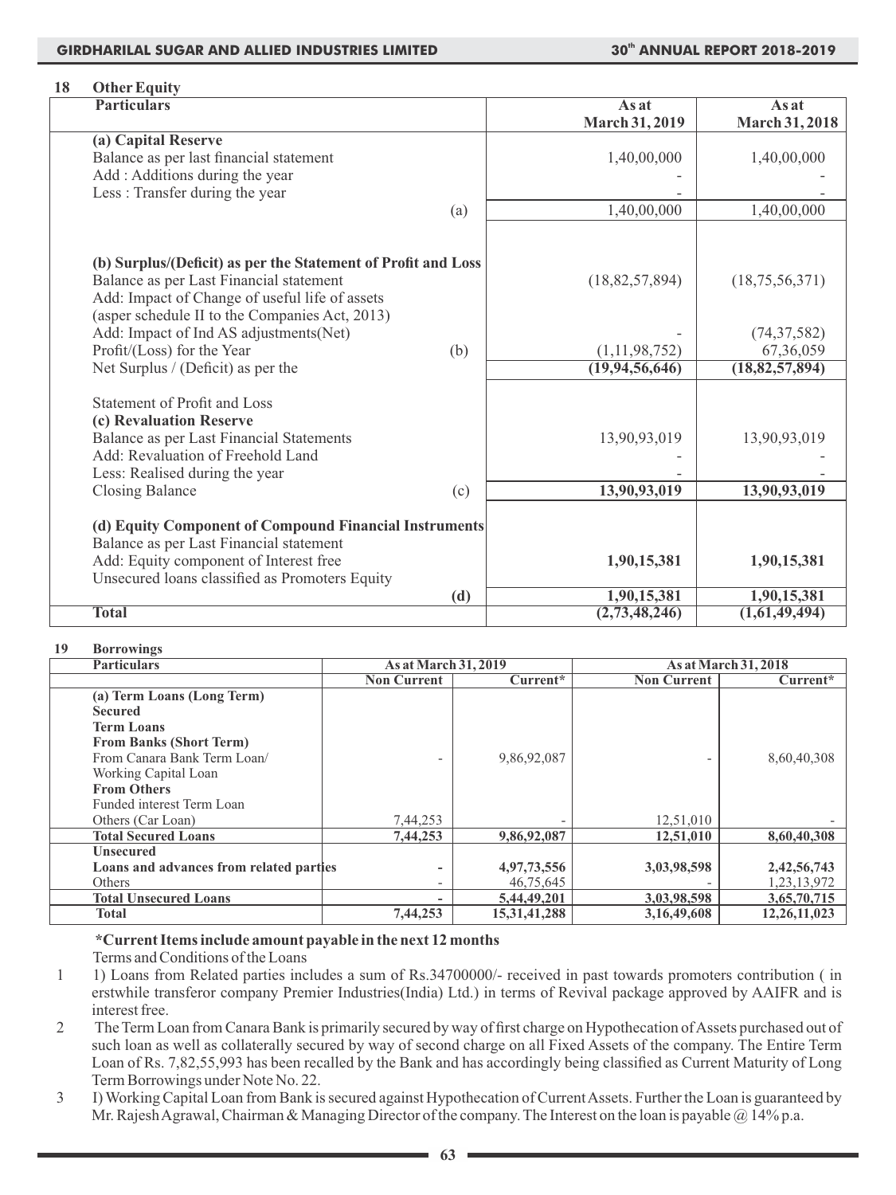## 18 Other Equity

| Particulars | | As at March 31, 2019 | As at March 31, 2018 |
|---|---|---|---|
| **(a) Capital Reserve** | | | |
| Balance as per last financial statement | | 1,40,00,000 | 1,40,00,000 |
| Add : Additions during the year | | - | - |
| Less : Transfer during the year | | - | - |
| | (a) | 1,40,00,000 | 1,40,00,000 |
| **(b) Surplus/(Deficit) as per the Statement of Profit and Loss** | | | |
| Balance as per Last Financial statement | | (18,82,57,894) | (18,75,56,371) |
| Add: Impact of Change of useful life of assets (asper schedule II to the Companies Act, 2013) | | | |
| Add: Impact of Ind AS adjustments(Net) | | - | (74,37,582) |
| Profit/(Loss) for the Year | (b) | (1,11,98,752) | 67,36,059 |
| Net Surplus / (Deficit) as per the Statement of Profit and Loss | | **(19,94,56,646)** | **(18,82,57,894)** |
| **(c) Revaluation Reserve** | | | |
| Balance as per Last Financial Statements | | 13,90,93,019 | 13,90,93,019 |
| Add: Revaluation of Freehold Land | | - | - |
| Less: Realised during the year | | - | - |
| Closing Balance | (c) | **13,90,93,019** | **13,90,93,019** |
| **(d) Equity Component of Compound Financial Instruments** | | | |
| Balance as per Last Financial statement | | | |
| Add: Equity component of Interest free Unsecured loans classified as Promoters Equity | | **1,90,15,381** | **1,90,15,381** |
| | **(d)** | **1,90,15,381** | **1,90,15,381** |
| **Total** | | **(2,73,48,246)** | **(1,61,49,494)** |

## 19 Borrowings

| Particulars | As at March 31, 2019 | | As at March 31, 2018 | |
|---|---|---|---|---|
| | **Non Current** | **Current*** | **Non Current** | **Current*** |
| **(a) Term Loans (Long Term)** | | | | |
| **Secured** | | | | |
| **Term Loans** | | | | |
| **From Banks (Short Term)** | | | | |
| From Canara Bank Term Loan/ Working Capital Loan | - | 9,86,92,087 | - | 8,60,40,308 |
| **From Others** | | | | |
| Funded interest Term Loan | | | | |
| Others (Car Loan) | 7,44,253 | - | 12,51,010 | - |
| **Total Secured Loans** | **7,44,253** | **9,86,92,087** | **12,51,010** | **8,60,40,308** |
| **Unsecured** | | | | |
| **Loans and advances from related parties** | **-** | **4,97,73,556** | **3,03,98,598** | **2,42,56,743** |
| Others | - | 46,75,645 | - | 1,23,13,972 |
| **Total Unsecured Loans** | **-** | **5,44,49,201** | **3,03,98,598** | **3,65,70,715** |
| **Total** | **7,44,253** | **15,31,41,288** | **3,16,49,608** | **12,26,11,023** |

**\*Current Items include amount payable in the next 12 months**

Terms and Conditions of the Loans

1. 1) Loans from Related parties includes a sum of Rs.34700000/- received in past towards promoters contribution ( in erstwhile transferor company Premier Industries(India) Ltd.) in terms of Revival package approved by AAIFR and is interest free.
2. The Term Loan from Canara Bank is primarily secured by way of first charge on Hypothecation of Assets purchased out of such loan as well as collaterally secured by way of second charge on all Fixed Assets of the company. The Entire Term Loan of Rs. 7,82,55,993 has been recalled by the Bank and has accordingly being classified as Current Maturity of Long Term Borrowings under Note No. 22.
3. I) Working Capital Loan from Bank is secured against Hypothecation of Current Assets. Further the Loan is guaranteed by Mr. Rajesh Agrawal, Chairman & Managing Director of the company. The Interest on the loan is payable @ 14% p.a.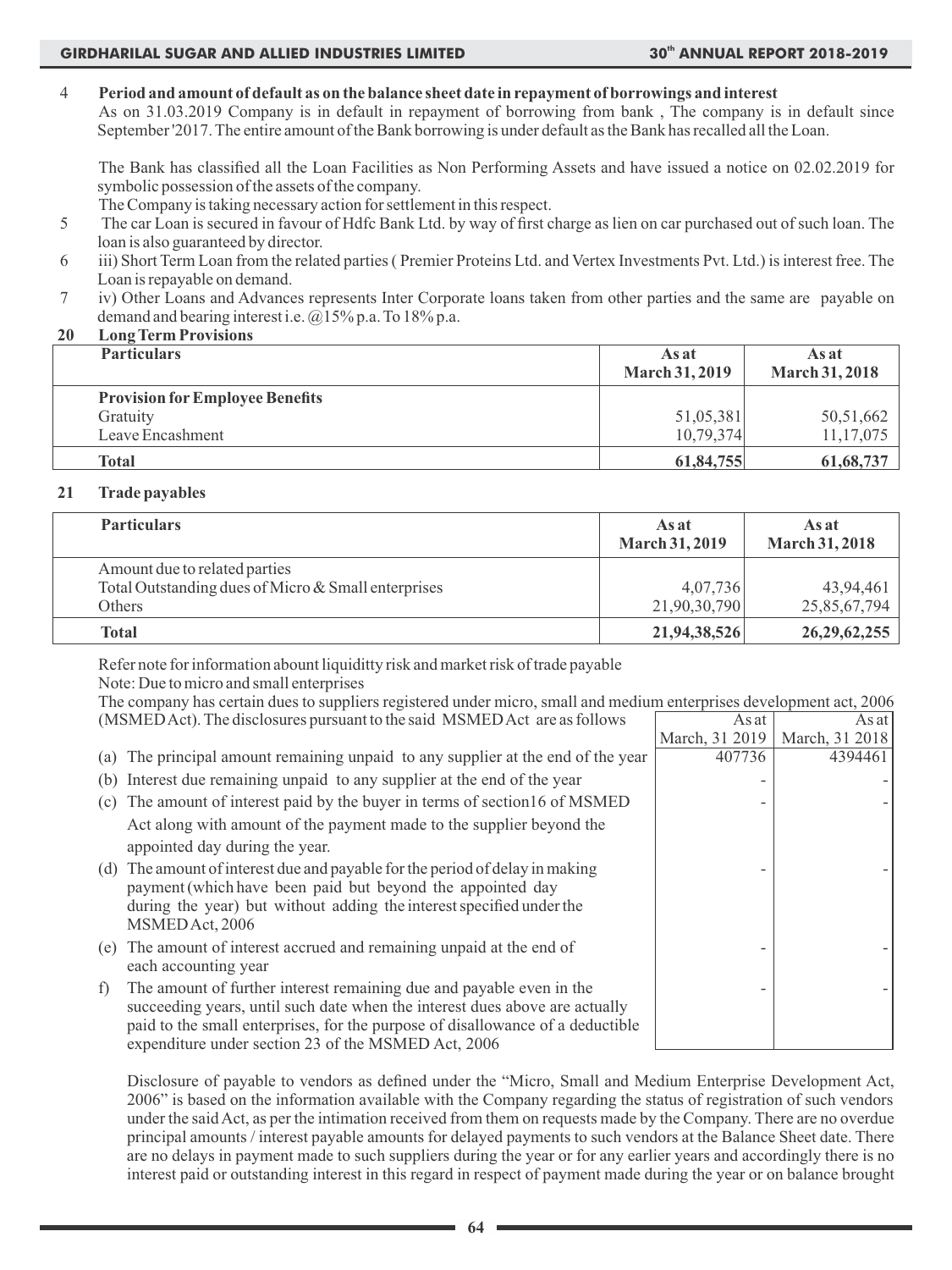4 **Period and amount of default as on the balance sheet date in repayment of borrowings and interest**

As on 31.03.2019 Company is in default in repayment of borrowing from bank , The company is in default since September '2017. The entire amount of the Bank borrowing is under default as the Bank has recalled all the Loan.

The Bank has classified all the Loan Facilities as Non Performing Assets and have issued a notice on 02.02.2019 for symbolic possession of the assets of the company.

The Company is taking necessary action for settlement in this respect.

5 The car Loan is secured in favour of Hdfc Bank Ltd. by way of first charge as lien on car purchased out of such loan. The loan is also guaranteed by director.

6 iii) Short Term Loan from the related parties ( Premier Proteins Ltd. and Vertex Investments Pvt. Ltd.) is interest free. The Loan is repayable on demand.

7 iv) Other Loans and Advances represents Inter Corporate loans taken from other parties and the same are payable on demand and bearing interest i.e. @15% p.a. To 18% p.a.

## 20 Long Term Provisions

| Particulars | As at March 31, 2019 | As at March 31, 2018 |
|---|---|---|
| **Provision for Employee Benefits** | | |
| Gratuity | 51,05,381 | 50,51,662 |
| Leave Encashment | 10,79,374 | 11,17,075 |
| **Total** | **61,84,755** | **61,68,737** |

## 21 Trade payables

| Particulars | As at March 31, 2019 | As at March 31, 2018 |
|---|---|---|
| Amount due to related parties | | |
| Total Outstanding dues of Micro & Small enterprises | 4,07,736 | 43,94,461 |
| Others | 21,90,30,790 | 25,85,67,794 |
| **Total** | **21,94,38,526** | **26,29,62,255** |

Refer note for information abount liquiditty risk and market risk of trade payable

Note: Due to micro and small enterprises

The company has certain dues to suppliers registered under micro, small and medium enterprises development act, 2006 (MSMED Act). The disclosures pursuant to the said MSMED Act are as follows

| | Particulars | As at March, 31 2019 | As at March, 31 2018 |
|---|---|---|---|
| (a) | The principal amount remaining unpaid to any supplier at the end of the year | 407736 | 4394461 |
| (b) | Interest due remaining unpaid to any supplier at the end of the year | - | - |
| (c) | The amount of interest paid by the buyer in terms of section16 of MSMED Act along with amount of the payment made to the supplier beyond the appointed day during the year. | - | - |
| (d) | The amount of interest due and payable for the period of delay in making payment (which have been paid but beyond the appointed day during the year) but without adding the interest specified under the MSMED Act, 2006 | - | - |
| (e) | The amount of interest accrued and remaining unpaid at the end of each accounting year | - | - |
| f) | The amount of further interest remaining due and payable even in the succeeding years, until such date when the interest dues above are actually paid to the small enterprises, for the purpose of disallowance of a deductible expenditure under section 23 of the MSMED Act, 2006 | - | - |

Disclosure of payable to vendors as defined under the "Micro, Small and Medium Enterprise Development Act, 2006" is based on the information available with the Company regarding the status of registration of such vendors under the said Act, as per the intimation received from them on requests made by the Company. There are no overdue principal amounts / interest payable amounts for delayed payments to such vendors at the Balance Sheet date. There are no delays in payment made to such suppliers during the year or for any earlier years and accordingly there is no interest paid or outstanding interest in this regard in respect of payment made during the year or on balance brought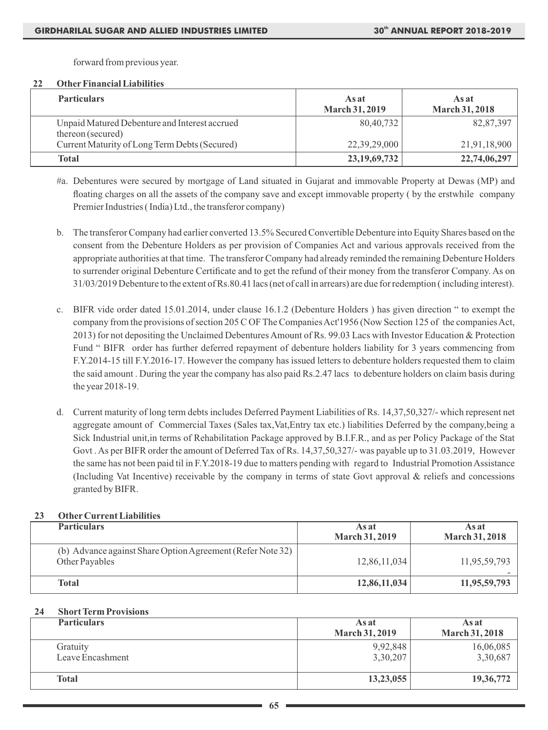forward from previous year.

## 22 Other Financial Liabilities

| Particulars | As at March 31, 2019 | As at March 31, 2018 |
|---|---|---|
| Unpaid Matured Debenture and Interest accrued thereon (secured) | 80,40,732 | 82,87,397 |
| Current Maturity of Long Term Debts (Secured) | 22,39,29,000 | 21,91,18,900 |
| **Total** | **23,19,69,732** | **22,74,06,297** |

#a. Debentures were secured by mortgage of Land situated in Gujarat and immovable Property at Dewas (MP) and floating charges on all the assets of the company save and except immovable property ( by the erstwhile company Premier Industries ( India) Ltd., the transferor company)

b. The transferor Company had earlier converted 13.5% Secured Convertible Debenture into Equity Shares based on the consent from the Debenture Holders as per provision of Companies Act and various approvals received from the appropriate authorities at that time. The transferor Company had already reminded the remaining Debenture Holders to surrender original Debenture Certificate and to get the refund of their money from the transferor Company. As on 31/03/2019 Debenture to the extent of Rs.80.41 lacs (net of call in arrears) are due for redemption ( including interest).

c. BIFR vide order dated 15.01.2014, under clause 16.1.2 (Debenture Holders ) has given direction " to exempt the company from the provisions of section 205 C OF The Companies Act'1956 (Now Section 125 of the companies Act, 2013) for not depositing the Unclaimed Debentures Amount of Rs. 99.03 Lacs with Investor Education & Protection Fund " BIFR order has further deferred repayment of debenture holders liability for 3 years commencing from F.Y.2014-15 till F.Y.2016-17. However the company has issued letters to debenture holders requested them to claim the said amount . During the year the company has also paid Rs.2.47 lacs to debenture holders on claim basis during the year 2018-19.

d. Current maturity of long term debts includes Deferred Payment Liabilities of Rs. 14,37,50,327/- which represent net aggregate amount of Commercial Taxes (Sales tax,Vat,Entry tax etc.) liabilities Deferred by the company,being a Sick Industrial unit,in terms of Rehabilitation Package approved by B.I.F.R., and as per Policy Package of the Stat Govt . As per BIFR order the amount of Deferred Tax of Rs. 14,37,50,327/- was payable up to 31.03.2019, However the same has not been paid til in F.Y.2018-19 due to matters pending with regard to Industrial Promotion Assistance (Including Vat Incentive) receivable by the company in terms of state Govt approval & reliefs and concessions granted by BIFR.

## 23 Other Current Liabilities

| Particulars | As at March 31, 2019 | As at March 31, 2018 |
|---|---|---|
| (b) Advance against Share Option Agreement (Refer Note 32) Other Payables | 12,86,11,034 | 11,95,59,793 - |
| **Total** | **12,86,11,034** | **11,95,59,793** |

## 24 Short Term Provisions

| Particulars | As at March 31, 2019 | As at March 31, 2018 |
|---|---|---|
| Gratuity | 9,92,848 | 16,06,085 |
| Leave Encashment | 3,30,207 | 3,30,687 |
| **Total** | **13,23,055** | **19,36,772** |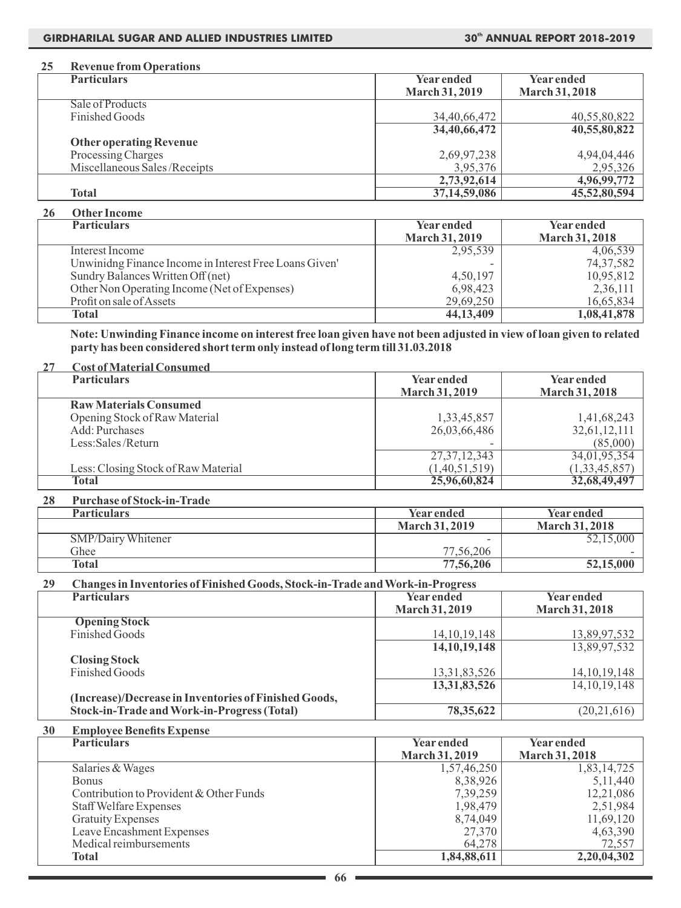## 25 Revenue from Operations

| Particulars | Year ended March 31, 2019 | Year ended March 31, 2018 |
|---|---|---|
| Sale of Products | | |
| Finished Goods | 34,40,66,472 | 40,55,80,822 |
| | **34,40,66,472** | **40,55,80,822** |
| **Other operating Revenue** | | |
| Processing Charges | 2,69,97,238 | 4,94,04,446 |
| Miscellaneous Sales /Receipts | 3,95,376 | 2,95,326 |
| | **2,73,92,614** | **4,96,99,772** |
| **Total** | **37,14,59,086** | **45,52,80,594** |

## 26 Other Income

| Particulars | Year ended March 31, 2019 | Year ended March 31, 2018 |
|---|---|---|
| Interest Income | 2,95,539 | 4,06,539 |
| Unwinidng Finance Income in Interest Free Loans Given' | - | 74,37,582 |
| Sundry Balances Written Off (net) | 4,50,197 | 10,95,812 |
| Other Non Operating Income (Net of Expenses) | 6,98,423 | 2,36,111 |
| Profit on sale of Assets | 29,69,250 | 16,65,834 |
| **Total** | **44,13,409** | **1,08,41,878** |

**Note: Unwinding Finance income on interest free loan given have not been adjusted in view of loan given to related party has been considered short term only instead of long term till 31.03.2018**

## 27 Cost of Material Consumed

| Particulars | Year ended March 31, 2019 | Year ended March 31, 2018 |
|---|---|---|
| **Raw Materials Consumed** | | |
| Opening Stock of Raw Material | 1,33,45,857 | 1,41,68,243 |
| Add: Purchases | 26,03,66,486 | 32,61,12,111 |
| Less:Sales /Return | - | (85,000) |
| | 27,37,12,343 | 34,01,95,354 |
| Less: Closing Stock of Raw Material | (1,40,51,519) | (1,33,45,857) |
| **Total** | **25,96,60,824** | **32,68,49,497** |

## 28 Purchase of Stock-in-Trade

| Particulars | Year ended March 31, 2019 | Year ended March 31, 2018 |
|---|---|---|
| SMP/Dairy Whitener | - | 52,15,000 |
| Ghee | 77,56,206 | - |
| **Total** | **77,56,206** | **52,15,000** |

## 29 Changes in Inventories of Finished Goods, Stock-in-Trade and Work-in-Progress

| Particulars | Year ended March 31, 2019 | Year ended March 31, 2018 |
|---|---|---|
| **Opening Stock** | | |
| Finished Goods | 14,10,19,148 | 13,89,97,532 |
| | **14,10,19,148** | 13,89,97,532 |
| **Closing Stock** | | |
| Finished Goods | 13,31,83,526 | 14,10,19,148 |
| | **13,31,83,526** | 14,10,19,148 |
| **(Increase)/Decrease in Inventories of Finished Goods, Stock-in-Trade and Work-in-Progress (Total)** | **78,35,622** | (20,21,616) |

## 30 Employee Benefits Expense

| Particulars | Year ended March 31, 2019 | Year ended March 31, 2018 |
|---|---|---|
| Salaries & Wages | 1,57,46,250 | 1,83,14,725 |
| Bonus | 8,38,926 | 5,11,440 |
| Contribution to Provident & Other Funds | 7,39,259 | 12,21,086 |
| Staff Welfare Expenses | 1,98,479 | 2,51,984 |
| Gratuity Expenses | 8,74,049 | 11,69,120 |
| Leave Encashment Expenses | 27,370 | 4,63,390 |
| Medical reimbursements | 64,278 | 72,557 |
| **Total** | **1,84,88,611** | **2,20,04,302** |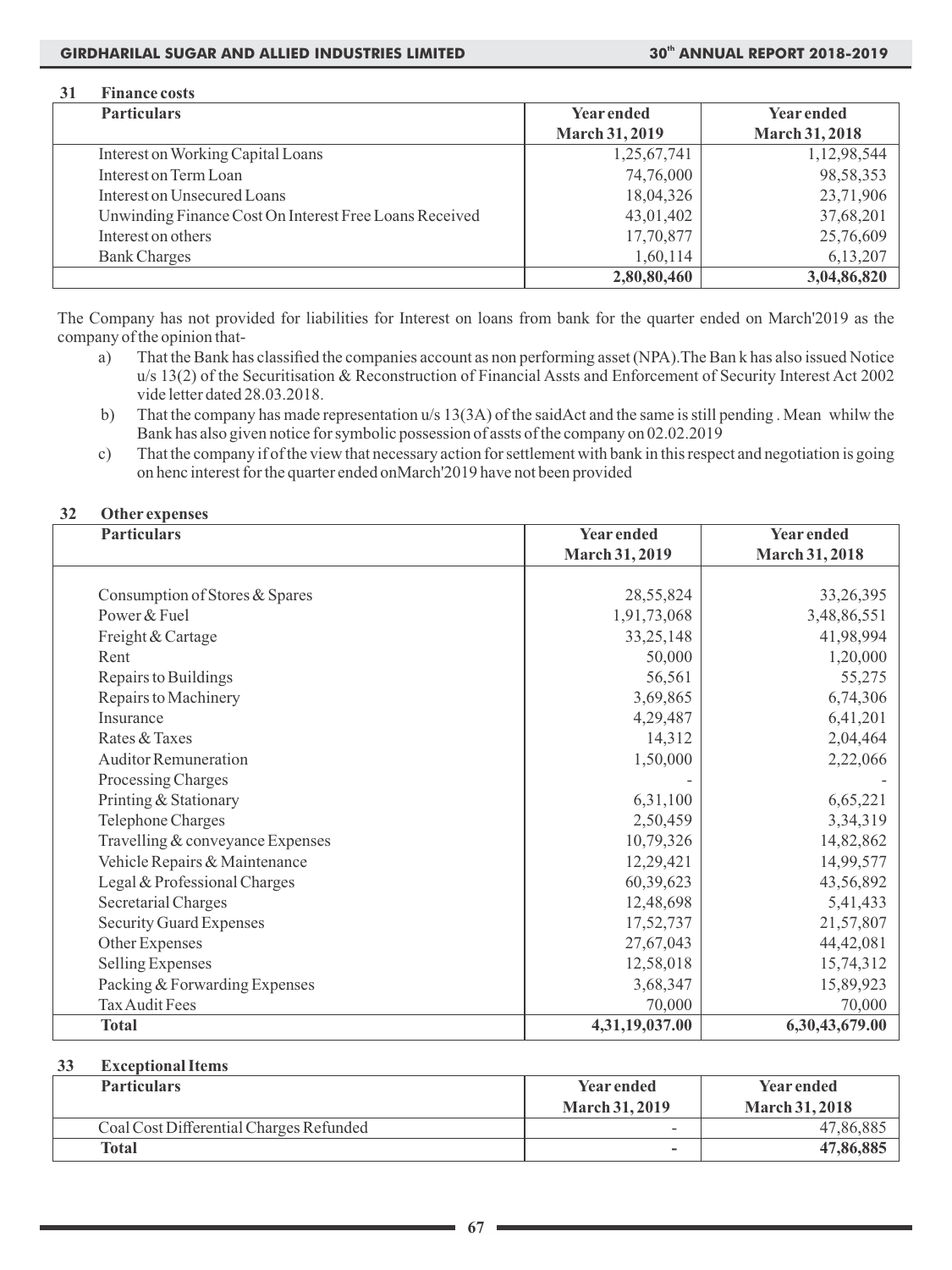## 31 Finance costs

| Particulars | Year ended March 31, 2019 | Year ended March 31, 2018 |
|---|---|---|
| Interest on Working Capital Loans | 1,25,67,741 | 1,12,98,544 |
| Interest on Term Loan | 74,76,000 | 98,58,353 |
| Interest on Unsecured Loans | 18,04,326 | 23,71,906 |
| Unwinding Finance Cost On Interest Free Loans Received | 43,01,402 | 37,68,201 |
| Interest on others | 17,70,877 | 25,76,609 |
| Bank Charges | 1,60,114 | 6,13,207 |
| | **2,80,80,460** | **3,04,86,820** |

The Company has not provided for liabilities for Interest on loans from bank for the quarter ended on March'2019 as the company of the opinion that-

a) That the Bank has classified the companies account as non performing asset (NPA).The Ban k has also issued Notice u/s 13(2) of the Securitisation & Reconstruction of Financial Assts and Enforcement of Security Interest Act 2002 vide letter dated 28.03.2018.

b) That the company has made representation u/s 13(3A) of the saidAct and the same is still pending . Mean whilw the Bank has also given notice for symbolic possession of assts of the company on 02.02.2019

c) That the company if of the view that necessary action for settlement with bank in this respect and negotiation is going on henc interest for the quarter ended onMarch'2019 have not been provided

## 32 Other expenses

| Particulars | Year ended March 31, 2019 | Year ended March 31, 2018 |
|---|---|---|
| Consumption of Stores & Spares | 28,55,824 | 33,26,395 |
| Power & Fuel | 1,91,73,068 | 3,48,86,551 |
| Freight & Cartage | 33,25,148 | 41,98,994 |
| Rent | 50,000 | 1,20,000 |
| Repairs to Buildings | 56,561 | 55,275 |
| Repairs to Machinery | 3,69,865 | 6,74,306 |
| Insurance | 4,29,487 | 6,41,201 |
| Rates & Taxes | 14,312 | 2,04,464 |
| Auditor Remuneration | 1,50,000 | 2,22,066 |
| Processing Charges | - | - |
| Printing & Stationary | 6,31,100 | 6,65,221 |
| Telephone Charges | 2,50,459 | 3,34,319 |
| Travelling & conveyance Expenses | 10,79,326 | 14,82,862 |
| Vehicle Repairs & Maintenance | 12,29,421 | 14,99,577 |
| Legal & Professional Charges | 60,39,623 | 43,56,892 |
| Secretarial Charges | 12,48,698 | 5,41,433 |
| Security Guard Expenses | 17,52,737 | 21,57,807 |
| Other Expenses | 27,67,043 | 44,42,081 |
| Selling Expenses | 12,58,018 | 15,74,312 |
| Packing & Forwarding Expenses | 3,68,347 | 15,89,923 |
| Tax Audit Fees | 70,000 | 70,000 |
| **Total** | **4,31,19,037.00** | **6,30,43,679.00** |

## 33 Exceptional Items

| Particulars | Year ended March 31, 2019 | Year ended March 31, 2018 |
|---|---|---|
| Coal Cost Differential Charges Refunded | - | 47,86,885 |
| **Total** | **-** | **47,86,885** |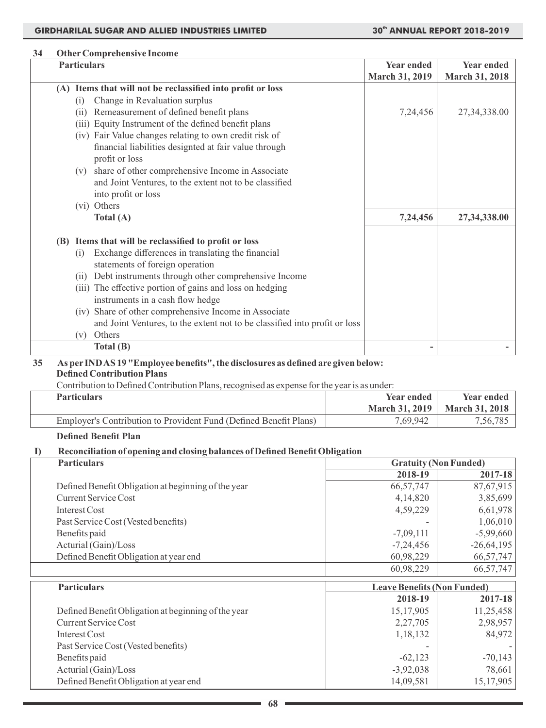## 34 Other Comprehensive Income

| Particulars | Year ended March 31, 2019 | Year ended March 31, 2018 |
|---|---|---|
| **(A) Items that will not be reclassified into profit or loss** | | |
| (i) Change in Revaluation surplus | | |
| (ii) Remeasurement of defined benefit plans | 7,24,456 | 27,34,338.00 |
| (iii) Equity Instrument of the defined benefit plans | | |
| (iv) Fair Value changes relating to own credit risk of financial liabilities designted at fair value through profit or loss | | |
| (v) share of other comprehensive Income in Associate and Joint Ventures, to the extent not to be classified into profit or loss | | |
| (vi) Others | | |
| **Total (A)** | **7,24,456** | **27,34,338.00** |
| **(B) Items that will be reclassified to profit or loss** | | |
| (i) Exchange differences in translating the financial statements of foreign operation | | |
| (ii) Debt instruments through other comprehensive Income | | |
| (iii) The effective portion of gains and loss on hedging instruments in a cash flow hedge | | |
| (iv) Share of other comprehensive Income in Associate and Joint Ventures, to the extent not to be classified into profit or loss | | |
| (v) Others | | |
| **Total (B)** | **-** | **-** |

## 35 As per IND AS 19 "Employee benefits", the disclosures as defined are given below:

**Defined Contribution Plans**

Contribution to Defined Contribution Plans, recognised as expense for the year is as under:

| Particulars | Year ended March 31, 2019 | Year ended March 31, 2018 |
|---|---|---|
| Employer's Contribution to Provident Fund (Defined Benefit Plans) | 7,69,942 | 7,56,785 |

**Defined Benefit Plan**

**I) Reconciliation of opening and closing balances of Defined Benefit Obligation**

| Particulars | Gratuity (Non Funded) | |
|---|---|---|
| | 2018-19 | 2017-18 |
| Defined Benefit Obligation at beginning of the year | 66,57,747 | 87,67,915 |
| Current Service Cost | 4,14,820 | 3,85,699 |
| Interest Cost | 4,59,229 | 6,61,978 |
| Past Service Cost (Vested benefits) | - | 1,06,010 |
| Benefits paid | -7,09,111 | -5,99,660 |
| Acturial (Gain)/Loss | -7,24,456 | -26,64,195 |
| Defined Benefit Obligation at year end | 60,98,229 | 66,57,747 |
| | 60,98,229 | 66,57,747 |

| Particulars | Leave Benefits (Non Funded) | |
|---|---|---|
| | 2018-19 | 2017-18 |
| Defined Benefit Obligation at beginning of the year | 15,17,905 | 11,25,458 |
| Current Service Cost | 2,27,705 | 2,98,957 |
| Interest Cost | 1,18,132 | 84,972 |
| Past Service Cost (Vested benefits) | - | - |
| Benefits paid | -62,123 | -70,143 |
| Acturial (Gain)/Loss | -3,92,038 | 78,661 |
| Defined Benefit Obligation at year end | 14,09,581 | 15,17,905 |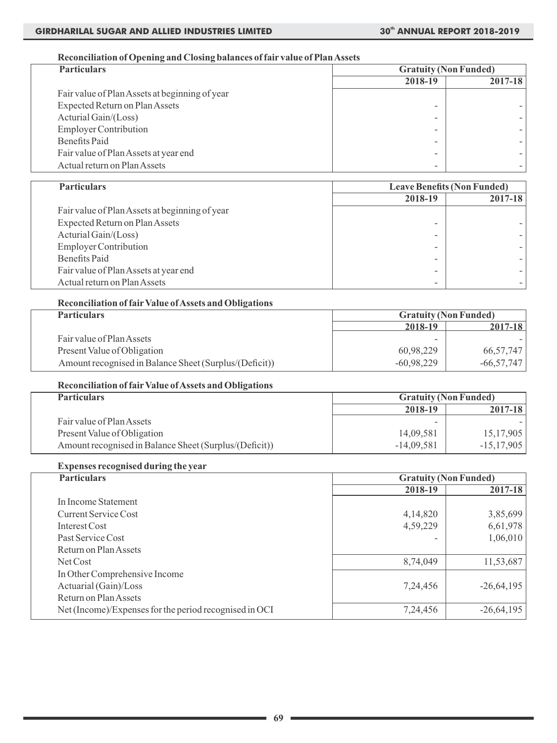### Reconciliation of Opening and Closing balances of fair value of Plan Assets

| Particulars | Gratuity (Non Funded) | |
|---|---|---|
| | 2018-19 | 2017-18 |
| Fair value of Plan Assets at beginning of year | | |
| Expected Return on Plan Assets | - | - |
| Acturial Gain/(Loss) | - | - |
| Employer Contribution | - | - |
| Benefits Paid | - | - |
| Fair value of Plan Assets at year end | - | - |
| Actual return on Plan Assets | - | - |

| Particulars | Leave Benefits (Non Funded) | |
|---|---|---|
| | 2018-19 | 2017-18 |
| Fair value of Plan Assets at beginning of year | | |
| Expected Return on Plan Assets | - | - |
| Acturial Gain/(Loss) | - | - |
| Employer Contribution | - | - |
| Benefits Paid | - | - |
| Fair value of Plan Assets at year end | - | - |
| Actual return on Plan Assets | - | - |

### Reconciliation of fair Value of Assets and Obligations

| Particulars | Gratuity (Non Funded) | |
|---|---|---|
| | 2018-19 | 2017-18 |
| Fair value of Plan Assets | - | - |
| Present Value of Obligation | 60,98,229 | 66,57,747 |
| Amount recognised in Balance Sheet (Surplus/(Deficit)) | -60,98,229 | -66,57,747 |

### Reconciliation of fair Value of Assets and Obligations

| Particulars | Gratuity (Non Funded) | |
|---|---|---|
| | 2018-19 | 2017-18 |
| Fair value of Plan Assets | - | - |
| Present Value of Obligation | 14,09,581 | 15,17,905 |
| Amount recognised in Balance Sheet (Surplus/(Deficit)) | -14,09,581 | -15,17,905 |

### Expenses recognised during the year

| Particulars | Gratuity (Non Funded) | |
|---|---|---|
| | 2018-19 | 2017-18 |
| In Income Statement | | |
| Current Service Cost | 4,14,820 | 3,85,699 |
| Interest Cost | 4,59,229 | 6,61,978 |
| Past Service Cost | - | 1,06,010 |
| Return on Plan Assets | | |
| Net Cost | 8,74,049 | 11,53,687 |
| In Other Comprehensive Income | | |
| Actuarial (Gain)/Loss | 7,24,456 | -26,64,195 |
| Return on Plan Assets | | |
| Net (Income)/Expenses for the period recognised in OCI | 7,24,456 | -26,64,195 |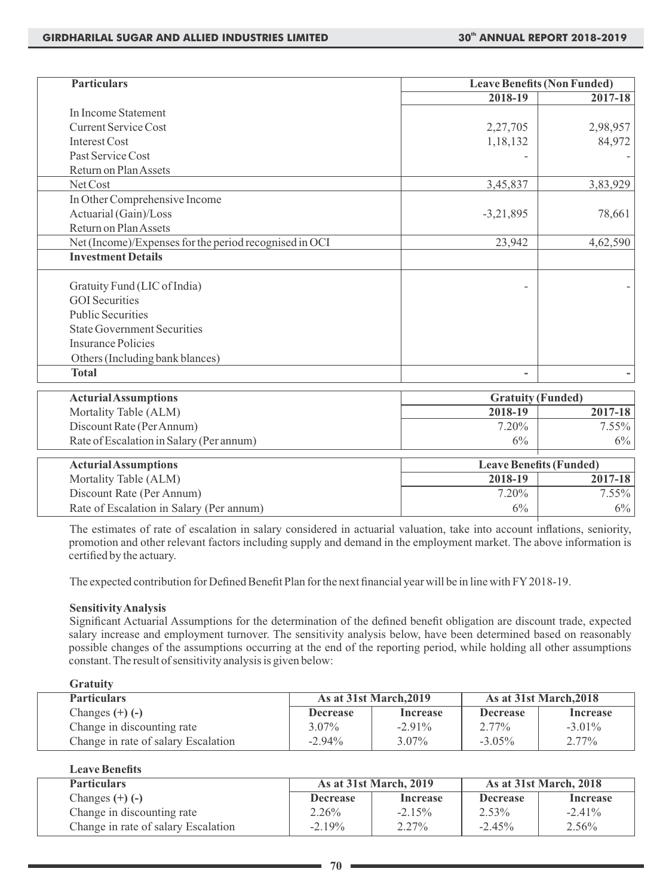| Particulars | Leave Benefits (Non Funded) | |
|---|---|---|
| | 2018-19 | 2017-18 |
| In Income Statement | | |
| Current Service Cost | 2,27,705 | 2,98,957 |
| Interest Cost | 1,18,132 | 84,972 |
| Past Service Cost | - | - |
| Return on Plan Assets | | |
| Net Cost | 3,45,837 | 3,83,929 |
| In Other Comprehensive Income | | |
| Actuarial (Gain)/Loss | -3,21,895 | 78,661 |
| Return on Plan Assets | | |
| Net (Income)/Expenses for the period recognised in OCI | 23,942 | 4,62,590 |
| **Investment Details** | | |
| Gratuity Fund (LIC of India) | - | - |
| GOI Securities | | |
| Public Securities | | |
| State Government Securities | | |
| Insurance Policies | | |
| Others (Including bank blances) | | |
| **Total** | - | - |

| Acturial Assumptions | Gratuity (Funded) | |
|---|---|---|
| Mortality Table (ALM) | 2018-19 | 2017-18 |
| Discount Rate (Per Annum) | 7.20% | 7.55% |
| Rate of Escalation in Salary (Per annum) | 6% | 6% |

| Acturial Assumptions | Leave Benefits (Funded) | |
|---|---|---|
| Mortality Table (ALM) | 2018-19 | 2017-18 |
| Discount Rate (Per Annum) | 7.20% | 7.55% |
| Rate of Escalation in Salary (Per annum) | 6% | 6% |

The estimates of rate of escalation in salary considered in actuarial valuation, take into account inflations, seniority, promotion and other relevant factors including supply and demand in the employment market. The above information is certified by the actuary.

The expected contribution for Defined Benefit Plan for the next financial year will be in line with FY 2018-19.

**Sensitivity Analysis**

Significant Actuarial Assumptions for the determination of the defined benefit obligation are discount trade, expected salary increase and employment turnover. The sensitivity analysis below, have been determined based on reasonably possible changes of the assumptions occurring at the end of the reporting period, while holding all other assumptions constant. The result of sensitivity analysis is given below:

**Gratuity**

| Particulars | As at 31st March,2019 | | As at 31st March,2018 | |
|---|---|---|---|---|
| Changes (+) (-) | Decrease | Increase | Decrease | Increase |
| Change in discounting rate | 3.07% | -2.91% | 2.77% | -3.01% |
| Change in rate of salary Escalation | -2.94% | 3.07% | -3.05% | 2.77% |

**Leave Benefits**

| Particulars | As at 31st March, 2019 | | As at 31st March, 2018 | |
|---|---|---|---|---|
| Changes (+) (-) | Decrease | Increase | Decrease | Increase |
| Change in discounting rate | 2.26% | -2.15% | 2.53% | -2.41% |
| Change in rate of salary Escalation | -2.19% | 2.27% | -2.45% | 2.56% |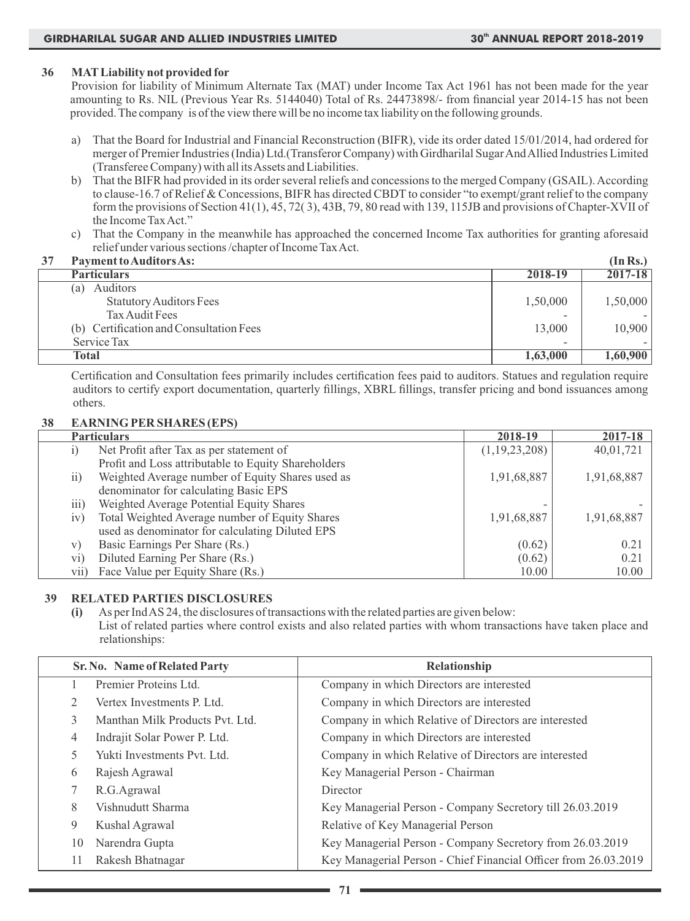## 36 MAT Liability not provided for

Provision for liability of Minimum Alternate Tax (MAT) under Income Tax Act 1961 has not been made for the year amounting to Rs. NIL (Previous Year Rs. 5144040) Total of Rs. 24473898/- from financial year 2014-15 has not been provided. The company is of the view there will be no income tax liability on the following grounds.

a) That the Board for Industrial and Financial Reconstruction (BIFR), vide its order dated 15/01/2014, had ordered for merger of Premier Industries (India) Ltd.(Transferor Company) with Girdharilal Sugar And Allied Industries Limited (Transferee Company) with all its Assets and Liabilities.

b) That the BIFR had provided in its order several reliefs and concessions to the merged Company (GSAIL). According to clause-16.7 of Relief & Concessions, BIFR has directed CBDT to consider "to exempt/grant relief to the company form the provisions of Section 41(1), 45, 72( 3), 43B, 79, 80 read with 139, 115JB and provisions of Chapter-XVII of the Income Tax Act."

c) That the Company in the meanwhile has approached the concerned Income Tax authorities for granting aforesaid relief under various sections /chapter of Income Tax Act.

## 37 Payment to Auditors As:

(In Rs.)

| Particulars | 2018-19 | 2017-18 |
|---|---|---|
| (a) Auditors | | |
| Statutory Auditors Fees | 1,50,000 | 1,50,000 |
| Tax Audit Fees | - | - |
| (b) Certification and Consultation Fees | 13,000 | 10,900 |
| Service Tax | - | - |
| **Total** | **1,63,000** | **1,60,900** |

Certification and Consultation fees primarily includes certification fees paid to auditors. Statues and regulation require auditors to certify export documentation, quarterly fillings, XBRL fillings, transfer pricing and bond issuances among others.

## 38 EARNING PER SHARES (EPS)

| | Particulars | 2018-19 | 2017-18 |
|---|---|---|---|
| i) | Net Profit after Tax as per statement of Profit and Loss attributable to Equity Shareholders | (1,19,23,208) | 40,01,721 |
| ii) | Weighted Average number of Equity Shares used as denominator for calculating Basic EPS | 1,91,68,887 | 1,91,68,887 |
| iii) | Weighted Average Potential Equity Shares | - | - |
| iv) | Total Weighted Average number of Equity Shares used as denominator for calculating Diluted EPS | 1,91,68,887 | 1,91,68,887 |
| v) | Basic Earnings Per Share (Rs.) | (0.62) | 0.21 |
| vi) | Diluted Earning Per Share (Rs.) | (0.62) | 0.21 |
| vii) | Face Value per Equity Share (Rs.) | 10.00 | 10.00 |

## 39 RELATED PARTIES DISCLOSURES

**(i)** As per Ind AS 24, the disclosures of transactions with the related parties are given below:
List of related parties where control exists and also related parties with whom transactions have taken place and relationships:

| Sr. No. | Name of Related Party | Relationship |
|---|---|---|
| 1 | Premier Proteins Ltd. | Company in which Directors are interested |
| 2 | Vertex Investments P. Ltd. | Company in which Directors are interested |
| 3 | Manthan Milk Products Pvt. Ltd. | Company in which Relative of Directors are interested |
| 4 | Indrajit Solar Power P. Ltd. | Company in which Directors are interested |
| 5 | Yukti Investments Pvt. Ltd. | Company in which Relative of Directors are interested |
| 6 | Rajesh Agrawal | Key Managerial Person - Chairman |
| 7 | R.G.Agrawal | Director |
| 8 | Vishnudutt Sharma | Key Managerial Person - Company Secretory till 26.03.2019 |
| 9 | Kushal Agrawal | Relative of Key Managerial Person |
| 10 | Narendra Gupta | Key Managerial Person - Company Secretory from 26.03.2019 |
| 11 | Rakesh Bhatnagar | Key Managerial Person - Chief Financial Officer from 26.03.2019 |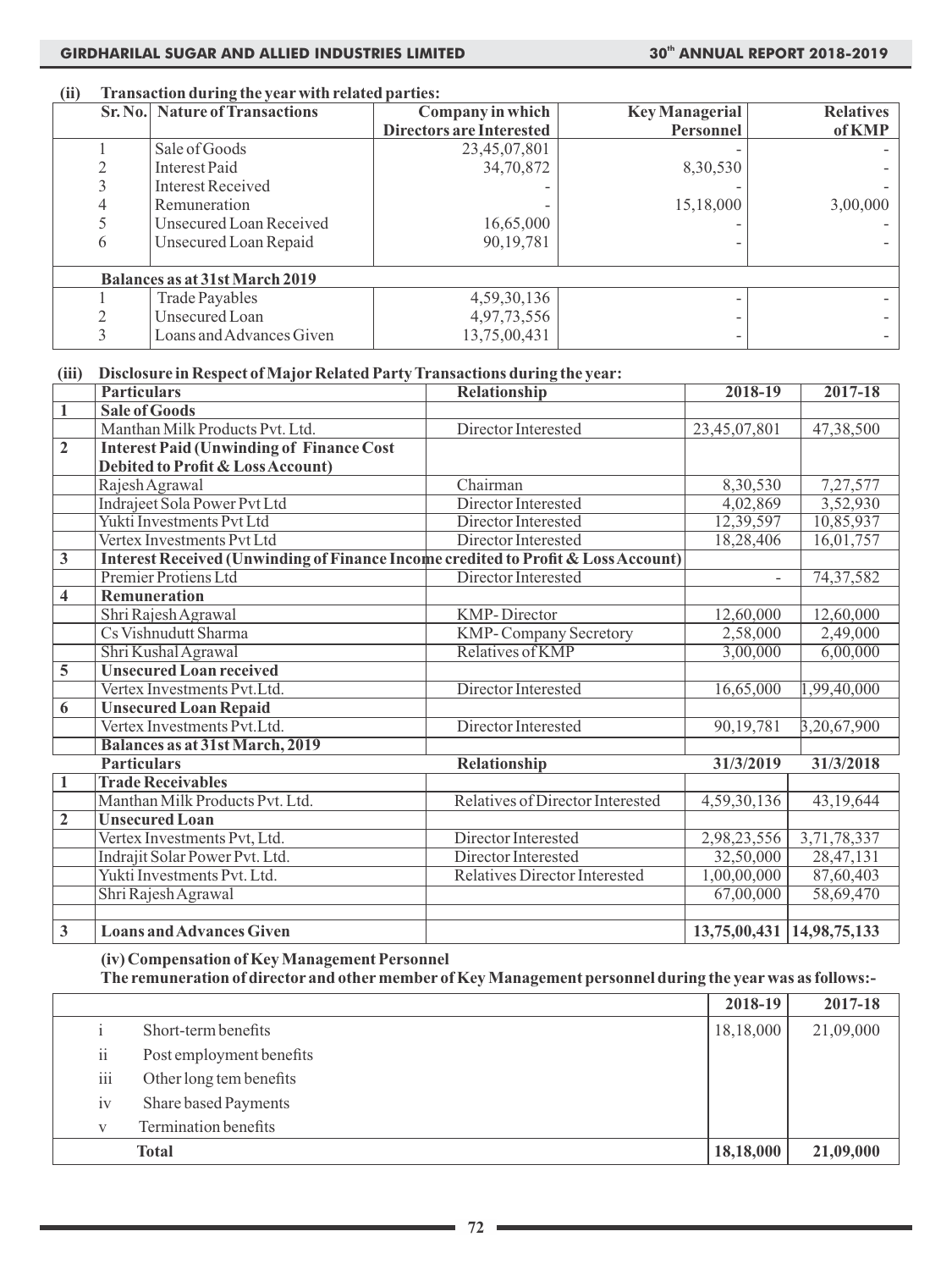### (ii) Transaction during the year with related parties:

| Sr. No. | Nature of Transactions | Company in which Directors are Interested | Key Managerial Personnel | Relatives of KMP |
|---|---|---|---|---|
| 1 | Sale of Goods | 23,45,07,801 | - | - |
| 2 | Interest Paid | 34,70,872 | 8,30,530 | - |
| 3 | Interest Received | - | - | - |
| 4 | Remuneration | - | 15,18,000 | 3,00,000 |
| 5 | Unsecured Loan Received | 16,65,000 | - | - |
| 6 | Unsecured Loan Repaid | 90,19,781 | - | - |
| | **Balances as at 31st March 2019** | | | |
| 1 | Trade Payables | 4,59,30,136 | - | - |
| 2 | Unsecured Loan | 4,97,73,556 | - | - |
| 3 | Loans and Advances Given | 13,75,00,431 | - | - |

### (iii) Disclosure in Respect of Major Related Party Transactions during the year:

| | Particulars | Relationship | 2018-19 | 2017-18 |
|---|---|---|---|---|
| **1** | **Sale of Goods** | | | |
| | Manthan Milk Products Pvt. Ltd. | Director Interested | 23,45,07,801 | 47,38,500 |
| **2** | **Interest Paid (Unwinding of Finance Cost Debited to Profit & Loss Account)** | | | |
| | Rajesh Agrawal | Chairman | 8,30,530 | 7,27,577 |
| | Indrajeet Sola Power Pvt Ltd | Director Interested | 4,02,869 | 3,52,930 |
| | Yukti Investments Pvt Ltd | Director Interested | 12,39,597 | 10,85,937 |
| | Vertex Investments Pvt Ltd | Director Interested | 18,28,406 | 16,01,757 |
| **3** | **Interest Received (Unwinding of Finance Income credited to Profit & Loss Account)** | | | |
| | Premier Protiens Ltd | Director Interested | - | 74,37,582 |
| **4** | **Remuneration** | | | |
| | Shri Rajesh Agrawal | KMP- Director | 12,60,000 | 12,60,000 |
| | Cs Vishnudutt Sharma | KMP- Company Secretory | 2,58,000 | 2,49,000 |
| | Shri Kushal Agrawal | Relatives of KMP | 3,00,000 | 6,00,000 |
| **5** | **Unsecured Loan received** | | | |
| | Vertex Investments Pvt.Ltd. | Director Interested | 16,65,000 | 1,99,40,000 |
| **6** | **Unsecured Loan Repaid** | | | |
| | Vertex Investments Pvt.Ltd. | Director Interested | 90,19,781 | 3,20,67,900 |
| | **Balances as at 31st March, 2019** | | | |
| | **Particulars** | **Relationship** | **31/3/2019** | **31/3/2018** |
| **1** | **Trade Receivables** | | | |
| | Manthan Milk Products Pvt. Ltd. | Relatives of Director Interested | 4,59,30,136 | 43,19,644 |
| **2** | **Unsecured Loan** | | | |
| | Vertex Investments Pvt, Ltd. | Director Interested | 2,98,23,556 | 3,71,78,337 |
| | Indrajit Solar Power Pvt. Ltd. | Director Interested | 32,50,000 | 28,47,131 |
| | Yukti Investments Pvt. Ltd. | Relatives Director Interested | 1,00,00,000 | 87,60,403 |
| | Shri Rajesh Agrawal | | 67,00,000 | 58,69,470 |
| | | | | |
| **3** | **Loans and Advances Given** | | **13,75,00,431** | **14,98,75,133** |

**(iv) Compensation of Key Management Personnel**

**The remuneration of director and other member of Key Management personnel during the year was as follows:-**

| | | 2018-19 | 2017-18 |
|---|---|---|---|
| i | Short-term benefits | 18,18,000 | 21,09,000 |
| ii | Post employment benefits | | |
| iii | Other long tem benefits | | |
| iv | Share based Payments | | |
| v | Termination benefits | | |
| | **Total** | **18,18,000** | **21,09,000** |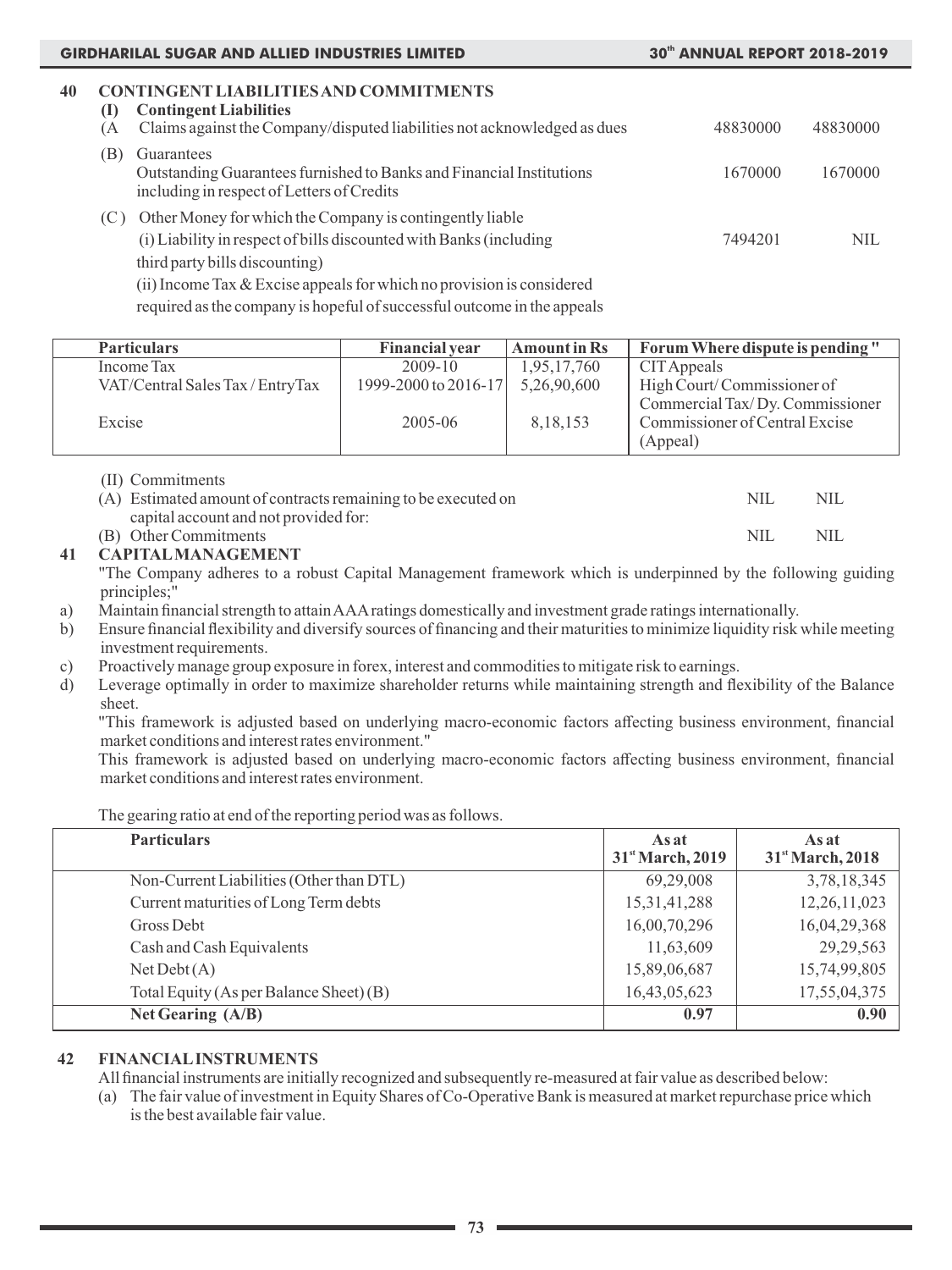## 40 CONTINGENT LIABILITIES AND COMMITMENTS

**(I) Contingent Liabilities**

| | | |
|---|---|---|
| (A Claims against the Company/disputed liabilities not acknowledged as dues | 48830000 | 48830000 |
| (B) Guarantees<br>Outstanding Guarantees furnished to Banks and Financial Institutions including in respect of Letters of Credits | 1670000 | 1670000 |
| (C ) Other Money for which the Company is contingently liable<br>(i) Liability in respect of bills discounted with Banks (including third party bills discounting) | 7494201 | NIL |

(ii) Income Tax & Excise appeals for which no provision is considered required as the company is hopeful of successful outcome in the appeals

| Particulars | Financial year | Amount in Rs | Forum Where dispute is pending " |
|---|---|---|---|
| Income Tax | 2009-10 | 1,95,17,760 | CIT Appeals |
| VAT/Central Sales Tax / Entry Tax | 1999-2000 to 2016-17 | 5,26,90,600 | High Court/ Commissioner of Commercial Tax/ Dy. Commissioner |
| Excise | 2005-06 | 8,18,153 | Commissioner of Central Excise (Appeal) |

(II) Commitments

| | | |
|---|---|---|
| (A) Estimated amount of contracts remaining to be executed on capital account and not provided for: | NIL | NIL |
| (B) Other Commitments | NIL | NIL |

## 41 CAPITAL MANAGEMENT

"The Company adheres to a robust Capital Management framework which is underpinned by the following guiding principles;"

a) Maintain financial strength to attain AAA ratings domestically and investment grade ratings internationally.

b) Ensure financial flexibility and diversify sources of financing and their maturities to minimize liquidity risk while meeting investment requirements.

c) Proactively manage group exposure in forex, interest and commodities to mitigate risk to earnings.

d) Leverage optimally in order to maximize shareholder returns while maintaining strength and flexibility of the Balance sheet.

"This framework is adjusted based on underlying macro-economic factors affecting business environment, financial market conditions and interest rates environment."

This framework is adjusted based on underlying macro-economic factors affecting business environment, financial market conditions and interest rates environment.

The gearing ratio at end of the reporting period was as follows.

| Particulars | As at 31st March, 2019 | As at 31st March, 2018 |
|---|---|---|
| Non-Current Liabilities (Other than DTL) | 69,29,008 | 3,78,18,345 |
| Current maturities of Long Term debts | 15,31,41,288 | 12,26,11,023 |
| Gross Debt | 16,00,70,296 | 16,04,29,368 |
| Cash and Cash Equivalents | 11,63,609 | 29,29,563 |
| Net Debt (A) | 15,89,06,687 | 15,74,99,805 |
| Total Equity (As per Balance Sheet) (B) | 16,43,05,623 | 17,55,04,375 |
| **Net Gearing (A/B)** | **0.97** | **0.90** |

## 42 FINANCIAL INSTRUMENTS

All financial instruments are initially recognized and subsequently re-measured at fair value as described below:

(a) The fair value of investment in Equity Shares of Co-Operative Bank is measured at market repurchase price which is the best available fair value.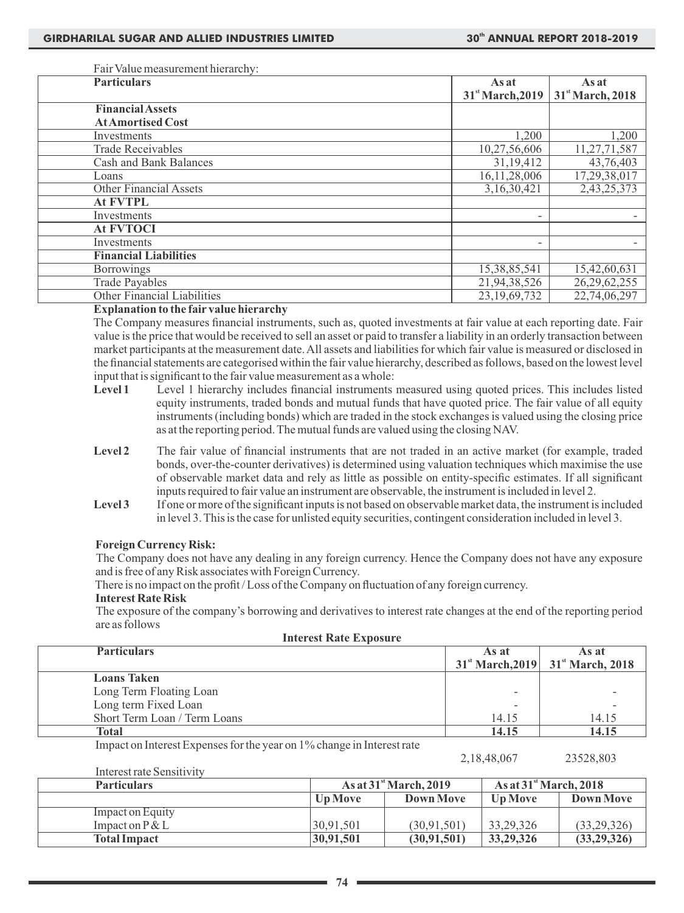Fair Value measurement hierarchy:

| Particulars | As at 31st March,2019 | As at 31st March, 2018 |
|---|---|---|
| **Financial Assets** | | |
| **At Amortised Cost** | | |
| Investments | 1,200 | 1,200 |
| Trade Receivables | 10,27,56,606 | 11,27,71,587 |
| Cash and Bank Balances | 31,19,412 | 43,76,403 |
| Loans | 16,11,28,006 | 17,29,38,017 |
| Other Financial Assets | 3,16,30,421 | 2,43,25,373 |
| **At FVTPL** | | |
| Investments | - | - |
| **At FVTOCI** | | |
| Investments | - | - |
| **Financial Liabilities** | | |
| Borrowings | 15,38,85,541 | 15,42,60,631 |
| Trade Payables | 21,94,38,526 | 26,29,62,255 |
| Other Financial Liabilities | 23,19,69,732 | 22,74,06,297 |

**Explanation to the fair value hierarchy**

The Company measures financial instruments, such as, quoted investments at fair value at each reporting date. Fair value is the price that would be received to sell an asset or paid to transfer a liability in an orderly transaction between market participants at the measurement date. All assets and liabilities for which fair value is measured or disclosed in the financial statements are categorised within the fair value hierarchy, described as follows, based on the lowest level input that is significant to the fair value measurement as a whole:

**Level 1** Level 1 hierarchy includes financial instruments measured using quoted prices. This includes listed equity instruments, traded bonds and mutual funds that have quoted price. The fair value of all equity instruments (including bonds) which are traded in the stock exchanges is valued using the closing price as at the reporting period. The mutual funds are valued using the closing NAV.

**Level 2** The fair value of financial instruments that are not traded in an active market (for example, traded bonds, over-the-counter derivatives) is determined using valuation techniques which maximise the use of observable market data and rely as little as possible on entity-specific estimates. If all significant inputs required to fair value an instrument are observable, the instrument is included in level 2.

**Level 3** If one or more of the significant inputs is not based on observable market data, the instrument is included in level 3. This is the case for unlisted equity securities, contingent consideration included in level 3.

**Foreign Currency Risk:**

The Company does not have any dealing in any foreign currency. Hence the Company does not have any exposure and is free of any Risk associates with Foreign Currency.

There is no impact on the profit / Loss of the Company on fluctuation of any foreign currency.

**Interest Rate Risk**

The exposure of the company's borrowing and derivatives to interest rate changes at the end of the reporting period are as follows

**Interest Rate Exposure**

| Particulars | As at 31st March,2019 | As at 31st March, 2018 |
|---|---|---|
| **Loans Taken** | | |
| Long Term Floating Loan | - | - |
| Long term Fixed Loan | - | - |
| Short Term Loan / Term Loans | 14.15 | 14.15 |
| **Total** | **14.15** | **14.15** |
| Impact on Interest Expenses for the year on 1% change in Interest rate | 2,18,48,067 | 23528,803 |

Interest rate Sensitivity

| Particulars | As at 31st March, 2019 | | As at 31st March, 2018 | |
|---|---|---|---|---|
| | **Up Move** | **Down Move** | **Up Move** | **Down Move** |
| Impact on Equity | | | | |
| Impact on P & L | 30,91,501 | (30,91,501) | 33,29,326 | (33,29,326) |
| **Total Impact** | **30,91,501** | **(30,91,501)** | **33,29,326** | **(33,29,326)** |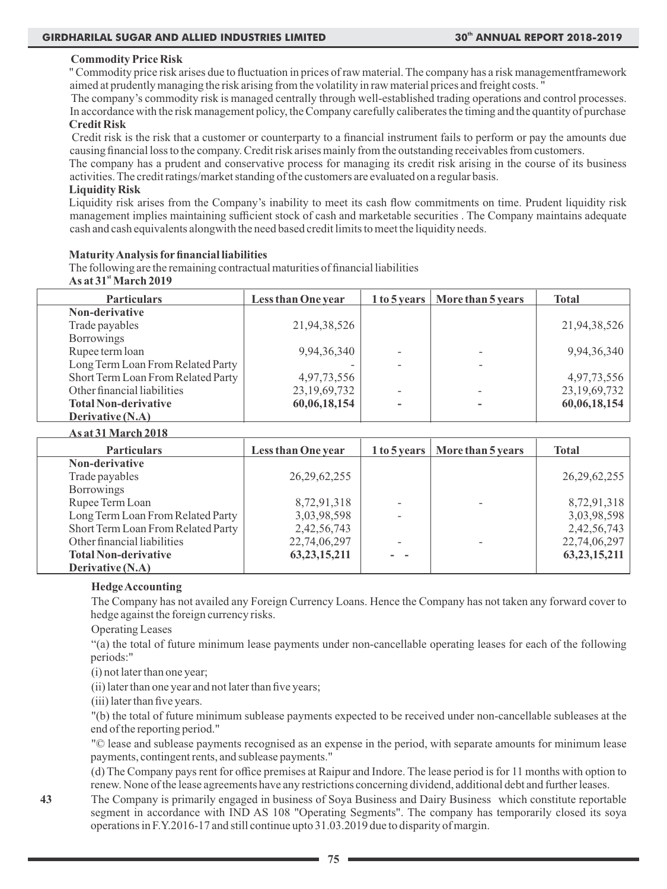**Commodity Price Risk**

" Commodity price risk arises due to fluctuation in prices of raw material. The company has a risk managementframework aimed at prudently managing the risk arising from the volatility in raw material prices and freight costs. "

The company's commodity risk is managed centrally through well-established trading operations and control processes. In accordance with the risk management policy, the Company carefully caliberates the timing and the quantity of purchase

**Credit Risk**

Credit risk is the risk that a customer or counterparty to a financial instrument fails to perform or pay the amounts due causing financial loss to the company. Credit risk arises mainly from the outstanding receivables from customers.

The company has a prudent and conservative process for managing its credit risk arising in the course of its business activities. The credit ratings/market standing of the customers are evaluated on a regular basis.

**Liquidity Risk**

Liquidity risk arises from the Company's inability to meet its cash flow commitments on time. Prudent liquidity risk management implies maintaining sufficient stock of cash and marketable securities . The Company maintains adequate cash and cash equivalents alongwith the need based credit limits to meet the liquidity needs.

**Maturity Analysis for financial liabilities**

The following are the remaining contractual maturities of financial liabilities

**As at 31st March 2019**

| Particulars | Less than One year | 1 to 5 years | More than 5 years | Total |
|---|---|---|---|---|
| **Non-derivative** | | | | |
| Trade payables | 21,94,38,526 | | | 21,94,38,526 |
| Borrowings | | | | |
| Rupee term loan | 9,94,36,340 | - | - | 9,94,36,340 |
| Long Term Loan From Related Party | - | - | - | |
| Short Term Loan From Related Party | 4,97,73,556 | | | 4,97,73,556 |
| Other financial liabilities | 23,19,69,732 | - | - | 23,19,69,732 |
| **Total Non-derivative** | **60,06,18,154** | **-** | **-** | **60,06,18,154** |
| **Derivative (N.A)** | | | | |

**As at 31 March 2018**

| Particulars | Less than One year | 1 to 5 years | More than 5 years | Total |
|---|---|---|---|---|
| **Non-derivative** | | | | |
| Trade payables | 26,29,62,255 | | | 26,29,62,255 |
| Borrowings | | | | |
| Rupee Term Loan | 8,72,91,318 | - | - | 8,72,91,318 |
| Long Term Loan From Related Party | 3,03,98,598 | - | | 3,03,98,598 |
| Short Term Loan From Related Party | 2,42,56,743 | | | 2,42,56,743 |
| Other financial liabilities | 22,74,06,297 | - | - | 22,74,06,297 |
| **Total Non-derivative** | **63,23,15,211** | **- -** | | **63,23,15,211** |
| **Derivative (N.A)** | | | | |

**Hedge Accounting**

The Company has not availed any Foreign Currency Loans. Hence the Company has not taken any forward cover to hedge against the foreign currency risks.

Operating Leases

"(a) the total of future minimum lease payments under non-cancellable operating leases for each of the following periods:"

(i) not later than one year;

(ii) later than one year and not later than five years;

(iii) later than five years.

"(b) the total of future minimum sublease payments expected to be received under non-cancellable subleases at the end of the reporting period."

"© lease and sublease payments recognised as an expense in the period, with separate amounts for minimum lease payments, contingent rents, and sublease payments."

(d) The Company pays rent for office premises at Raipur and Indore. The lease period is for 11 months with option to renew. None of the lease agreements have any restrictions concerning dividend, additional debt and further leases.

**43** The Company is primarily engaged in business of Soya Business and Dairy Business which constitute reportable segment in accordance with IND AS 108 "Operating Segments". The company has temporarily closed its soya operations in F.Y.2016-17 and still continue upto 31.03.2019 due to disparity of margin.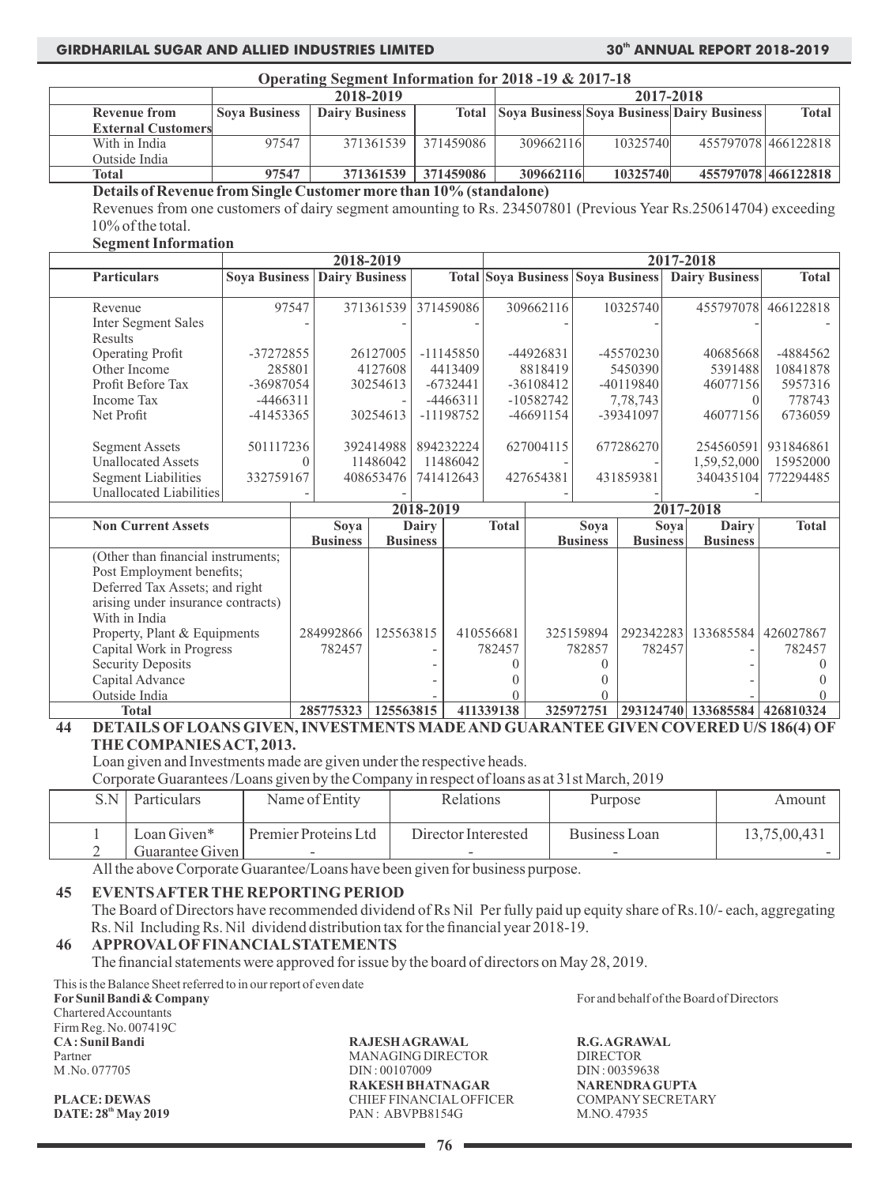**Operating Segment Information for 2018 -19 & 2017-18**

| Revenue from External Customers | 2018-2019 | | | 2017-2018 | | | |
|---|---|---|---|---|---|---|---|
| | Soya Business | Dairy Business | Total | Soya Business | Soya Business | Dairy Business | Total |
| With in India | 97547 | 371361539 | 371459086 | 309662116 | 10325740 | 455797078 | 466122818 |
| Outside India | | | | | | | |
| **Total** | **97547** | **371361539** | **371459086** | **309662116** | **10325740** | **455797078** | **466122818** |

**Details of Revenue from Single Customer more than 10% (standalone)**

Revenues from one customers of dairy segment amounting to Rs. 234507801 (Previous Year Rs.250614704) exceeding 10% of the total.

**Segment Information**

| Particulars | 2018-2019 | | | 2017-2018 | | | |
|---|---|---|---|---|---|---|---|
| | Soya Business | Dairy Business | Total | Soya Business | Soya Business | Dairy Business | Total |
| Revenue | 97547 | 371361539 | 371459086 | 309662116 | 10325740 | 455797078 | 466122818 |
| Inter Segment Sales | - | - | - | - | - | - | - |
| Results | | | | | | | |
| Operating Profit | -37272855 | 26127005 | -11145850 | -44926831 | -45570230 | 40685668 | -4884562 |
| Other Income | 285801 | 4127608 | 4413409 | 8818419 | 5450390 | 5391488 | 10841878 |
| Profit Before Tax | -36987054 | 30254613 | -6732441 | -36108412 | -40119840 | 46077156 | 5957316 |
| Income Tax | -4466311 | - | -4466311 | -10582742 | 7,78,743 | 0 | 778743 |
| Net Profit | -41453365 | 30254613 | -11198752 | -46691154 | -39341097 | 46077156 | 6736059 |
| Segment Assets | 501117236 | 392414988 | 894232224 | 627004115 | 677286270 | 254560591 | 931846861 |
| Unallocated Assets | 0 | 11486042 | 11486042 | - | - | 1,59,52,000 | 15952000 |
| Segment Liabilities | 332759167 | 408653476 | 741412643 | 427654381 | 431859381 | 340435104 | 772294485 |
| Unallocated Liabilities | - | | | - | - | - | |

| Non Current Assets | 2018-2019 | | | 2017-2018 | | | |
|---|---|---|---|---|---|---|---|
| | Soya Business | Dairy Business | Total | Soya Business | Soya Business | Dairy Business | Total |
| (Other than financial instruments; Post Employment benefits; Deferred Tax Assets; and right arising under insurance contracts) | | | | | | | |
| With in India | | | | | | | |
| Property, Plant & Equipments | 284992866 | 125563815 | 410556681 | 325159894 | 292342283 | 133685584 | 426027867 |
| Capital Work in Progress | 782457 | - | 782457 | 782857 | 782457 | - | 782457 |
| Security Deposits | | - | 0 | 0 | | - | 0 |
| Capital Advance | | - | 0 | 0 | | - | 0 |
| Outside India | | - | 0 | 0 | | - | 0 |
| **Total** | **285775323** | **125563815** | **411339138** | **325972751** | **293124740** | **133685584** | **426810324** |

**44 DETAILS OF LOANS GIVEN, INVESTMENTS MADE AND GUARANTEE GIVEN COVERED U/S 186(4) OF THE COMPANIES ACT, 2013.**

Loan given and Investments made are given under the respective heads.

Corporate Guarantees /Loans given by the Company in respect of loans as at 31st March, 2019

| S.N | Particulars | Name of Entity | Relations | Purpose | Amount |
|---|---|---|---|---|---|
| 1 | Loan Given* | Premier Proteins Ltd | Director Interested | Business Loan | 13,75,00,431 |
| 2 | Guarantee Given | - | - | - | - |

All the above Corporate Guarantee/Loans have been given for business purpose.

**45 EVENTS AFTER THE REPORTING PERIOD**

The Board of Directors have recommended dividend of Rs Nil Per fully paid up equity share of Rs.10/- each, aggregating Rs. Nil Including Rs. Nil dividend distribution tax for the financial year 2018-19.

**46 APPROVAL OF FINANCIAL STATEMENTS**

The financial statements were approved for issue by the board of directors on May 28, 2019.

This is the Balance Sheet referred to in our report of even date

**For Sunil Bandi & Company**
Chartered Accountants
Firm Reg. No. 007419C
**CA : Sunil Bandi**
Partner
M .No. 077705

**PLACE: DEWAS**
**DATE: 28th May 2019**

For and behalf of the Board of Directors

**RAJESH AGRAWAL**
MANAGING DIRECTOR
DIN : 00107009

**R.G. AGRAWAL**
DIRECTOR
DIN : 00359638

**RAKESH BHATNAGAR**
CHIEF FINANCIAL OFFICER
PAN : ABVPB8154G

**NARENDRA GUPTA**
COMPANY SECRETARY
M.NO. 47935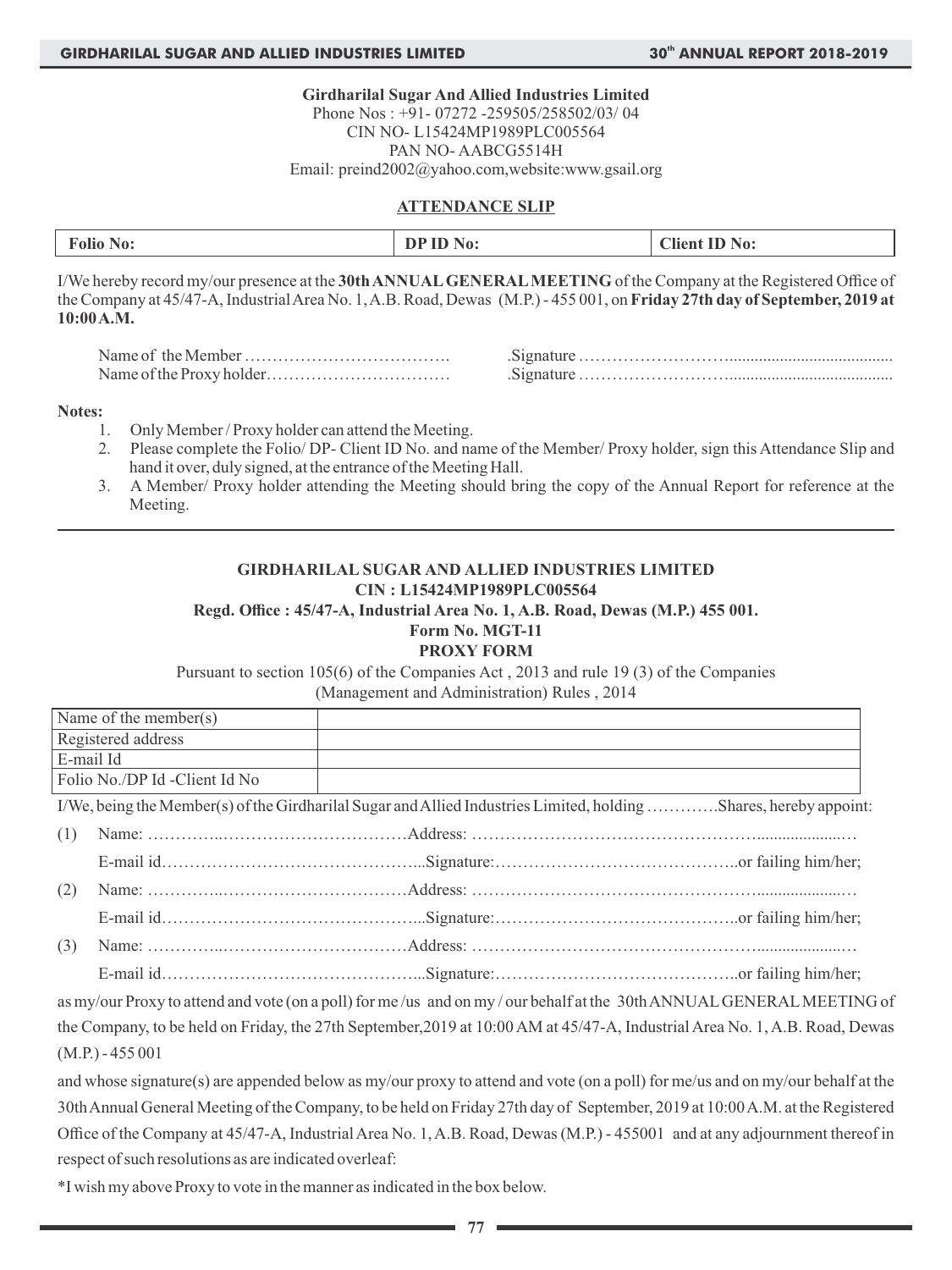**Girdharilal Sugar And Allied Industries Limited**
Phone Nos : +91- 07272 -259505/258502/03/ 04
CIN NO- L15424MP1989PLC005564
PAN NO- AABCG5514H
Email: preind2002@yahoo.com,website:www.gsail.org

## ATTENDANCE SLIP

| Folio No: | DP ID No: | Client ID No: |
|---|---|---|

I/We hereby record my/our presence at the **30th ANNUAL GENERAL MEETING** of the Company at the Registered Office of the Company at 45/47-A, Industrial Area No. 1, A.B. Road, Dewas (M.P.) - 455 001, on **Friday 27th day of September, 2019 at 10:00 A.M.**

Name of the Member ………………………………. .Signature ……………………….......................................

Name of the Proxy holder…………………………… .Signature ……………………….......................................

**Notes:**

1. Only Member / Proxy holder can attend the Meeting.
2. Please complete the Folio/ DP- Client ID No. and name of the Member/ Proxy holder, sign this Attendance Slip and hand it over, duly signed, at the entrance of the Meeting Hall.
3. A Member/ Proxy holder attending the Meeting should bring the copy of the Annual Report for reference at the Meeting.

---

**GIRDHARILAL SUGAR AND ALLIED INDUSTRIES LIMITED**
**CIN : L15424MP1989PLC005564**
**Regd. Office : 45/47-A, Industrial Area No. 1, A.B. Road, Dewas (M.P.) 455 001.**
**Form No. MGT-11**
**PROXY FORM**

Pursuant to section 105(6) of the Companies Act , 2013 and rule 19 (3) of the Companies (Management and Administration) Rules , 2014

| Name of the member(s) | |
|---|---|
| Registered address | |
| E-mail Id | |
| Folio No./DP Id -Client Id No | |

I/We, being the Member(s) of the Girdharilal Sugar and Allied Industries Limited, holding ………….Shares, hereby appoint:

(1) Name: …………..……………………………Address: …………………………………………….....................…
E-mail id………………………………………...Signature:……………………………………..or failing him/her;

(2) Name: …………..……………………………Address: …………………………………………….....................…
E-mail id………………………………………...Signature:……………………………………..or failing him/her;

(3) Name: …………..……………………………Address: …………………………………………….....................…
E-mail id………………………………………...Signature:……………………………………..or failing him/her;

as my/our Proxy to attend and vote (on a poll) for me /us and on my / our behalf at the 30th ANNUAL GENERAL MEETING of the Company, to be held on Friday, the 27th September,2019 at 10:00 AM at 45/47-A, Industrial Area No. 1, A.B. Road, Dewas (M.P.) - 455 001

and whose signature(s) are appended below as my/our proxy to attend and vote (on a poll) for me/us and on my/our behalf at the 30th Annual General Meeting of the Company, to be held on Friday 27th day of September, 2019 at 10:00 A.M. at the Registered Office of the Company at 45/47-A, Industrial Area No. 1, A.B. Road, Dewas (M.P.) - 455001 and at any adjournment thereof in respect of such resolutions as are indicated overleaf:

*I wish my above Proxy to vote in the manner as indicated in the box below.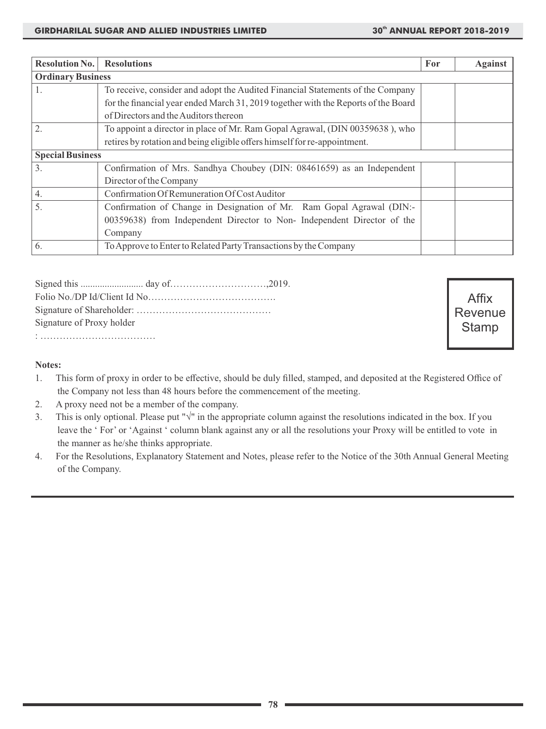| Resolution No. | Resolutions | For | Against |
|---|---|---|---|
| **Ordinary Business** | | | |
| 1. | To receive, consider and adopt the Audited Financial Statements of the Company for the financial year ended March 31, 2019 together with the Reports of the Board of Directors and the Auditors thereon | | |
| 2. | To appoint a director in place of Mr. Ram Gopal Agrawal, (DIN 00359638 ), who retires by rotation and being eligible offers himself for re-appointment. | | |
| **Special Business** | | | |
| 3. | Confirmation of Mrs. Sandhya Choubey (DIN: 08461659) as an Independent Director of the Company | | |
| 4. | Confirmation Of Remuneration Of Cost Auditor | | |
| 5. | Confirmation of Change in Designation of Mr. Ram Gopal Agrawal (DIN:-00359638) from Independent Director to Non- Independent Director of the Company | | |
| 6. | To Approve to Enter to Related Party Transactions by the Company | | |

Signed this .......................... day of…………………………,2019.

Folio No./DP Id/Client Id No………………………………….

Signature of Shareholder: ……………………………………

Signature of Proxy holder

: ………………………………

Affix Revenue Stamp

**Notes:**

1. This form of proxy in order to be effective, should be duly filled, stamped, and deposited at the Registered Office of the Company not less than 48 hours before the commencement of the meeting.
2. A proxy need not be a member of the company.
3. This is only optional. Please put "√" in the appropriate column against the resolutions indicated in the box. If you leave the ' For' or 'Against ' column blank against any or all the resolutions your Proxy will be entitled to vote in the manner as he/she thinks appropriate.
4. For the Resolutions, Explanatory Statement and Notes, please refer to the Notice of the 30th Annual General Meeting of the Company.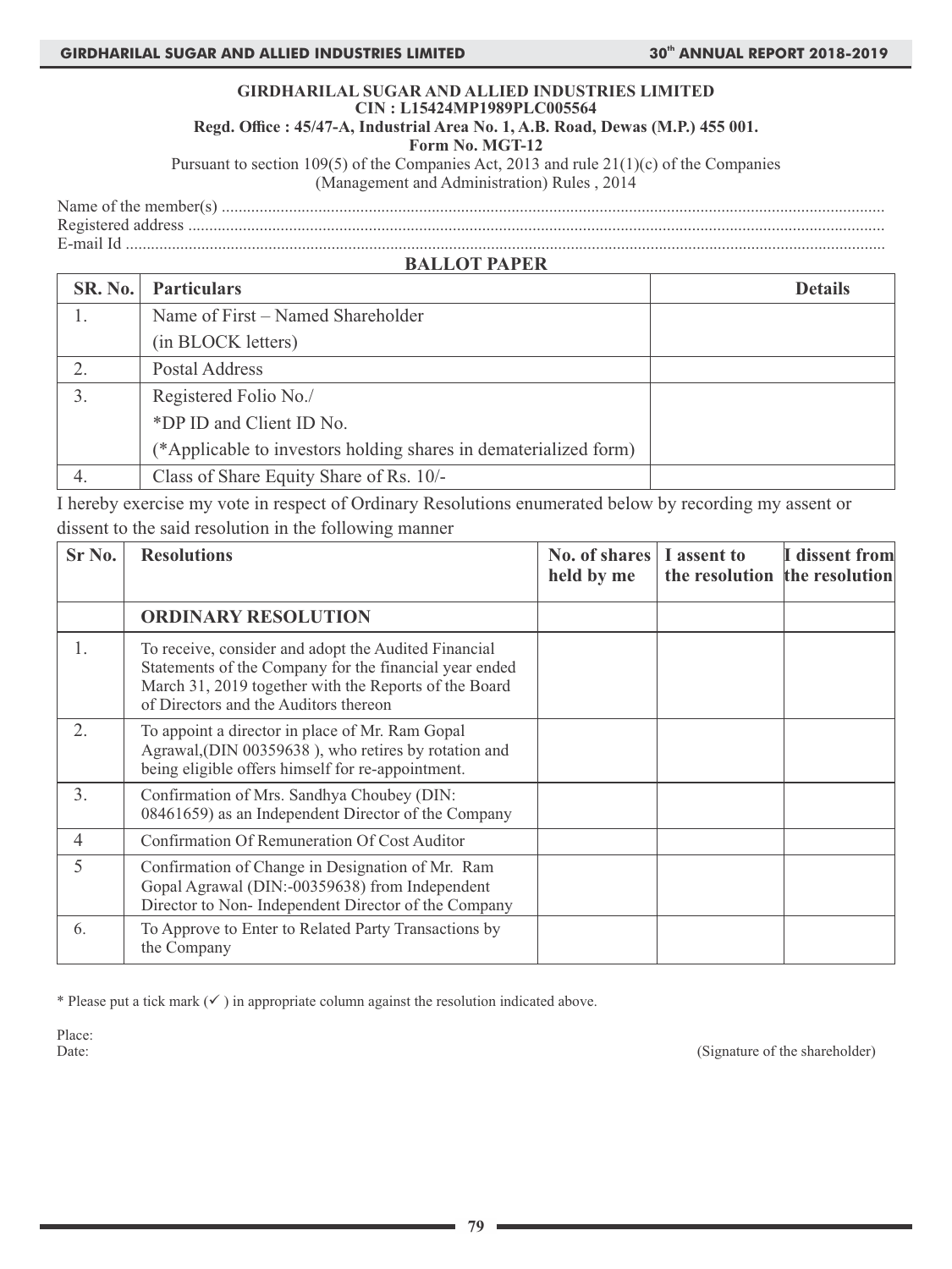**GIRDHARILAL SUGAR AND ALLIED INDUSTRIES LIMITED**
**CIN : L15424MP1989PLC005564**
**Regd. Office : 45/47-A, Industrial Area No. 1, A.B. Road, Dewas (M.P.) 455 001.**
**Form No. MGT-12**

Pursuant to section 109(5) of the Companies Act, 2013 and rule 21(1)(c) of the Companies (Management and Administration) Rules , 2014

Name of the member(s) ............................................................................................................................................................

Registered address ....................................................................................................................................................................

E-mail Id ...................................................................................................................................................................................

## BALLOT PAPER

| SR. No. | Particulars | Details |
|---|---|---|
| 1. | Name of First – Named Shareholder (in BLOCK letters) | |
| 2. | Postal Address | |
| 3. | Registered Folio No./ *DP ID and Client ID No. (*Applicable to investors holding shares in dematerialized form) | |
| 4. | Class of Share Equity Share of Rs. 10/- | |

I hereby exercise my vote in respect of Ordinary Resolutions enumerated below by recording my assent or dissent to the said resolution in the following manner

| Sr No. | Resolutions | No. of shares held by me | I assent to the resolution | I dissent from the resolution |
|---|---|---|---|---|
| | **ORDINARY RESOLUTION** | | | |
| 1. | To receive, consider and adopt the Audited Financial Statements of the Company for the financial year ended March 31, 2019 together with the Reports of the Board of Directors and the Auditors thereon | | | |
| 2. | To appoint a director in place of Mr. Ram Gopal Agrawal,(DIN 00359638 ), who retires by rotation and being eligible offers himself for re-appointment. | | | |
| 3. | Confirmation of Mrs. Sandhya Choubey (DIN: 08461659) as an Independent Director of the Company | | | |
| 4 | Confirmation Of Remuneration Of Cost Auditor | | | |
| 5 | Confirmation of Change in Designation of Mr. Ram Gopal Agrawal (DIN:-00359638) from Independent Director to Non- Independent Director of the Company | | | |
| 6. | To Approve to Enter to Related Party Transactions by the Company | | | |

* Please put a tick mark (✓) in appropriate column against the resolution indicated above.

Place:
Date:

(Signature of the shareholder)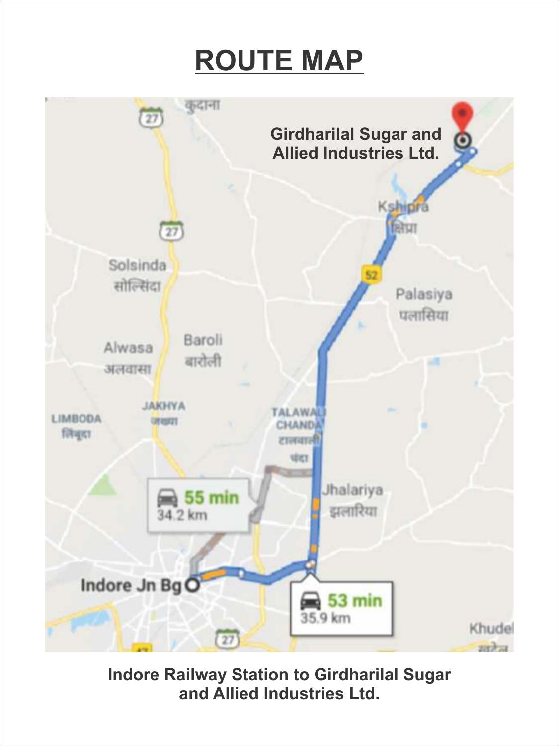# ROUTE MAP

Girdharilal Sugar and Allied Industries Ltd.

Indore Jn Bg

55 min 34.2 km

53 min 35.9 km

Kshipra

Indore Railway Station to Girdharilal Sugar and Allied Industries Ltd.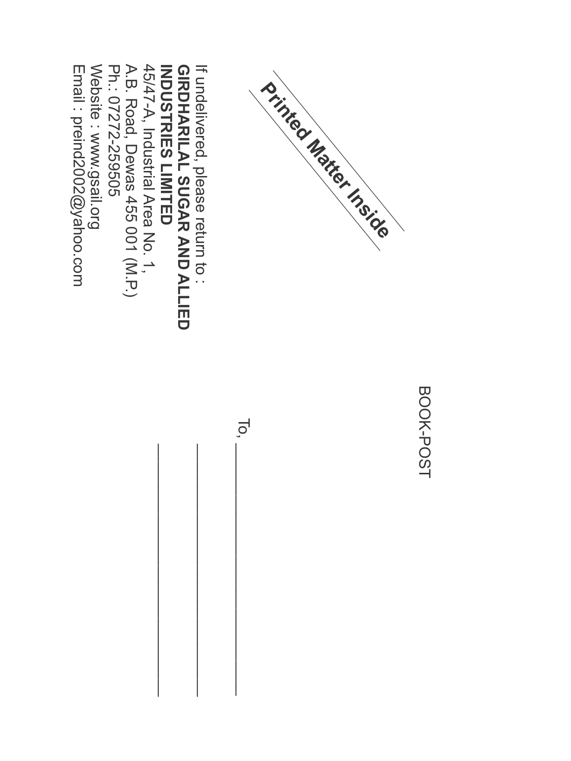**Printed Matter Inside**

BOOK-POST

To,

______________________________

______________________________

______________________________

If undelivered, please return to :

**GIRDHARILAL SUGAR AND ALLIED INDUSTRIES LIMITED**

45/47-A, Industrial Area No. 1,
A.B. Road, Dewas 455 001 (M.P.)
Ph.: 07272-259505
Website : www.gsail.org
Email : preind2002@yahoo.com